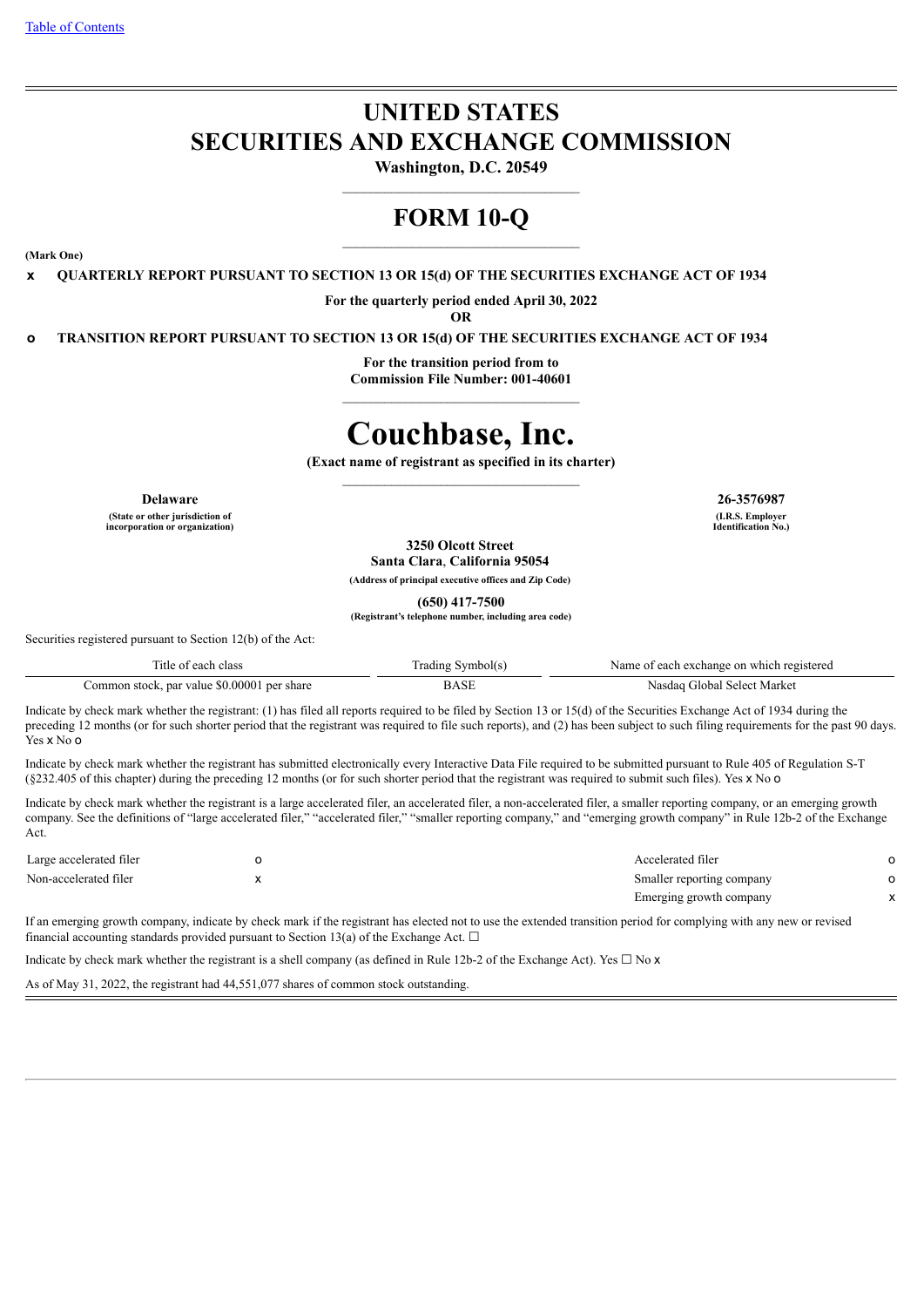Table of Contents

# UNITED STATES
# SECURITIES AND EXCHANGE COMMISSION

**Washington, D.C. 20549**

# FORM 10-Q

**(Mark One)**

**x QUARTERLY REPORT PURSUANT TO SECTION 13 OR 15(d) OF THE SECURITIES EXCHANGE ACT OF 1934**

**For the quarterly period ended April 30, 2022**

**OR**

**o TRANSITION REPORT PURSUANT TO SECTION 13 OR 15(d) OF THE SECURITIES EXCHANGE ACT OF 1934**

**For the transition period from to**
**Commission File Number: 001-40601**

# Couchbase, Inc.

**(Exact name of registrant as specified in its charter)**

| **Delaware** | **26-3576987** |
|---|---|
| **(State or other jurisdiction of incorporation or organization)** | **(I.R.S. Employer Identification No.)** |

**3250 Olcott Street**
**Santa Clara, California 95054**
**(Address of principal executive offices and Zip Code)**

**(650) 417-7500**
**(Registrant's telephone number, including area code)**

Securities registered pursuant to Section 12(b) of the Act:

| Title of each class | Trading Symbol(s) | Name of each exchange on which registered |
|---|---|---|
| Common stock, par value $0.00001 per share | BASE | Nasdaq Global Select Market |

Indicate by check mark whether the registrant: (1) has filed all reports required to be filed by Section 13 or 15(d) of the Securities Exchange Act of 1934 during the preceding 12 months (or for such shorter period that the registrant was required to file such reports), and (2) has been subject to such filing requirements for the past 90 days. Yes x No o

Indicate by check mark whether the registrant has submitted electronically every Interactive Data File required to be submitted pursuant to Rule 405 of Regulation S-T (§232.405 of this chapter) during the preceding 12 months (or for such shorter period that the registrant was required to submit such files). Yes x No o

Indicate by check mark whether the registrant is a large accelerated filer, an accelerated filer, a non-accelerated filer, a smaller reporting company, or an emerging growth company. See the definitions of "large accelerated filer," "accelerated filer," "smaller reporting company," and "emerging growth company" in Rule 12b-2 of the Exchange Act.

| | | | |
|---|---|---|---|
| Large accelerated filer | o | Accelerated filer | o |
| Non-accelerated filer | x | Smaller reporting company | o |
| | | Emerging growth company | x |

If an emerging growth company, indicate by check mark if the registrant has elected not to use the extended transition period for complying with any new or revised financial accounting standards provided pursuant to Section 13(a) of the Exchange Act. ☐

Indicate by check mark whether the registrant is a shell company (as defined in Rule 12b-2 of the Exchange Act). Yes ☐ No x

As of May 31, 2022, the registrant had 44,551,077 shares of common stock outstanding.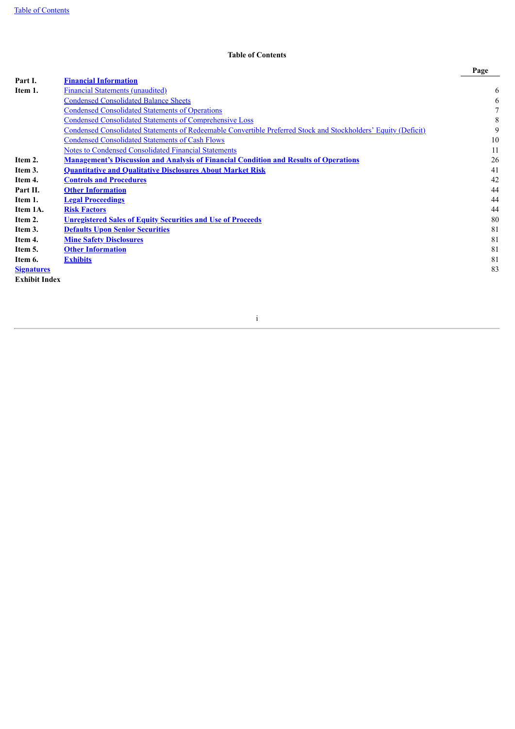## Table of Contents

| | | Page |
|---|---|---|
| **Part I.** | **Financial Information** | |
| **Item 1.** | Financial Statements (unaudited) | 6 |
| | Condensed Consolidated Balance Sheets | 6 |
| | Condensed Consolidated Statements of Operations | 7 |
| | Condensed Consolidated Statements of Comprehensive Loss | 8 |
| | Condensed Consolidated Statements of Redeemable Convertible Preferred Stock and Stockholders' Equity (Deficit) | 9 |
| | Condensed Consolidated Statements of Cash Flows | 10 |
| | Notes to Condensed Consolidated Financial Statements | 11 |
| **Item 2.** | **Management's Discussion and Analysis of Financial Condition and Results of Operations** | 26 |
| **Item 3.** | **Quantitative and Qualitative Disclosures About Market Risk** | 41 |
| **Item 4.** | **Controls and Procedures** | 42 |
| **Part II.** | **Other Information** | 44 |
| **Item 1.** | **Legal Proceedings** | 44 |
| **Item 1A.** | **Risk Factors** | 44 |
| **Item 2.** | **Unregistered Sales of Equity Securities and Use of Proceeds** | 80 |
| **Item 3.** | **Defaults Upon Senior Securities** | 81 |
| **Item 4.** | **Mine Safety Disclosures** | 81 |
| **Item 5.** | **Other Information** | 81 |
| **Item 6.** | **Exhibits** | 81 |
| **Signatures** | | 83 |
| **Exhibit Index** | | |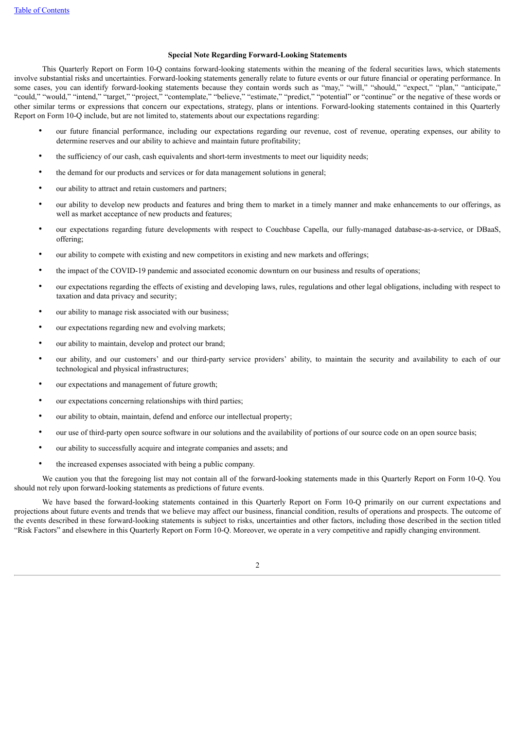### Special Note Regarding Forward-Looking Statements

This Quarterly Report on Form 10-Q contains forward-looking statements within the meaning of the federal securities laws, which statements involve substantial risks and uncertainties. Forward-looking statements generally relate to future events or our future financial or operating performance. In some cases, you can identify forward-looking statements because they contain words such as "may," "will," "should," "expect," "plan," "anticipate," "could," "would," "intend," "target," "project," "contemplate," "believe," "estimate," "predict," "potential" or "continue" or the negative of these words or other similar terms or expressions that concern our expectations, strategy, plans or intentions. Forward-looking statements contained in this Quarterly Report on Form 10-Q include, but are not limited to, statements about our expectations regarding:

- our future financial performance, including our expectations regarding our revenue, cost of revenue, operating expenses, our ability to determine reserves and our ability to achieve and maintain future profitability;
- the sufficiency of our cash, cash equivalents and short-term investments to meet our liquidity needs;
- the demand for our products and services or for data management solutions in general;
- our ability to attract and retain customers and partners;
- our ability to develop new products and features and bring them to market in a timely manner and make enhancements to our offerings, as well as market acceptance of new products and features;
- our expectations regarding future developments with respect to Couchbase Capella, our fully-managed database-as-a-service, or DBaaS, offering;
- our ability to compete with existing and new competitors in existing and new markets and offerings;
- the impact of the COVID-19 pandemic and associated economic downturn on our business and results of operations;
- our expectations regarding the effects of existing and developing laws, rules, regulations and other legal obligations, including with respect to taxation and data privacy and security;
- our ability to manage risk associated with our business;
- our expectations regarding new and evolving markets;
- our ability to maintain, develop and protect our brand;
- our ability, and our customers' and our third-party service providers' ability, to maintain the security and availability to each of our technological and physical infrastructures;
- our expectations and management of future growth;
- our expectations concerning relationships with third parties;
- our ability to obtain, maintain, defend and enforce our intellectual property;
- our use of third-party open source software in our solutions and the availability of portions of our source code on an open source basis;
- our ability to successfully acquire and integrate companies and assets; and
- the increased expenses associated with being a public company.

We caution you that the foregoing list may not contain all of the forward-looking statements made in this Quarterly Report on Form 10-Q. You should not rely upon forward-looking statements as predictions of future events.

We have based the forward-looking statements contained in this Quarterly Report on Form 10-Q primarily on our current expectations and projections about future events and trends that we believe may affect our business, financial condition, results of operations and prospects. The outcome of the events described in these forward-looking statements is subject to risks, uncertainties and other factors, including those described in the section titled "Risk Factors" and elsewhere in this Quarterly Report on Form 10-Q. Moreover, we operate in a very competitive and rapidly changing environment.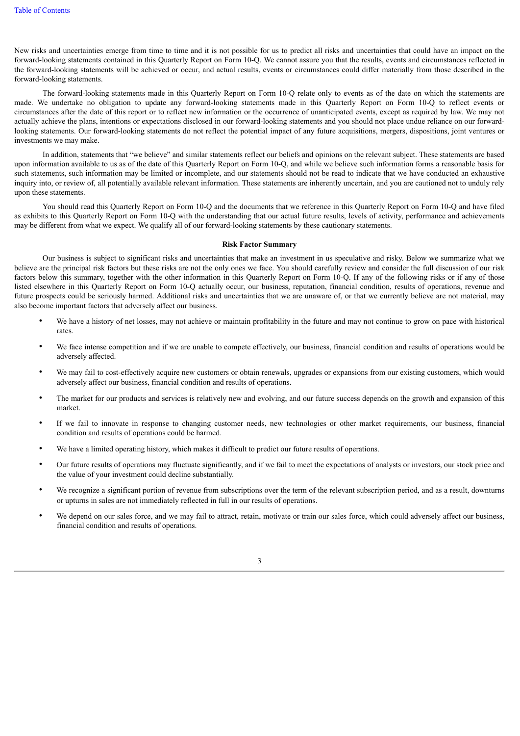New risks and uncertainties emerge from time to time and it is not possible for us to predict all risks and uncertainties that could have an impact on the forward-looking statements contained in this Quarterly Report on Form 10-Q. We cannot assure you that the results, events and circumstances reflected in the forward-looking statements will be achieved or occur, and actual results, events or circumstances could differ materially from those described in the forward-looking statements.

The forward-looking statements made in this Quarterly Report on Form 10-Q relate only to events as of the date on which the statements are made. We undertake no obligation to update any forward-looking statements made in this Quarterly Report on Form 10-Q to reflect events or circumstances after the date of this report or to reflect new information or the occurrence of unanticipated events, except as required by law. We may not actually achieve the plans, intentions or expectations disclosed in our forward-looking statements and you should not place undue reliance on our forward-looking statements. Our forward-looking statements do not reflect the potential impact of any future acquisitions, mergers, dispositions, joint ventures or investments we may make.

In addition, statements that "we believe" and similar statements reflect our beliefs and opinions on the relevant subject. These statements are based upon information available to us as of the date of this Quarterly Report on Form 10-Q, and while we believe such information forms a reasonable basis for such statements, such information may be limited or incomplete, and our statements should not be read to indicate that we have conducted an exhaustive inquiry into, or review of, all potentially available relevant information. These statements are inherently uncertain, and you are cautioned not to unduly rely upon these statements.

You should read this Quarterly Report on Form 10-Q and the documents that we reference in this Quarterly Report on Form 10-Q and have filed as exhibits to this Quarterly Report on Form 10-Q with the understanding that our actual future results, levels of activity, performance and achievements may be different from what we expect. We qualify all of our forward-looking statements by these cautionary statements.

**Risk Factor Summary**

Our business is subject to significant risks and uncertainties that make an investment in us speculative and risky. Below we summarize what we believe are the principal risk factors but these risks are not the only ones we face. You should carefully review and consider the full discussion of our risk factors below this summary, together with the other information in this Quarterly Report on Form 10-Q. If any of the following risks or if any of those listed elsewhere in this Quarterly Report on Form 10-Q actually occur, our business, reputation, financial condition, results of operations, revenue and future prospects could be seriously harmed. Additional risks and uncertainties that we are unaware of, or that we currently believe are not material, may also become important factors that adversely affect our business.

- We have a history of net losses, may not achieve or maintain profitability in the future and may not continue to grow on pace with historical rates.
- We face intense competition and if we are unable to compete effectively, our business, financial condition and results of operations would be adversely affected.
- We may fail to cost-effectively acquire new customers or obtain renewals, upgrades or expansions from our existing customers, which would adversely affect our business, financial condition and results of operations.
- The market for our products and services is relatively new and evolving, and our future success depends on the growth and expansion of this market.
- If we fail to innovate in response to changing customer needs, new technologies or other market requirements, our business, financial condition and results of operations could be harmed.
- We have a limited operating history, which makes it difficult to predict our future results of operations.
- Our future results of operations may fluctuate significantly, and if we fail to meet the expectations of analysts or investors, our stock price and the value of your investment could decline substantially.
- We recognize a significant portion of revenue from subscriptions over the term of the relevant subscription period, and as a result, downturns or upturns in sales are not immediately reflected in full in our results of operations.
- We depend on our sales force, and we may fail to attract, retain, motivate or train our sales force, which could adversely affect our business, financial condition and results of operations.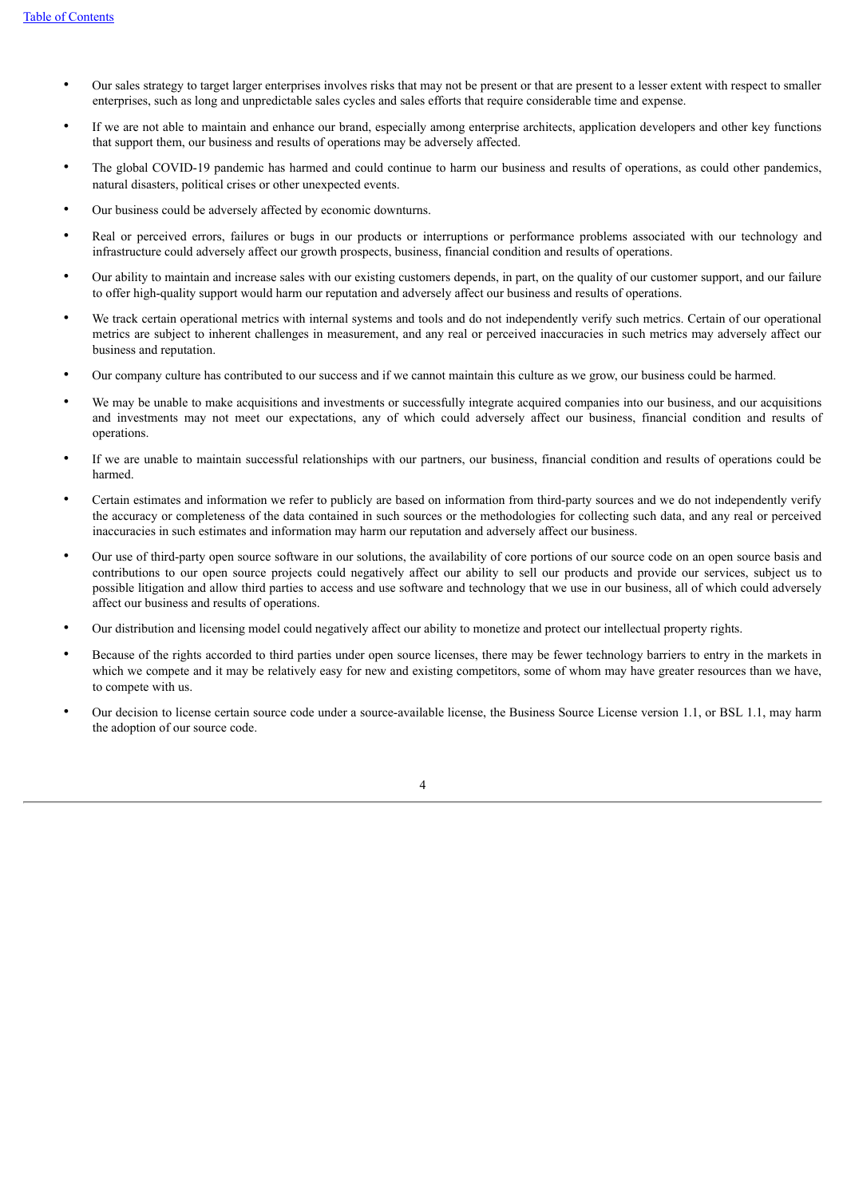- Our sales strategy to target larger enterprises involves risks that may not be present or that are present to a lesser extent with respect to smaller enterprises, such as long and unpredictable sales cycles and sales efforts that require considerable time and expense.
- If we are not able to maintain and enhance our brand, especially among enterprise architects, application developers and other key functions that support them, our business and results of operations may be adversely affected.
- The global COVID-19 pandemic has harmed and could continue to harm our business and results of operations, as could other pandemics, natural disasters, political crises or other unexpected events.
- Our business could be adversely affected by economic downturns.
- Real or perceived errors, failures or bugs in our products or interruptions or performance problems associated with our technology and infrastructure could adversely affect our growth prospects, business, financial condition and results of operations.
- Our ability to maintain and increase sales with our existing customers depends, in part, on the quality of our customer support, and our failure to offer high-quality support would harm our reputation and adversely affect our business and results of operations.
- We track certain operational metrics with internal systems and tools and do not independently verify such metrics. Certain of our operational metrics are subject to inherent challenges in measurement, and any real or perceived inaccuracies in such metrics may adversely affect our business and reputation.
- Our company culture has contributed to our success and if we cannot maintain this culture as we grow, our business could be harmed.
- We may be unable to make acquisitions and investments or successfully integrate acquired companies into our business, and our acquisitions and investments may not meet our expectations, any of which could adversely affect our business, financial condition and results of operations.
- If we are unable to maintain successful relationships with our partners, our business, financial condition and results of operations could be harmed.
- Certain estimates and information we refer to publicly are based on information from third-party sources and we do not independently verify the accuracy or completeness of the data contained in such sources or the methodologies for collecting such data, and any real or perceived inaccuracies in such estimates and information may harm our reputation and adversely affect our business.
- Our use of third-party open source software in our solutions, the availability of core portions of our source code on an open source basis and contributions to our open source projects could negatively affect our ability to sell our products and provide our services, subject us to possible litigation and allow third parties to access and use software and technology that we use in our business, all of which could adversely affect our business and results of operations.
- Our distribution and licensing model could negatively affect our ability to monetize and protect our intellectual property rights.
- Because of the rights accorded to third parties under open source licenses, there may be fewer technology barriers to entry in the markets in which we compete and it may be relatively easy for new and existing competitors, some of whom may have greater resources than we have, to compete with us.
- Our decision to license certain source code under a source-available license, the Business Source License version 1.1, or BSL 1.1, may harm the adoption of our source code.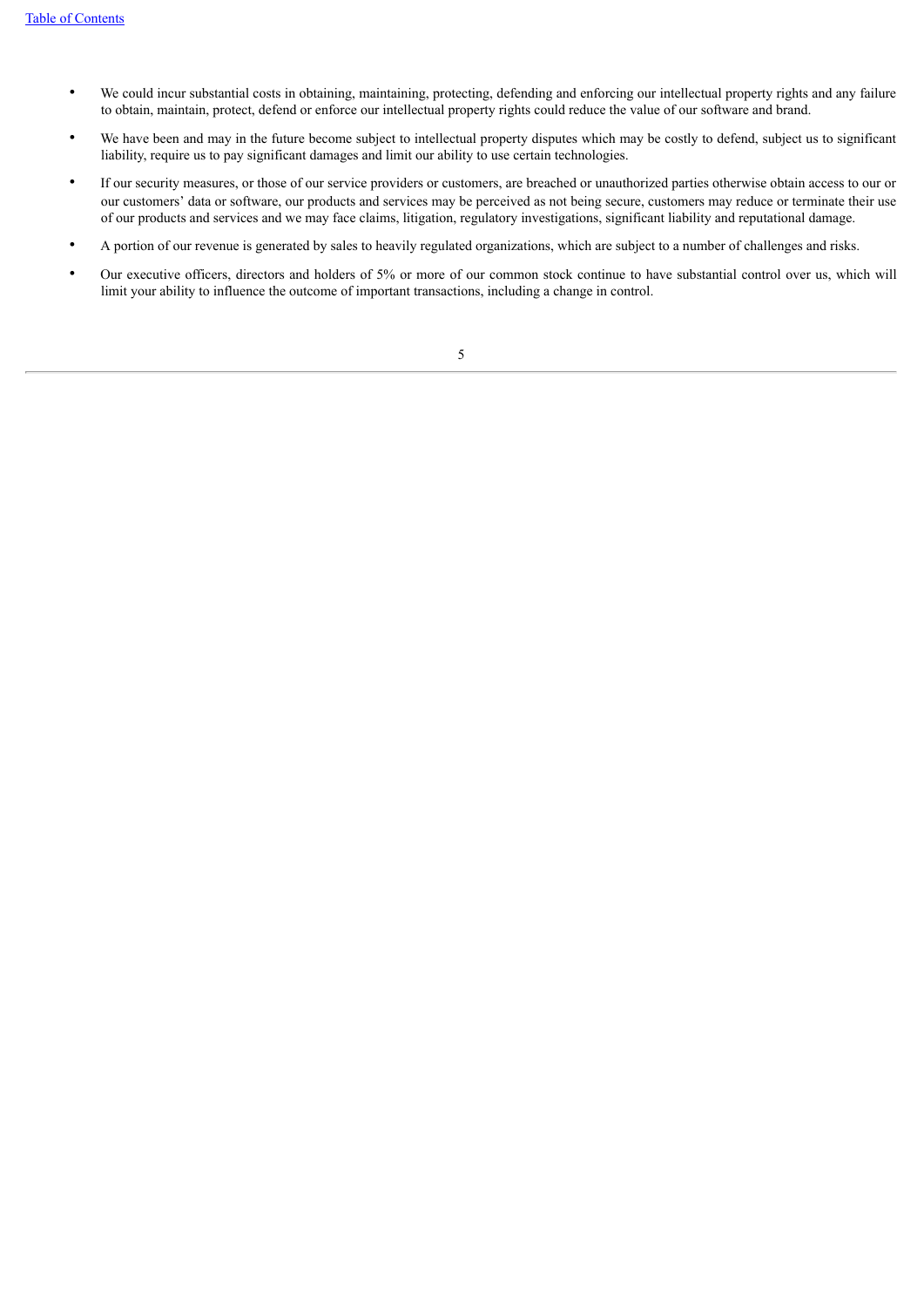- We could incur substantial costs in obtaining, maintaining, protecting, defending and enforcing our intellectual property rights and any failure to obtain, maintain, protect, defend or enforce our intellectual property rights could reduce the value of our software and brand.
- We have been and may in the future become subject to intellectual property disputes which may be costly to defend, subject us to significant liability, require us to pay significant damages and limit our ability to use certain technologies.
- If our security measures, or those of our service providers or customers, are breached or unauthorized parties otherwise obtain access to our or our customers' data or software, our products and services may be perceived as not being secure, customers may reduce or terminate their use of our products and services and we may face claims, litigation, regulatory investigations, significant liability and reputational damage.
- A portion of our revenue is generated by sales to heavily regulated organizations, which are subject to a number of challenges and risks.
- Our executive officers, directors and holders of 5% or more of our common stock continue to have substantial control over us, which will limit your ability to influence the outcome of important transactions, including a change in control.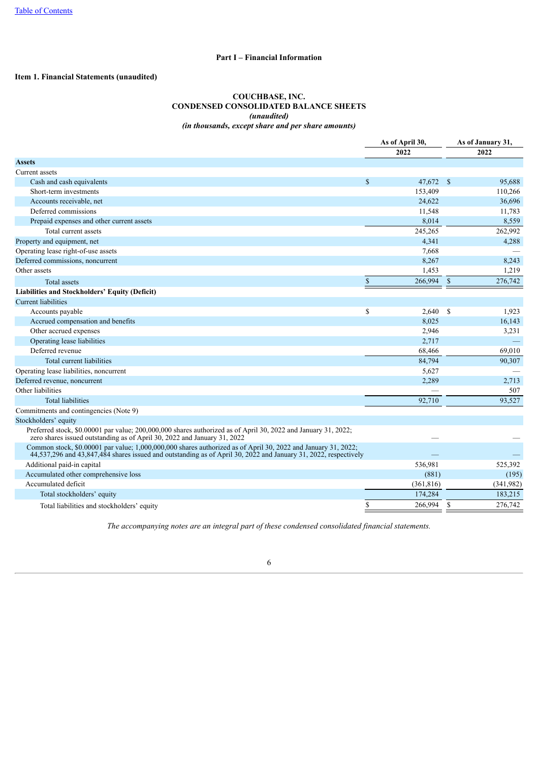# Part I – Financial Information

## Item 1. Financial Statements (unaudited)

### COUCHBASE, INC.
### CONDENSED CONSOLIDATED BALANCE SHEETS
*(unaudited)*
*(in thousands, except share and per share amounts)*

| | As of April 30, 2022 | As of January 31, 2022 |
|---|---|---|
| **Assets** | | |
| Current assets | | |
| Cash and cash equivalents | $ 47,672 | $ 95,688 |
| Short-term investments | 153,409 | 110,266 |
| Accounts receivable, net | 24,622 | 36,696 |
| Deferred commissions | 11,548 | 11,783 |
| Prepaid expenses and other current assets | 8,014 | 8,559 |
| Total current assets | 245,265 | 262,992 |
| Property and equipment, net | 4,341 | 4,288 |
| Operating lease right-of-use assets | 7,668 | — |
| Deferred commissions, noncurrent | 8,267 | 8,243 |
| Other assets | 1,453 | 1,219 |
| Total assets | $ 266,994 | $ 276,742 |
| **Liabilities and Stockholders' Equity (Deficit)** | | |
| Current liabilities | | |
| Accounts payable | $ 2,640 | $ 1,923 |
| Accrued compensation and benefits | 8,025 | 16,143 |
| Other accrued expenses | 2,946 | 3,231 |
| Operating lease liabilities | 2,717 | — |
| Deferred revenue | 68,466 | 69,010 |
| Total current liabilities | 84,794 | 90,307 |
| Operating lease liabilities, noncurrent | 5,627 | — |
| Deferred revenue, noncurrent | 2,289 | 2,713 |
| Other liabilities | — | 507 |
| Total liabilities | 92,710 | 93,527 |
| Commitments and contingencies (Note 9) | | |
| Stockholders' equity | | |
| Preferred stock, $0.00001 par value; 200,000,000 shares authorized as of April 30, 2022 and January 31, 2022; zero shares issued outstanding as of April 30, 2022 and January 31, 2022 | — | — |
| Common stock, $0.00001 par value; 1,000,000,000 shares authorized as of April 30, 2022 and January 31, 2022; 44,537,296 and 43,847,484 shares issued and outstanding as of April 30, 2022 and January 31, 2022, respectively | — | — |
| Additional paid-in capital | 536,981 | 525,392 |
| Accumulated other comprehensive loss | (881) | (195) |
| Accumulated deficit | (361,816) | (341,982) |
| Total stockholders' equity | 174,284 | 183,215 |
| Total liabilities and stockholders' equity | $ 266,994 | $ 276,742 |

*The accompanying notes are an integral part of these condensed consolidated financial statements.*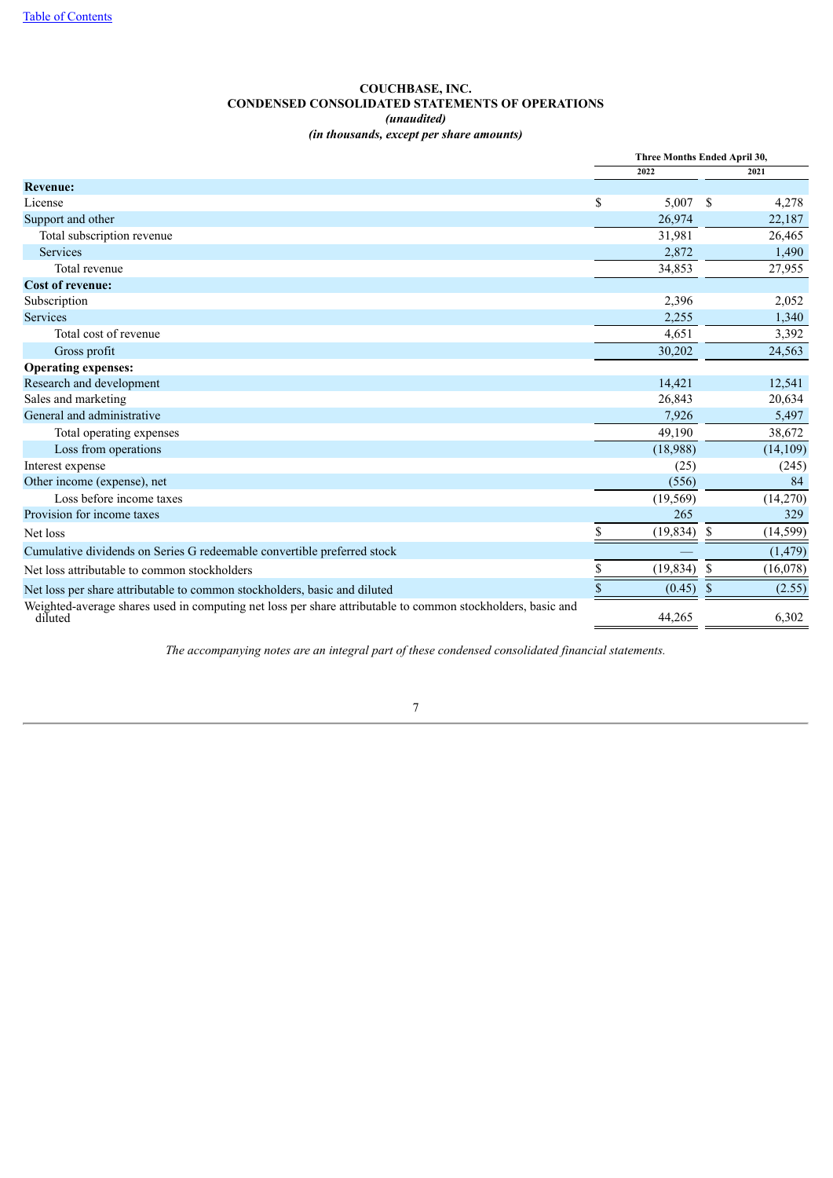# COUCHBASE, INC.
## CONDENSED CONSOLIDATED STATEMENTS OF OPERATIONS
*(unaudited)*
*(in thousands, except per share amounts)*

| | Three Months Ended April 30, | |
|---|---|---|
| | 2022 | 2021 |
| **Revenue:** | | |
| License | $ 5,007 | $ 4,278 |
| Support and other | 26,974 | 22,187 |
| Total subscription revenue | 31,981 | 26,465 |
| Services | 2,872 | 1,490 |
| Total revenue | 34,853 | 27,955 |
| **Cost of revenue:** | | |
| Subscription | 2,396 | 2,052 |
| Services | 2,255 | 1,340 |
| Total cost of revenue | 4,651 | 3,392 |
| Gross profit | 30,202 | 24,563 |
| **Operating expenses:** | | |
| Research and development | 14,421 | 12,541 |
| Sales and marketing | 26,843 | 20,634 |
| General and administrative | 7,926 | 5,497 |
| Total operating expenses | 49,190 | 38,672 |
| Loss from operations | (18,988) | (14,109) |
| Interest expense | (25) | (245) |
| Other income (expense), net | (556) | 84 |
| Loss before income taxes | (19,569) | (14,270) |
| Provision for income taxes | 265 | 329 |
| Net loss | $ (19,834) | $ (14,599) |
| Cumulative dividends on Series G redeemable convertible preferred stock | — | (1,479) |
| Net loss attributable to common stockholders | $ (19,834) | $ (16,078) |
| Net loss per share attributable to common stockholders, basic and diluted | $ (0.45) | $ (2.55) |
| Weighted-average shares used in computing net loss per share attributable to common stockholders, basic and diluted | 44,265 | 6,302 |

*The accompanying notes are an integral part of these condensed consolidated financial statements.*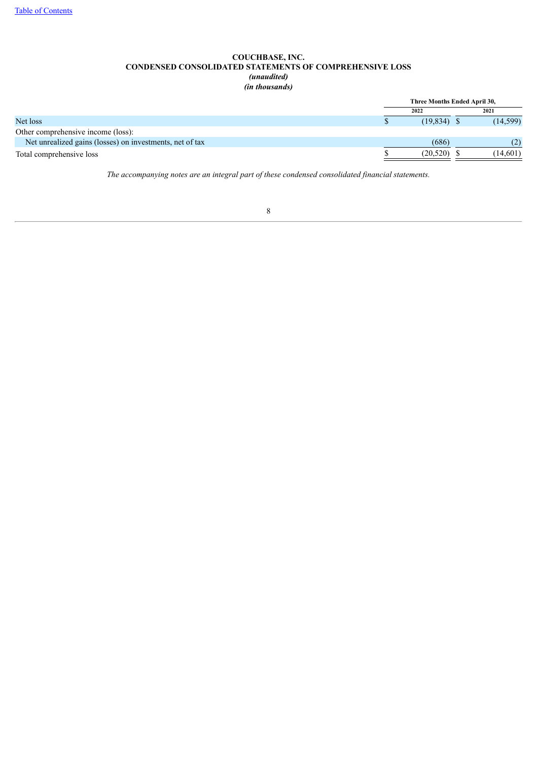**COUCHBASE, INC.**
**CONDENSED CONSOLIDATED STATEMENTS OF COMPREHENSIVE LOSS**
***(unaudited)***
***(in thousands)***

| | Three Months Ended April 30, | |
|---|---|---|
| | 2022 | 2021 |
| Net loss | $ (19,834) | $ (14,599) |
| Other comprehensive income (loss): | | |
| Net unrealized gains (losses) on investments, net of tax | (686) | (2) |
| Total comprehensive loss | $ (20,520) | $ (14,601) |

*The accompanying notes are an integral part of these condensed consolidated financial statements.*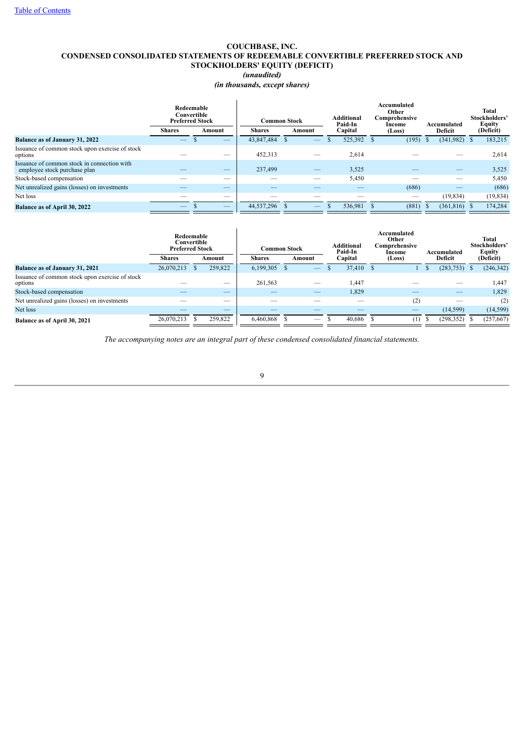# COUCHBASE, INC.
## CONDENSED CONSOLIDATED STATEMENTS OF REDEEMABLE CONVERTIBLE PREFERRED STOCK AND STOCKHOLDERS' EQUITY (DEFICIT)
*(unaudited)*
*(in thousands, except shares)*

| | Redeemable Convertible Preferred Stock | | Common Stock | | Additional Paid-In Capital | Accumulated Other Comprehensive Income (Loss) | Accumulated Deficit | Total Stockholders' Equity (Deficit) |
|---|---|---|---|---|---|---|---|---|
| | Shares | Amount | Shares | Amount | | | | |
| **Balance as of January 31, 2022** | — | $ — | 43,847,484 | $ — | $ 525,392 | $ (195) | $ (341,982) | $ 183,215 |
| Issuance of common stock upon exercise of stock options | — | — | 452,313 | — | 2,614 | — | — | 2,614 |
| Issuance of common stock in connection with employee stock purchase plan | — | — | 237,499 | — | 3,525 | — | — | 3,525 |
| Stock-based compensation | — | — | — | — | 5,450 | — | — | 5,450 |
| Net unrealized gains (losses) on investments | — | — | — | — | — | (686) | — | (686) |
| Net loss | — | — | — | — | — | — | (19,834) | (19,834) |
| **Balance as of April 30, 2022** | — | $ — | 44,537,296 | $ — | $ 536,981 | $ (881) | $ (361,816) | $ 174,284 |

| | Redeemable Convertible Preferred Stock | | Common Stock | | Additional Paid-In Capital | Accumulated Other Comprehensive Income (Loss) | Accumulated Deficit | Total Stockholders' Equity (Deficit) |
|---|---|---|---|---|---|---|---|---|
| | Shares | Amount | Shares | Amount | | | | |
| **Balance as of January 31, 2021** | 26,070,213 | $ 259,822 | 6,199,305 | $ — | $ 37,410 | $ 1 | $ (283,753) | $ (246,342) |
| Issuance of common stock upon exercise of stock options | — | — | 261,563 | — | 1,447 | — | — | 1,447 |
| Stock-based compensation | — | — | — | — | 1,829 | — | — | 1,829 |
| Net unrealized gains (losses) on investments | — | — | — | — | — | (2) | — | (2) |
| Net loss | — | — | — | — | — | — | (14,599) | (14,599) |
| **Balance as of April 30, 2021** | 26,070,213 | $ 259,822 | 6,460,868 | $ — | $ 40,686 | $ (1) | $ (298,352) | $ (257,667) |

*The accompanying notes are an integral part of these condensed consolidated financial statements.*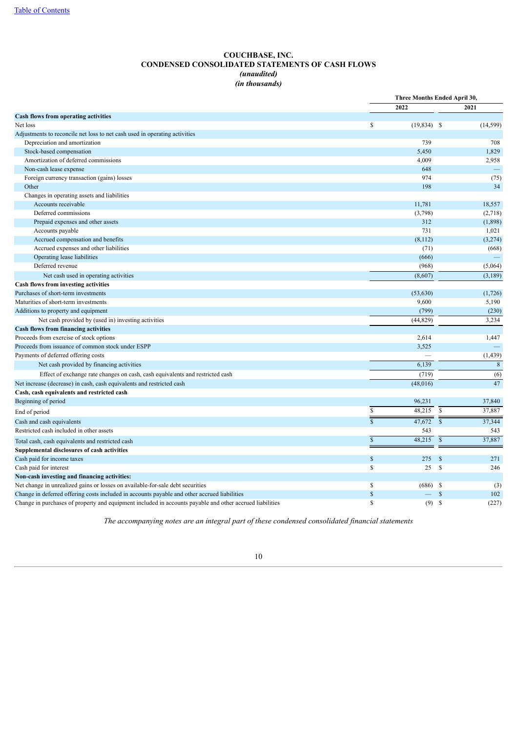# COUCHBASE, INC.
## CONDENSED CONSOLIDATED STATEMENTS OF CASH FLOWS
*(unaudited)*
*(in thousands)*

| | Three Months Ended April 30, | |
|---|---|---|
| | 2022 | 2021 |
| **Cash flows from operating activities** | | |
| Net loss | $ (19,834) | $ (14,599) |
| Adjustments to reconcile net loss to net cash used in operating activities | | |
| Depreciation and amortization | 739 | 708 |
| Stock-based compensation | 5,450 | 1,829 |
| Amortization of deferred commissions | 4,009 | 2,958 |
| Non-cash lease expense | 648 | — |
| Foreign currency transaction (gains) losses | 974 | (75) |
| Other | 198 | 34 |
| Changes in operating assets and liabilities | | |
| Accounts receivable | 11,781 | 18,557 |
| Deferred commissions | (3,798) | (2,718) |
| Prepaid expenses and other assets | 312 | (1,898) |
| Accounts payable | 731 | 1,021 |
| Accrued compensation and benefits | (8,112) | (3,274) |
| Accrued expenses and other liabilities | (71) | (668) |
| Operating lease liabilities | (666) | — |
| Deferred revenue | (968) | (5,064) |
| Net cash used in operating activities | (8,607) | (3,189) |
| **Cash flows from investing activities** | | |
| Purchases of short-term investments | (53,630) | (1,726) |
| Maturities of short-term investments | 9,600 | 5,190 |
| Additions to property and equipment | (799) | (230) |
| Net cash provided by (used in) investing activities | (44,829) | 3,234 |
| **Cash flows from financing activities** | | |
| Proceeds from exercise of stock options | 2,614 | 1,447 |
| Proceeds from issuance of common stock under ESPP | 3,525 | — |
| Payments of deferred offering costs | — | (1,439) |
| Net cash provided by financing activities | 6,139 | 8 |
| Effect of exchange rate changes on cash, cash equivalents and restricted cash | (719) | (6) |
| Net increase (decrease) in cash, cash equivalents and restricted cash | (48,016) | 47 |
| **Cash, cash equivalents and restricted cash** | | |
| Beginning of period | 96,231 | 37,840 |
| End of period | $ 48,215 | $ 37,887 |
| Cash and cash equivalents | $ 47,672 | $ 37,344 |
| Restricted cash included in other assets | 543 | 543 |
| Total cash, cash equivalents and restricted cash | $ 48,215 | $ 37,887 |
| **Supplemental disclosures of cash activities** | | |
| Cash paid for income taxes | $ 275 | $ 271 |
| Cash paid for interest | $ 25 | $ 246 |
| **Non-cash investing and financing activities:** | | |
| Net change in unrealized gains or losses on available-for-sale debt securities | $ (686) | $ (3) |
| Change in deferred offering costs included in accounts payable and other accrued liabilities | $ — | $ 102 |
| Change in purchases of property and equipment included in accounts payable and other accrued liabilities | $ (9) | $ (227) |

*The accompanying notes are an integral part of these condensed consolidated financial statements*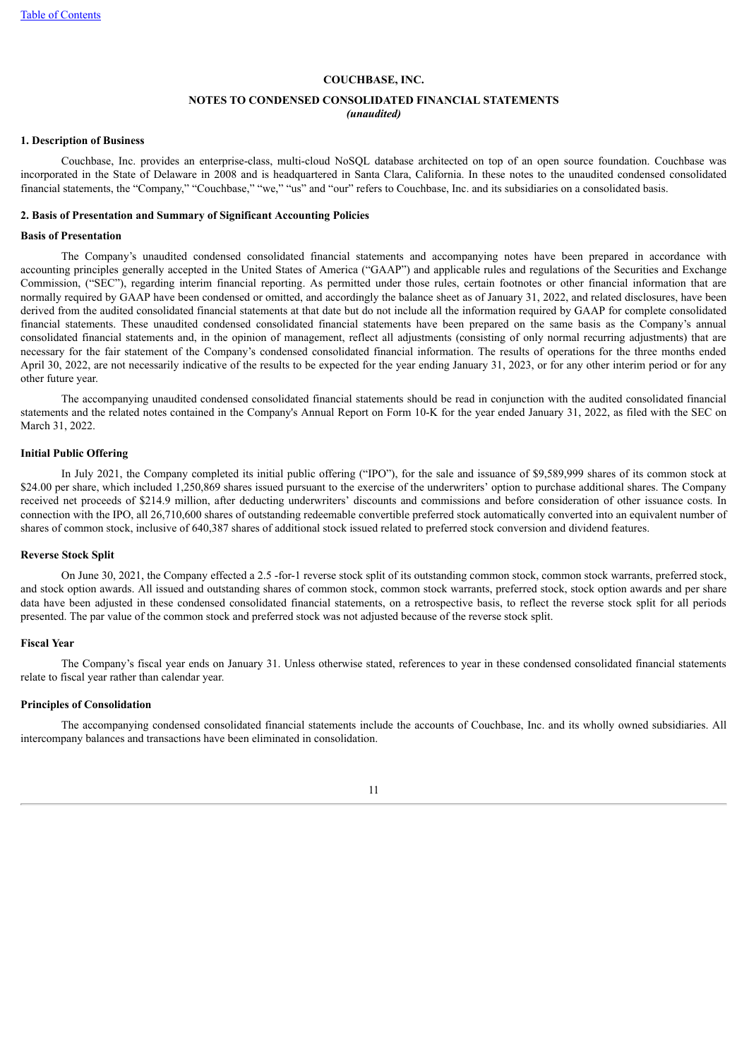# COUCHBASE, INC.

## NOTES TO CONDENSED CONSOLIDATED FINANCIAL STATEMENTS
*(unaudited)*

### 1. Description of Business

Couchbase, Inc. provides an enterprise-class, multi-cloud NoSQL database architected on top of an open source foundation. Couchbase was incorporated in the State of Delaware in 2008 and is headquartered in Santa Clara, California. In these notes to the unaudited condensed consolidated financial statements, the "Company," "Couchbase," "we," "us" and "our" refers to Couchbase, Inc. and its subsidiaries on a consolidated basis.

### 2. Basis of Presentation and Summary of Significant Accounting Policies

#### Basis of Presentation

The Company's unaudited condensed consolidated financial statements and accompanying notes have been prepared in accordance with accounting principles generally accepted in the United States of America ("GAAP") and applicable rules and regulations of the Securities and Exchange Commission, ("SEC"), regarding interim financial reporting. As permitted under those rules, certain footnotes or other financial information that are normally required by GAAP have been condensed or omitted, and accordingly the balance sheet as of January 31, 2022, and related disclosures, have been derived from the audited consolidated financial statements at that date but do not include all the information required by GAAP for complete consolidated financial statements. These unaudited condensed consolidated financial statements have been prepared on the same basis as the Company's annual consolidated financial statements and, in the opinion of management, reflect all adjustments (consisting of only normal recurring adjustments) that are necessary for the fair statement of the Company's condensed consolidated financial information. The results of operations for the three months ended April 30, 2022, are not necessarily indicative of the results to be expected for the year ending January 31, 2023, or for any other interim period or for any other future year.

The accompanying unaudited condensed consolidated financial statements should be read in conjunction with the audited consolidated financial statements and the related notes contained in the Company's Annual Report on Form 10-K for the year ended January 31, 2022, as filed with the SEC on March 31, 2022.

#### Initial Public Offering

In July 2021, the Company completed its initial public offering ("IPO"), for the sale and issuance of $9,589,999 shares of its common stock at $24.00 per share, which included 1,250,869 shares issued pursuant to the exercise of the underwriters' option to purchase additional shares. The Company received net proceeds of $214.9 million, after deducting underwriters' discounts and commissions and before consideration of other issuance costs. In connection with the IPO, all 26,710,600 shares of outstanding redeemable convertible preferred stock automatically converted into an equivalent number of shares of common stock, inclusive of 640,387 shares of additional stock issued related to preferred stock conversion and dividend features.

#### Reverse Stock Split

On June 30, 2021, the Company effected a 2.5 -for-1 reverse stock split of its outstanding common stock, common stock warrants, preferred stock, and stock option awards. All issued and outstanding shares of common stock, common stock warrants, preferred stock, stock option awards and per share data have been adjusted in these condensed consolidated financial statements, on a retrospective basis, to reflect the reverse stock split for all periods presented. The par value of the common stock and preferred stock was not adjusted because of the reverse stock split.

#### Fiscal Year

The Company's fiscal year ends on January 31. Unless otherwise stated, references to year in these condensed consolidated financial statements relate to fiscal year rather than calendar year.

#### Principles of Consolidation

The accompanying condensed consolidated financial statements include the accounts of Couchbase, Inc. and its wholly owned subsidiaries. All intercompany balances and transactions have been eliminated in consolidation.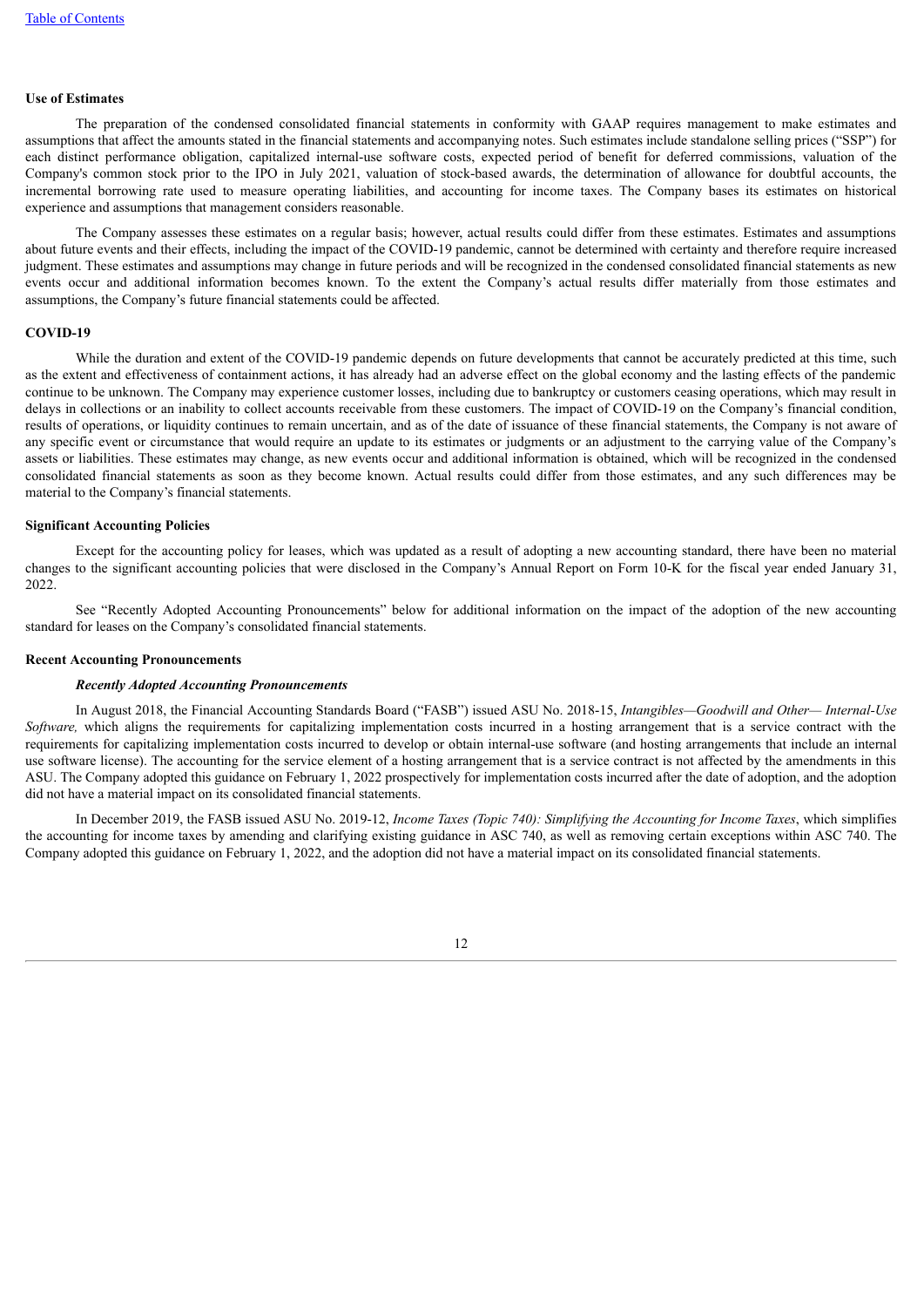### Use of Estimates

The preparation of the condensed consolidated financial statements in conformity with GAAP requires management to make estimates and assumptions that affect the amounts stated in the financial statements and accompanying notes. Such estimates include standalone selling prices ("SSP") for each distinct performance obligation, capitalized internal-use software costs, expected period of benefit for deferred commissions, valuation of the Company's common stock prior to the IPO in July 2021, valuation of stock-based awards, the determination of allowance for doubtful accounts, the incremental borrowing rate used to measure operating liabilities, and accounting for income taxes. The Company bases its estimates on historical experience and assumptions that management considers reasonable.

The Company assesses these estimates on a regular basis; however, actual results could differ from these estimates. Estimates and assumptions about future events and their effects, including the impact of the COVID-19 pandemic, cannot be determined with certainty and therefore require increased judgment. These estimates and assumptions may change in future periods and will be recognized in the condensed consolidated financial statements as new events occur and additional information becomes known. To the extent the Company's actual results differ materially from those estimates and assumptions, the Company's future financial statements could be affected.

### COVID-19

While the duration and extent of the COVID-19 pandemic depends on future developments that cannot be accurately predicted at this time, such as the extent and effectiveness of containment actions, it has already had an adverse effect on the global economy and the lasting effects of the pandemic continue to be unknown. The Company may experience customer losses, including due to bankruptcy or customers ceasing operations, which may result in delays in collections or an inability to collect accounts receivable from these customers. The impact of COVID-19 on the Company's financial condition, results of operations, or liquidity continues to remain uncertain, and as of the date of issuance of these financial statements, the Company is not aware of any specific event or circumstance that would require an update to its estimates or judgments or an adjustment to the carrying value of the Company's assets or liabilities. These estimates may change, as new events occur and additional information is obtained, which will be recognized in the condensed consolidated financial statements as soon as they become known. Actual results could differ from those estimates, and any such differences may be material to the Company's financial statements.

### Significant Accounting Policies

Except for the accounting policy for leases, which was updated as a result of adopting a new accounting standard, there have been no material changes to the significant accounting policies that were disclosed in the Company's Annual Report on Form 10-K for the fiscal year ended January 31, 2022.

See "Recently Adopted Accounting Pronouncements" below for additional information on the impact of the adoption of the new accounting standard for leases on the Company's consolidated financial statements.

### Recent Accounting Pronouncements

#### *Recently Adopted Accounting Pronouncements*

In August 2018, the Financial Accounting Standards Board ("FASB") issued ASU No. 2018-15, *Intangibles—Goodwill and Other— Internal-Use Software,* which aligns the requirements for capitalizing implementation costs incurred in a hosting arrangement that is a service contract with the requirements for capitalizing implementation costs incurred to develop or obtain internal-use software (and hosting arrangements that include an internal use software license). The accounting for the service element of a hosting arrangement that is a service contract is not affected by the amendments in this ASU. The Company adopted this guidance on February 1, 2022 prospectively for implementation costs incurred after the date of adoption, and the adoption did not have a material impact on its consolidated financial statements.

In December 2019, the FASB issued ASU No. 2019-12, *Income Taxes (Topic 740): Simplifying the Accounting for Income Taxes*, which simplifies the accounting for income taxes by amending and clarifying existing guidance in ASC 740, as well as removing certain exceptions within ASC 740. The Company adopted this guidance on February 1, 2022, and the adoption did not have a material impact on its consolidated financial statements.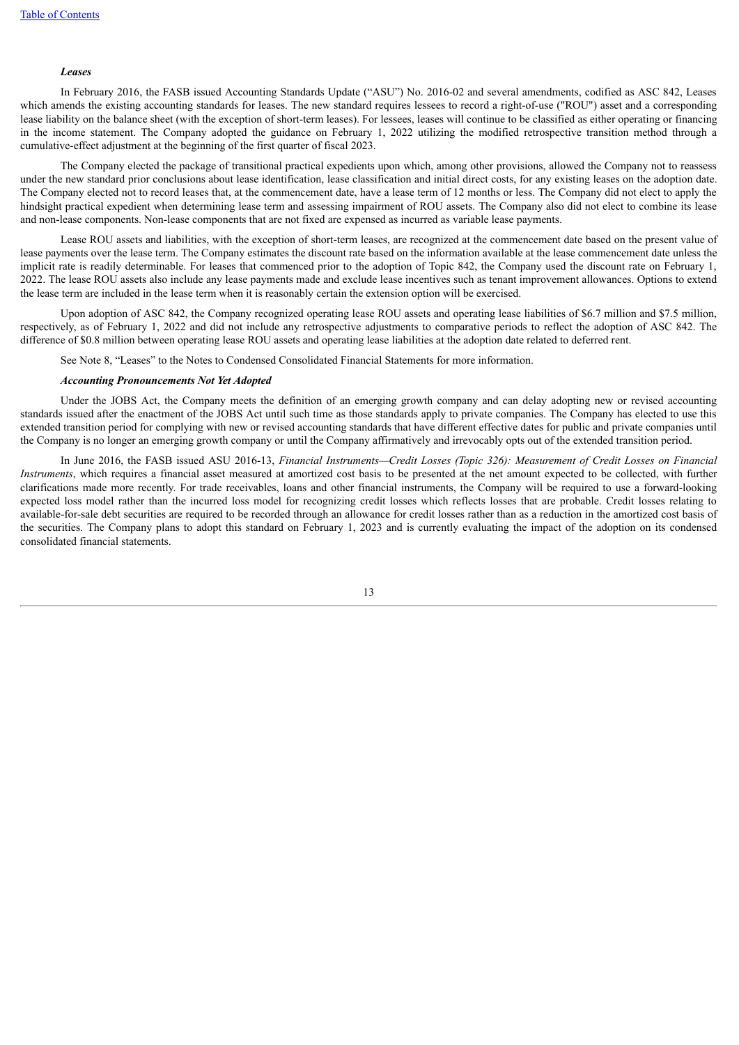***Leases***

In February 2016, the FASB issued Accounting Standards Update ("ASU") No. 2016-02 and several amendments, codified as ASC 842, Leases which amends the existing accounting standards for leases. The new standard requires lessees to record a right-of-use ("ROU") asset and a corresponding lease liability on the balance sheet (with the exception of short-term leases). For lessees, leases will continue to be classified as either operating or financing in the income statement. The Company adopted the guidance on February 1, 2022 utilizing the modified retrospective transition method through a cumulative-effect adjustment at the beginning of the first quarter of fiscal 2023.

The Company elected the package of transitional practical expedients upon which, among other provisions, allowed the Company not to reassess under the new standard prior conclusions about lease identification, lease classification and initial direct costs, for any existing leases on the adoption date. The Company elected not to record leases that, at the commencement date, have a lease term of 12 months or less. The Company did not elect to apply the hindsight practical expedient when determining lease term and assessing impairment of ROU assets. The Company also did not elect to combine its lease and non-lease components. Non-lease components that are not fixed are expensed as incurred as variable lease payments.

Lease ROU assets and liabilities, with the exception of short-term leases, are recognized at the commencement date based on the present value of lease payments over the lease term. The Company estimates the discount rate based on the information available at the lease commencement date unless the implicit rate is readily determinable. For leases that commenced prior to the adoption of Topic 842, the Company used the discount rate on February 1, 2022. The lease ROU assets also include any lease payments made and exclude lease incentives such as tenant improvement allowances. Options to extend the lease term are included in the lease term when it is reasonably certain the extension option will be exercised.

Upon adoption of ASC 842, the Company recognized operating lease ROU assets and operating lease liabilities of $6.7 million and $7.5 million, respectively, as of February 1, 2022 and did not include any retrospective adjustments to comparative periods to reflect the adoption of ASC 842. The difference of $0.8 million between operating lease ROU assets and operating lease liabilities at the adoption date related to deferred rent.

See Note 8, "Leases" to the Notes to Condensed Consolidated Financial Statements for more information.

***Accounting Pronouncements Not Yet Adopted***

Under the JOBS Act, the Company meets the definition of an emerging growth company and can delay adopting new or revised accounting standards issued after the enactment of the JOBS Act until such time as those standards apply to private companies. The Company has elected to use this extended transition period for complying with new or revised accounting standards that have different effective dates for public and private companies until the Company is no longer an emerging growth company or until the Company affirmatively and irrevocably opts out of the extended transition period.

In June 2016, the FASB issued ASU 2016-13, *Financial Instruments—Credit Losses (Topic 326): Measurement of Credit Losses on Financial Instruments*, which requires a financial asset measured at amortized cost basis to be presented at the net amount expected to be collected, with further clarifications made more recently. For trade receivables, loans and other financial instruments, the Company will be required to use a forward-looking expected loss model rather than the incurred loss model for recognizing credit losses which reflects losses that are probable. Credit losses relating to available-for-sale debt securities are required to be recorded through an allowance for credit losses rather than as a reduction in the amortized cost basis of the securities. The Company plans to adopt this standard on February 1, 2023 and is currently evaluating the impact of the adoption on its condensed consolidated financial statements.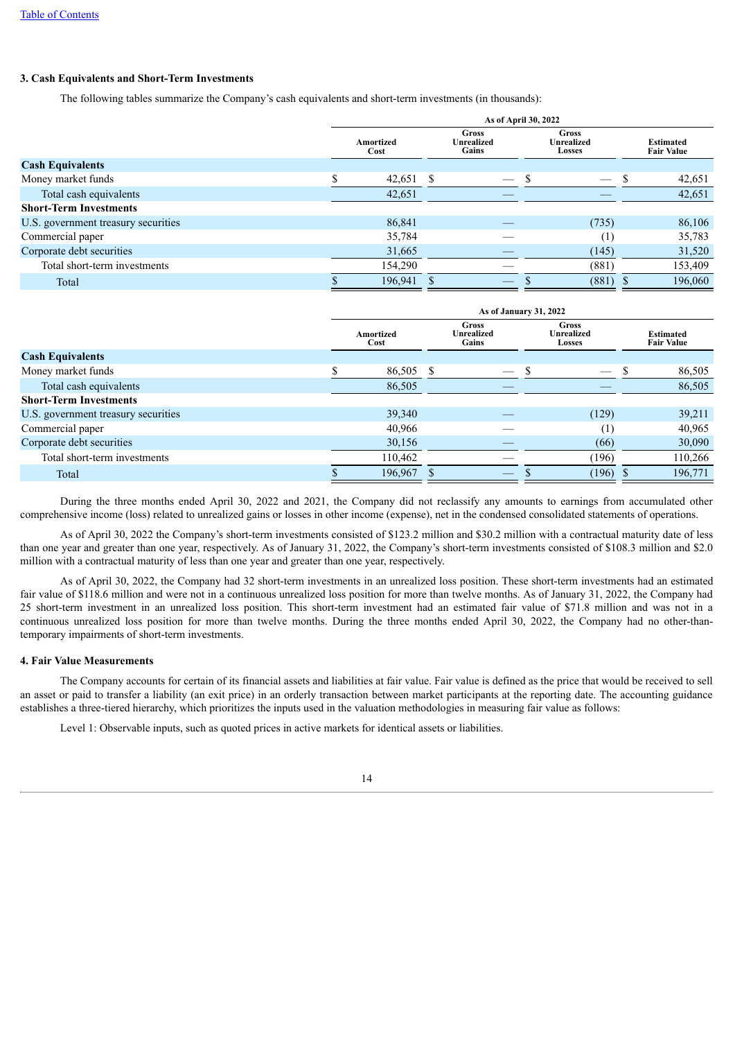### 3. Cash Equivalents and Short-Term Investments

The following tables summarize the Company's cash equivalents and short-term investments (in thousands):

| | As of April 30, 2022 | | | |
|---|---|---|---|---|
| | Amortized Cost | Gross Unrealized Gains | Gross Unrealized Losses | Estimated Fair Value |
| **Cash Equivalents** | | | | |
| Money market funds | $ 42,651 | $ — | $ — | $ 42,651 |
| Total cash equivalents | 42,651 | — | — | 42,651 |
| **Short-Term Investments** | | | | |
| U.S. government treasury securities | 86,841 | — | (735) | 86,106 |
| Commercial paper | 35,784 | — | (1) | 35,783 |
| Corporate debt securities | 31,665 | — | (145) | 31,520 |
| Total short-term investments | 154,290 | — | (881) | 153,409 |
| Total | $ 196,941 | $ — | $ (881) | $ 196,060 |

| | As of January 31, 2022 | | | |
|---|---|---|---|---|
| | Amortized Cost | Gross Unrealized Gains | Gross Unrealized Losses | Estimated Fair Value |
| **Cash Equivalents** | | | | |
| Money market funds | $ 86,505 | $ — | $ — | $ 86,505 |
| Total cash equivalents | 86,505 | — | — | 86,505 |
| **Short-Term Investments** | | | | |
| U.S. government treasury securities | 39,340 | — | (129) | 39,211 |
| Commercial paper | 40,966 | — | (1) | 40,965 |
| Corporate debt securities | 30,156 | — | (66) | 30,090 |
| Total short-term investments | 110,462 | — | (196) | 110,266 |
| Total | $ 196,967 | $ — | $ (196) | $ 196,771 |

During the three months ended April 30, 2022 and 2021, the Company did not reclassify any amounts to earnings from accumulated other comprehensive income (loss) related to unrealized gains or losses in other income (expense), net in the condensed consolidated statements of operations.

As of April 30, 2022 the Company's short-term investments consisted of $123.2 million and $30.2 million with a contractual maturity date of less than one year and greater than one year, respectively. As of January 31, 2022, the Company's short-term investments consisted of $108.3 million and $2.0 million with a contractual maturity of less than one year and greater than one year, respectively.

As of April 30, 2022, the Company had 32 short-term investments in an unrealized loss position. These short-term investments had an estimated fair value of $118.6 million and were not in a continuous unrealized loss position for more than twelve months. As of January 31, 2022, the Company had 25 short-term investment in an unrealized loss position. This short-term investment had an estimated fair value of $71.8 million and was not in a continuous unrealized loss position for more than twelve months. During the three months ended April 30, 2022, the Company had no other-than-temporary impairments of short-term investments.

### 4. Fair Value Measurements

The Company accounts for certain of its financial assets and liabilities at fair value. Fair value is defined as the price that would be received to sell an asset or paid to transfer a liability (an exit price) in an orderly transaction between market participants at the reporting date. The accounting guidance establishes a three-tiered hierarchy, which prioritizes the inputs used in the valuation methodologies in measuring fair value as follows:

Level 1: Observable inputs, such as quoted prices in active markets for identical assets or liabilities.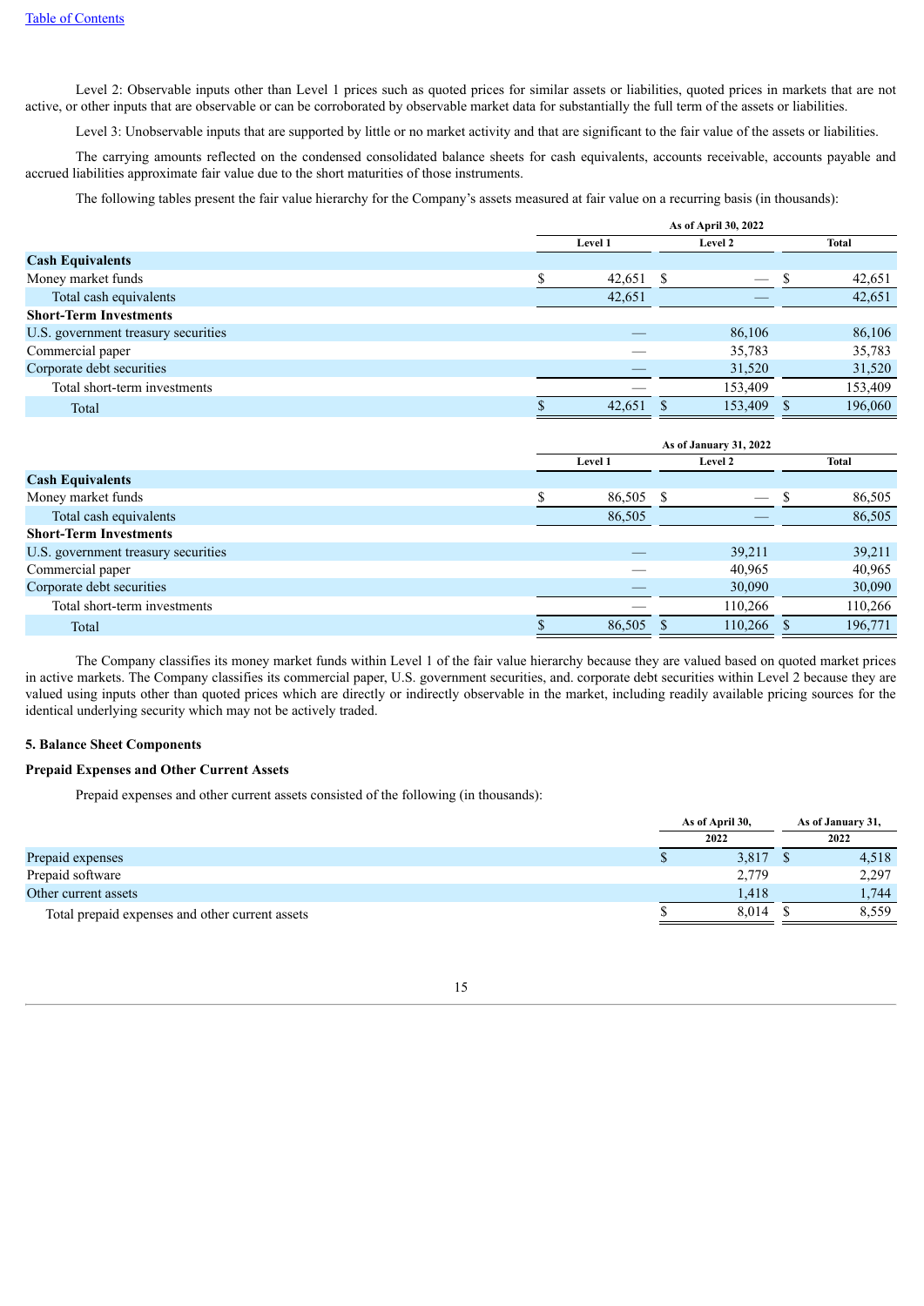Level 2: Observable inputs other than Level 1 prices such as quoted prices for similar assets or liabilities, quoted prices in markets that are not active, or other inputs that are observable or can be corroborated by observable market data for substantially the full term of the assets or liabilities.

Level 3: Unobservable inputs that are supported by little or no market activity and that are significant to the fair value of the assets or liabilities.

The carrying amounts reflected on the condensed consolidated balance sheets for cash equivalents, accounts receivable, accounts payable and accrued liabilities approximate fair value due to the short maturities of those instruments.

The following tables present the fair value hierarchy for the Company's assets measured at fair value on a recurring basis (in thousands):

| | As of April 30, 2022 | | |
|---|---|---|---|
| | Level 1 | Level 2 | Total |
| **Cash Equivalents** | | | |
| Money market funds | $ 42,651 | $ — | $ 42,651 |
| Total cash equivalents | 42,651 | — | 42,651 |
| **Short-Term Investments** | | | |
| U.S. government treasury securities | — | 86,106 | 86,106 |
| Commercial paper | — | 35,783 | 35,783 |
| Corporate debt securities | — | 31,520 | 31,520 |
| Total short-term investments | — | 153,409 | 153,409 |
| Total | $ 42,651 | $ 153,409 | $ 196,060 |

| | As of January 31, 2022 | | |
|---|---|---|---|
| | Level 1 | Level 2 | Total |
| **Cash Equivalents** | | | |
| Money market funds | $ 86,505 | $ — | $ 86,505 |
| Total cash equivalents | 86,505 | — | 86,505 |
| **Short-Term Investments** | | | |
| U.S. government treasury securities | — | 39,211 | 39,211 |
| Commercial paper | — | 40,965 | 40,965 |
| Corporate debt securities | — | 30,090 | 30,090 |
| Total short-term investments | — | 110,266 | 110,266 |
| Total | $ 86,505 | $ 110,266 | $ 196,771 |

The Company classifies its money market funds within Level 1 of the fair value hierarchy because they are valued based on quoted market prices in active markets. The Company classifies its commercial paper, U.S. government securities, and. corporate debt securities within Level 2 because they are valued using inputs other than quoted prices which are directly or indirectly observable in the market, including readily available pricing sources for the identical underlying security which may not be actively traded.

**5. Balance Sheet Components**

**Prepaid Expenses and Other Current Assets**

Prepaid expenses and other current assets consisted of the following (in thousands):

| | As of April 30, 2022 | As of January 31, 2022 |
|---|---|---|
| Prepaid expenses | $ 3,817 | $ 4,518 |
| Prepaid software | 2,779 | 2,297 |
| Other current assets | 1,418 | 1,744 |
| Total prepaid expenses and other current assets | $ 8,014 | $ 8,559 |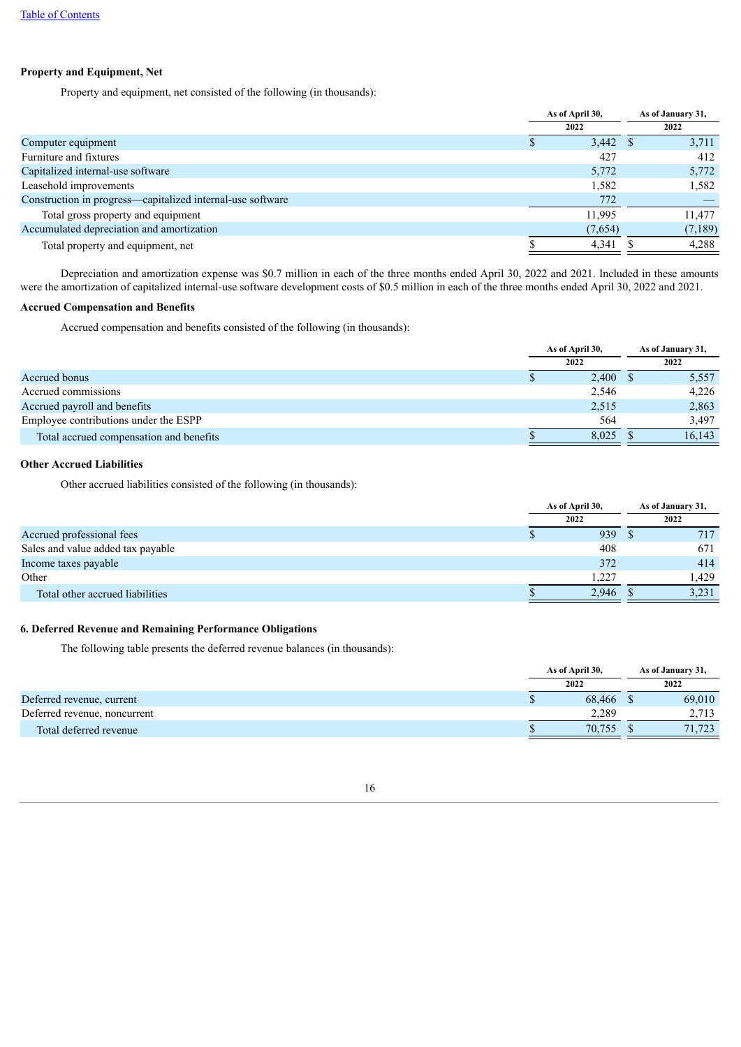**Property and Equipment, Net**

Property and equipment, net consisted of the following (in thousands):

| | As of April 30, 2022 | As of January 31, 2022 |
|---|---|---|
| Computer equipment | $ 3,442 | $ 3,711 |
| Furniture and fixtures | 427 | 412 |
| Capitalized internal-use software | 5,772 | 5,772 |
| Leasehold improvements | 1,582 | 1,582 |
| Construction in progress—capitalized internal-use software | 772 | — |
| Total gross property and equipment | 11,995 | 11,477 |
| Accumulated depreciation and amortization | (7,654) | (7,189) |
| Total property and equipment, net | $ 4,341 | $ 4,288 |

Depreciation and amortization expense was $0.7 million in each of the three months ended April 30, 2022 and 2021. Included in these amounts were the amortization of capitalized internal-use software development costs of $0.5 million in each of the three months ended April 30, 2022 and 2021.

**Accrued Compensation and Benefits**

Accrued compensation and benefits consisted of the following (in thousands):

| | As of April 30, 2022 | As of January 31, 2022 |
|---|---|---|
| Accrued bonus | $ 2,400 | $ 5,557 |
| Accrued commissions | 2,546 | 4,226 |
| Accrued payroll and benefits | 2,515 | 2,863 |
| Employee contributions under the ESPP | 564 | 3,497 |
| Total accrued compensation and benefits | $ 8,025 | $ 16,143 |

**Other Accrued Liabilities**

Other accrued liabilities consisted of the following (in thousands):

| | As of April 30, 2022 | As of January 31, 2022 |
|---|---|---|
| Accrued professional fees | $ 939 | $ 717 |
| Sales and value added tax payable | 408 | 671 |
| Income taxes payable | 372 | 414 |
| Other | 1,227 | 1,429 |
| Total other accrued liabilities | $ 2,946 | $ 3,231 |

**6. Deferred Revenue and Remaining Performance Obligations**

The following table presents the deferred revenue balances (in thousands):

| | As of April 30, 2022 | As of January 31, 2022 |
|---|---|---|
| Deferred revenue, current | $ 68,466 | $ 69,010 |
| Deferred revenue, noncurrent | 2,289 | 2,713 |
| Total deferred revenue | $ 70,755 | $ 71,723 |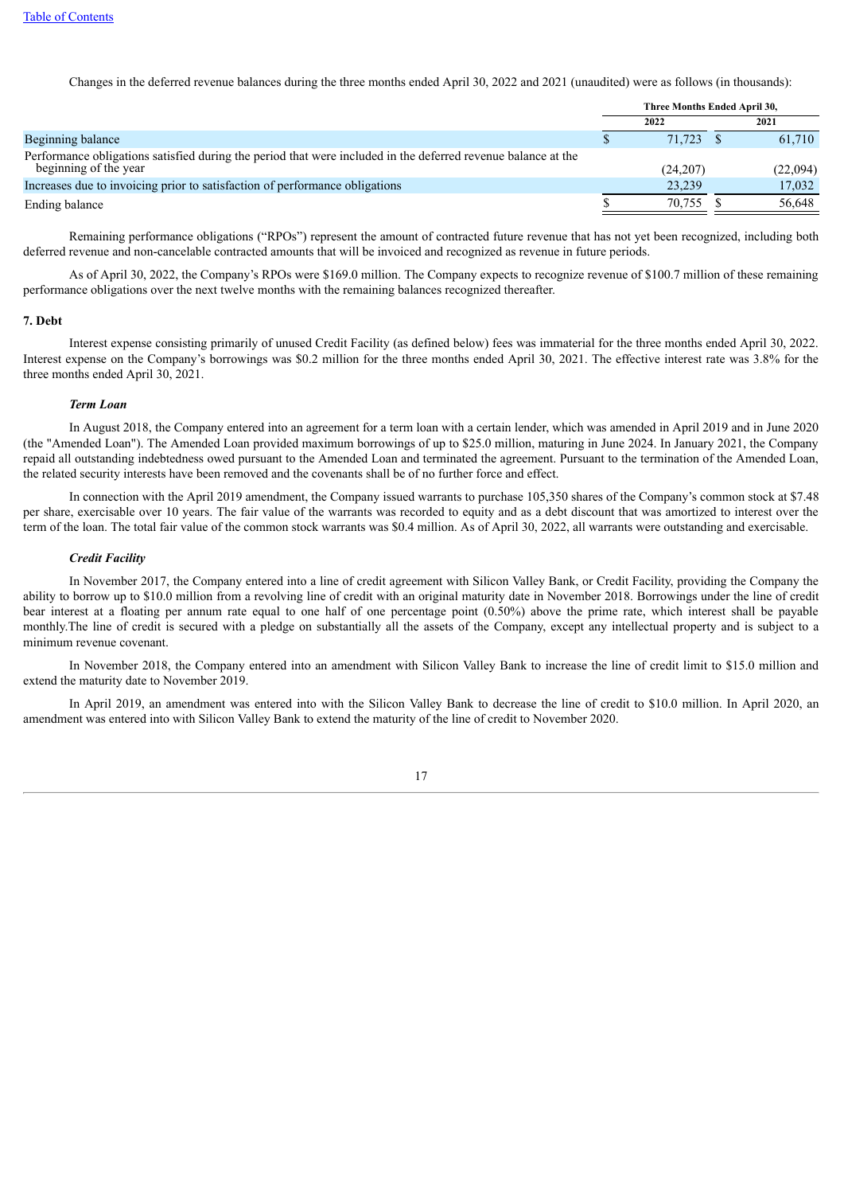Changes in the deferred revenue balances during the three months ended April 30, 2022 and 2021 (unaudited) were as follows (in thousands):

| | Three Months Ended April 30, | |
|---|---|---|
| | 2022 | 2021 |
| Beginning balance | $ 71,723 | $ 61,710 |
| Performance obligations satisfied during the period that were included in the deferred revenue balance at the beginning of the year | (24,207) | (22,094) |
| Increases due to invoicing prior to satisfaction of performance obligations | 23,239 | 17,032 |
| Ending balance | $ 70,755 | $ 56,648 |

Remaining performance obligations ("RPOs") represent the amount of contracted future revenue that has not yet been recognized, including both deferred revenue and non-cancelable contracted amounts that will be invoiced and recognized as revenue in future periods.

As of April 30, 2022, the Company's RPOs were $169.0 million. The Company expects to recognize revenue of $100.7 million of these remaining performance obligations over the next twelve months with the remaining balances recognized thereafter.

## 7. Debt

Interest expense consisting primarily of unused Credit Facility (as defined below) fees was immaterial for the three months ended April 30, 2022. Interest expense on the Company's borrowings was $0.2 million for the three months ended April 30, 2021. The effective interest rate was 3.8% for the three months ended April 30, 2021.

***Term Loan***

In August 2018, the Company entered into an agreement for a term loan with a certain lender, which was amended in April 2019 and in June 2020 (the "Amended Loan"). The Amended Loan provided maximum borrowings of up to $25.0 million, maturing in June 2024. In January 2021, the Company repaid all outstanding indebtedness owed pursuant to the Amended Loan and terminated the agreement. Pursuant to the termination of the Amended Loan, the related security interests have been removed and the covenants shall be of no further force and effect.

In connection with the April 2019 amendment, the Company issued warrants to purchase 105,350 shares of the Company's common stock at $7.48 per share, exercisable over 10 years. The fair value of the warrants was recorded to equity and as a debt discount that was amortized to interest over the term of the loan. The total fair value of the common stock warrants was $0.4 million. As of April 30, 2022, all warrants were outstanding and exercisable.

***Credit Facility***

In November 2017, the Company entered into a line of credit agreement with Silicon Valley Bank, or Credit Facility, providing the Company the ability to borrow up to $10.0 million from a revolving line of credit with an original maturity date in November 2018. Borrowings under the line of credit bear interest at a floating per annum rate equal to one half of one percentage point (0.50%) above the prime rate, which interest shall be payable monthly.The line of credit is secured with a pledge on substantially all the assets of the Company, except any intellectual property and is subject to a minimum revenue covenant.

In November 2018, the Company entered into an amendment with Silicon Valley Bank to increase the line of credit limit to $15.0 million and extend the maturity date to November 2019.

In April 2019, an amendment was entered into with the Silicon Valley Bank to decrease the line of credit to $10.0 million. In April 2020, an amendment was entered into with Silicon Valley Bank to extend the maturity of the line of credit to November 2020.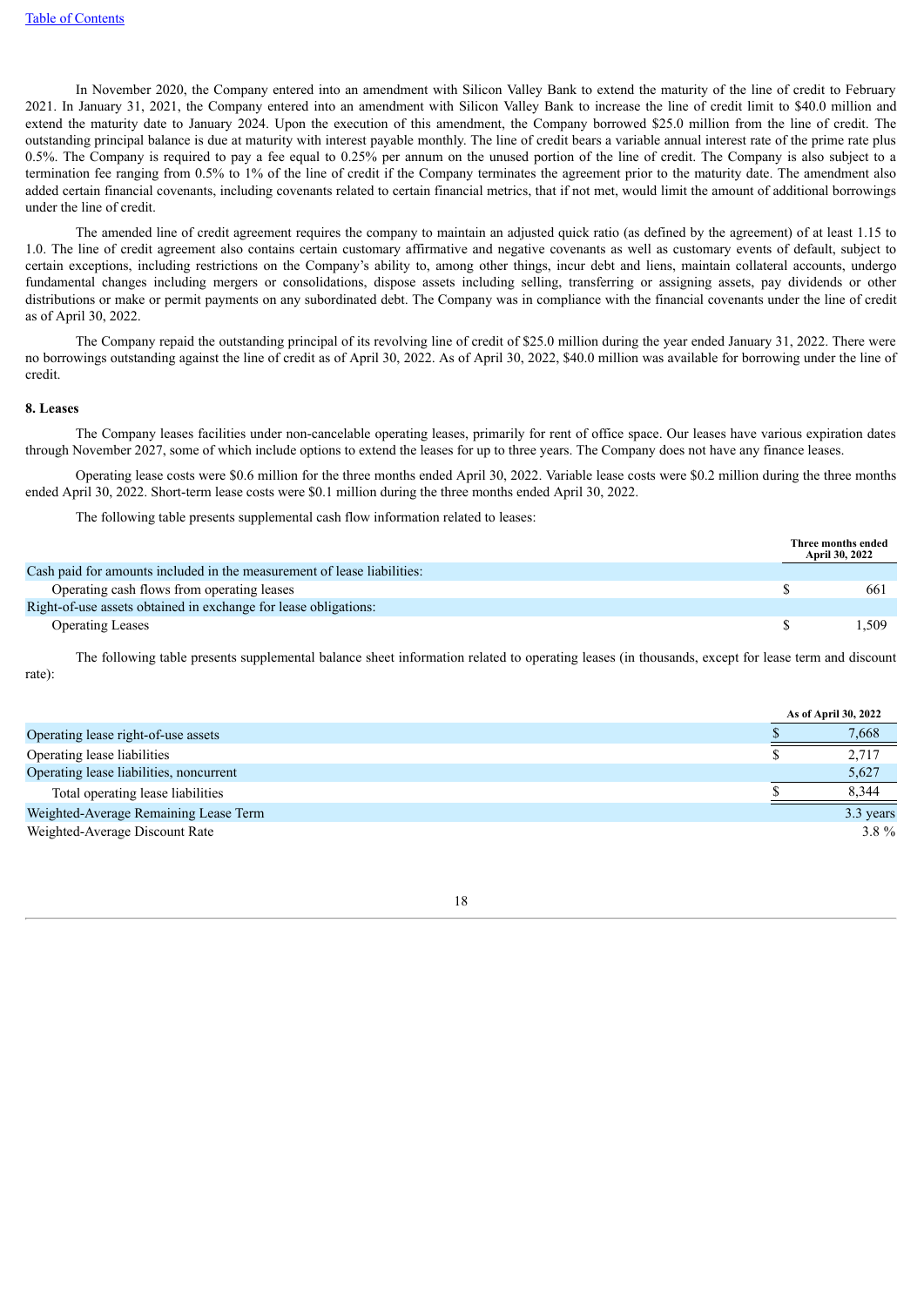In November 2020, the Company entered into an amendment with Silicon Valley Bank to extend the maturity of the line of credit to February 2021. In January 31, 2021, the Company entered into an amendment with Silicon Valley Bank to increase the line of credit limit to $40.0 million and extend the maturity date to January 2024. Upon the execution of this amendment, the Company borrowed $25.0 million from the line of credit. The outstanding principal balance is due at maturity with interest payable monthly. The line of credit bears a variable annual interest rate of the prime rate plus 0.5%. The Company is required to pay a fee equal to 0.25% per annum on the unused portion of the line of credit. The Company is also subject to a termination fee ranging from 0.5% to 1% of the line of credit if the Company terminates the agreement prior to the maturity date. The amendment also added certain financial covenants, including covenants related to certain financial metrics, that if not met, would limit the amount of additional borrowings under the line of credit.

The amended line of credit agreement requires the company to maintain an adjusted quick ratio (as defined by the agreement) of at least 1.15 to 1.0. The line of credit agreement also contains certain customary affirmative and negative covenants as well as customary events of default, subject to certain exceptions, including restrictions on the Company's ability to, among other things, incur debt and liens, maintain collateral accounts, undergo fundamental changes including mergers or consolidations, dispose assets including selling, transferring or assigning assets, pay dividends or other distributions or make or permit payments on any subordinated debt. The Company was in compliance with the financial covenants under the line of credit as of April 30, 2022.

The Company repaid the outstanding principal of its revolving line of credit of $25.0 million during the year ended January 31, 2022. There were no borrowings outstanding against the line of credit as of April 30, 2022. As of April 30, 2022, $40.0 million was available for borrowing under the line of credit.

## 8. Leases

The Company leases facilities under non-cancelable operating leases, primarily for rent of office space. Our leases have various expiration dates through November 2027, some of which include options to extend the leases for up to three years. The Company does not have any finance leases.

Operating lease costs were $0.6 million for the three months ended April 30, 2022. Variable lease costs were $0.2 million during the three months ended April 30, 2022. Short-term lease costs were $0.1 million during the three months ended April 30, 2022.

The following table presents supplemental cash flow information related to leases:

| | Three months ended April 30, 2022 |
|---|---|
| Cash paid for amounts included in the measurement of lease liabilities: | |
| Operating cash flows from operating leases | $ 661 |
| Right-of-use assets obtained in exchange for lease obligations: | |
| Operating Leases | $ 1,509 |

The following table presents supplemental balance sheet information related to operating leases (in thousands, except for lease term and discount rate):

| | As of April 30, 2022 |
|---|---|
| Operating lease right-of-use assets | $ 7,668 |
| Operating lease liabilities | $ 2,717 |
| Operating lease liabilities, noncurrent | 5,627 |
| Total operating lease liabilities | $ 8,344 |
| Weighted-Average Remaining Lease Term | 3.3 years |
| Weighted-Average Discount Rate | 3.8 % |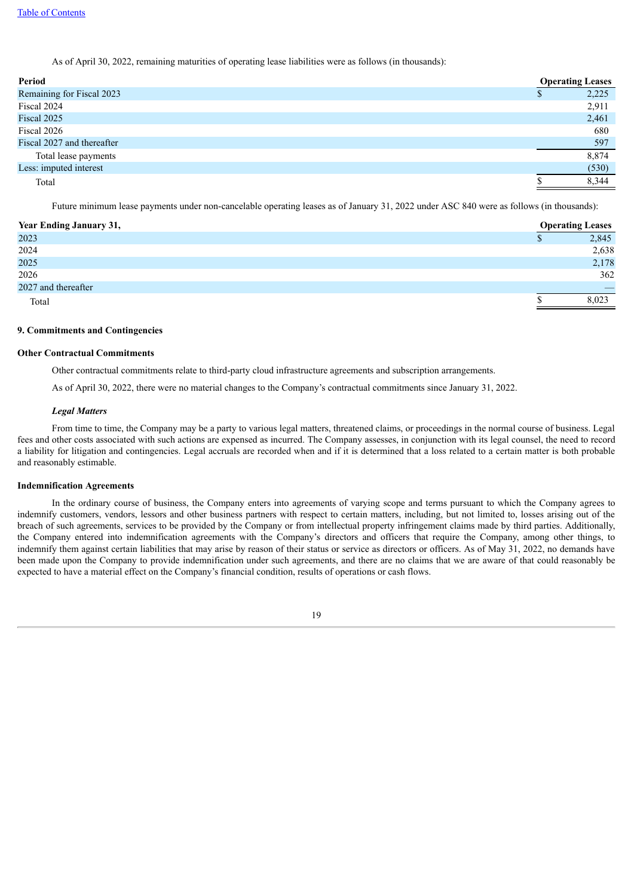As of April 30, 2022, remaining maturities of operating lease liabilities were as follows (in thousands):

| Period | Operating Leases |
|---|---|
| Remaining for Fiscal 2023 | $ 2,225 |
| Fiscal 2024 | 2,911 |
| Fiscal 2025 | 2,461 |
| Fiscal 2026 | 680 |
| Fiscal 2027 and thereafter | 597 |
| Total lease payments | 8,874 |
| Less: imputed interest | (530) |
| Total | $ 8,344 |

Future minimum lease payments under non-cancelable operating leases as of January 31, 2022 under ASC 840 were as follows (in thousands):

| Year Ending January 31, | Operating Leases |
|---|---|
| 2023 | $ 2,845 |
| 2024 | 2,638 |
| 2025 | 2,178 |
| 2026 | 362 |
| 2027 and thereafter | — |
| Total | $ 8,023 |

## 9. Commitments and Contingencies

### Other Contractual Commitments

Other contractual commitments relate to third-party cloud infrastructure agreements and subscription arrangements.

As of April 30, 2022, there were no material changes to the Company's contractual commitments since January 31, 2022.

***Legal Matters***

From time to time, the Company may be a party to various legal matters, threatened claims, or proceedings in the normal course of business. Legal fees and other costs associated with such actions are expensed as incurred. The Company assesses, in conjunction with its legal counsel, the need to record a liability for litigation and contingencies. Legal accruals are recorded when and if it is determined that a loss related to a certain matter is both probable and reasonably estimable.

### Indemnification Agreements

In the ordinary course of business, the Company enters into agreements of varying scope and terms pursuant to which the Company agrees to indemnify customers, vendors, lessors and other business partners with respect to certain matters, including, but not limited to, losses arising out of the breach of such agreements, services to be provided by the Company or from intellectual property infringement claims made by third parties. Additionally, the Company entered into indemnification agreements with the Company's directors and officers that require the Company, among other things, to indemnify them against certain liabilities that may arise by reason of their status or service as directors or officers. As of May 31, 2022, no demands have been made upon the Company to provide indemnification under such agreements, and there are no claims that we are aware of that could reasonably be expected to have a material effect on the Company's financial condition, results of operations or cash flows.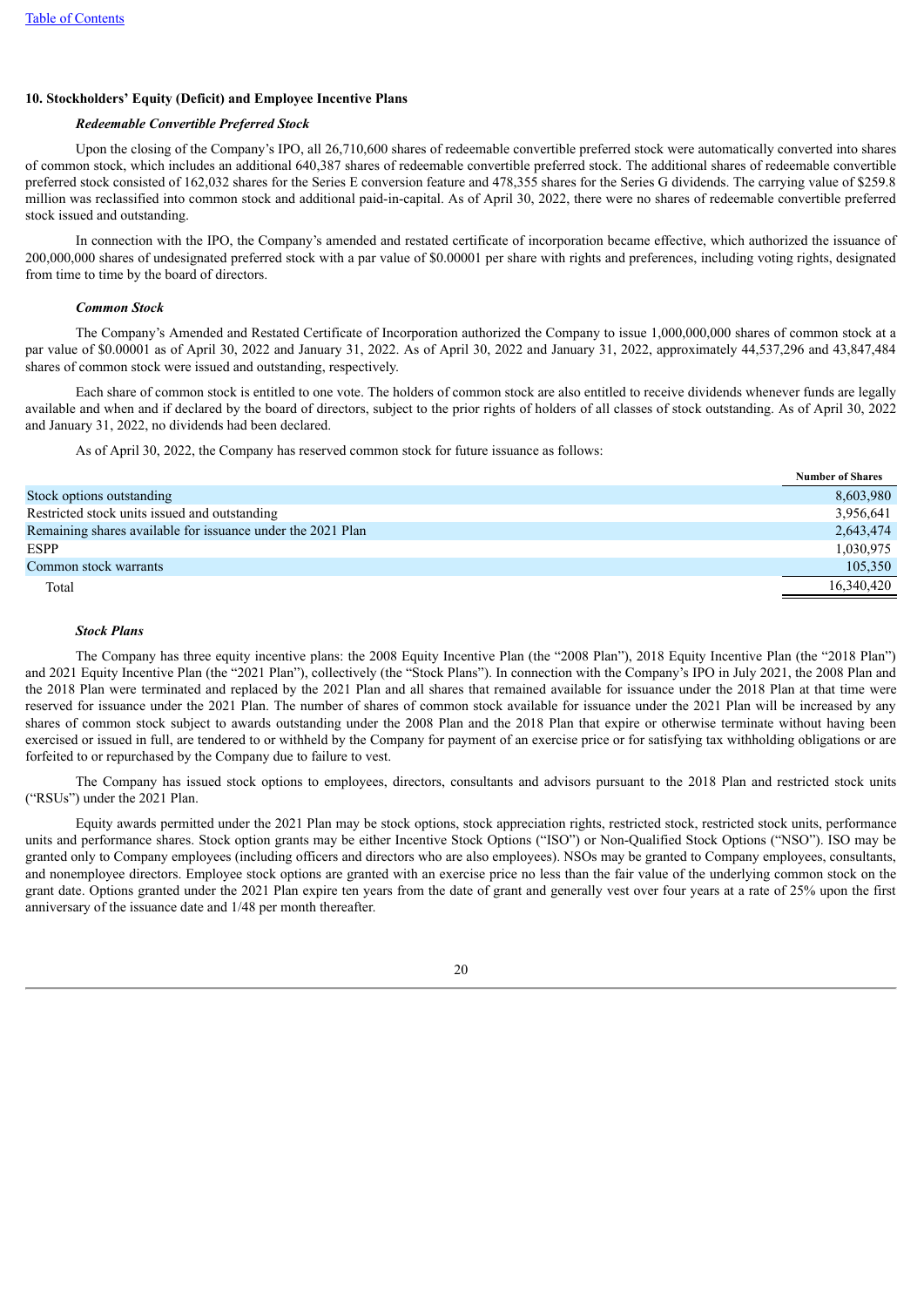### 10. Stockholders' Equity (Deficit) and Employee Incentive Plans

***Redeemable Convertible Preferred Stock***

Upon the closing of the Company's IPO, all 26,710,600 shares of redeemable convertible preferred stock were automatically converted into shares of common stock, which includes an additional 640,387 shares of redeemable convertible preferred stock. The additional shares of redeemable convertible preferred stock consisted of 162,032 shares for the Series E conversion feature and 478,355 shares for the Series G dividends. The carrying value of $259.8 million was reclassified into common stock and additional paid-in-capital. As of April 30, 2022, there were no shares of redeemable convertible preferred stock issued and outstanding.

In connection with the IPO, the Company's amended and restated certificate of incorporation became effective, which authorized the issuance of 200,000,000 shares of undesignated preferred stock with a par value of $0.00001 per share with rights and preferences, including voting rights, designated from time to time by the board of directors.

***Common Stock***

The Company's Amended and Restated Certificate of Incorporation authorized the Company to issue 1,000,000,000 shares of common stock at a par value of $0.00001 as of April 30, 2022 and January 31, 2022. As of April 30, 2022 and January 31, 2022, approximately 44,537,296 and 43,847,484 shares of common stock were issued and outstanding, respectively.

Each share of common stock is entitled to one vote. The holders of common stock are also entitled to receive dividends whenever funds are legally available and when and if declared by the board of directors, subject to the prior rights of holders of all classes of stock outstanding. As of April 30, 2022 and January 31, 2022, no dividends had been declared.

As of April 30, 2022, the Company has reserved common stock for future issuance as follows:

| | Number of Shares |
|---|---|
| Stock options outstanding | 8,603,980 |
| Restricted stock units issued and outstanding | 3,956,641 |
| Remaining shares available for issuance under the 2021 Plan | 2,643,474 |
| ESPP | 1,030,975 |
| Common stock warrants | 105,350 |
| Total | 16,340,420 |

***Stock Plans***

The Company has three equity incentive plans: the 2008 Equity Incentive Plan (the "2008 Plan"), 2018 Equity Incentive Plan (the "2018 Plan") and 2021 Equity Incentive Plan (the "2021 Plan"), collectively (the "Stock Plans"). In connection with the Company's IPO in July 2021, the 2008 Plan and the 2018 Plan were terminated and replaced by the 2021 Plan and all shares that remained available for issuance under the 2018 Plan at that time were reserved for issuance under the 2021 Plan. The number of shares of common stock available for issuance under the 2021 Plan will be increased by any shares of common stock subject to awards outstanding under the 2008 Plan and the 2018 Plan that expire or otherwise terminate without having been exercised or issued in full, are tendered to or withheld by the Company for payment of an exercise price or for satisfying tax withholding obligations or are forfeited to or repurchased by the Company due to failure to vest.

The Company has issued stock options to employees, directors, consultants and advisors pursuant to the 2018 Plan and restricted stock units ("RSUs") under the 2021 Plan.

Equity awards permitted under the 2021 Plan may be stock options, stock appreciation rights, restricted stock, restricted stock units, performance units and performance shares. Stock option grants may be either Incentive Stock Options ("ISO") or Non-Qualified Stock Options ("NSO"). ISO may be granted only to Company employees (including officers and directors who are also employees). NSOs may be granted to Company employees, consultants, and nonemployee directors. Employee stock options are granted with an exercise price no less than the fair value of the underlying common stock on the grant date. Options granted under the 2021 Plan expire ten years from the date of grant and generally vest over four years at a rate of 25% upon the first anniversary of the issuance date and 1/48 per month thereafter.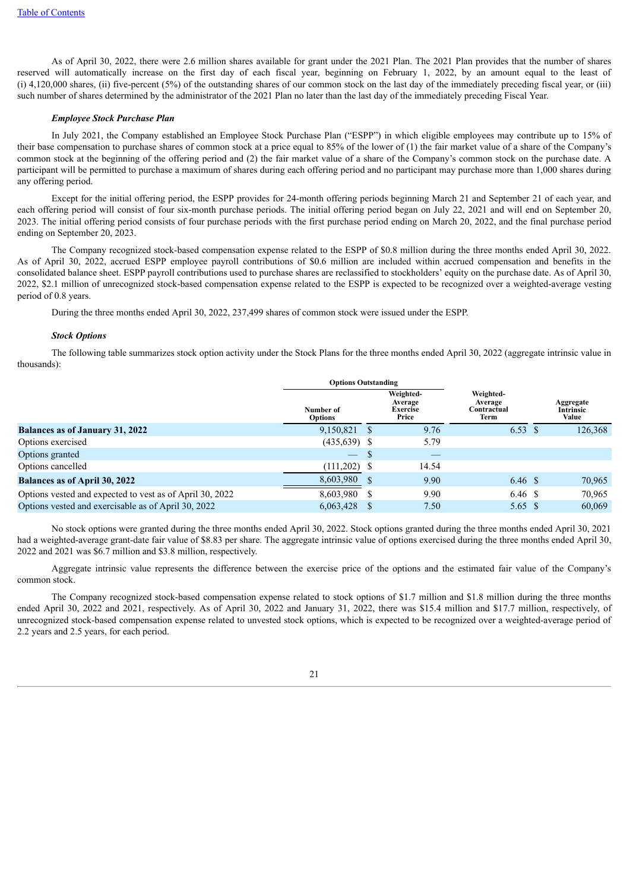As of April 30, 2022, there were 2.6 million shares available for grant under the 2021 Plan. The 2021 Plan provides that the number of shares reserved will automatically increase on the first day of each fiscal year, beginning on February 1, 2022, by an amount equal to the least of (i) 4,120,000 shares, (ii) five-percent (5%) of the outstanding shares of our common stock on the last day of the immediately preceding fiscal year, or (iii) such number of shares determined by the administrator of the 2021 Plan no later than the last day of the immediately preceding Fiscal Year.

***Employee Stock Purchase Plan***

In July 2021, the Company established an Employee Stock Purchase Plan ("ESPP") in which eligible employees may contribute up to 15% of their base compensation to purchase shares of common stock at a price equal to 85% of the lower of (1) the fair market value of a share of the Company's common stock at the beginning of the offering period and (2) the fair market value of a share of the Company's common stock on the purchase date. A participant will be permitted to purchase a maximum of shares during each offering period and no participant may purchase more than 1,000 shares during any offering period.

Except for the initial offering period, the ESPP provides for 24-month offering periods beginning March 21 and September 21 of each year, and each offering period will consist of four six-month purchase periods. The initial offering period began on July 22, 2021 and will end on September 20, 2023. The initial offering period consists of four purchase periods with the first purchase period ending on March 20, 2022, and the final purchase period ending on September 20, 2023.

The Company recognized stock-based compensation expense related to the ESPP of $0.8 million during the three months ended April 30, 2022. As of April 30, 2022, accrued ESPP employee payroll contributions of $0.6 million are included within accrued compensation and benefits in the consolidated balance sheet. ESPP payroll contributions used to purchase shares are reclassified to stockholders' equity on the purchase date. As of April 30, 2022, $2.1 million of unrecognized stock-based compensation expense related to the ESPP is expected to be recognized over a weighted-average vesting period of 0.8 years.

During the three months ended April 30, 2022, 237,499 shares of common stock were issued under the ESPP.

***Stock Options***

The following table summarizes stock option activity under the Stock Plans for the three months ended April 30, 2022 (aggregate intrinsic value in thousands):

| | Options Outstanding | | | |
|---|---|---|---|---|
| | Number of Options | Weighted-Average Exercise Price | Weighted-Average Contractual Term | Aggregate Intrinsic Value |
| **Balances as of January 31, 2022** | 9,150,821 | $ 9.76 | 6.53 | $ 126,368 |
| Options exercised | (435,639) | $ 5.79 | | |
| Options granted | — | $ — | | |
| Options cancelled | (111,202) | $ 14.54 | | |
| **Balances as of April 30, 2022** | 8,603,980 | $ 9.90 | 6.46 | $ 70,965 |
| Options vested and expected to vest as of April 30, 2022 | 8,603,980 | $ 9.90 | 6.46 | $ 70,965 |
| Options vested and exercisable as of April 30, 2022 | 6,063,428 | $ 7.50 | 5.65 | $ 60,069 |

No stock options were granted during the three months ended April 30, 2022. Stock options granted during the three months ended April 30, 2021 had a weighted-average grant-date fair value of $8.83 per share. The aggregate intrinsic value of options exercised during the three months ended April 30, 2022 and 2021 was $6.7 million and $3.8 million, respectively.

Aggregate intrinsic value represents the difference between the exercise price of the options and the estimated fair value of the Company's common stock.

The Company recognized stock-based compensation expense related to stock options of $1.7 million and $1.8 million during the three months ended April 30, 2022 and 2021, respectively. As of April 30, 2022 and January 31, 2022, there was $15.4 million and $17.7 million, respectively, of unrecognized stock-based compensation expense related to unvested stock options, which is expected to be recognized over a weighted-average period of 2.2 years and 2.5 years, for each period.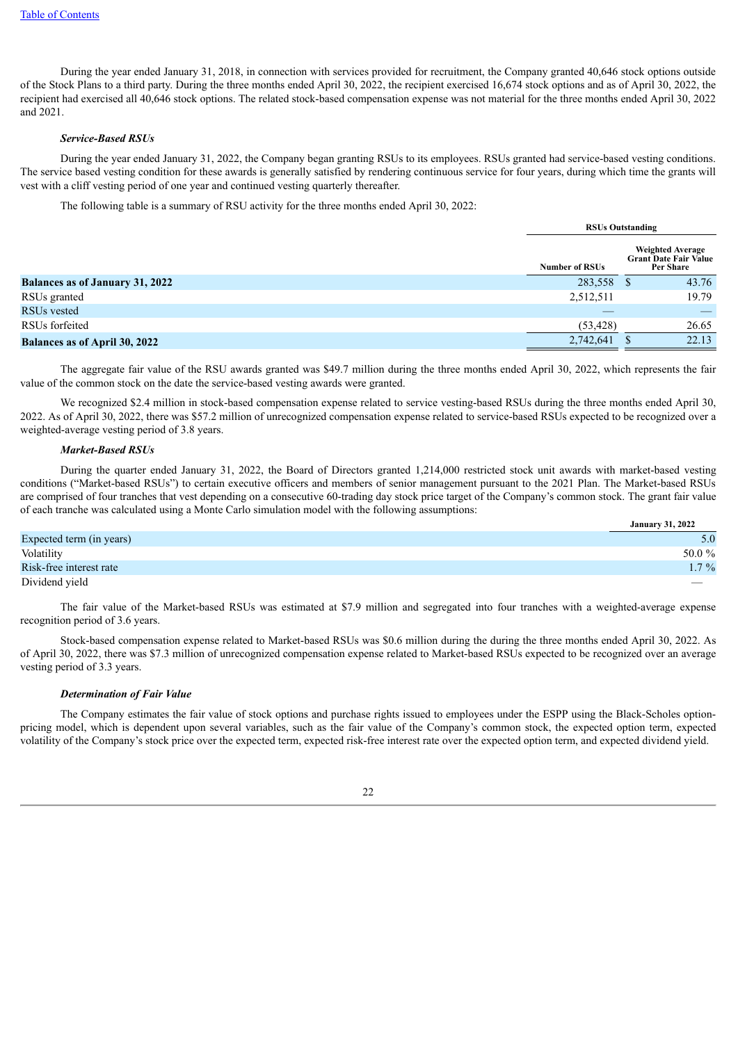During the year ended January 31, 2018, in connection with services provided for recruitment, the Company granted 40,646 stock options outside of the Stock Plans to a third party. During the three months ended April 30, 2022, the recipient exercised 16,674 stock options and as of April 30, 2022, the recipient had exercised all 40,646 stock options. The related stock-based compensation expense was not material for the three months ended April 30, 2022 and 2021.

***Service-Based RSUs***

During the year ended January 31, 2022, the Company began granting RSUs to its employees. RSUs granted had service-based vesting conditions. The service based vesting condition for these awards is generally satisfied by rendering continuous service for four years, during which time the grants will vest with a cliff vesting period of one year and continued vesting quarterly thereafter.

The following table is a summary of RSU activity for the three months ended April 30, 2022:

| | RSUs Outstanding | |
|---|---|---|
| | Number of RSUs | Weighted Average Grant Date Fair Value Per Share |
| **Balances as of January 31, 2022** | 283,558 | $ 43.76 |
| RSUs granted | 2,512,511 | 19.79 |
| RSUs vested | — | — |
| RSUs forfeited | (53,428) | 26.65 |
| **Balances as of April 30, 2022** | 2,742,641 | $ 22.13 |

The aggregate fair value of the RSU awards granted was $49.7 million during the three months ended April 30, 2022, which represents the fair value of the common stock on the date the service-based vesting awards were granted.

We recognized $2.4 million in stock-based compensation expense related to service vesting-based RSUs during the three months ended April 30, 2022. As of April 30, 2022, there was $57.2 million of unrecognized compensation expense related to service-based RSUs expected to be recognized over a weighted-average vesting period of 3.8 years.

***Market-Based RSUs***

During the quarter ended January 31, 2022, the Board of Directors granted 1,214,000 restricted stock unit awards with market-based vesting conditions ("Market-based RSUs") to certain executive officers and members of senior management pursuant to the 2021 Plan. The Market-based RSUs are comprised of four tranches that vest depending on a consecutive 60-trading day stock price target of the Company's common stock. The grant fair value of each tranche was calculated using a Monte Carlo simulation model with the following assumptions:

| | January 31, 2022 |
|---|---|
| Expected term (in years) | 5.0 |
| Volatility | 50.0 % |
| Risk-free interest rate | 1.7 % |
| Dividend yield | — |

The fair value of the Market-based RSUs was estimated at $7.9 million and segregated into four tranches with a weighted-average expense recognition period of 3.6 years.

Stock-based compensation expense related to Market-based RSUs was $0.6 million during the during the three months ended April 30, 2022. As of April 30, 2022, there was $7.3 million of unrecognized compensation expense related to Market-based RSUs expected to be recognized over an average vesting period of 3.3 years.

***Determination of Fair Value***

The Company estimates the fair value of stock options and purchase rights issued to employees under the ESPP using the Black-Scholes option-pricing model, which is dependent upon several variables, such as the fair value of the Company's common stock, the expected option term, expected volatility of the Company's stock price over the expected term, expected risk-free interest rate over the expected option term, and expected dividend yield.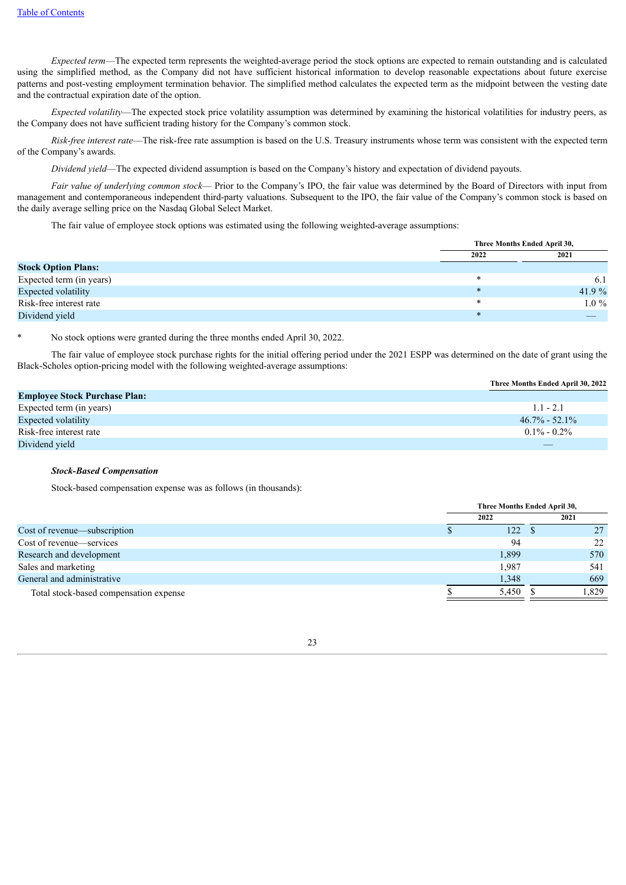*Expected term*—The expected term represents the weighted-average period the stock options are expected to remain outstanding and is calculated using the simplified method, as the Company did not have sufficient historical information to develop reasonable expectations about future exercise patterns and post-vesting employment termination behavior. The simplified method calculates the expected term as the midpoint between the vesting date and the contractual expiration date of the option.

*Expected volatility*—The expected stock price volatility assumption was determined by examining the historical volatilities for industry peers, as the Company does not have sufficient trading history for the Company's common stock.

*Risk-free interest rate*—The risk-free rate assumption is based on the U.S. Treasury instruments whose term was consistent with the expected term of the Company's awards.

*Dividend yield*—The expected dividend assumption is based on the Company's history and expectation of dividend payouts.

*Fair value of underlying common stock*— Prior to the Company's IPO, the fair value was determined by the Board of Directors with input from management and contemporaneous independent third-party valuations. Subsequent to the IPO, the fair value of the Company's common stock is based on the daily average selling price on the Nasdaq Global Select Market.

The fair value of employee stock options was estimated using the following weighted-average assumptions:

| | Three Months Ended April 30, | |
|---|---|---|
| | 2022 | 2021 |
| **Stock Option Plans:** | | |
| Expected term (in years) | * | 6.1 |
| Expected volatility | * | 41.9 % |
| Risk-free interest rate | * | 1.0 % |
| Dividend yield | * | — |

\* No stock options were granted during the three months ended April 30, 2022.

The fair value of employee stock purchase rights for the initial offering period under the 2021 ESPP was determined on the date of grant using the Black-Scholes option-pricing model with the following weighted-average assumptions:

| | Three Months Ended April 30, 2022 |
|---|---|
| **Employee Stock Purchase Plan:** | |
| Expected term (in years) | 1.1 - 2.1 |
| Expected volatility | 46.7% - 52.1% |
| Risk-free interest rate | 0.1% - 0.2% |
| Dividend yield | — |

***Stock-Based Compensation***

Stock-based compensation expense was as follows (in thousands):

| | Three Months Ended April 30, | |
|---|---|---|
| | 2022 | 2021 |
| Cost of revenue—subscription | $ 122 | $ 27 |
| Cost of revenue—services | 94 | 22 |
| Research and development | 1,899 | 570 |
| Sales and marketing | 1,987 | 541 |
| General and administrative | 1,348 | 669 |
| Total stock-based compensation expense | $ 5,450 | $ 1,829 |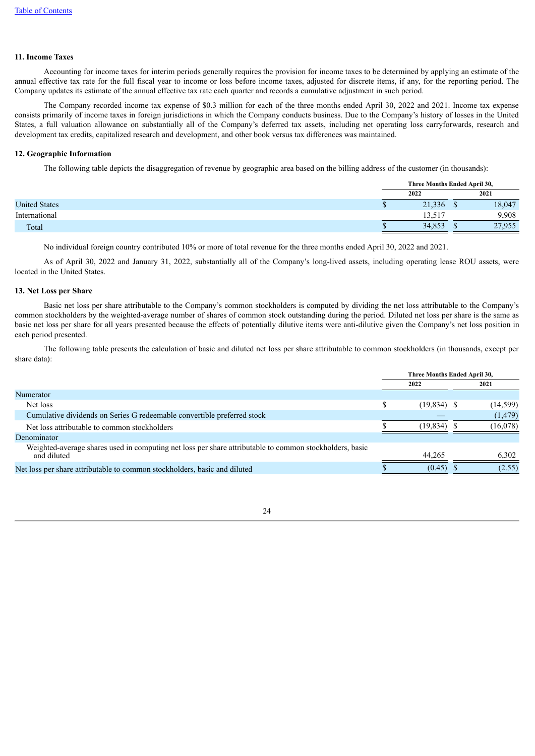**11. Income Taxes**

Accounting for income taxes for interim periods generally requires the provision for income taxes to be determined by applying an estimate of the annual effective tax rate for the full fiscal year to income or loss before income taxes, adjusted for discrete items, if any, for the reporting period. The Company updates its estimate of the annual effective tax rate each quarter and records a cumulative adjustment in such period.

The Company recorded income tax expense of $0.3 million for each of the three months ended April 30, 2022 and 2021. Income tax expense consists primarily of income taxes in foreign jurisdictions in which the Company conducts business. Due to the Company's history of losses in the United States, a full valuation allowance on substantially all of the Company's deferred tax assets, including net operating loss carryforwards, research and development tax credits, capitalized research and development, and other book versus tax differences was maintained.

**12. Geographic Information**

The following table depicts the disaggregation of revenue by geographic area based on the billing address of the customer (in thousands):

| | Three Months Ended April 30, | |
|---|---|---|
| | 2022 | 2021 |
| United States | $ 21,336 | $ 18,047 |
| International | 13,517 | 9,908 |
| Total | $ 34,853 | $ 27,955 |

No individual foreign country contributed 10% or more of total revenue for the three months ended April 30, 2022 and 2021.

As of April 30, 2022 and January 31, 2022, substantially all of the Company's long-lived assets, including operating lease ROU assets, were located in the United States.

**13. Net Loss per Share**

Basic net loss per share attributable to the Company's common stockholders is computed by dividing the net loss attributable to the Company's common stockholders by the weighted-average number of shares of common stock outstanding during the period. Diluted net loss per share is the same as basic net loss per share for all years presented because the effects of potentially dilutive items were anti-dilutive given the Company's net loss position in each period presented.

The following table presents the calculation of basic and diluted net loss per share attributable to common stockholders (in thousands, except per share data):

| | Three Months Ended April 30, | |
|---|---|---|
| | 2022 | 2021 |
| Numerator | | |
| Net loss | $ (19,834) | $ (14,599) |
| Cumulative dividends on Series G redeemable convertible preferred stock | — | (1,479) |
| Net loss attributable to common stockholders | $ (19,834) | $ (16,078) |
| Denominator | | |
| Weighted-average shares used in computing net loss per share attributable to common stockholders, basic and diluted | 44,265 | 6,302 |
| Net loss per share attributable to common stockholders, basic and diluted | $ (0.45) | $ (2.55) |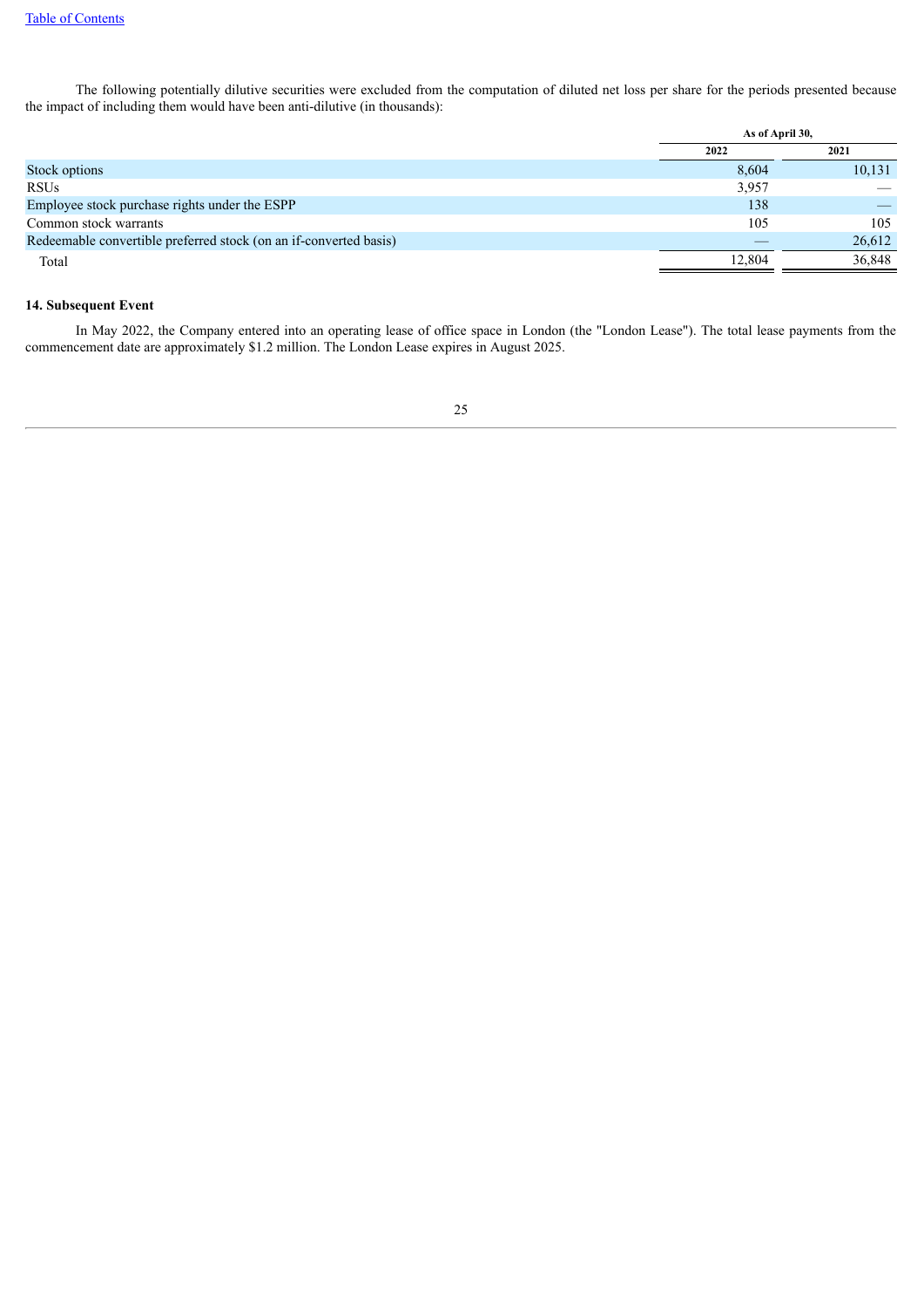The following potentially dilutive securities were excluded from the computation of diluted net loss per share for the periods presented because the impact of including them would have been anti-dilutive (in thousands):

| | As of April 30, | |
|---|---|---|
| | 2022 | 2021 |
| Stock options | 8,604 | 10,131 |
| RSUs | 3,957 | — |
| Employee stock purchase rights under the ESPP | 138 | — |
| Common stock warrants | 105 | 105 |
| Redeemable convertible preferred stock (on an if-converted basis) | — | 26,612 |
| Total | 12,804 | 36,848 |

**14. Subsequent Event**

In May 2022, the Company entered into an operating lease of office space in London (the "London Lease"). The total lease payments from the commencement date are approximately $1.2 million. The London Lease expires in August 2025.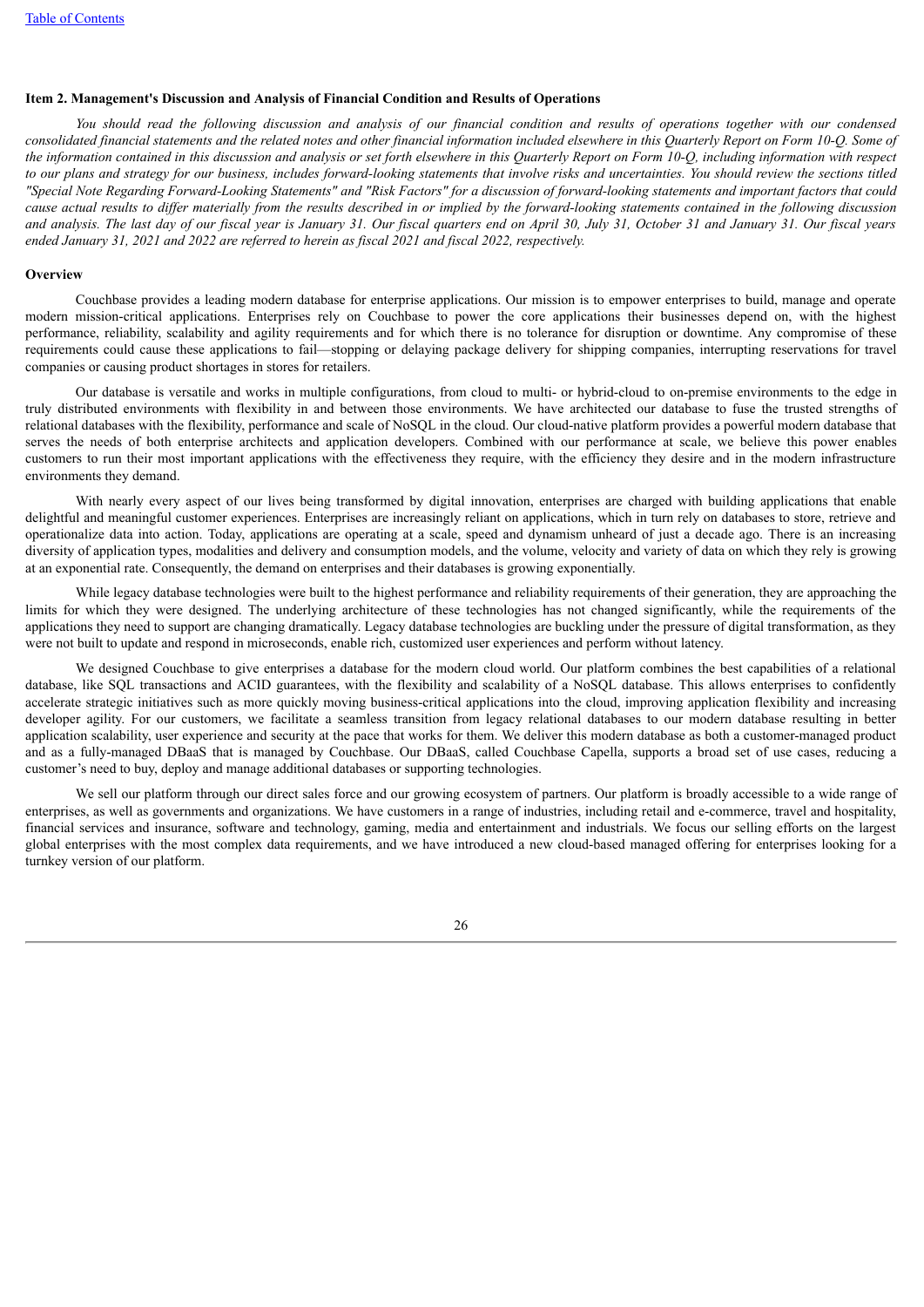**Item 2. Management's Discussion and Analysis of Financial Condition and Results of Operations**

*You should read the following discussion and analysis of our financial condition and results of operations together with our condensed consolidated financial statements and the related notes and other financial information included elsewhere in this Quarterly Report on Form 10-Q. Some of the information contained in this discussion and analysis or set forth elsewhere in this Quarterly Report on Form 10-Q, including information with respect to our plans and strategy for our business, includes forward-looking statements that involve risks and uncertainties. You should review the sections titled "Special Note Regarding Forward-Looking Statements" and "Risk Factors" for a discussion of forward-looking statements and important factors that could cause actual results to differ materially from the results described in or implied by the forward-looking statements contained in the following discussion and analysis. The last day of our fiscal year is January 31. Our fiscal quarters end on April 30, July 31, October 31 and January 31. Our fiscal years ended January 31, 2021 and 2022 are referred to herein as fiscal 2021 and fiscal 2022, respectively.*

**Overview**

Couchbase provides a leading modern database for enterprise applications. Our mission is to empower enterprises to build, manage and operate modern mission-critical applications. Enterprises rely on Couchbase to power the core applications their businesses depend on, with the highest performance, reliability, scalability and agility requirements and for which there is no tolerance for disruption or downtime. Any compromise of these requirements could cause these applications to fail—stopping or delaying package delivery for shipping companies, interrupting reservations for travel companies or causing product shortages in stores for retailers.

Our database is versatile and works in multiple configurations, from cloud to multi- or hybrid-cloud to on-premise environments to the edge in truly distributed environments with flexibility in and between those environments. We have architected our database to fuse the trusted strengths of relational databases with the flexibility, performance and scale of NoSQL in the cloud. Our cloud-native platform provides a powerful modern database that serves the needs of both enterprise architects and application developers. Combined with our performance at scale, we believe this power enables customers to run their most important applications with the effectiveness they require, with the efficiency they desire and in the modern infrastructure environments they demand.

With nearly every aspect of our lives being transformed by digital innovation, enterprises are charged with building applications that enable delightful and meaningful customer experiences. Enterprises are increasingly reliant on applications, which in turn rely on databases to store, retrieve and operationalize data into action. Today, applications are operating at a scale, speed and dynamism unheard of just a decade ago. There is an increasing diversity of application types, modalities and delivery and consumption models, and the volume, velocity and variety of data on which they rely is growing at an exponential rate. Consequently, the demand on enterprises and their databases is growing exponentially.

While legacy database technologies were built to the highest performance and reliability requirements of their generation, they are approaching the limits for which they were designed. The underlying architecture of these technologies has not changed significantly, while the requirements of the applications they need to support are changing dramatically. Legacy database technologies are buckling under the pressure of digital transformation, as they were not built to update and respond in microseconds, enable rich, customized user experiences and perform without latency.

We designed Couchbase to give enterprises a database for the modern cloud world. Our platform combines the best capabilities of a relational database, like SQL transactions and ACID guarantees, with the flexibility and scalability of a NoSQL database. This allows enterprises to confidently accelerate strategic initiatives such as more quickly moving business-critical applications into the cloud, improving application flexibility and increasing developer agility. For our customers, we facilitate a seamless transition from legacy relational databases to our modern database resulting in better application scalability, user experience and security at the pace that works for them. We deliver this modern database as both a customer-managed product and as a fully-managed DBaaS that is managed by Couchbase. Our DBaaS, called Couchbase Capella, supports a broad set of use cases, reducing a customer's need to buy, deploy and manage additional databases or supporting technologies.

We sell our platform through our direct sales force and our growing ecosystem of partners. Our platform is broadly accessible to a wide range of enterprises, as well as governments and organizations. We have customers in a range of industries, including retail and e-commerce, travel and hospitality, financial services and insurance, software and technology, gaming, media and entertainment and industrials. We focus our selling efforts on the largest global enterprises with the most complex data requirements, and we have introduced a new cloud-based managed offering for enterprises looking for a turnkey version of our platform.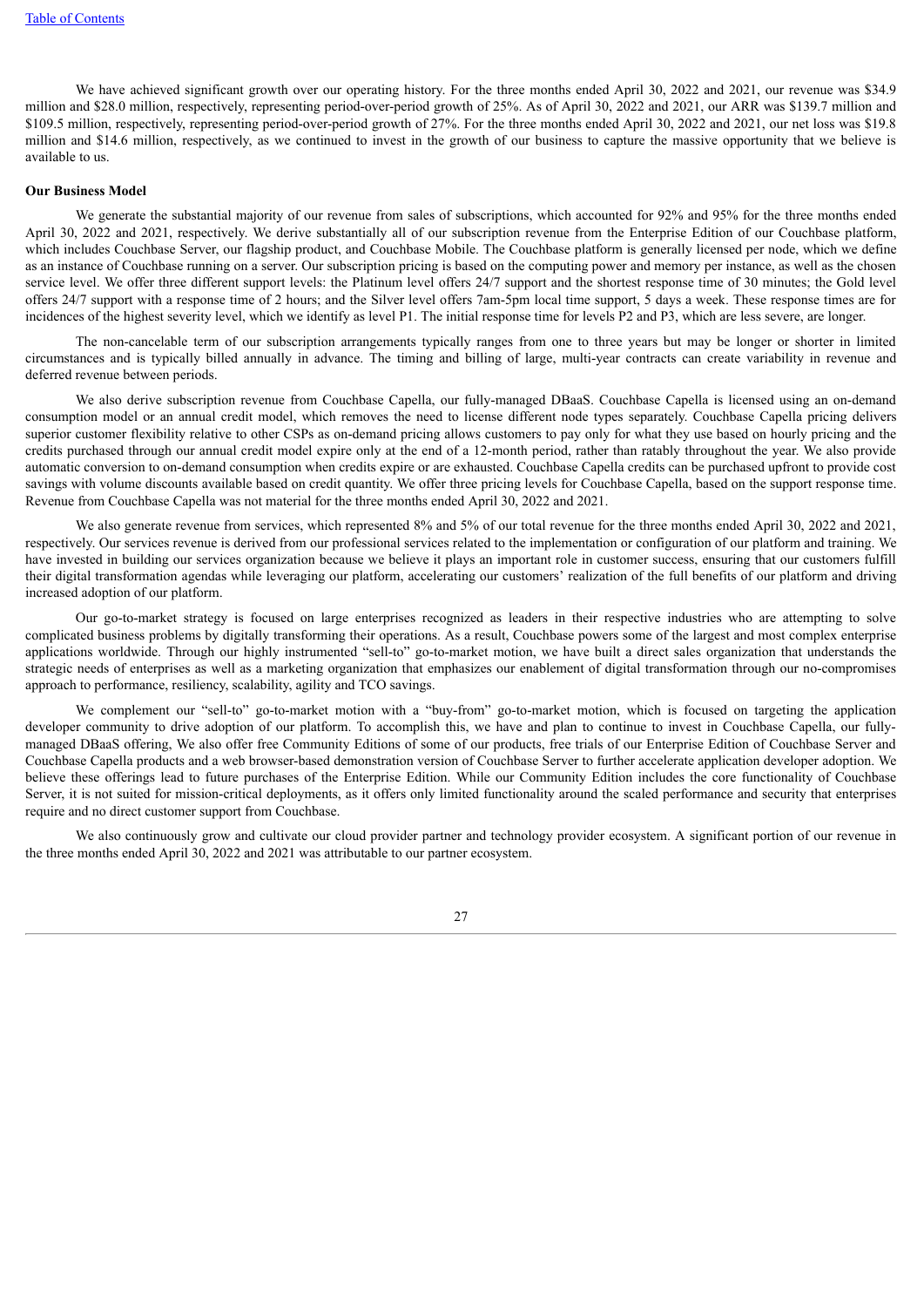We have achieved significant growth over our operating history. For the three months ended April 30, 2022 and 2021, our revenue was $34.9 million and $28.0 million, respectively, representing period-over-period growth of 25%. As of April 30, 2022 and 2021, our ARR was $139.7 million and $109.5 million, respectively, representing period-over-period growth of 27%. For the three months ended April 30, 2022 and 2021, our net loss was $19.8 million and $14.6 million, respectively, as we continued to invest in the growth of our business to capture the massive opportunity that we believe is available to us.

**Our Business Model**

We generate the substantial majority of our revenue from sales of subscriptions, which accounted for 92% and 95% for the three months ended April 30, 2022 and 2021, respectively. We derive substantially all of our subscription revenue from the Enterprise Edition of our Couchbase platform, which includes Couchbase Server, our flagship product, and Couchbase Mobile. The Couchbase platform is generally licensed per node, which we define as an instance of Couchbase running on a server. Our subscription pricing is based on the computing power and memory per instance, as well as the chosen service level. We offer three different support levels: the Platinum level offers 24/7 support and the shortest response time of 30 minutes; the Gold level offers 24/7 support with a response time of 2 hours; and the Silver level offers 7am-5pm local time support, 5 days a week. These response times are for incidences of the highest severity level, which we identify as level P1. The initial response time for levels P2 and P3, which are less severe, are longer.

The non-cancelable term of our subscription arrangements typically ranges from one to three years but may be longer or shorter in limited circumstances and is typically billed annually in advance. The timing and billing of large, multi-year contracts can create variability in revenue and deferred revenue between periods.

We also derive subscription revenue from Couchbase Capella, our fully-managed DBaaS. Couchbase Capella is licensed using an on-demand consumption model or an annual credit model, which removes the need to license different node types separately. Couchbase Capella pricing delivers superior customer flexibility relative to other CSPs as on-demand pricing allows customers to pay only for what they use based on hourly pricing and the credits purchased through our annual credit model expire only at the end of a 12-month period, rather than ratably throughout the year. We also provide automatic conversion to on-demand consumption when credits expire or are exhausted. Couchbase Capella credits can be purchased upfront to provide cost savings with volume discounts available based on credit quantity. We offer three pricing levels for Couchbase Capella, based on the support response time. Revenue from Couchbase Capella was not material for the three months ended April 30, 2022 and 2021.

We also generate revenue from services, which represented 8% and 5% of our total revenue for the three months ended April 30, 2022 and 2021, respectively. Our services revenue is derived from our professional services related to the implementation or configuration of our platform and training. We have invested in building our services organization because we believe it plays an important role in customer success, ensuring that our customers fulfill their digital transformation agendas while leveraging our platform, accelerating our customers' realization of the full benefits of our platform and driving increased adoption of our platform.

Our go-to-market strategy is focused on large enterprises recognized as leaders in their respective industries who are attempting to solve complicated business problems by digitally transforming their operations. As a result, Couchbase powers some of the largest and most complex enterprise applications worldwide. Through our highly instrumented "sell-to" go-to-market motion, we have built a direct sales organization that understands the strategic needs of enterprises as well as a marketing organization that emphasizes our enablement of digital transformation through our no-compromises approach to performance, resiliency, scalability, agility and TCO savings.

We complement our "sell-to" go-to-market motion with a "buy-from" go-to-market motion, which is focused on targeting the application developer community to drive adoption of our platform. To accomplish this, we have and plan to continue to invest in Couchbase Capella, our fully-managed DBaaS offering, We also offer free Community Editions of some of our products, free trials of our Enterprise Edition of Couchbase Server and Couchbase Capella products and a web browser-based demonstration version of Couchbase Server to further accelerate application developer adoption. We believe these offerings lead to future purchases of the Enterprise Edition. While our Community Edition includes the core functionality of Couchbase Server, it is not suited for mission-critical deployments, as it offers only limited functionality around the scaled performance and security that enterprises require and no direct customer support from Couchbase.

We also continuously grow and cultivate our cloud provider partner and technology provider ecosystem. A significant portion of our revenue in the three months ended April 30, 2022 and 2021 was attributable to our partner ecosystem.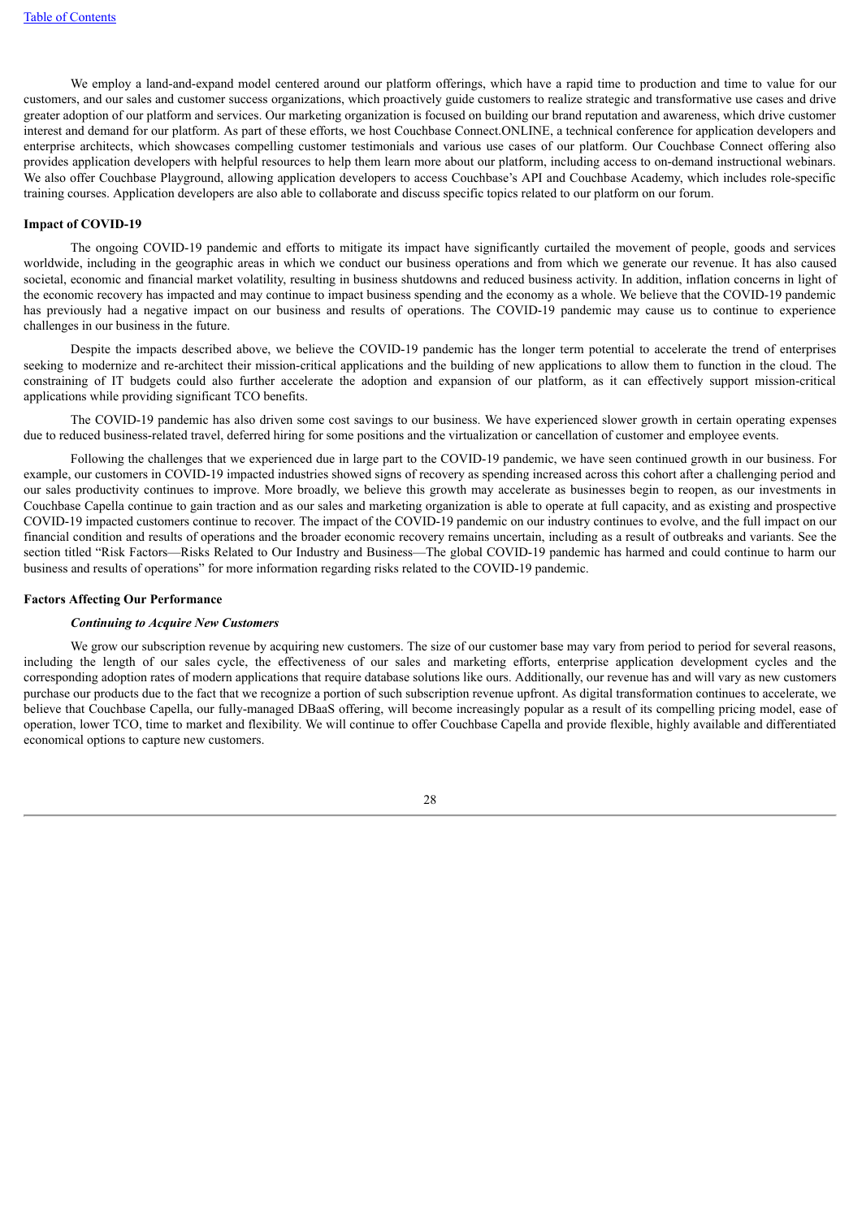We employ a land-and-expand model centered around our platform offerings, which have a rapid time to production and time to value for our customers, and our sales and customer success organizations, which proactively guide customers to realize strategic and transformative use cases and drive greater adoption of our platform and services. Our marketing organization is focused on building our brand reputation and awareness, which drive customer interest and demand for our platform. As part of these efforts, we host Couchbase Connect.ONLINE, a technical conference for application developers and enterprise architects, which showcases compelling customer testimonials and various use cases of our platform. Our Couchbase Connect offering also provides application developers with helpful resources to help them learn more about our platform, including access to on-demand instructional webinars. We also offer Couchbase Playground, allowing application developers to access Couchbase's API and Couchbase Academy, which includes role-specific training courses. Application developers are also able to collaborate and discuss specific topics related to our platform on our forum.

**Impact of COVID-19**

The ongoing COVID-19 pandemic and efforts to mitigate its impact have significantly curtailed the movement of people, goods and services worldwide, including in the geographic areas in which we conduct our business operations and from which we generate our revenue. It has also caused societal, economic and financial market volatility, resulting in business shutdowns and reduced business activity. In addition, inflation concerns in light of the economic recovery has impacted and may continue to impact business spending and the economy as a whole. We believe that the COVID-19 pandemic has previously had a negative impact on our business and results of operations. The COVID-19 pandemic may cause us to continue to experience challenges in our business in the future.

Despite the impacts described above, we believe the COVID-19 pandemic has the longer term potential to accelerate the trend of enterprises seeking to modernize and re-architect their mission-critical applications and the building of new applications to allow them to function in the cloud. The constraining of IT budgets could also further accelerate the adoption and expansion of our platform, as it can effectively support mission-critical applications while providing significant TCO benefits.

The COVID-19 pandemic has also driven some cost savings to our business. We have experienced slower growth in certain operating expenses due to reduced business-related travel, deferred hiring for some positions and the virtualization or cancellation of customer and employee events.

Following the challenges that we experienced due in large part to the COVID-19 pandemic, we have seen continued growth in our business. For example, our customers in COVID-19 impacted industries showed signs of recovery as spending increased across this cohort after a challenging period and our sales productivity continues to improve. More broadly, we believe this growth may accelerate as businesses begin to reopen, as our investments in Couchbase Capella continue to gain traction and as our sales and marketing organization is able to operate at full capacity, and as existing and prospective COVID-19 impacted customers continue to recover. The impact of the COVID-19 pandemic on our industry continues to evolve, and the full impact on our financial condition and results of operations and the broader economic recovery remains uncertain, including as a result of outbreaks and variants. See the section titled "Risk Factors—Risks Related to Our Industry and Business—The global COVID-19 pandemic has harmed and could continue to harm our business and results of operations" for more information regarding risks related to the COVID-19 pandemic.

**Factors Affecting Our Performance**

***Continuing to Acquire New Customers***

We grow our subscription revenue by acquiring new customers. The size of our customer base may vary from period to period for several reasons, including the length of our sales cycle, the effectiveness of our sales and marketing efforts, enterprise application development cycles and the corresponding adoption rates of modern applications that require database solutions like ours. Additionally, our revenue has and will vary as new customers purchase our products due to the fact that we recognize a portion of such subscription revenue upfront. As digital transformation continues to accelerate, we believe that Couchbase Capella, our fully-managed DBaaS offering, will become increasingly popular as a result of its compelling pricing model, ease of operation, lower TCO, time to market and flexibility. We will continue to offer Couchbase Capella and provide flexible, highly available and differentiated economical options to capture new customers.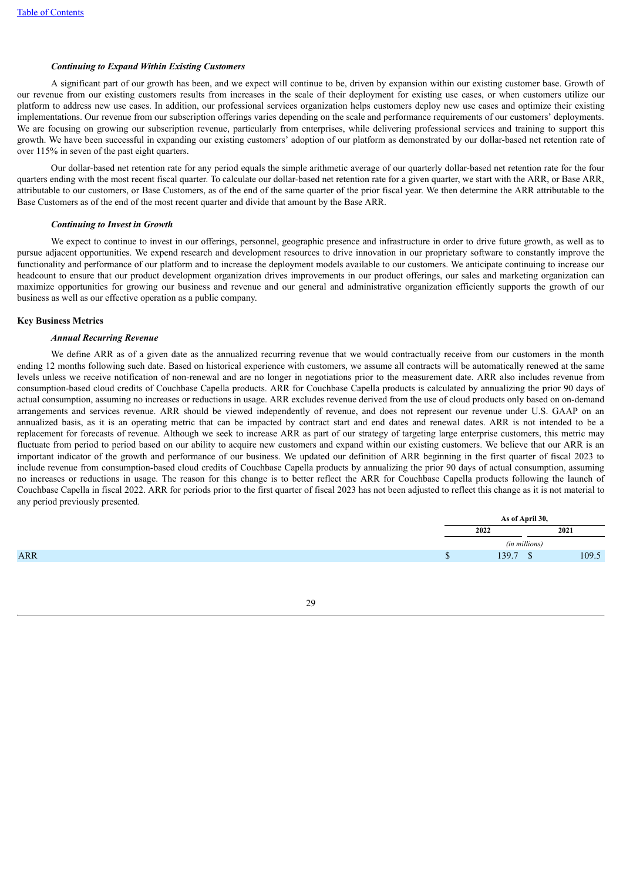### *Continuing to Expand Within Existing Customers*

A significant part of our growth has been, and we expect will continue to be, driven by expansion within our existing customer base. Growth of our revenue from our existing customers results from increases in the scale of their deployment for existing use cases, or when customers utilize our platform to address new use cases. In addition, our professional services organization helps customers deploy new use cases and optimize their existing implementations. Our revenue from our subscription offerings varies depending on the scale and performance requirements of our customers' deployments. We are focusing on growing our subscription revenue, particularly from enterprises, while delivering professional services and training to support this growth. We have been successful in expanding our existing customers' adoption of our platform as demonstrated by our dollar-based net retention rate of over 115% in seven of the past eight quarters.

Our dollar-based net retention rate for any period equals the simple arithmetic average of our quarterly dollar-based net retention rate for the four quarters ending with the most recent fiscal quarter. To calculate our dollar-based net retention rate for a given quarter, we start with the ARR, or Base ARR, attributable to our customers, or Base Customers, as of the end of the same quarter of the prior fiscal year. We then determine the ARR attributable to the Base Customers as of the end of the most recent quarter and divide that amount by the Base ARR.

### *Continuing to Invest in Growth*

We expect to continue to invest in our offerings, personnel, geographic presence and infrastructure in order to drive future growth, as well as to pursue adjacent opportunities. We expend research and development resources to drive innovation in our proprietary software to constantly improve the functionality and performance of our platform and to increase the deployment models available to our customers. We anticipate continuing to increase our headcount to ensure that our product development organization drives improvements in our product offerings, our sales and marketing organization can maximize opportunities for growing our business and revenue and our general and administrative organization efficiently supports the growth of our business as well as our effective operation as a public company.

## Key Business Metrics

### *Annual Recurring Revenue*

We define ARR as of a given date as the annualized recurring revenue that we would contractually receive from our customers in the month ending 12 months following such date. Based on historical experience with customers, we assume all contracts will be automatically renewed at the same levels unless we receive notification of non-renewal and are no longer in negotiations prior to the measurement date. ARR also includes revenue from consumption-based cloud credits of Couchbase Capella products. ARR for Couchbase Capella products is calculated by annualizing the prior 90 days of actual consumption, assuming no increases or reductions in usage. ARR excludes revenue derived from the use of cloud products only based on on-demand arrangements and services revenue. ARR should be viewed independently of revenue, and does not represent our revenue under U.S. GAAP on an annualized basis, as it is an operating metric that can be impacted by contract start and end dates and renewal dates. ARR is not intended to be a replacement for forecasts of revenue. Although we seek to increase ARR as part of our strategy of targeting large enterprise customers, this metric may fluctuate from period to period based on our ability to acquire new customers and expand within our existing customers. We believe that our ARR is an important indicator of the growth and performance of our business. We updated our definition of ARR beginning in the first quarter of fiscal 2023 to include revenue from consumption-based cloud credits of Couchbase Capella products by annualizing the prior 90 days of actual consumption, assuming no increases or reductions in usage. The reason for this change is to better reflect the ARR for Couchbase Capella products following the launch of Couchbase Capella in fiscal 2022. ARR for periods prior to the first quarter of fiscal 2023 has not been adjusted to reflect this change as it is not material to any period previously presented.

| | As of April 30, | |
|---|---|---|
| | 2022 | 2021 |
| | *(in millions)* | |
| ARR | $ 139.7 | $ 109.5 |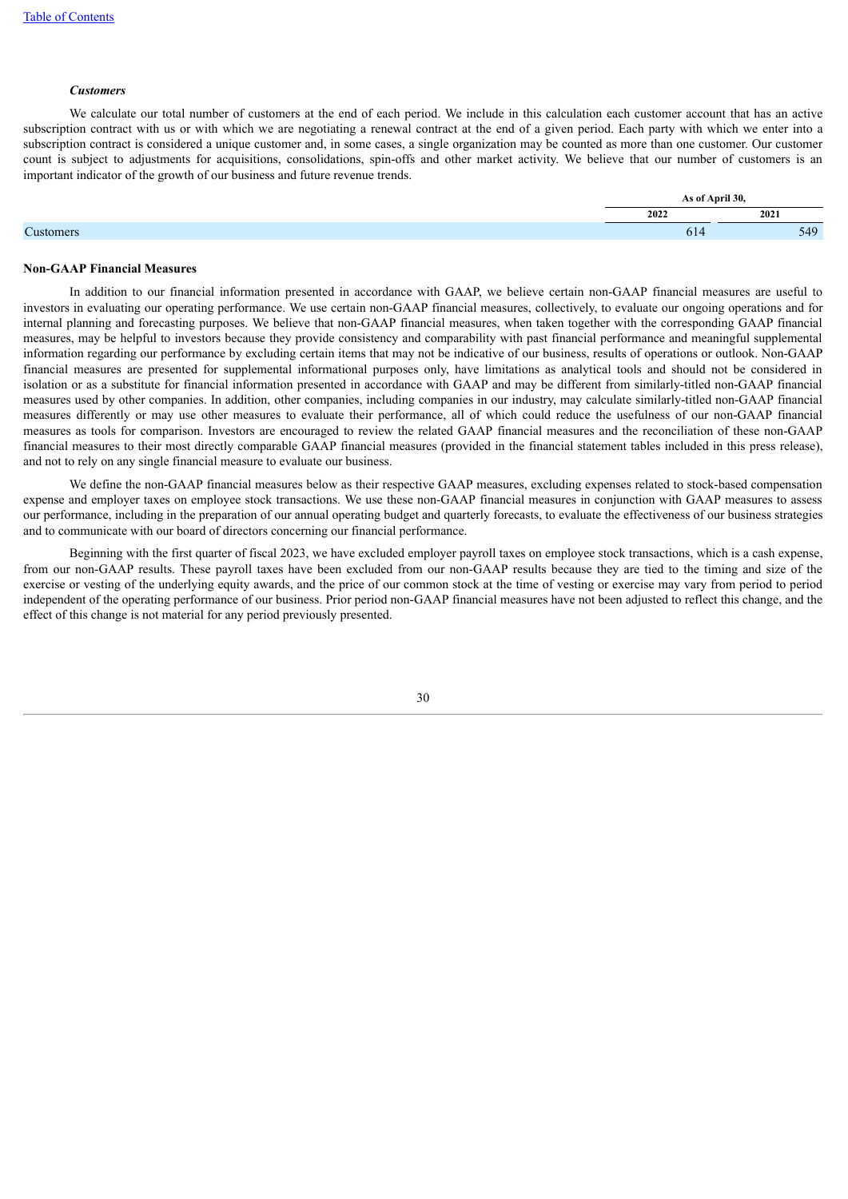***Customers***

We calculate our total number of customers at the end of each period. We include in this calculation each customer account that has an active subscription contract with us or with which we are negotiating a renewal contract at the end of a given period. Each party with which we enter into a subscription contract is considered a unique customer and, in some cases, a single organization may be counted as more than one customer. Our customer count is subject to adjustments for acquisitions, consolidations, spin-offs and other market activity. We believe that our number of customers is an important indicator of the growth of our business and future revenue trends.

| | As of April 30, | |
|---|---|---|
| | 2022 | 2021 |
| Customers | 614 | 549 |

**Non-GAAP Financial Measures**

In addition to our financial information presented in accordance with GAAP, we believe certain non-GAAP financial measures are useful to investors in evaluating our operating performance. We use certain non-GAAP financial measures, collectively, to evaluate our ongoing operations and for internal planning and forecasting purposes. We believe that non-GAAP financial measures, when taken together with the corresponding GAAP financial measures, may be helpful to investors because they provide consistency and comparability with past financial performance and meaningful supplemental information regarding our performance by excluding certain items that may not be indicative of our business, results of operations or outlook. Non-GAAP financial measures are presented for supplemental informational purposes only, have limitations as analytical tools and should not be considered in isolation or as a substitute for financial information presented in accordance with GAAP and may be different from similarly-titled non-GAAP financial measures used by other companies. In addition, other companies, including companies in our industry, may calculate similarly-titled non-GAAP financial measures differently or may use other measures to evaluate their performance, all of which could reduce the usefulness of our non-GAAP financial measures as tools for comparison. Investors are encouraged to review the related GAAP financial measures and the reconciliation of these non-GAAP financial measures to their most directly comparable GAAP financial measures (provided in the financial statement tables included in this press release), and not to rely on any single financial measure to evaluate our business.

We define the non-GAAP financial measures below as their respective GAAP measures, excluding expenses related to stock-based compensation expense and employer taxes on employee stock transactions. We use these non-GAAP financial measures in conjunction with GAAP measures to assess our performance, including in the preparation of our annual operating budget and quarterly forecasts, to evaluate the effectiveness of our business strategies and to communicate with our board of directors concerning our financial performance.

Beginning with the first quarter of fiscal 2023, we have excluded employer payroll taxes on employee stock transactions, which is a cash expense, from our non-GAAP results. These payroll taxes have been excluded from our non-GAAP results because they are tied to the timing and size of the exercise or vesting of the underlying equity awards, and the price of our common stock at the time of vesting or exercise may vary from period to period independent of the operating performance of our business. Prior period non-GAAP financial measures have not been adjusted to reflect this change, and the effect of this change is not material for any period previously presented.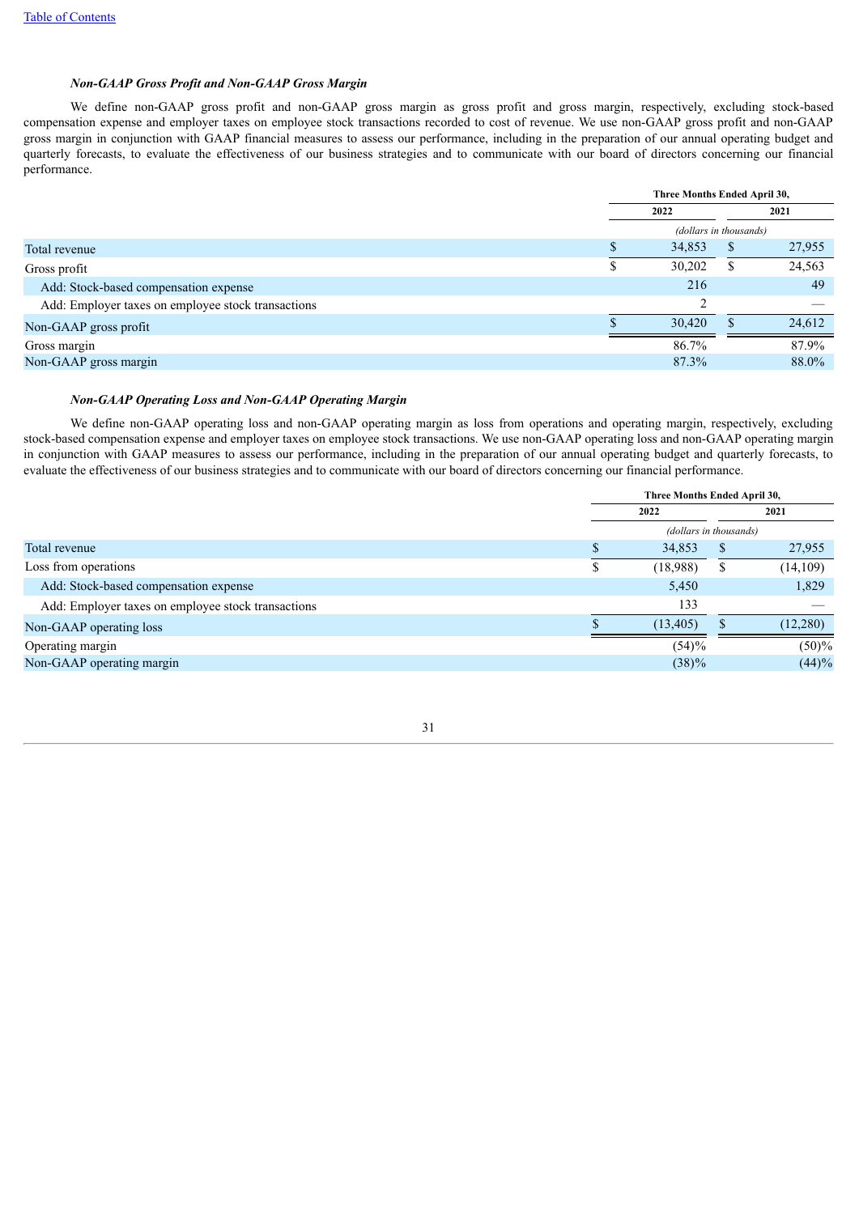### *Non-GAAP Gross Profit and Non-GAAP Gross Margin*

We define non-GAAP gross profit and non-GAAP gross margin as gross profit and gross margin, respectively, excluding stock-based compensation expense and employer taxes on employee stock transactions recorded to cost of revenue. We use non-GAAP gross profit and non-GAAP gross margin in conjunction with GAAP financial measures to assess our performance, including in the preparation of our annual operating budget and quarterly forecasts, to evaluate the effectiveness of our business strategies and to communicate with our board of directors concerning our financial performance.

| | Three Months Ended April 30, | |
|---|---|---|
| | 2022 | 2021 |
| | *(dollars in thousands)* | |
| Total revenue | $ 34,853 | $ 27,955 |
| Gross profit | $ 30,202 | $ 24,563 |
| Add: Stock-based compensation expense | 216 | 49 |
| Add: Employer taxes on employee stock transactions | 2 | — |
| Non-GAAP gross profit | $ 30,420 | $ 24,612 |
| Gross margin | 86.7% | 87.9% |
| Non-GAAP gross margin | 87.3% | 88.0% |

### *Non-GAAP Operating Loss and Non-GAAP Operating Margin*

We define non-GAAP operating loss and non-GAAP operating margin as loss from operations and operating margin, respectively, excluding stock-based compensation expense and employer taxes on employee stock transactions. We use non-GAAP operating loss and non-GAAP operating margin in conjunction with GAAP measures to assess our performance, including in the preparation of our annual operating budget and quarterly forecasts, to evaluate the effectiveness of our business strategies and to communicate with our board of directors concerning our financial performance.

| | Three Months Ended April 30, | |
|---|---|---|
| | 2022 | 2021 |
| | *(dollars in thousands)* | |
| Total revenue | $ 34,853 | $ 27,955 |
| Loss from operations | $ (18,988) | $ (14,109) |
| Add: Stock-based compensation expense | 5,450 | 1,829 |
| Add: Employer taxes on employee stock transactions | 133 | — |
| Non-GAAP operating loss | $ (13,405) | $ (12,280) |
| Operating margin | (54)% | (50)% |
| Non-GAAP operating margin | (38)% | (44)% |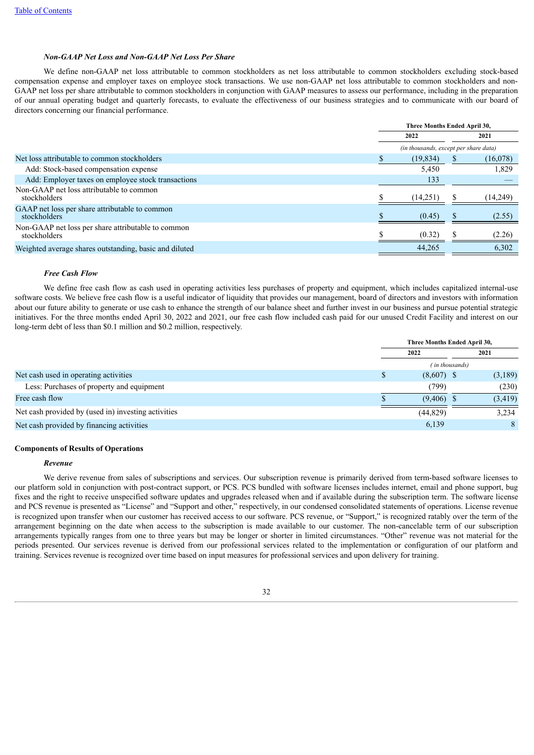### *Non-GAAP Net Loss and Non-GAAP Net Loss Per Share*

We define non-GAAP net loss attributable to common stockholders as net loss attributable to common stockholders excluding stock-based compensation expense and employer taxes on employee stock transactions. We use non-GAAP net loss attributable to common stockholders and non-GAAP net loss per share attributable to common stockholders in conjunction with GAAP measures to assess our performance, including in the preparation of our annual operating budget and quarterly forecasts, to evaluate the effectiveness of our business strategies and to communicate with our board of directors concerning our financial performance.

| | Three Months Ended April 30, | |
|---|---|---|
| | 2022 | 2021 |
| | *(in thousands, except per share data)* | |
| Net loss attributable to common stockholders | $ (19,834) | $ (16,078) |
| Add: Stock-based compensation expense | 5,450 | 1,829 |
| Add: Employer taxes on employee stock transactions | 133 | — |
| Non-GAAP net loss attributable to common stockholders | $ (14,251) | $ (14,249) |
| GAAP net loss per share attributable to common stockholders | $ (0.45) | $ (2.55) |
| Non-GAAP net loss per share attributable to common stockholders | $ (0.32) | $ (2.26) |
| Weighted average shares outstanding, basic and diluted | 44,265 | 6,302 |

### *Free Cash Flow*

We define free cash flow as cash used in operating activities less purchases of property and equipment, which includes capitalized internal-use software costs. We believe free cash flow is a useful indicator of liquidity that provides our management, board of directors and investors with information about our future ability to generate or use cash to enhance the strength of our balance sheet and further invest in our business and pursue potential strategic initiatives. For the three months ended April 30, 2022 and 2021, our free cash flow included cash paid for our unused Credit Facility and interest on our long-term debt of less than $0.1 million and $0.2 million, respectively.

| | Three Months Ended April 30, | |
|---|---|---|
| | 2022 | 2021 |
| | *( in thousands)* | |
| Net cash used in operating activities | $ (8,607) | $ (3,189) |
| Less: Purchases of property and equipment | (799) | (230) |
| Free cash flow | $ (9,406) | $ (3,419) |
| Net cash provided by (used in) investing activities | (44,829) | 3,234 |
| Net cash provided by financing activities | 6,139 | 8 |

## Components of Results of Operations

### *Revenue*

We derive revenue from sales of subscriptions and services. Our subscription revenue is primarily derived from term-based software licenses to our platform sold in conjunction with post-contract support, or PCS. PCS bundled with software licenses includes internet, email and phone support, bug fixes and the right to receive unspecified software updates and upgrades released when and if available during the subscription term. The software license and PCS revenue is presented as "License" and "Support and other," respectively, in our condensed consolidated statements of operations. License revenue is recognized upon transfer when our customer has received access to our software. PCS revenue, or "Support," is recognized ratably over the term of the arrangement beginning on the date when access to the subscription is made available to our customer. The non-cancelable term of our subscription arrangements typically ranges from one to three years but may be longer or shorter in limited circumstances. "Other" revenue was not material for the periods presented. Our services revenue is derived from our professional services related to the implementation or configuration of our platform and training. Services revenue is recognized over time based on input measures for professional services and upon delivery for training.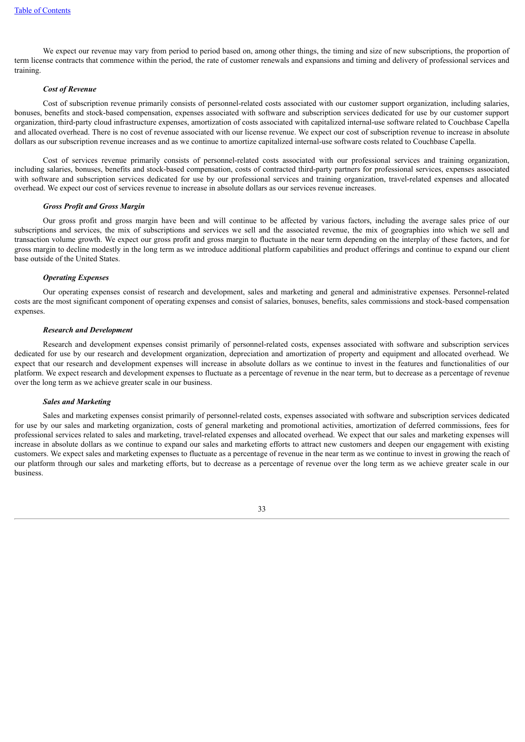We expect our revenue may vary from period to period based on, among other things, the timing and size of new subscriptions, the proportion of term license contracts that commence within the period, the rate of customer renewals and expansions and timing and delivery of professional services and training.

***Cost of Revenue***

Cost of subscription revenue primarily consists of personnel-related costs associated with our customer support organization, including salaries, bonuses, benefits and stock-based compensation, expenses associated with software and subscription services dedicated for use by our customer support organization, third-party cloud infrastructure expenses, amortization of costs associated with capitalized internal-use software related to Couchbase Capella and allocated overhead. There is no cost of revenue associated with our license revenue. We expect our cost of subscription revenue to increase in absolute dollars as our subscription revenue increases and as we continue to amortize capitalized internal-use software costs related to Couchbase Capella.

Cost of services revenue primarily consists of personnel-related costs associated with our professional services and training organization, including salaries, bonuses, benefits and stock-based compensation, costs of contracted third-party partners for professional services, expenses associated with software and subscription services dedicated for use by our professional services and training organization, travel-related expenses and allocated overhead. We expect our cost of services revenue to increase in absolute dollars as our services revenue increases.

***Gross Profit and Gross Margin***

Our gross profit and gross margin have been and will continue to be affected by various factors, including the average sales price of our subscriptions and services, the mix of subscriptions and services we sell and the associated revenue, the mix of geographies into which we sell and transaction volume growth. We expect our gross profit and gross margin to fluctuate in the near term depending on the interplay of these factors, and for gross margin to decline modestly in the long term as we introduce additional platform capabilities and product offerings and continue to expand our client base outside of the United States.

***Operating Expenses***

Our operating expenses consist of research and development, sales and marketing and general and administrative expenses. Personnel-related costs are the most significant component of operating expenses and consist of salaries, bonuses, benefits, sales commissions and stock-based compensation expenses.

***Research and Development***

Research and development expenses consist primarily of personnel-related costs, expenses associated with software and subscription services dedicated for use by our research and development organization, depreciation and amortization of property and equipment and allocated overhead. We expect that our research and development expenses will increase in absolute dollars as we continue to invest in the features and functionalities of our platform. We expect research and development expenses to fluctuate as a percentage of revenue in the near term, but to decrease as a percentage of revenue over the long term as we achieve greater scale in our business.

***Sales and Marketing***

Sales and marketing expenses consist primarily of personnel-related costs, expenses associated with software and subscription services dedicated for use by our sales and marketing organization, costs of general marketing and promotional activities, amortization of deferred commissions, fees for professional services related to sales and marketing, travel-related expenses and allocated overhead. We expect that our sales and marketing expenses will increase in absolute dollars as we continue to expand our sales and marketing efforts to attract new customers and deepen our engagement with existing customers. We expect sales and marketing expenses to fluctuate as a percentage of revenue in the near term as we continue to invest in growing the reach of our platform through our sales and marketing efforts, but to decrease as a percentage of revenue over the long term as we achieve greater scale in our business.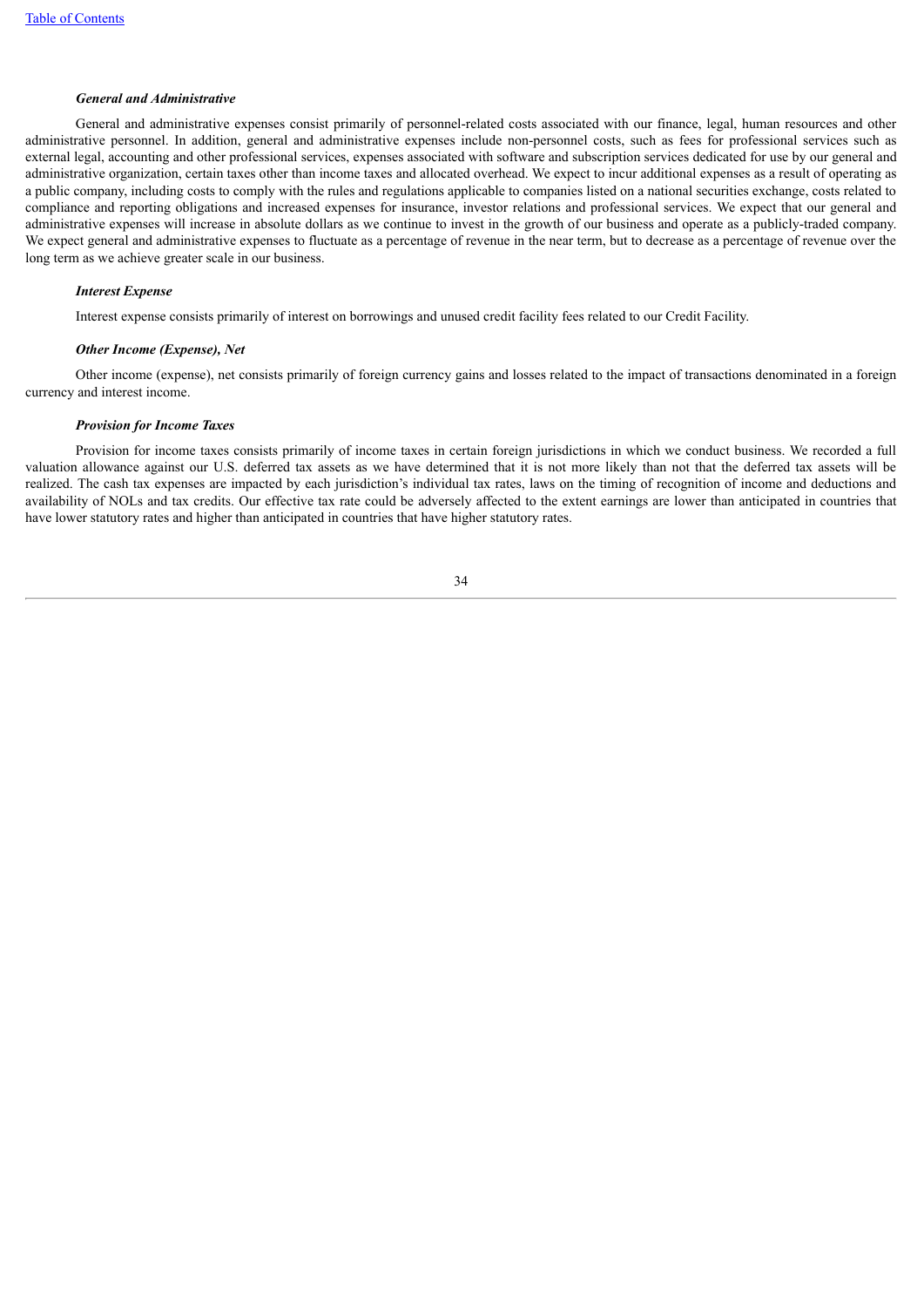#### *General and Administrative*

General and administrative expenses consist primarily of personnel-related costs associated with our finance, legal, human resources and other administrative personnel. In addition, general and administrative expenses include non-personnel costs, such as fees for professional services such as external legal, accounting and other professional services, expenses associated with software and subscription services dedicated for use by our general and administrative organization, certain taxes other than income taxes and allocated overhead. We expect to incur additional expenses as a result of operating as a public company, including costs to comply with the rules and regulations applicable to companies listed on a national securities exchange, costs related to compliance and reporting obligations and increased expenses for insurance, investor relations and professional services. We expect that our general and administrative expenses will increase in absolute dollars as we continue to invest in the growth of our business and operate as a publicly-traded company. We expect general and administrative expenses to fluctuate as a percentage of revenue in the near term, but to decrease as a percentage of revenue over the long term as we achieve greater scale in our business.

#### *Interest Expense*

Interest expense consists primarily of interest on borrowings and unused credit facility fees related to our Credit Facility.

#### *Other Income (Expense), Net*

Other income (expense), net consists primarily of foreign currency gains and losses related to the impact of transactions denominated in a foreign currency and interest income.

#### *Provision for Income Taxes*

Provision for income taxes consists primarily of income taxes in certain foreign jurisdictions in which we conduct business. We recorded a full valuation allowance against our U.S. deferred tax assets as we have determined that it is not more likely than not that the deferred tax assets will be realized. The cash tax expenses are impacted by each jurisdiction's individual tax rates, laws on the timing of recognition of income and deductions and availability of NOLs and tax credits. Our effective tax rate could be adversely affected to the extent earnings are lower than anticipated in countries that have lower statutory rates and higher than anticipated in countries that have higher statutory rates.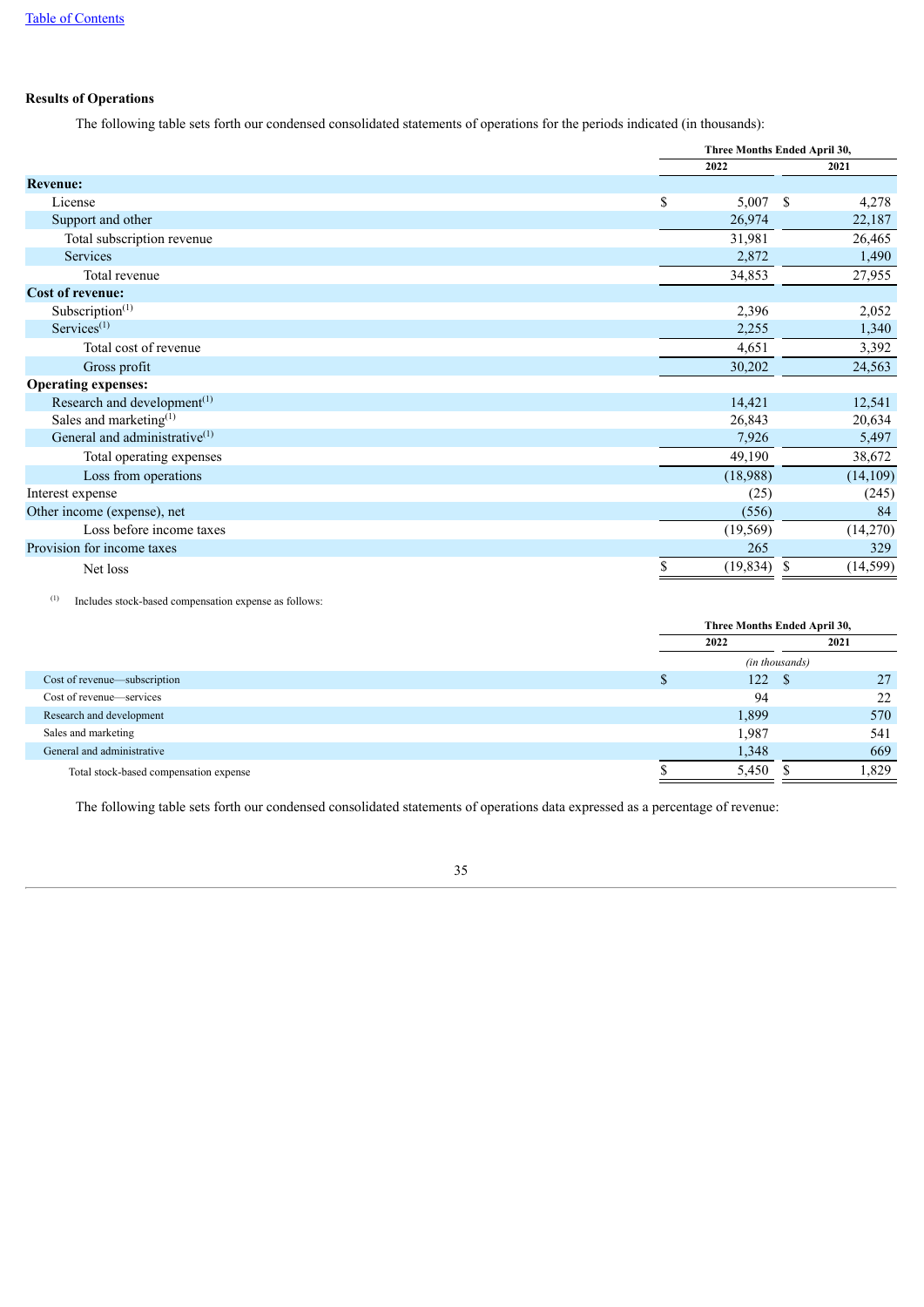Table of Contents

**Results of Operations**

The following table sets forth our condensed consolidated statements of operations for the periods indicated (in thousands):

| | Three Months Ended April 30, | |
|---|---|---|
| | 2022 | 2021 |
| **Revenue:** | | |
| License | $ 5,007 | $ 4,278 |
| Support and other | 26,974 | 22,187 |
| Total subscription revenue | 31,981 | 26,465 |
| Services | 2,872 | 1,490 |
| Total revenue | 34,853 | 27,955 |
| **Cost of revenue:** | | |
| Subscription[(1)] | 2,396 | 2,052 |
| Services[(1)] | 2,255 | 1,340 |
| Total cost of revenue | 4,651 | 3,392 |
| Gross profit | 30,202 | 24,563 |
| **Operating expenses:** | | |
| Research and development[(1)] | 14,421 | 12,541 |
| Sales and marketing[(1)] | 26,843 | 20,634 |
| General and administrative[(1)] | 7,926 | 5,497 |
| Total operating expenses | 49,190 | 38,672 |
| Loss from operations | (18,988) | (14,109) |
| Interest expense | (25) | (245) |
| Other income (expense), net | (556) | 84 |
| Loss before income taxes | (19,569) | (14,270) |
| Provision for income taxes | 265 | 329 |
| Net loss | $ (19,834) | $ (14,599) |

(1) Includes stock-based compensation expense as follows:

| | Three Months Ended April 30, | |
|---|---|---|
| | 2022 | 2021 |
| | *(in thousands)* | |
| Cost of revenue—subscription | $ 122 | $ 27 |
| Cost of revenue—services | 94 | 22 |
| Research and development | 1,899 | 570 |
| Sales and marketing | 1,987 | 541 |
| General and administrative | 1,348 | 669 |
| Total stock-based compensation expense | $ 5,450 | $ 1,829 |

The following table sets forth our condensed consolidated statements of operations data expressed as a percentage of revenue: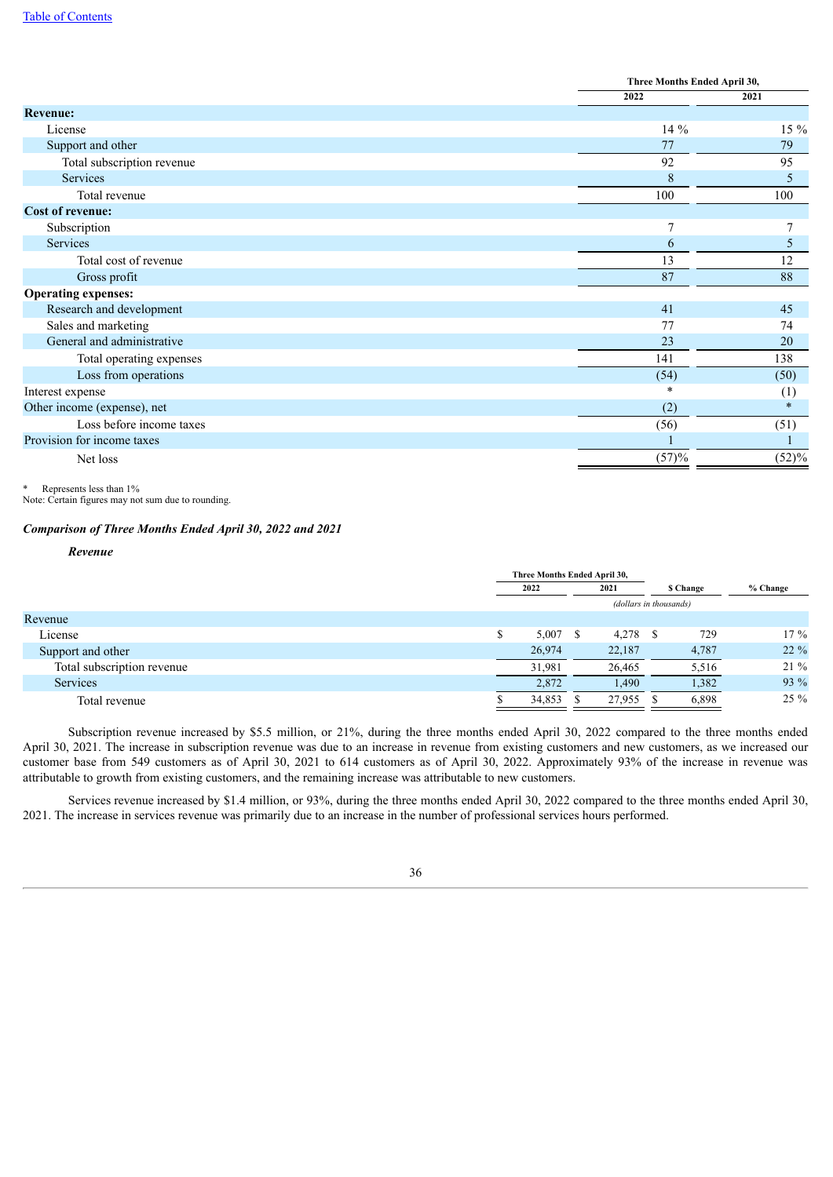| | Three Months Ended April 30, | |
|---|---|---|
| | 2022 | 2021 |
| **Revenue:** | | |
| License | 14 % | 15 % |
| Support and other | 77 | 79 |
| Total subscription revenue | 92 | 95 |
| Services | 8 | 5 |
| Total revenue | 100 | 100 |
| **Cost of revenue:** | | |
| Subscription | 7 | 7 |
| Services | 6 | 5 |
| Total cost of revenue | 13 | 12 |
| Gross profit | 87 | 88 |
| **Operating expenses:** | | |
| Research and development | 41 | 45 |
| Sales and marketing | 77 | 74 |
| General and administrative | 23 | 20 |
| Total operating expenses | 141 | 138 |
| Loss from operations | (54) | (50) |
| Interest expense | * | (1) |
| Other income (expense), net | (2) | * |
| Loss before income taxes | (56) | (51) |
| Provision for income taxes | 1 | 1 |
| Net loss | (57)% | (52)% |

\* Represents less than 1%
Note: Certain figures may not sum due to rounding.

***Comparison of Three Months Ended April 30, 2022 and 2021***

***Revenue***

| | Three Months Ended April 30, | | $ Change | % Change |
|---|---|---|---|---|
| | 2022 | 2021 | | |
| | (dollars in thousands) | | | |
| Revenue | | | | |
| License | $ 5,007 | $ 4,278 | $ 729 | 17 % |
| Support and other | 26,974 | 22,187 | 4,787 | 22 % |
| Total subscription revenue | 31,981 | 26,465 | 5,516 | 21 % |
| Services | 2,872 | 1,490 | 1,382 | 93 % |
| Total revenue | $ 34,853 | $ 27,955 | $ 6,898 | 25 % |

Subscription revenue increased by $5.5 million, or 21%, during the three months ended April 30, 2022 compared to the three months ended April 30, 2021. The increase in subscription revenue was due to an increase in revenue from existing customers and new customers, as we increased our customer base from 549 customers as of April 30, 2021 to 614 customers as of April 30, 2022. Approximately 93% of the increase in revenue was attributable to growth from existing customers, and the remaining increase was attributable to new customers.

Services revenue increased by $1.4 million, or 93%, during the three months ended April 30, 2022 compared to the three months ended April 30, 2021. The increase in services revenue was primarily due to an increase in the number of professional services hours performed.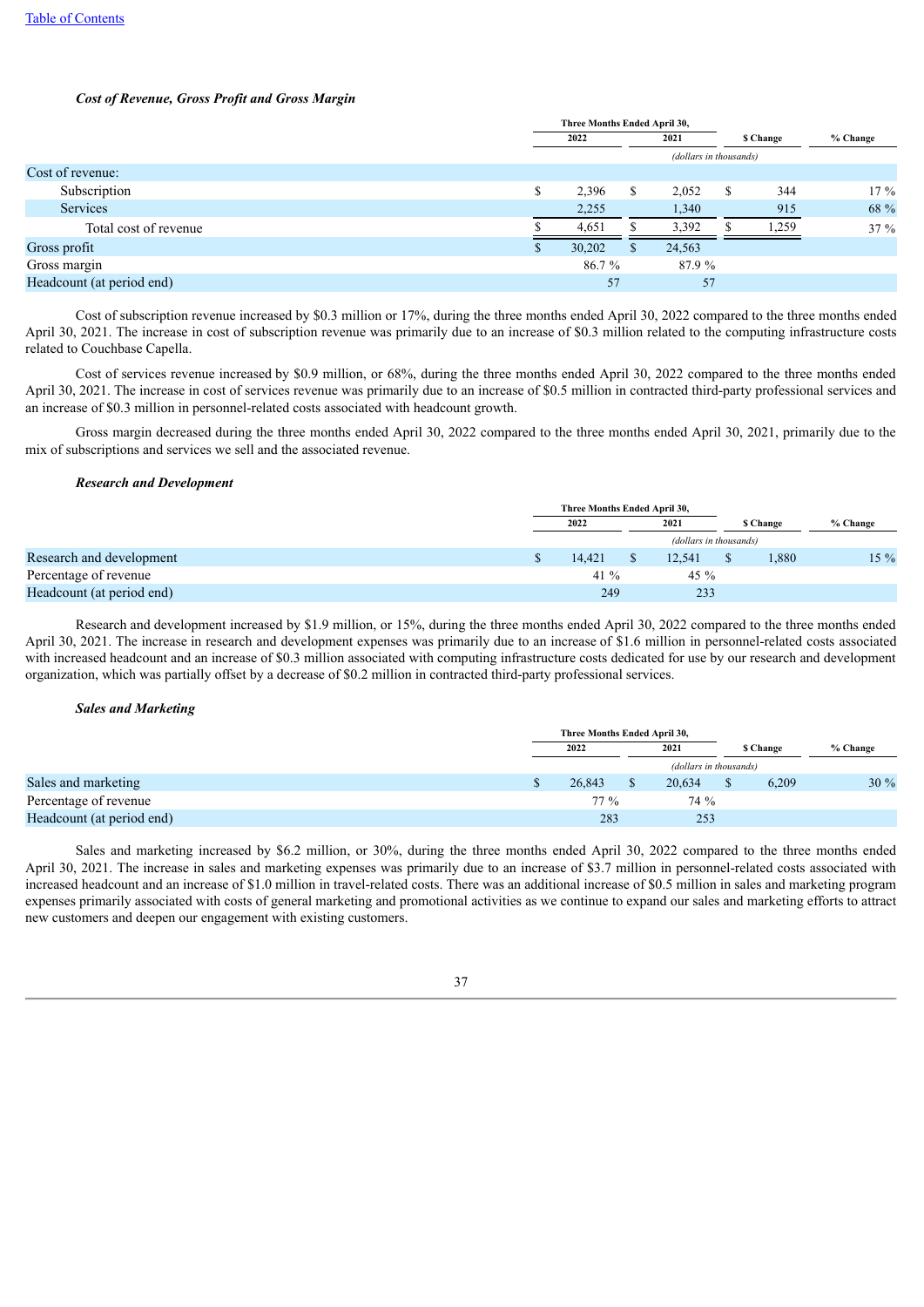### *Cost of Revenue, Gross Profit and Gross Margin*

| | Three Months Ended April 30, | | | |
|---|---|---|---|---|
| | 2022 | 2021 | $ Change | % Change |
| | (dollars in thousands) | | | |
| Cost of revenue: | | | | |
| Subscription | $ 2,396 | $ 2,052 | $ 344 | 17 % |
| Services | 2,255 | 1,340 | 915 | 68 % |
| Total cost of revenue | $ 4,651 | $ 3,392 | $ 1,259 | 37 % |
| Gross profit | $ 30,202 | $ 24,563 | | |
| Gross margin | 86.7 % | 87.9 % | | |
| Headcount (at period end) | 57 | 57 | | |

Cost of subscription revenue increased by $0.3 million or 17%, during the three months ended April 30, 2022 compared to the three months ended April 30, 2021. The increase in cost of subscription revenue was primarily due to an increase of $0.3 million related to the computing infrastructure costs related to Couchbase Capella.

Cost of services revenue increased by $0.9 million, or 68%, during the three months ended April 30, 2022 compared to the three months ended April 30, 2021. The increase in cost of services revenue was primarily due to an increase of $0.5 million in contracted third-party professional services and an increase of $0.3 million in personnel-related costs associated with headcount growth.

Gross margin decreased during the three months ended April 30, 2022 compared to the three months ended April 30, 2021, primarily due to the mix of subscriptions and services we sell and the associated revenue.

### *Research and Development*

| | Three Months Ended April 30, | | | |
|---|---|---|---|---|
| | 2022 | 2021 | $ Change | % Change |
| | (dollars in thousands) | | | |
| Research and development | $ 14,421 | $ 12,541 | $ 1,880 | 15 % |
| Percentage of revenue | 41 % | 45 % | | |
| Headcount (at period end) | 249 | 233 | | |

Research and development increased by $1.9 million, or 15%, during the three months ended April 30, 2022 compared to the three months ended April 30, 2021. The increase in research and development expenses was primarily due to an increase of $1.6 million in personnel-related costs associated with increased headcount and an increase of $0.3 million associated with computing infrastructure costs dedicated for use by our research and development organization, which was partially offset by a decrease of $0.2 million in contracted third-party professional services.

### *Sales and Marketing*

| | Three Months Ended April 30, | | | |
|---|---|---|---|---|
| | 2022 | 2021 | $ Change | % Change |
| | (dollars in thousands) | | | |
| Sales and marketing | $ 26,843 | $ 20,634 | $ 6,209 | 30 % |
| Percentage of revenue | 77 % | 74 % | | |
| Headcount (at period end) | 283 | 253 | | |

Sales and marketing increased by $6.2 million, or 30%, during the three months ended April 30, 2022 compared to the three months ended April 30, 2021. The increase in sales and marketing expenses was primarily due to an increase of $3.7 million in personnel-related costs associated with increased headcount and an increase of $1.0 million in travel-related costs. There was an additional increase of $0.5 million in sales and marketing program expenses primarily associated with costs of general marketing and promotional activities as we continue to expand our sales and marketing efforts to attract new customers and deepen our engagement with existing customers.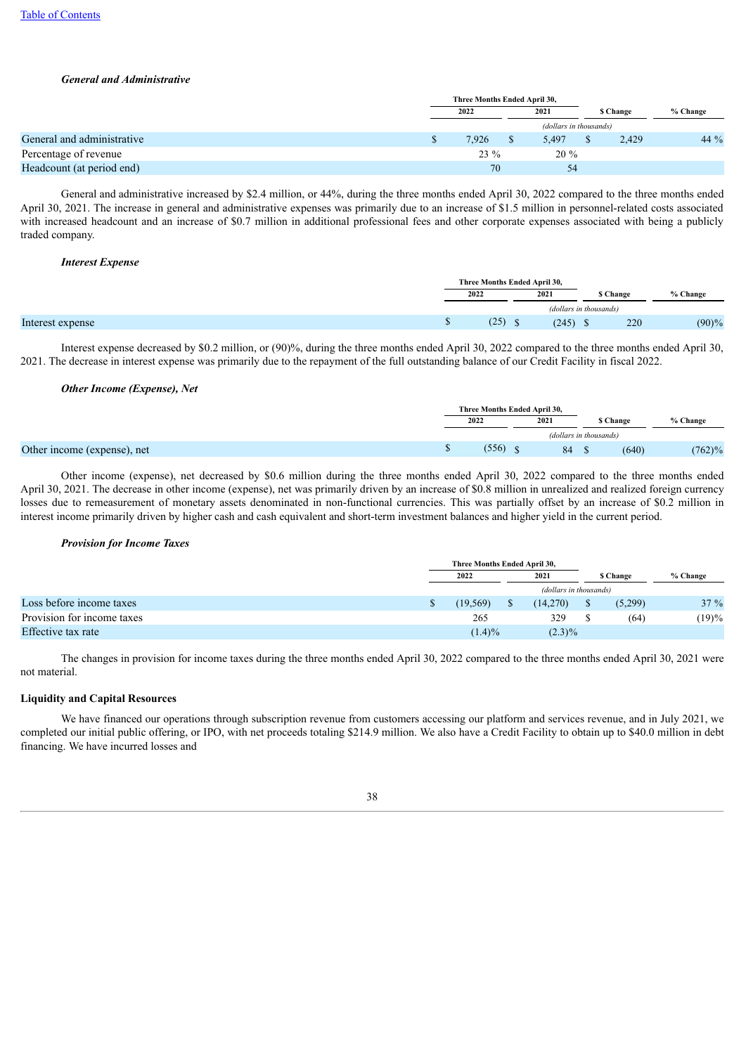Table of Contents

### *General and Administrative*

| | Three Months Ended April 30, | | | |
|---|---|---|---|---|
| | 2022 | 2021 | $ Change | % Change |
| | *(dollars in thousands)* | | | |
| General and administrative | $ 7,926 | $ 5,497 | $ 2,429 | 44 % |
| Percentage of revenue | 23 % | 20 % | | |
| Headcount (at period end) | 70 | 54 | | |

General and administrative increased by $2.4 million, or 44%, during the three months ended April 30, 2022 compared to the three months ended April 30, 2021. The increase in general and administrative expenses was primarily due to an increase of $1.5 million in personnel-related costs associated with increased headcount and an increase of $0.7 million in additional professional fees and other corporate expenses associated with being a publicly traded company.

### *Interest Expense*

| | Three Months Ended April 30, | | | |
|---|---|---|---|---|
| | 2022 | 2021 | $ Change | % Change |
| | *(dollars in thousands)* | | | |
| Interest expense | $ (25) | $ (245) | $ 220 | (90)% |

Interest expense decreased by $0.2 million, or (90)%, during the three months ended April 30, 2022 compared to the three months ended April 30, 2021. The decrease in interest expense was primarily due to the repayment of the full outstanding balance of our Credit Facility in fiscal 2022.

### *Other Income (Expense), Net*

| | Three Months Ended April 30, | | | |
|---|---|---|---|---|
| | 2022 | 2021 | $ Change | % Change |
| | *(dollars in thousands)* | | | |
| Other income (expense), net | $ (556) | $ 84 | $ (640) | (762)% |

Other income (expense), net decreased by $0.6 million during the three months ended April 30, 2022 compared to the three months ended April 30, 2021. The decrease in other income (expense), net was primarily driven by an increase of $0.8 million in unrealized and realized foreign currency losses due to remeasurement of monetary assets denominated in non-functional currencies. This was partially offset by an increase of $0.2 million in interest income primarily driven by higher cash and cash equivalent and short-term investment balances and higher yield in the current period.

### *Provision for Income Taxes*

| | Three Months Ended April 30, | | | |
|---|---|---|---|---|
| | 2022 | 2021 | $ Change | % Change |
| | *(dollars in thousands)* | | | |
| Loss before income taxes | $ (19,569) | $ (14,270) | $ (5,299) | 37 % |
| Provision for income taxes | 265 | 329 | $ (64) | (19)% |
| Effective tax rate | (1.4)% | (2.3)% | | |

The changes in provision for income taxes during the three months ended April 30, 2022 compared to the three months ended April 30, 2021 were not material.

## Liquidity and Capital Resources

We have financed our operations through subscription revenue from customers accessing our platform and services revenue, and in July 2021, we completed our initial public offering, or IPO, with net proceeds totaling $214.9 million. We also have a Credit Facility to obtain up to $40.0 million in debt financing. We have incurred losses and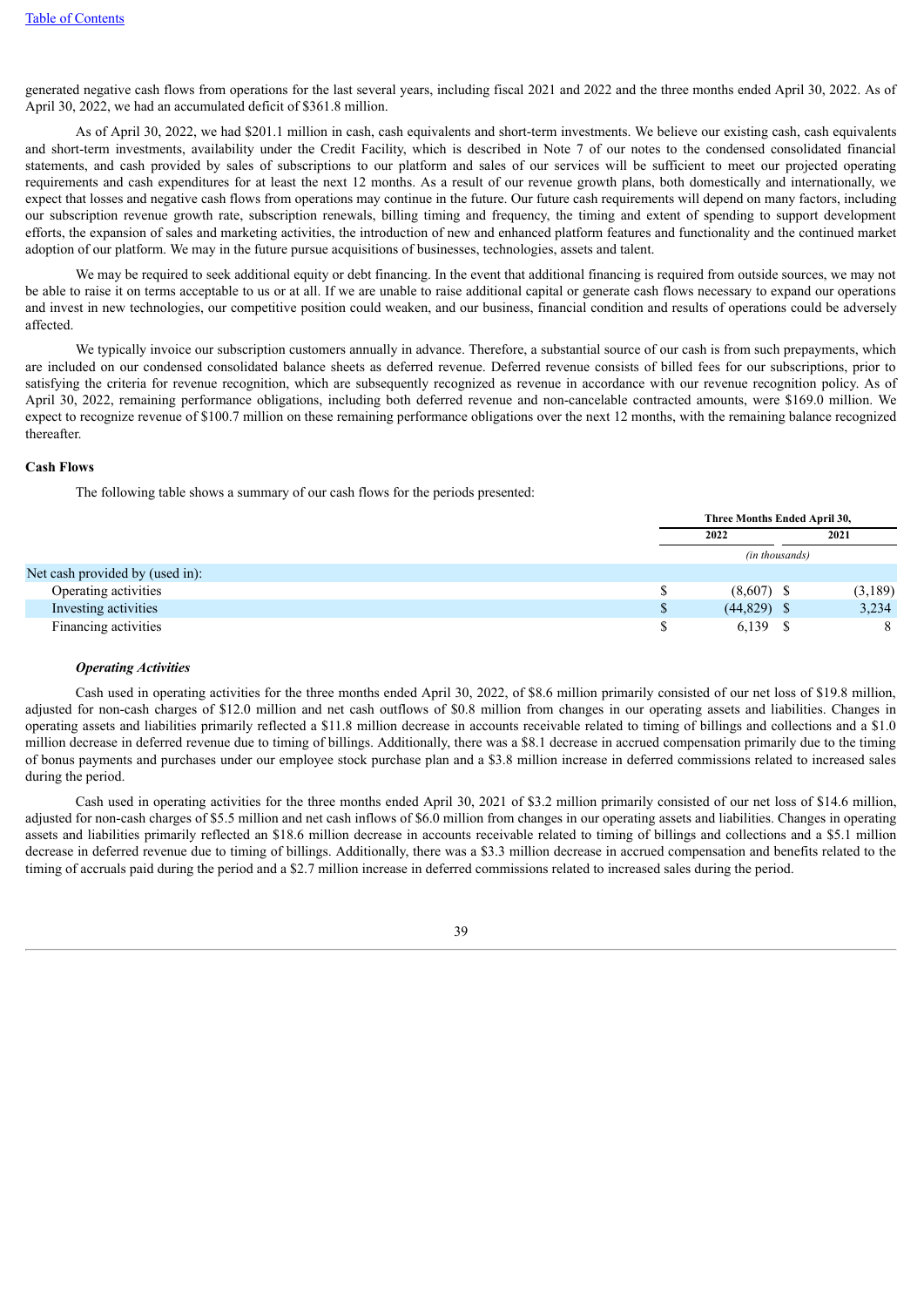generated negative cash flows from operations for the last several years, including fiscal 2021 and 2022 and the three months ended April 30, 2022. As of April 30, 2022, we had an accumulated deficit of $361.8 million.

As of April 30, 2022, we had $201.1 million in cash, cash equivalents and short-term investments. We believe our existing cash, cash equivalents and short-term investments, availability under the Credit Facility, which is described in Note 7 of our notes to the condensed consolidated financial statements, and cash provided by sales of subscriptions to our platform and sales of our services will be sufficient to meet our projected operating requirements and cash expenditures for at least the next 12 months. As a result of our revenue growth plans, both domestically and internationally, we expect that losses and negative cash flows from operations may continue in the future. Our future cash requirements will depend on many factors, including our subscription revenue growth rate, subscription renewals, billing timing and frequency, the timing and extent of spending to support development efforts, the expansion of sales and marketing activities, the introduction of new and enhanced platform features and functionality and the continued market adoption of our platform. We may in the future pursue acquisitions of businesses, technologies, assets and talent.

We may be required to seek additional equity or debt financing. In the event that additional financing is required from outside sources, we may not be able to raise it on terms acceptable to us or at all. If we are unable to raise additional capital or generate cash flows necessary to expand our operations and invest in new technologies, our competitive position could weaken, and our business, financial condition and results of operations could be adversely affected.

We typically invoice our subscription customers annually in advance. Therefore, a substantial source of our cash is from such prepayments, which are included on our condensed consolidated balance sheets as deferred revenue. Deferred revenue consists of billed fees for our subscriptions, prior to satisfying the criteria for revenue recognition, which are subsequently recognized as revenue in accordance with our revenue recognition policy. As of April 30, 2022, remaining performance obligations, including both deferred revenue and non-cancelable contracted amounts, were $169.0 million. We expect to recognize revenue of $100.7 million on these remaining performance obligations over the next 12 months, with the remaining balance recognized thereafter.

**Cash Flows**

The following table shows a summary of our cash flows for the periods presented:

| | Three Months Ended April 30, | |
|---|---|---|
| | 2022 | 2021 |
| | *(in thousands)* | |
| Net cash provided by (used in): | | |
| Operating activities | $ (8,607) | $ (3,189) |
| Investing activities | $ (44,829) | $ 3,234 |
| Financing activities | $ 6,139 | $ 8 |

***Operating Activities***

Cash used in operating activities for the three months ended April 30, 2022, of $8.6 million primarily consisted of our net loss of $19.8 million, adjusted for non-cash charges of $12.0 million and net cash outflows of $0.8 million from changes in our operating assets and liabilities. Changes in operating assets and liabilities primarily reflected a $11.8 million decrease in accounts receivable related to timing of billings and collections and a $1.0 million decrease in deferred revenue due to timing of billings. Additionally, there was a $8.1 decrease in accrued compensation primarily due to the timing of bonus payments and purchases under our employee stock purchase plan and a $3.8 million increase in deferred commissions related to increased sales during the period.

Cash used in operating activities for the three months ended April 30, 2021 of $3.2 million primarily consisted of our net loss of $14.6 million, adjusted for non-cash charges of $5.5 million and net cash inflows of $6.0 million from changes in our operating assets and liabilities. Changes in operating assets and liabilities primarily reflected an $18.6 million decrease in accounts receivable related to timing of billings and collections and a $5.1 million decrease in deferred revenue due to timing of billings. Additionally, there was a $3.3 million decrease in accrued compensation and benefits related to the timing of accruals paid during the period and a $2.7 million increase in deferred commissions related to increased sales during the period.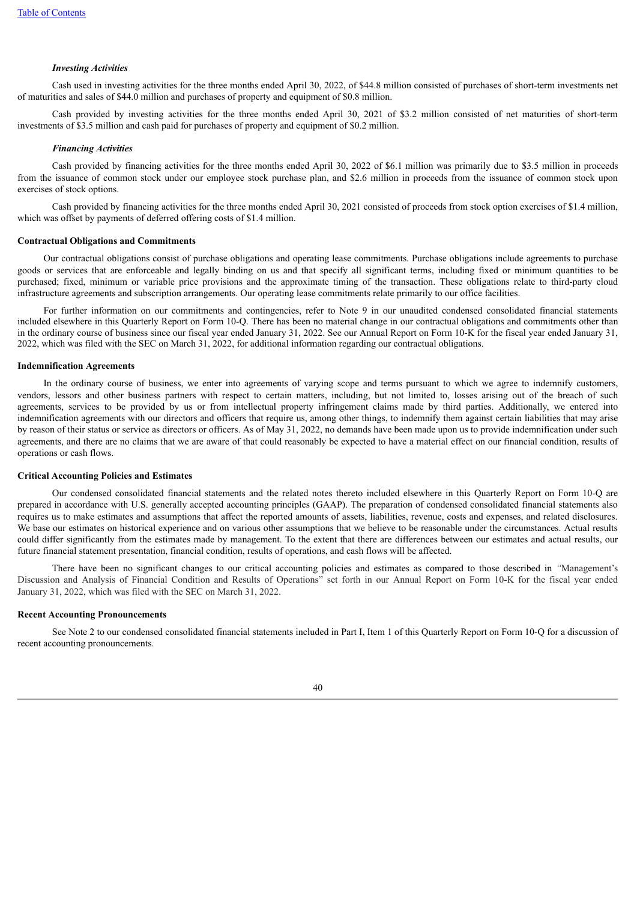*Investing Activities*

Cash used in investing activities for the three months ended April 30, 2022, of $44.8 million consisted of purchases of short-term investments net of maturities and sales of $44.0 million and purchases of property and equipment of $0.8 million.

Cash provided by investing activities for the three months ended April 30, 2021 of $3.2 million consisted of net maturities of short-term investments of $3.5 million and cash paid for purchases of property and equipment of $0.2 million.

*Financing Activities*

Cash provided by financing activities for the three months ended April 30, 2022 of $6.1 million was primarily due to $3.5 million in proceeds from the issuance of common stock under our employee stock purchase plan, and $2.6 million in proceeds from the issuance of common stock upon exercises of stock options.

Cash provided by financing activities for the three months ended April 30, 2021 consisted of proceeds from stock option exercises of $1.4 million, which was offset by payments of deferred offering costs of $1.4 million.

**Contractual Obligations and Commitments**

Our contractual obligations consist of purchase obligations and operating lease commitments. Purchase obligations include agreements to purchase goods or services that are enforceable and legally binding on us and that specify all significant terms, including fixed or minimum quantities to be purchased; fixed, minimum or variable price provisions and the approximate timing of the transaction. These obligations relate to third-party cloud infrastructure agreements and subscription arrangements. Our operating lease commitments relate primarily to our office facilities.

For further information on our commitments and contingencies, refer to Note 9 in our unaudited condensed consolidated financial statements included elsewhere in this Quarterly Report on Form 10-Q. There has been no material change in our contractual obligations and commitments other than in the ordinary course of business since our fiscal year ended January 31, 2022. See our Annual Report on Form 10-K for the fiscal year ended January 31, 2022, which was filed with the SEC on March 31, 2022, for additional information regarding our contractual obligations.

**Indemnification Agreements**

In the ordinary course of business, we enter into agreements of varying scope and terms pursuant to which we agree to indemnify customers, vendors, lessors and other business partners with respect to certain matters, including, but not limited to, losses arising out of the breach of such agreements, services to be provided by us or from intellectual property infringement claims made by third parties. Additionally, we entered into indemnification agreements with our directors and officers that require us, among other things, to indemnify them against certain liabilities that may arise by reason of their status or service as directors or officers. As of May 31, 2022, no demands have been made upon us to provide indemnification under such agreements, and there are no claims that we are aware of that could reasonably be expected to have a material effect on our financial condition, results of operations or cash flows.

**Critical Accounting Policies and Estimates**

Our condensed consolidated financial statements and the related notes thereto included elsewhere in this Quarterly Report on Form 10-Q are prepared in accordance with U.S. generally accepted accounting principles (GAAP). The preparation of condensed consolidated financial statements also requires us to make estimates and assumptions that affect the reported amounts of assets, liabilities, revenue, costs and expenses, and related disclosures. We base our estimates on historical experience and on various other assumptions that we believe to be reasonable under the circumstances. Actual results could differ significantly from the estimates made by management. To the extent that there are differences between our estimates and actual results, our future financial statement presentation, financial condition, results of operations, and cash flows will be affected.

There have been no significant changes to our critical accounting policies and estimates as compared to those described in "Management's Discussion and Analysis of Financial Condition and Results of Operations" set forth in our Annual Report on Form 10-K for the fiscal year ended January 31, 2022, which was filed with the SEC on March 31, 2022.

**Recent Accounting Pronouncements**

See Note 2 to our condensed consolidated financial statements included in Part I, Item 1 of this Quarterly Report on Form 10-Q for a discussion of recent accounting pronouncements.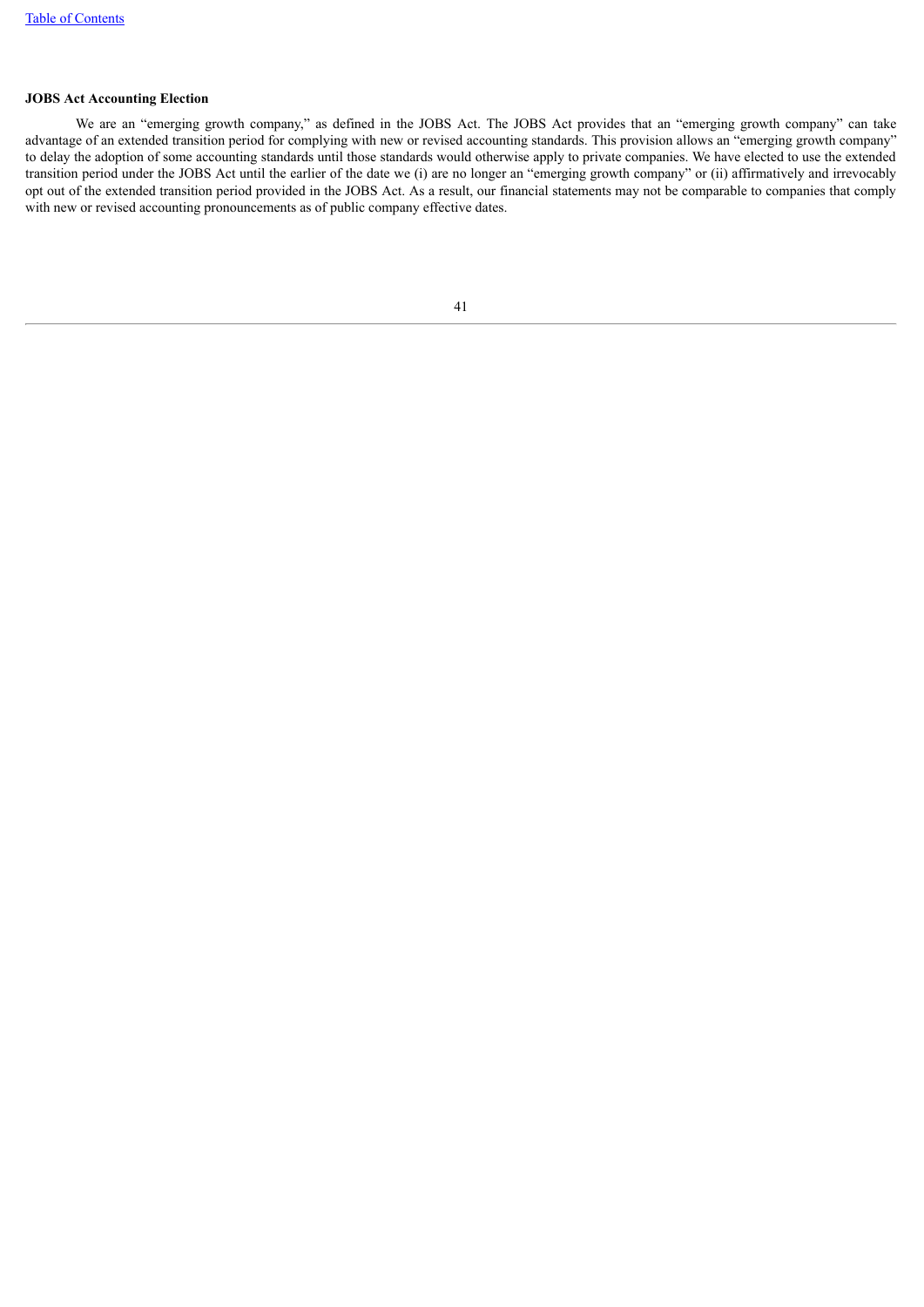**JOBS Act Accounting Election**

We are an "emerging growth company," as defined in the JOBS Act. The JOBS Act provides that an "emerging growth company" can take advantage of an extended transition period for complying with new or revised accounting standards. This provision allows an "emerging growth company" to delay the adoption of some accounting standards until those standards would otherwise apply to private companies. We have elected to use the extended transition period under the JOBS Act until the earlier of the date we (i) are no longer an "emerging growth company" or (ii) affirmatively and irrevocably opt out of the extended transition period provided in the JOBS Act. As a result, our financial statements may not be comparable to companies that comply with new or revised accounting pronouncements as of public company effective dates.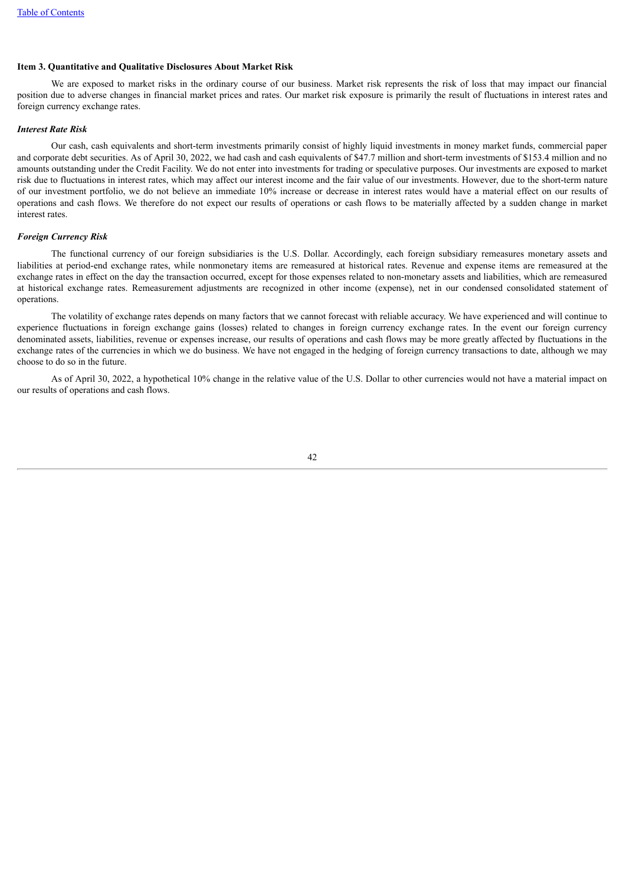**Item 3. Quantitative and Qualitative Disclosures About Market Risk**

We are exposed to market risks in the ordinary course of our business. Market risk represents the risk of loss that may impact our financial position due to adverse changes in financial market prices and rates. Our market risk exposure is primarily the result of fluctuations in interest rates and foreign currency exchange rates.

***Interest Rate Risk***

Our cash, cash equivalents and short-term investments primarily consist of highly liquid investments in money market funds, commercial paper and corporate debt securities. As of April 30, 2022, we had cash and cash equivalents of $47.7 million and short-term investments of $153.4 million and no amounts outstanding under the Credit Facility. We do not enter into investments for trading or speculative purposes. Our investments are exposed to market risk due to fluctuations in interest rates, which may affect our interest income and the fair value of our investments. However, due to the short-term nature of our investment portfolio, we do not believe an immediate 10% increase or decrease in interest rates would have a material effect on our results of operations and cash flows. We therefore do not expect our results of operations or cash flows to be materially affected by a sudden change in market interest rates.

***Foreign Currency Risk***

The functional currency of our foreign subsidiaries is the U.S. Dollar. Accordingly, each foreign subsidiary remeasures monetary assets and liabilities at period-end exchange rates, while nonmonetary items are remeasured at historical rates. Revenue and expense items are remeasured at the exchange rates in effect on the day the transaction occurred, except for those expenses related to non-monetary assets and liabilities, which are remeasured at historical exchange rates. Remeasurement adjustments are recognized in other income (expense), net in our condensed consolidated statement of operations.

The volatility of exchange rates depends on many factors that we cannot forecast with reliable accuracy. We have experienced and will continue to experience fluctuations in foreign exchange gains (losses) related to changes in foreign currency exchange rates. In the event our foreign currency denominated assets, liabilities, revenue or expenses increase, our results of operations and cash flows may be more greatly affected by fluctuations in the exchange rates of the currencies in which we do business. We have not engaged in the hedging of foreign currency transactions to date, although we may choose to do so in the future.

As of April 30, 2022, a hypothetical 10% change in the relative value of the U.S. Dollar to other currencies would not have a material impact on our results of operations and cash flows.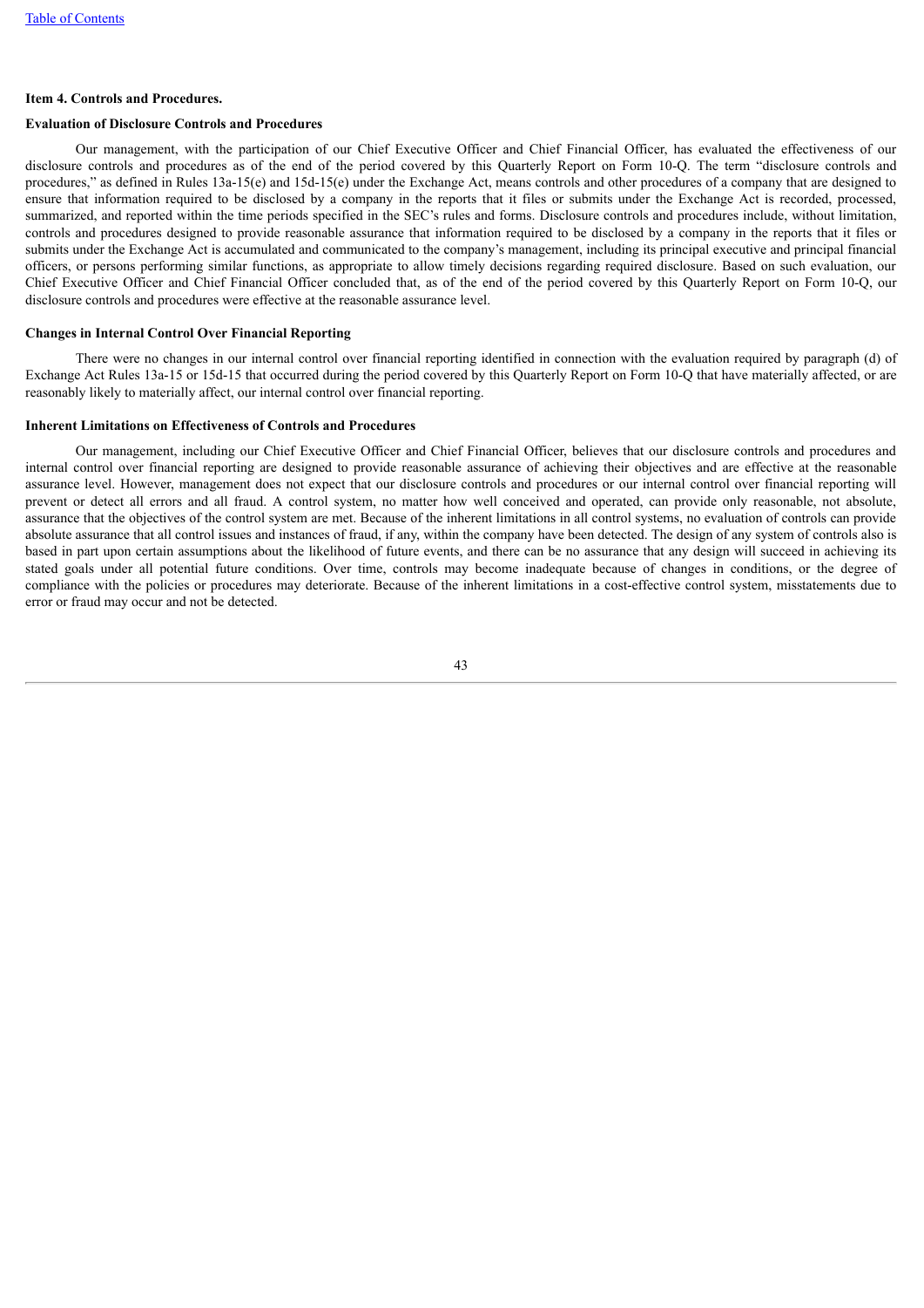### Item 4. Controls and Procedures.

**Evaluation of Disclosure Controls and Procedures**

Our management, with the participation of our Chief Executive Officer and Chief Financial Officer, has evaluated the effectiveness of our disclosure controls and procedures as of the end of the period covered by this Quarterly Report on Form 10-Q. The term "disclosure controls and procedures," as defined in Rules 13a-15(e) and 15d-15(e) under the Exchange Act, means controls and other procedures of a company that are designed to ensure that information required to be disclosed by a company in the reports that it files or submits under the Exchange Act is recorded, processed, summarized, and reported within the time periods specified in the SEC's rules and forms. Disclosure controls and procedures include, without limitation, controls and procedures designed to provide reasonable assurance that information required to be disclosed by a company in the reports that it files or submits under the Exchange Act is accumulated and communicated to the company's management, including its principal executive and principal financial officers, or persons performing similar functions, as appropriate to allow timely decisions regarding required disclosure. Based on such evaluation, our Chief Executive Officer and Chief Financial Officer concluded that, as of the end of the period covered by this Quarterly Report on Form 10-Q, our disclosure controls and procedures were effective at the reasonable assurance level.

**Changes in Internal Control Over Financial Reporting**

There were no changes in our internal control over financial reporting identified in connection with the evaluation required by paragraph (d) of Exchange Act Rules 13a-15 or 15d-15 that occurred during the period covered by this Quarterly Report on Form 10-Q that have materially affected, or are reasonably likely to materially affect, our internal control over financial reporting.

**Inherent Limitations on Effectiveness of Controls and Procedures**

Our management, including our Chief Executive Officer and Chief Financial Officer, believes that our disclosure controls and procedures and internal control over financial reporting are designed to provide reasonable assurance of achieving their objectives and are effective at the reasonable assurance level. However, management does not expect that our disclosure controls and procedures or our internal control over financial reporting will prevent or detect all errors and all fraud. A control system, no matter how well conceived and operated, can provide only reasonable, not absolute, assurance that the objectives of the control system are met. Because of the inherent limitations in all control systems, no evaluation of controls can provide absolute assurance that all control issues and instances of fraud, if any, within the company have been detected. The design of any system of controls also is based in part upon certain assumptions about the likelihood of future events, and there can be no assurance that any design will succeed in achieving its stated goals under all potential future conditions. Over time, controls may become inadequate because of changes in conditions, or the degree of compliance with the policies or procedures may deteriorate. Because of the inherent limitations in a cost-effective control system, misstatements due to error or fraud may occur and not be detected.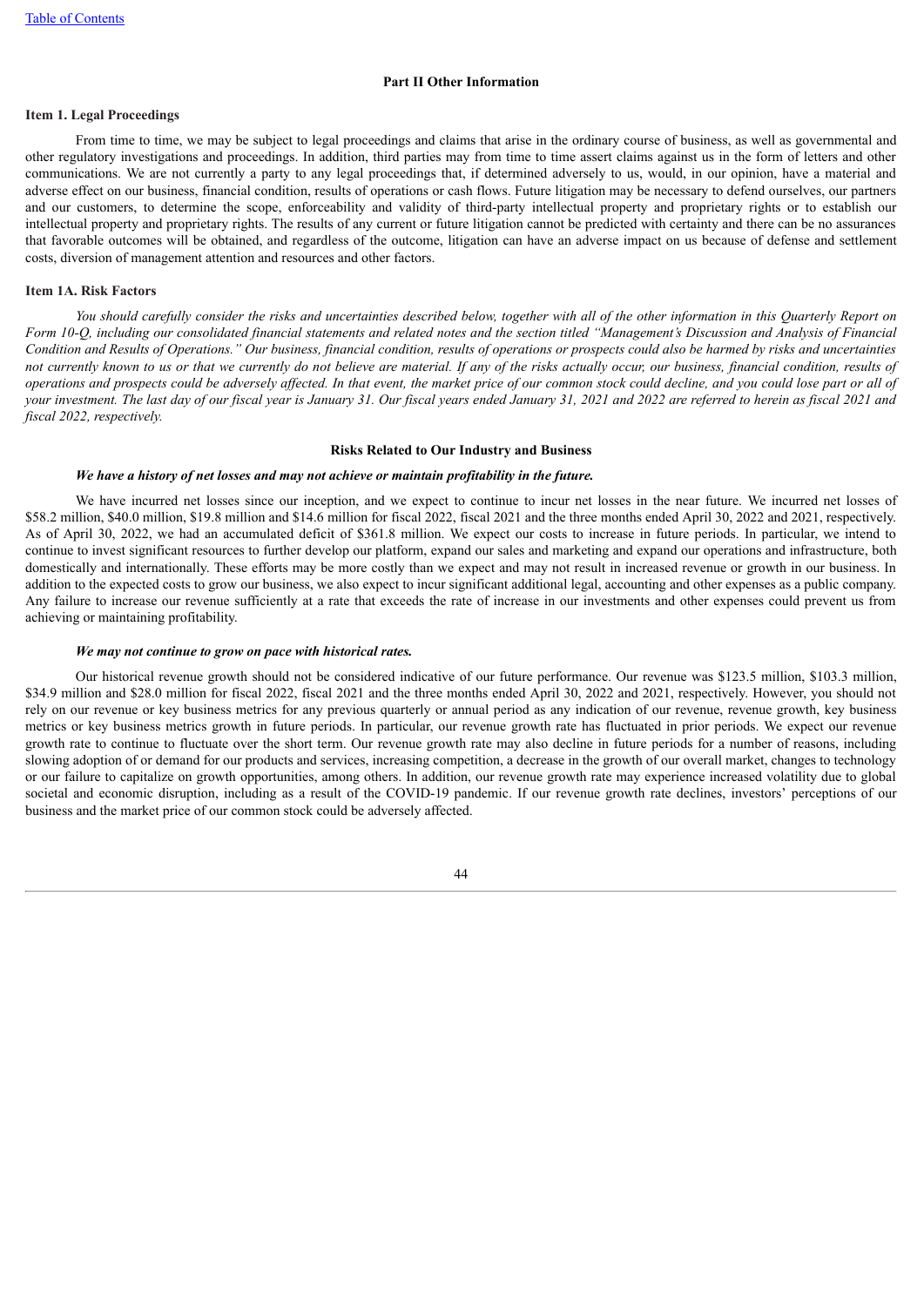## Part II Other Information

### Item 1. Legal Proceedings

From time to time, we may be subject to legal proceedings and claims that arise in the ordinary course of business, as well as governmental and other regulatory investigations and proceedings. In addition, third parties may from time to time assert claims against us in the form of letters and other communications. We are not currently a party to any legal proceedings that, if determined adversely to us, would, in our opinion, have a material and adverse effect on our business, financial condition, results of operations or cash flows. Future litigation may be necessary to defend ourselves, our partners and our customers, to determine the scope, enforceability and validity of third-party intellectual property and proprietary rights or to establish our intellectual property and proprietary rights. The results of any current or future litigation cannot be predicted with certainty and there can be no assurances that favorable outcomes will be obtained, and regardless of the outcome, litigation can have an adverse impact on us because of defense and settlement costs, diversion of management attention and resources and other factors.

### Item 1A. Risk Factors

*You should carefully consider the risks and uncertainties described below, together with all of the other information in this Quarterly Report on Form 10-Q, including our consolidated financial statements and related notes and the section titled "Management's Discussion and Analysis of Financial Condition and Results of Operations." Our business, financial condition, results of operations or prospects could also be harmed by risks and uncertainties not currently known to us or that we currently do not believe are material. If any of the risks actually occur, our business, financial condition, results of operations and prospects could be adversely affected. In that event, the market price of our common stock could decline, and you could lose part or all of your investment. The last day of our fiscal year is January 31. Our fiscal years ended January 31, 2021 and 2022 are referred to herein as fiscal 2021 and fiscal 2022, respectively.*

#### Risks Related to Our Industry and Business

***We have a history of net losses and may not achieve or maintain profitability in the future.***

We have incurred net losses since our inception, and we expect to continue to incur net losses in the near future. We incurred net losses of \$58.2 million, \$40.0 million, \$19.8 million and \$14.6 million for fiscal 2022, fiscal 2021 and the three months ended April 30, 2022 and 2021, respectively. As of April 30, 2022, we had an accumulated deficit of \$361.8 million. We expect our costs to increase in future periods. In particular, we intend to continue to invest significant resources to further develop our platform, expand our sales and marketing and expand our operations and infrastructure, both domestically and internationally. These efforts may be more costly than we expect and may not result in increased revenue or growth in our business. In addition to the expected costs to grow our business, we also expect to incur significant additional legal, accounting and other expenses as a public company. Any failure to increase our revenue sufficiently at a rate that exceeds the rate of increase in our investments and other expenses could prevent us from achieving or maintaining profitability.

***We may not continue to grow on pace with historical rates.***

Our historical revenue growth should not be considered indicative of our future performance. Our revenue was \$123.5 million, \$103.3 million, \$34.9 million and \$28.0 million for fiscal 2022, fiscal 2021 and the three months ended April 30, 2022 and 2021, respectively. However, you should not rely on our revenue or key business metrics for any previous quarterly or annual period as any indication of our revenue, revenue growth, key business metrics or key business metrics growth in future periods. In particular, our revenue growth rate has fluctuated in prior periods. We expect our revenue growth rate to continue to fluctuate over the short term. Our revenue growth rate may also decline in future periods for a number of reasons, including slowing adoption of or demand for our products and services, increasing competition, a decrease in the growth of our overall market, changes to technology or our failure to capitalize on growth opportunities, among others. In addition, our revenue growth rate may experience increased volatility due to global societal and economic disruption, including as a result of the COVID-19 pandemic. If our revenue growth rate declines, investors' perceptions of our business and the market price of our common stock could be adversely affected.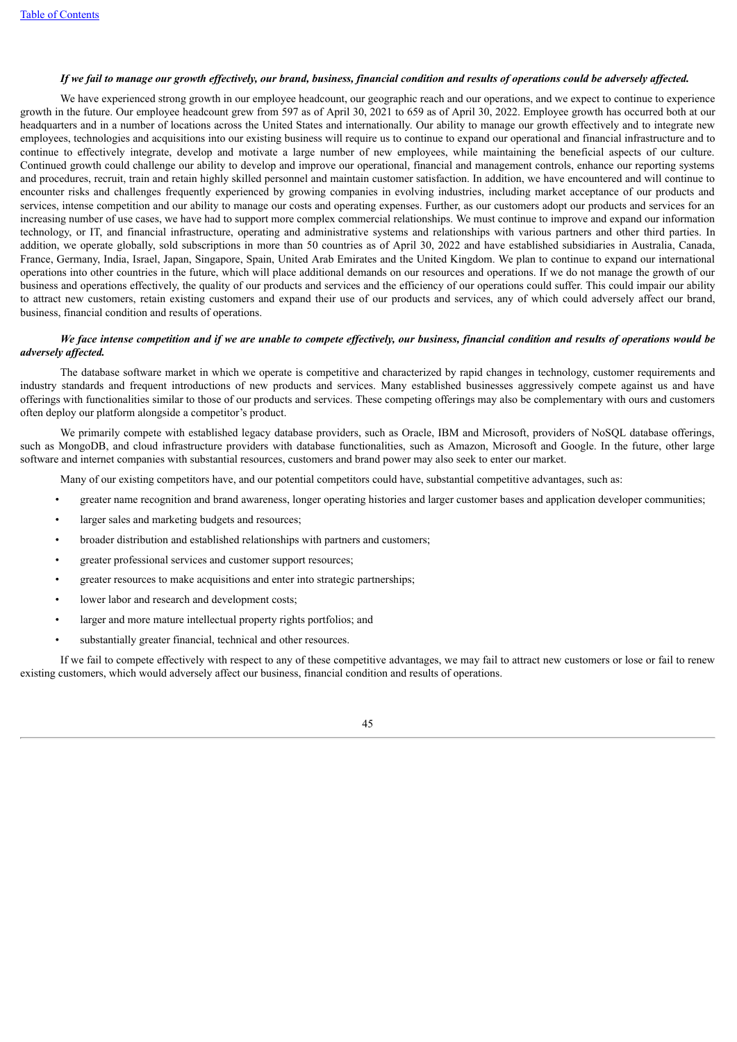***If we fail to manage our growth effectively, our brand, business, financial condition and results of operations could be adversely affected.***

We have experienced strong growth in our employee headcount, our geographic reach and our operations, and we expect to continue to experience growth in the future. Our employee headcount grew from 597 as of April 30, 2021 to 659 as of April 30, 2022. Employee growth has occurred both at our headquarters and in a number of locations across the United States and internationally. Our ability to manage our growth effectively and to integrate new employees, technologies and acquisitions into our existing business will require us to continue to expand our operational and financial infrastructure and to continue to effectively integrate, develop and motivate a large number of new employees, while maintaining the beneficial aspects of our culture. Continued growth could challenge our ability to develop and improve our operational, financial and management controls, enhance our reporting systems and procedures, recruit, train and retain highly skilled personnel and maintain customer satisfaction. In addition, we have encountered and will continue to encounter risks and challenges frequently experienced by growing companies in evolving industries, including market acceptance of our products and services, intense competition and our ability to manage our costs and operating expenses. Further, as our customers adopt our products and services for an increasing number of use cases, we have had to support more complex commercial relationships. We must continue to improve and expand our information technology, or IT, and financial infrastructure, operating and administrative systems and relationships with various partners and other third parties. In addition, we operate globally, sold subscriptions in more than 50 countries as of April 30, 2022 and have established subsidiaries in Australia, Canada, France, Germany, India, Israel, Japan, Singapore, Spain, United Arab Emirates and the United Kingdom. We plan to continue to expand our international operations into other countries in the future, which will place additional demands on our resources and operations. If we do not manage the growth of our business and operations effectively, the quality of our products and services and the efficiency of our operations could suffer. This could impair our ability to attract new customers, retain existing customers and expand their use of our products and services, any of which could adversely affect our brand, business, financial condition and results of operations.

***We face intense competition and if we are unable to compete effectively, our business, financial condition and results of operations would be adversely affected.***

The database software market in which we operate is competitive and characterized by rapid changes in technology, customer requirements and industry standards and frequent introductions of new products and services. Many established businesses aggressively compete against us and have offerings with functionalities similar to those of our products and services. These competing offerings may also be complementary with ours and customers often deploy our platform alongside a competitor's product.

We primarily compete with established legacy database providers, such as Oracle, IBM and Microsoft, providers of NoSQL database offerings, such as MongoDB, and cloud infrastructure providers with database functionalities, such as Amazon, Microsoft and Google. In the future, other large software and internet companies with substantial resources, customers and brand power may also seek to enter our market.

Many of our existing competitors have, and our potential competitors could have, substantial competitive advantages, such as:

- greater name recognition and brand awareness, longer operating histories and larger customer bases and application developer communities;
- larger sales and marketing budgets and resources;
- broader distribution and established relationships with partners and customers;
- greater professional services and customer support resources;
- greater resources to make acquisitions and enter into strategic partnerships;
- lower labor and research and development costs;
- larger and more mature intellectual property rights portfolios; and
- substantially greater financial, technical and other resources.

If we fail to compete effectively with respect to any of these competitive advantages, we may fail to attract new customers or lose or fail to renew existing customers, which would adversely affect our business, financial condition and results of operations.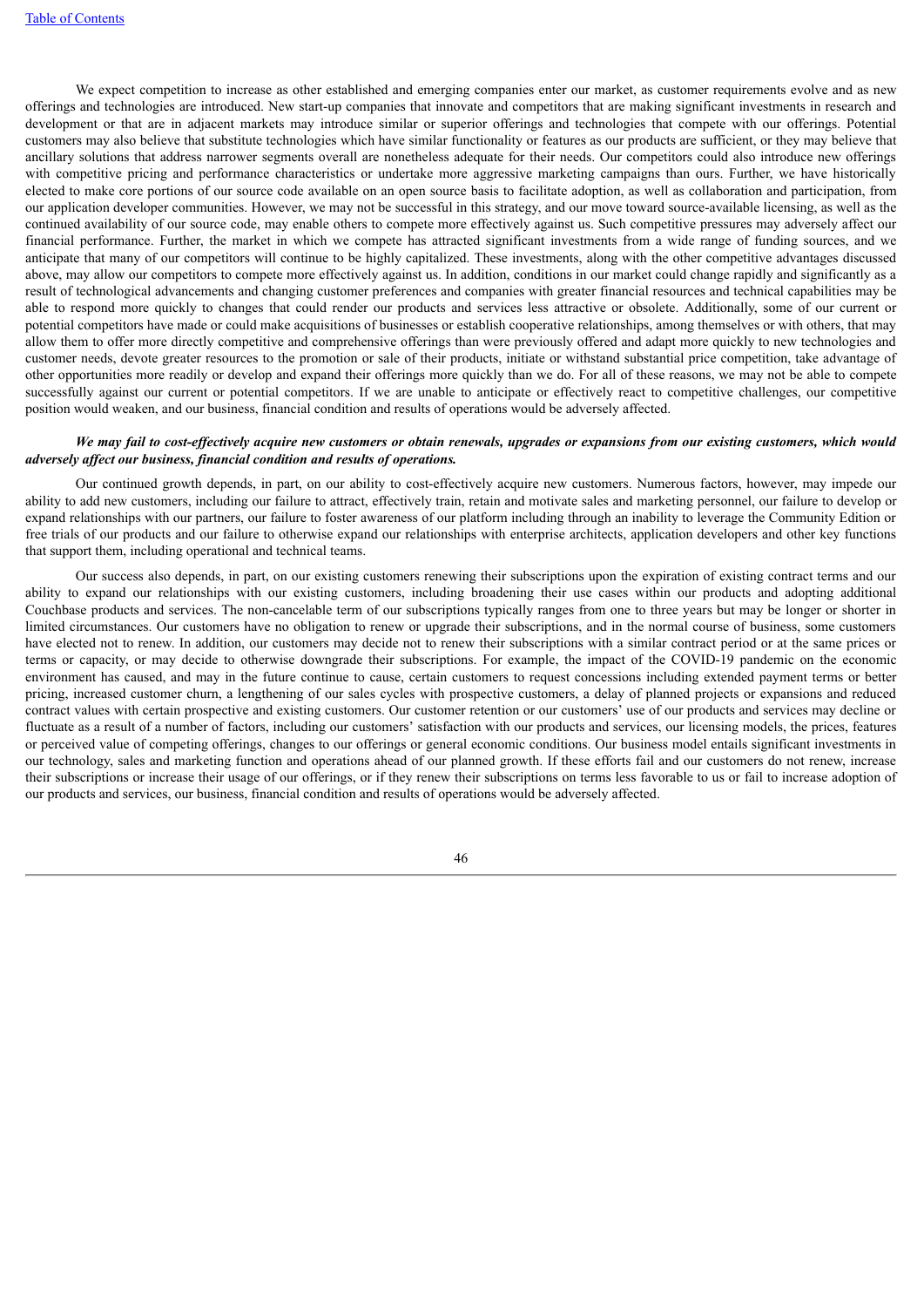We expect competition to increase as other established and emerging companies enter our market, as customer requirements evolve and as new offerings and technologies are introduced. New start-up companies that innovate and competitors that are making significant investments in research and development or that are in adjacent markets may introduce similar or superior offerings and technologies that compete with our offerings. Potential customers may also believe that substitute technologies which have similar functionality or features as our products are sufficient, or they may believe that ancillary solutions that address narrower segments overall are nonetheless adequate for their needs. Our competitors could also introduce new offerings with competitive pricing and performance characteristics or undertake more aggressive marketing campaigns than ours. Further, we have historically elected to make core portions of our source code available on an open source basis to facilitate adoption, as well as collaboration and participation, from our application developer communities. However, we may not be successful in this strategy, and our move toward source-available licensing, as well as the continued availability of our source code, may enable others to compete more effectively against us. Such competitive pressures may adversely affect our financial performance. Further, the market in which we compete has attracted significant investments from a wide range of funding sources, and we anticipate that many of our competitors will continue to be highly capitalized. These investments, along with the other competitive advantages discussed above, may allow our competitors to compete more effectively against us. In addition, conditions in our market could change rapidly and significantly as a result of technological advancements and changing customer preferences and companies with greater financial resources and technical capabilities may be able to respond more quickly to changes that could render our products and services less attractive or obsolete. Additionally, some of our current or potential competitors have made or could make acquisitions of businesses or establish cooperative relationships, among themselves or with others, that may allow them to offer more directly competitive and comprehensive offerings than were previously offered and adapt more quickly to new technologies and customer needs, devote greater resources to the promotion or sale of their products, initiate or withstand substantial price competition, take advantage of other opportunities more readily or develop and expand their offerings more quickly than we do. For all of these reasons, we may not be able to compete successfully against our current or potential competitors. If we are unable to anticipate or effectively react to competitive challenges, our competitive position would weaken, and our business, financial condition and results of operations would be adversely affected.

***We may fail to cost-effectively acquire new customers or obtain renewals, upgrades or expansions from our existing customers, which would adversely affect our business, financial condition and results of operations.***

Our continued growth depends, in part, on our ability to cost-effectively acquire new customers. Numerous factors, however, may impede our ability to add new customers, including our failure to attract, effectively train, retain and motivate sales and marketing personnel, our failure to develop or expand relationships with our partners, our failure to foster awareness of our platform including through an inability to leverage the Community Edition or free trials of our products and our failure to otherwise expand our relationships with enterprise architects, application developers and other key functions that support them, including operational and technical teams.

Our success also depends, in part, on our existing customers renewing their subscriptions upon the expiration of existing contract terms and our ability to expand our relationships with our existing customers, including broadening their use cases within our products and adopting additional Couchbase products and services. The non-cancelable term of our subscriptions typically ranges from one to three years but may be longer or shorter in limited circumstances. Our customers have no obligation to renew or upgrade their subscriptions, and in the normal course of business, some customers have elected not to renew. In addition, our customers may decide not to renew their subscriptions with a similar contract period or at the same prices or terms or capacity, or may decide to otherwise downgrade their subscriptions. For example, the impact of the COVID-19 pandemic on the economic environment has caused, and may in the future continue to cause, certain customers to request concessions including extended payment terms or better pricing, increased customer churn, a lengthening of our sales cycles with prospective customers, a delay of planned projects or expansions and reduced contract values with certain prospective and existing customers. Our customer retention or our customers' use of our products and services may decline or fluctuate as a result of a number of factors, including our customers' satisfaction with our products and services, our licensing models, the prices, features or perceived value of competing offerings, changes to our offerings or general economic conditions. Our business model entails significant investments in our technology, sales and marketing function and operations ahead of our planned growth. If these efforts fail and our customers do not renew, increase their subscriptions or increase their usage of our offerings, or if they renew their subscriptions on terms less favorable to us or fail to increase adoption of our products and services, our business, financial condition and results of operations would be adversely affected.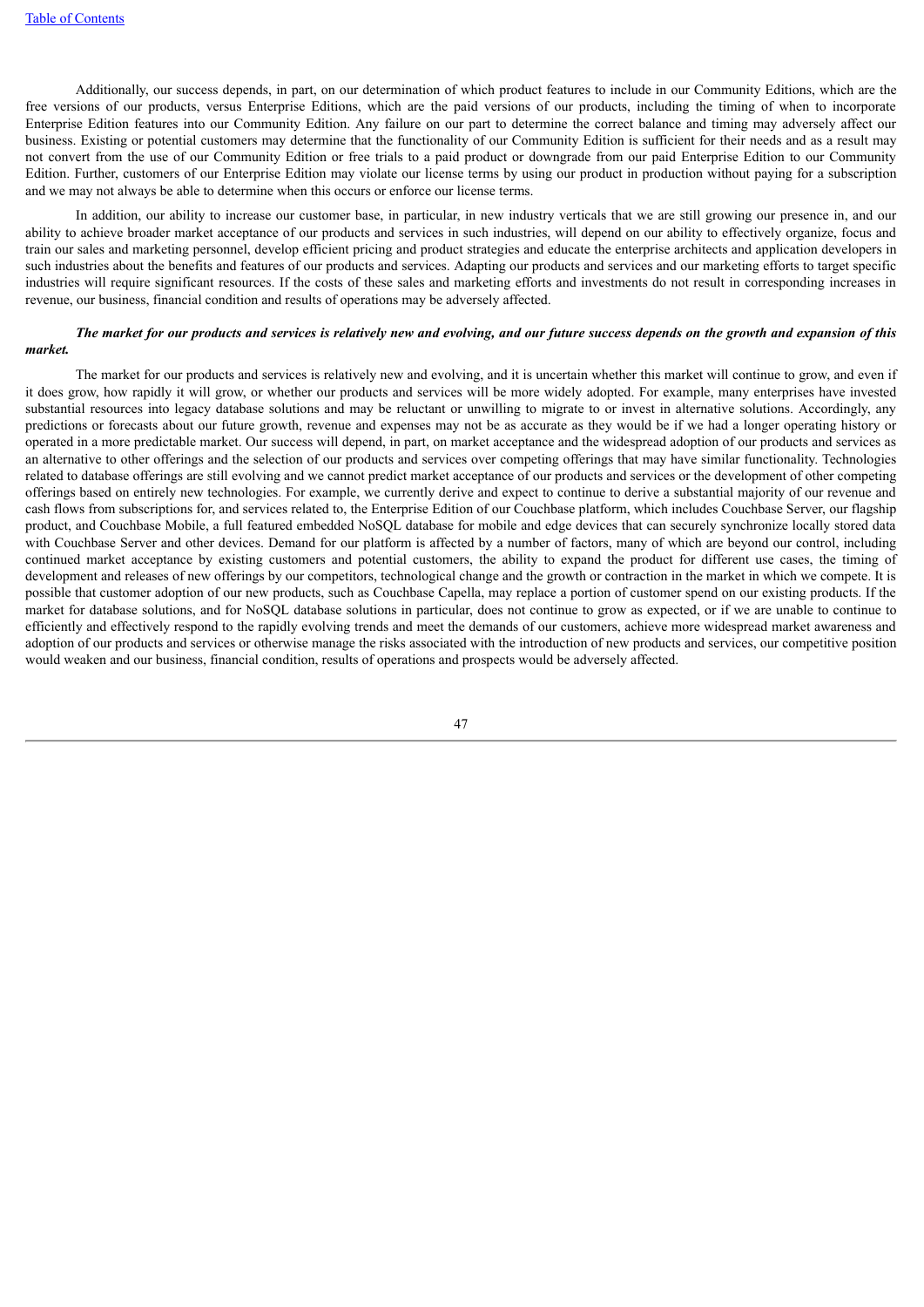Additionally, our success depends, in part, on our determination of which product features to include in our Community Editions, which are the free versions of our products, versus Enterprise Editions, which are the paid versions of our products, including the timing of when to incorporate Enterprise Edition features into our Community Edition. Any failure on our part to determine the correct balance and timing may adversely affect our business. Existing or potential customers may determine that the functionality of our Community Edition is sufficient for their needs and as a result may not convert from the use of our Community Edition or free trials to a paid product or downgrade from our paid Enterprise Edition to our Community Edition. Further, customers of our Enterprise Edition may violate our license terms by using our product in production without paying for a subscription and we may not always be able to determine when this occurs or enforce our license terms.

In addition, our ability to increase our customer base, in particular, in new industry verticals that we are still growing our presence in, and our ability to achieve broader market acceptance of our products and services in such industries, will depend on our ability to effectively organize, focus and train our sales and marketing personnel, develop efficient pricing and product strategies and educate the enterprise architects and application developers in such industries about the benefits and features of our products and services. Adapting our products and services and our marketing efforts to target specific industries will require significant resources. If the costs of these sales and marketing efforts and investments do not result in corresponding increases in revenue, our business, financial condition and results of operations may be adversely affected.

***The market for our products and services is relatively new and evolving, and our future success depends on the growth and expansion of this market.***

The market for our products and services is relatively new and evolving, and it is uncertain whether this market will continue to grow, and even if it does grow, how rapidly it will grow, or whether our products and services will be more widely adopted. For example, many enterprises have invested substantial resources into legacy database solutions and may be reluctant or unwilling to migrate to or invest in alternative solutions. Accordingly, any predictions or forecasts about our future growth, revenue and expenses may not be as accurate as they would be if we had a longer operating history or operated in a more predictable market. Our success will depend, in part, on market acceptance and the widespread adoption of our products and services as an alternative to other offerings and the selection of our products and services over competing offerings that may have similar functionality. Technologies related to database offerings are still evolving and we cannot predict market acceptance of our products and services or the development of other competing offerings based on entirely new technologies. For example, we currently derive and expect to continue to derive a substantial majority of our revenue and cash flows from subscriptions for, and services related to, the Enterprise Edition of our Couchbase platform, which includes Couchbase Server, our flagship product, and Couchbase Mobile, a full featured embedded NoSQL database for mobile and edge devices that can securely synchronize locally stored data with Couchbase Server and other devices. Demand for our platform is affected by a number of factors, many of which are beyond our control, including continued market acceptance by existing customers and potential customers, the ability to expand the product for different use cases, the timing of development and releases of new offerings by our competitors, technological change and the growth or contraction in the market in which we compete. It is possible that customer adoption of our new products, such as Couchbase Capella, may replace a portion of customer spend on our existing products. If the market for database solutions, and for NoSQL database solutions in particular, does not continue to grow as expected, or if we are unable to continue to efficiently and effectively respond to the rapidly evolving trends and meet the demands of our customers, achieve more widespread market awareness and adoption of our products and services or otherwise manage the risks associated with the introduction of new products and services, our competitive position would weaken and our business, financial condition, results of operations and prospects would be adversely affected.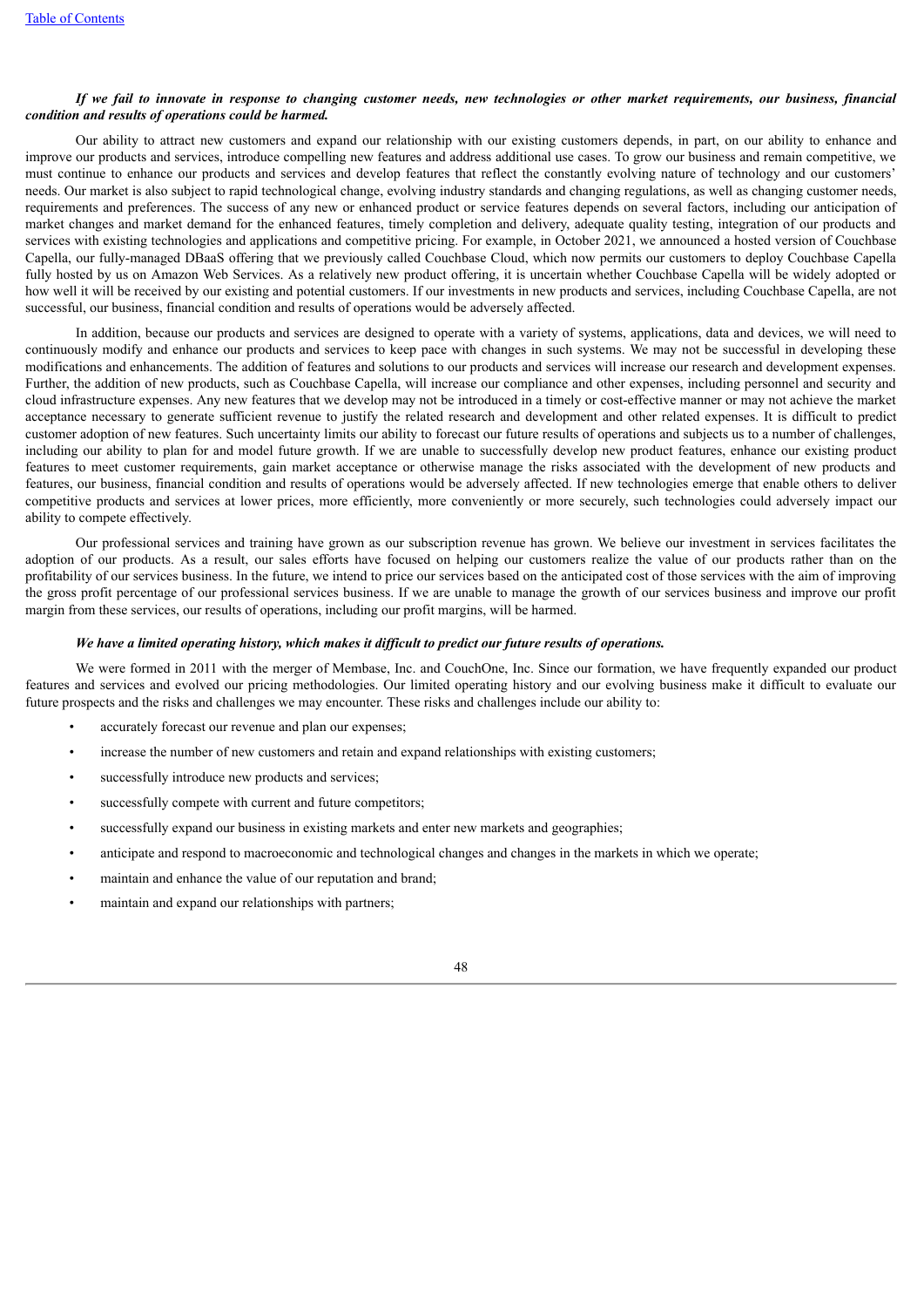***If we fail to innovate in response to changing customer needs, new technologies or other market requirements, our business, financial condition and results of operations could be harmed.***

Our ability to attract new customers and expand our relationship with our existing customers depends, in part, on our ability to enhance and improve our products and services, introduce compelling new features and address additional use cases. To grow our business and remain competitive, we must continue to enhance our products and services and develop features that reflect the constantly evolving nature of technology and our customers' needs. Our market is also subject to rapid technological change, evolving industry standards and changing regulations, as well as changing customer needs, requirements and preferences. The success of any new or enhanced product or service features depends on several factors, including our anticipation of market changes and market demand for the enhanced features, timely completion and delivery, adequate quality testing, integration of our products and services with existing technologies and applications and competitive pricing. For example, in October 2021, we announced a hosted version of Couchbase Capella, our fully-managed DBaaS offering that we previously called Couchbase Cloud, which now permits our customers to deploy Couchbase Capella fully hosted by us on Amazon Web Services. As a relatively new product offering, it is uncertain whether Couchbase Capella will be widely adopted or how well it will be received by our existing and potential customers. If our investments in new products and services, including Couchbase Capella, are not successful, our business, financial condition and results of operations would be adversely affected.

In addition, because our products and services are designed to operate with a variety of systems, applications, data and devices, we will need to continuously modify and enhance our products and services to keep pace with changes in such systems. We may not be successful in developing these modifications and enhancements. The addition of features and solutions to our products and services will increase our research and development expenses. Further, the addition of new products, such as Couchbase Capella, will increase our compliance and other expenses, including personnel and security and cloud infrastructure expenses. Any new features that we develop may not be introduced in a timely or cost-effective manner or may not achieve the market acceptance necessary to generate sufficient revenue to justify the related research and development and other related expenses. It is difficult to predict customer adoption of new features. Such uncertainty limits our ability to forecast our future results of operations and subjects us to a number of challenges, including our ability to plan for and model future growth. If we are unable to successfully develop new product features, enhance our existing product features to meet customer requirements, gain market acceptance or otherwise manage the risks associated with the development of new products and features, our business, financial condition and results of operations would be adversely affected. If new technologies emerge that enable others to deliver competitive products and services at lower prices, more efficiently, more conveniently or more securely, such technologies could adversely impact our ability to compete effectively.

Our professional services and training have grown as our subscription revenue has grown. We believe our investment in services facilitates the adoption of our products. As a result, our sales efforts have focused on helping our customers realize the value of our products rather than on the profitability of our services business. In the future, we intend to price our services based on the anticipated cost of those services with the aim of improving the gross profit percentage of our professional services business. If we are unable to manage the growth of our services business and improve our profit margin from these services, our results of operations, including our profit margins, will be harmed.

***We have a limited operating history, which makes it difficult to predict our future results of operations.***

We were formed in 2011 with the merger of Membase, Inc. and CouchOne, Inc. Since our formation, we have frequently expanded our product features and services and evolved our pricing methodologies. Our limited operating history and our evolving business make it difficult to evaluate our future prospects and the risks and challenges we may encounter. These risks and challenges include our ability to:

- accurately forecast our revenue and plan our expenses;
- increase the number of new customers and retain and expand relationships with existing customers;
- successfully introduce new products and services;
- successfully compete with current and future competitors;
- successfully expand our business in existing markets and enter new markets and geographies;
- anticipate and respond to macroeconomic and technological changes and changes in the markets in which we operate;
- maintain and enhance the value of our reputation and brand;
- maintain and expand our relationships with partners;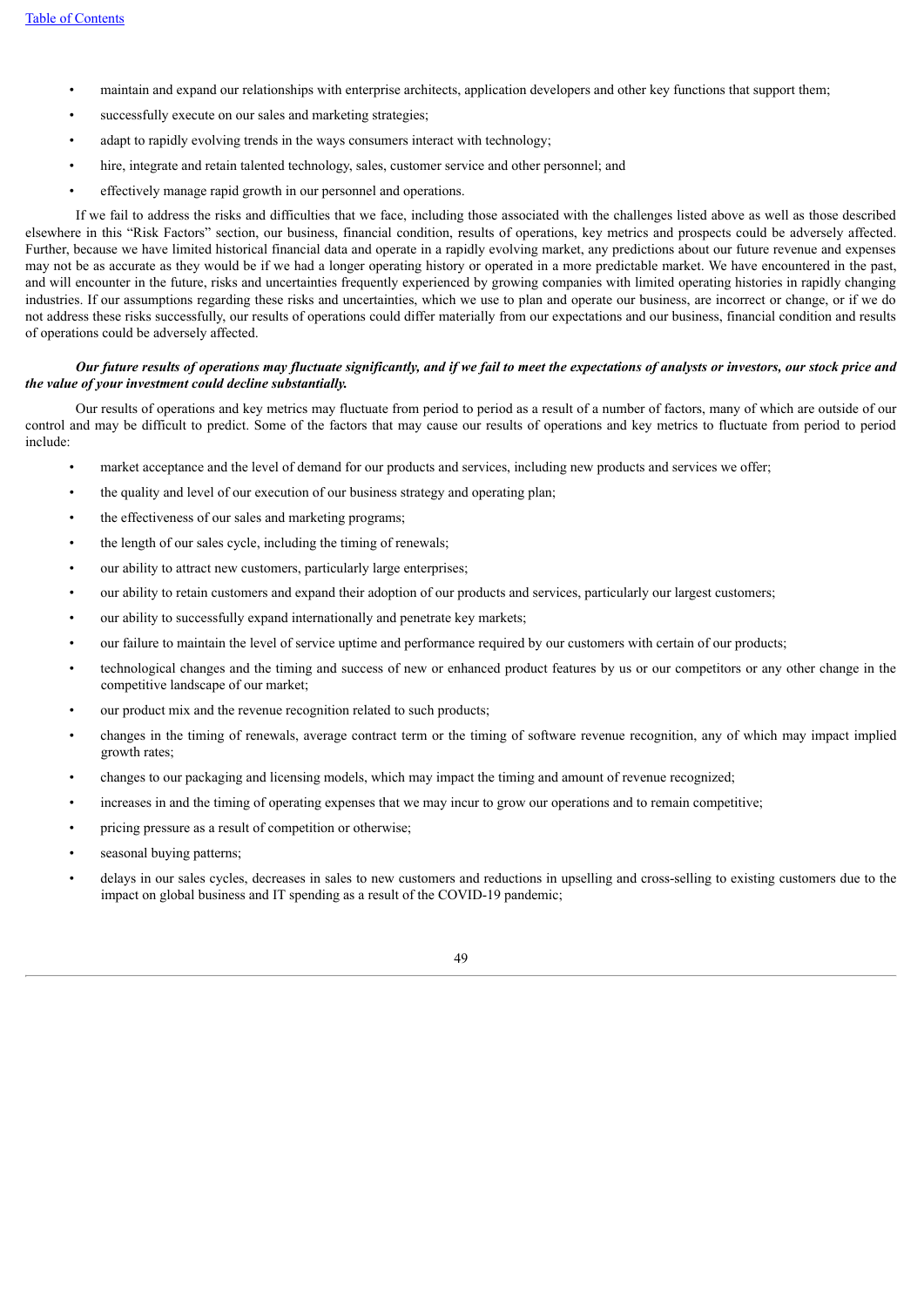- maintain and expand our relationships with enterprise architects, application developers and other key functions that support them;
- successfully execute on our sales and marketing strategies;
- adapt to rapidly evolving trends in the ways consumers interact with technology;
- hire, integrate and retain talented technology, sales, customer service and other personnel; and
- effectively manage rapid growth in our personnel and operations.

If we fail to address the risks and difficulties that we face, including those associated with the challenges listed above as well as those described elsewhere in this "Risk Factors" section, our business, financial condition, results of operations, key metrics and prospects could be adversely affected. Further, because we have limited historical financial data and operate in a rapidly evolving market, any predictions about our future revenue and expenses may not be as accurate as they would be if we had a longer operating history or operated in a more predictable market. We have encountered in the past, and will encounter in the future, risks and uncertainties frequently experienced by growing companies with limited operating histories in rapidly changing industries. If our assumptions regarding these risks and uncertainties, which we use to plan and operate our business, are incorrect or change, or if we do not address these risks successfully, our results of operations could differ materially from our expectations and our business, financial condition and results of operations could be adversely affected.

***Our future results of operations may fluctuate significantly, and if we fail to meet the expectations of analysts or investors, our stock price and the value of your investment could decline substantially.***

Our results of operations and key metrics may fluctuate from period to period as a result of a number of factors, many of which are outside of our control and may be difficult to predict. Some of the factors that may cause our results of operations and key metrics to fluctuate from period to period include:

- market acceptance and the level of demand for our products and services, including new products and services we offer;
- the quality and level of our execution of our business strategy and operating plan;
- the effectiveness of our sales and marketing programs;
- the length of our sales cycle, including the timing of renewals;
- our ability to attract new customers, particularly large enterprises;
- our ability to retain customers and expand their adoption of our products and services, particularly our largest customers;
- our ability to successfully expand internationally and penetrate key markets;
- our failure to maintain the level of service uptime and performance required by our customers with certain of our products;
- technological changes and the timing and success of new or enhanced product features by us or our competitors or any other change in the competitive landscape of our market;
- our product mix and the revenue recognition related to such products;
- changes in the timing of renewals, average contract term or the timing of software revenue recognition, any of which may impact implied growth rates;
- changes to our packaging and licensing models, which may impact the timing and amount of revenue recognized;
- increases in and the timing of operating expenses that we may incur to grow our operations and to remain competitive;
- pricing pressure as a result of competition or otherwise;
- seasonal buying patterns;
- delays in our sales cycles, decreases in sales to new customers and reductions in upselling and cross-selling to existing customers due to the impact on global business and IT spending as a result of the COVID-19 pandemic;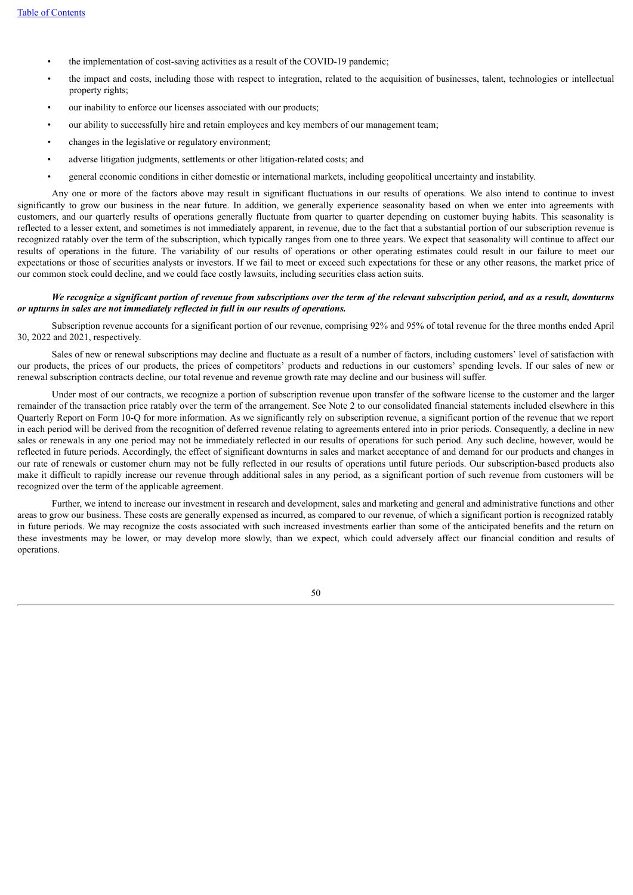- the implementation of cost-saving activities as a result of the COVID-19 pandemic;
- the impact and costs, including those with respect to integration, related to the acquisition of businesses, talent, technologies or intellectual property rights;
- our inability to enforce our licenses associated with our products;
- our ability to successfully hire and retain employees and key members of our management team;
- changes in the legislative or regulatory environment;
- adverse litigation judgments, settlements or other litigation-related costs; and
- general economic conditions in either domestic or international markets, including geopolitical uncertainty and instability.

Any one or more of the factors above may result in significant fluctuations in our results of operations. We also intend to continue to invest significantly to grow our business in the near future. In addition, we generally experience seasonality based on when we enter into agreements with customers, and our quarterly results of operations generally fluctuate from quarter to quarter depending on customer buying habits. This seasonality is reflected to a lesser extent, and sometimes is not immediately apparent, in revenue, due to the fact that a substantial portion of our subscription revenue is recognized ratably over the term of the subscription, which typically ranges from one to three years. We expect that seasonality will continue to affect our results of operations in the future. The variability of our results of operations or other operating estimates could result in our failure to meet our expectations or those of securities analysts or investors. If we fail to meet or exceed such expectations for these or any other reasons, the market price of our common stock could decline, and we could face costly lawsuits, including securities class action suits.

***We recognize a significant portion of revenue from subscriptions over the term of the relevant subscription period, and as a result, downturns or upturns in sales are not immediately reflected in full in our results of operations.***

Subscription revenue accounts for a significant portion of our revenue, comprising 92% and 95% of total revenue for the three months ended April 30, 2022 and 2021, respectively.

Sales of new or renewal subscriptions may decline and fluctuate as a result of a number of factors, including customers' level of satisfaction with our products, the prices of our products, the prices of competitors' products and reductions in our customers' spending levels. If our sales of new or renewal subscription contracts decline, our total revenue and revenue growth rate may decline and our business will suffer.

Under most of our contracts, we recognize a portion of subscription revenue upon transfer of the software license to the customer and the larger remainder of the transaction price ratably over the term of the arrangement. See Note 2 to our consolidated financial statements included elsewhere in this Quarterly Report on Form 10-Q for more information. As we significantly rely on subscription revenue, a significant portion of the revenue that we report in each period will be derived from the recognition of deferred revenue relating to agreements entered into in prior periods. Consequently, a decline in new sales or renewals in any one period may not be immediately reflected in our results of operations for such period. Any such decline, however, would be reflected in future periods. Accordingly, the effect of significant downturns in sales and market acceptance of and demand for our products and changes in our rate of renewals or customer churn may not be fully reflected in our results of operations until future periods. Our subscription-based products also make it difficult to rapidly increase our revenue through additional sales in any period, as a significant portion of such revenue from customers will be recognized over the term of the applicable agreement.

Further, we intend to increase our investment in research and development, sales and marketing and general and administrative functions and other areas to grow our business. These costs are generally expensed as incurred, as compared to our revenue, of which a significant portion is recognized ratably in future periods. We may recognize the costs associated with such increased investments earlier than some of the anticipated benefits and the return on these investments may be lower, or may develop more slowly, than we expect, which could adversely affect our financial condition and results of operations.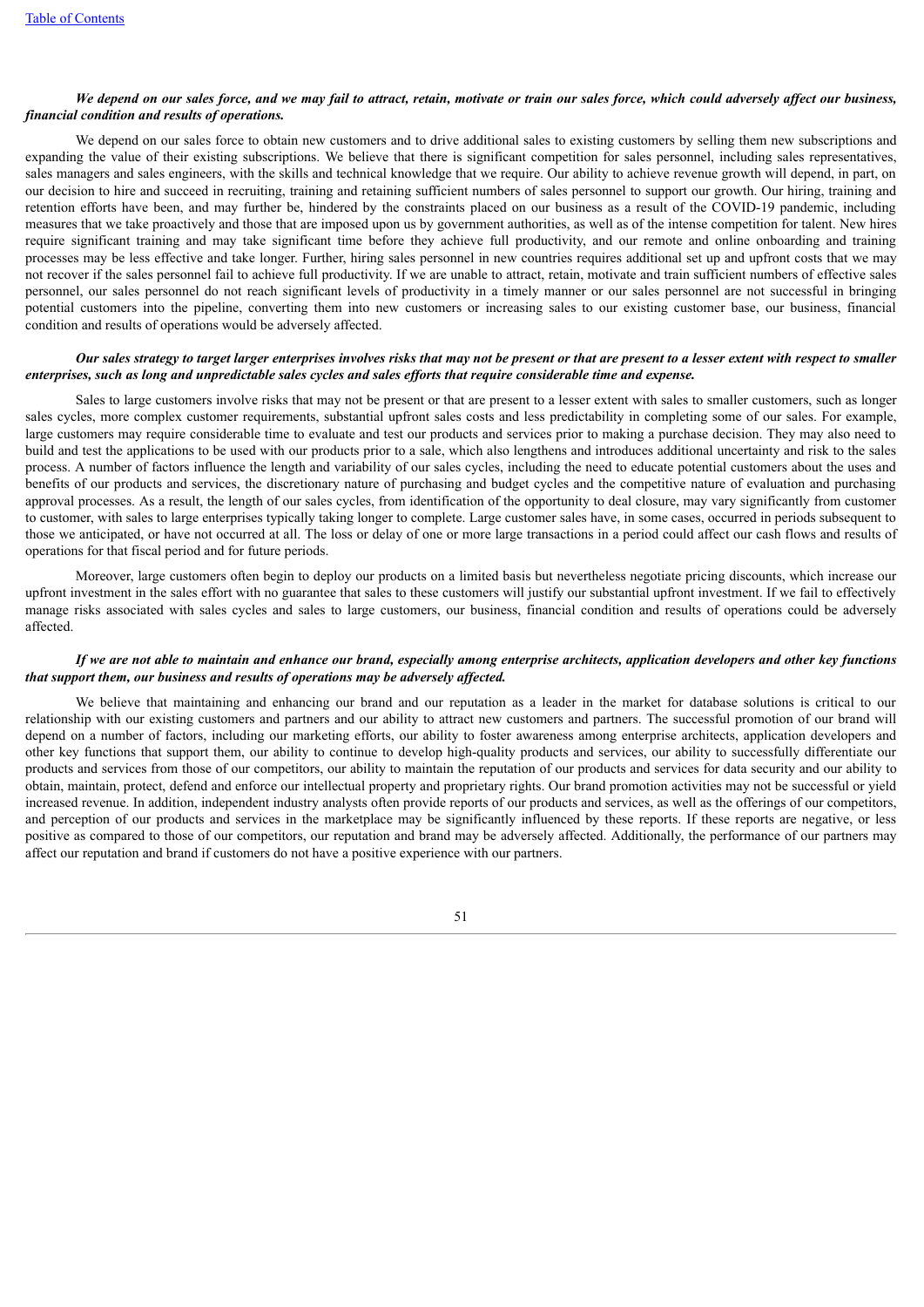***We depend on our sales force, and we may fail to attract, retain, motivate or train our sales force, which could adversely affect our business, financial condition and results of operations.***

We depend on our sales force to obtain new customers and to drive additional sales to existing customers by selling them new subscriptions and expanding the value of their existing subscriptions. We believe that there is significant competition for sales personnel, including sales representatives, sales managers and sales engineers, with the skills and technical knowledge that we require. Our ability to achieve revenue growth will depend, in part, on our decision to hire and succeed in recruiting, training and retaining sufficient numbers of sales personnel to support our growth. Our hiring, training and retention efforts have been, and may further be, hindered by the constraints placed on our business as a result of the COVID-19 pandemic, including measures that we take proactively and those that are imposed upon us by government authorities, as well as of the intense competition for talent. New hires require significant training and may take significant time before they achieve full productivity, and our remote and online onboarding and training processes may be less effective and take longer. Further, hiring sales personnel in new countries requires additional set up and upfront costs that we may not recover if the sales personnel fail to achieve full productivity. If we are unable to attract, retain, motivate and train sufficient numbers of effective sales personnel, our sales personnel do not reach significant levels of productivity in a timely manner or our sales personnel are not successful in bringing potential customers into the pipeline, converting them into new customers or increasing sales to our existing customer base, our business, financial condition and results of operations would be adversely affected.

***Our sales strategy to target larger enterprises involves risks that may not be present or that are present to a lesser extent with respect to smaller enterprises, such as long and unpredictable sales cycles and sales efforts that require considerable time and expense.***

Sales to large customers involve risks that may not be present or that are present to a lesser extent with sales to smaller customers, such as longer sales cycles, more complex customer requirements, substantial upfront sales costs and less predictability in completing some of our sales. For example, large customers may require considerable time to evaluate and test our products and services prior to making a purchase decision. They may also need to build and test the applications to be used with our products prior to a sale, which also lengthens and introduces additional uncertainty and risk to the sales process. A number of factors influence the length and variability of our sales cycles, including the need to educate potential customers about the uses and benefits of our products and services, the discretionary nature of purchasing and budget cycles and the competitive nature of evaluation and purchasing approval processes. As a result, the length of our sales cycles, from identification of the opportunity to deal closure, may vary significantly from customer to customer, with sales to large enterprises typically taking longer to complete. Large customer sales have, in some cases, occurred in periods subsequent to those we anticipated, or have not occurred at all. The loss or delay of one or more large transactions in a period could affect our cash flows and results of operations for that fiscal period and for future periods.

Moreover, large customers often begin to deploy our products on a limited basis but nevertheless negotiate pricing discounts, which increase our upfront investment in the sales effort with no guarantee that sales to these customers will justify our substantial upfront investment. If we fail to effectively manage risks associated with sales cycles and sales to large customers, our business, financial condition and results of operations could be adversely affected.

***If we are not able to maintain and enhance our brand, especially among enterprise architects, application developers and other key functions that support them, our business and results of operations may be adversely affected.***

We believe that maintaining and enhancing our brand and our reputation as a leader in the market for database solutions is critical to our relationship with our existing customers and partners and our ability to attract new customers and partners. The successful promotion of our brand will depend on a number of factors, including our marketing efforts, our ability to foster awareness among enterprise architects, application developers and other key functions that support them, our ability to continue to develop high-quality products and services, our ability to successfully differentiate our products and services from those of our competitors, our ability to maintain the reputation of our products and services for data security and our ability to obtain, maintain, protect, defend and enforce our intellectual property and proprietary rights. Our brand promotion activities may not be successful or yield increased revenue. In addition, independent industry analysts often provide reports of our products and services, as well as the offerings of our competitors, and perception of our products and services in the marketplace may be significantly influenced by these reports. If these reports are negative, or less positive as compared to those of our competitors, our reputation and brand may be adversely affected. Additionally, the performance of our partners may affect our reputation and brand if customers do not have a positive experience with our partners.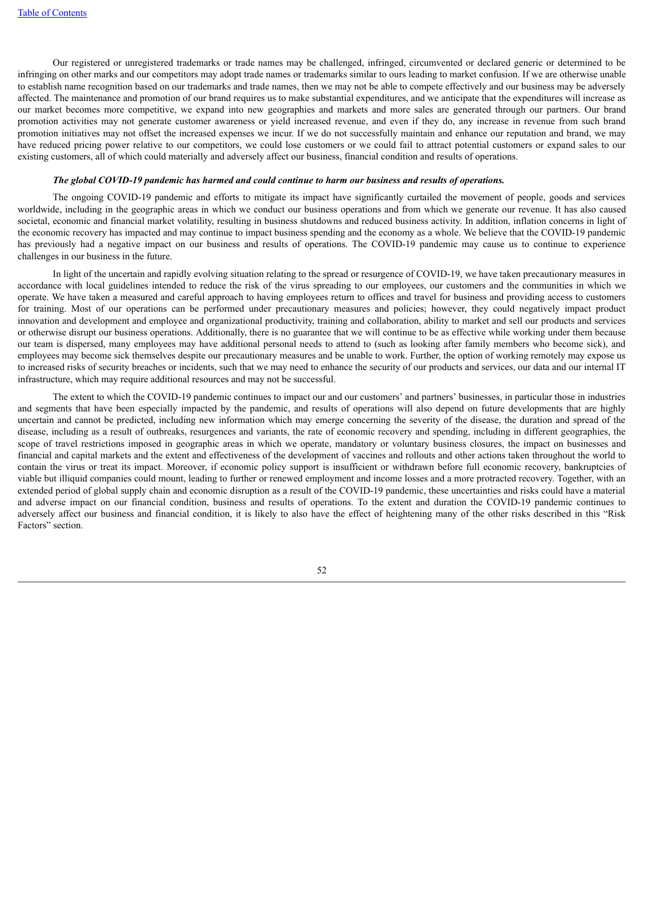Our registered or unregistered trademarks or trade names may be challenged, infringed, circumvented or declared generic or determined to be infringing on other marks and our competitors may adopt trade names or trademarks similar to ours leading to market confusion. If we are otherwise unable to establish name recognition based on our trademarks and trade names, then we may not be able to compete effectively and our business may be adversely affected. The maintenance and promotion of our brand requires us to make substantial expenditures, and we anticipate that the expenditures will increase as our market becomes more competitive, we expand into new geographies and markets and more sales are generated through our partners. Our brand promotion activities may not generate customer awareness or yield increased revenue, and even if they do, any increase in revenue from such brand promotion initiatives may not offset the increased expenses we incur. If we do not successfully maintain and enhance our reputation and brand, we may have reduced pricing power relative to our competitors, we could lose customers or we could fail to attract potential customers or expand sales to our existing customers, all of which could materially and adversely affect our business, financial condition and results of operations.

***The global COVID-19 pandemic has harmed and could continue to harm our business and results of operations.***

The ongoing COVID-19 pandemic and efforts to mitigate its impact have significantly curtailed the movement of people, goods and services worldwide, including in the geographic areas in which we conduct our business operations and from which we generate our revenue. It has also caused societal, economic and financial market volatility, resulting in business shutdowns and reduced business activity. In addition, inflation concerns in light of the economic recovery has impacted and may continue to impact business spending and the economy as a whole. We believe that the COVID-19 pandemic has previously had a negative impact on our business and results of operations. The COVID-19 pandemic may cause us to continue to experience challenges in our business in the future.

In light of the uncertain and rapidly evolving situation relating to the spread or resurgence of COVID-19, we have taken precautionary measures in accordance with local guidelines intended to reduce the risk of the virus spreading to our employees, our customers and the communities in which we operate. We have taken a measured and careful approach to having employees return to offices and travel for business and providing access to customers for training. Most of our operations can be performed under precautionary measures and policies; however, they could negatively impact product innovation and development and employee and organizational productivity, training and collaboration, ability to market and sell our products and services or otherwise disrupt our business operations. Additionally, there is no guarantee that we will continue to be as effective while working under them because our team is dispersed, many employees may have additional personal needs to attend to (such as looking after family members who become sick), and employees may become sick themselves despite our precautionary measures and be unable to work. Further, the option of working remotely may expose us to increased risks of security breaches or incidents, such that we may need to enhance the security of our products and services, our data and our internal IT infrastructure, which may require additional resources and may not be successful.

The extent to which the COVID-19 pandemic continues to impact our and our customers' and partners' businesses, in particular those in industries and segments that have been especially impacted by the pandemic, and results of operations will also depend on future developments that are highly uncertain and cannot be predicted, including new information which may emerge concerning the severity of the disease, the duration and spread of the disease, including as a result of outbreaks, resurgences and variants, the rate of economic recovery and spending, including in different geographies, the scope of travel restrictions imposed in geographic areas in which we operate, mandatory or voluntary business closures, the impact on businesses and financial and capital markets and the extent and effectiveness of the development of vaccines and rollouts and other actions taken throughout the world to contain the virus or treat its impact. Moreover, if economic policy support is insufficient or withdrawn before full economic recovery, bankruptcies of viable but illiquid companies could mount, leading to further or renewed employment and income losses and a more protracted recovery. Together, with an extended period of global supply chain and economic disruption as a result of the COVID-19 pandemic, these uncertainties and risks could have a material and adverse impact on our financial condition, business and results of operations. To the extent and duration the COVID-19 pandemic continues to adversely affect our business and financial condition, it is likely to also have the effect of heightening many of the other risks described in this "Risk Factors" section.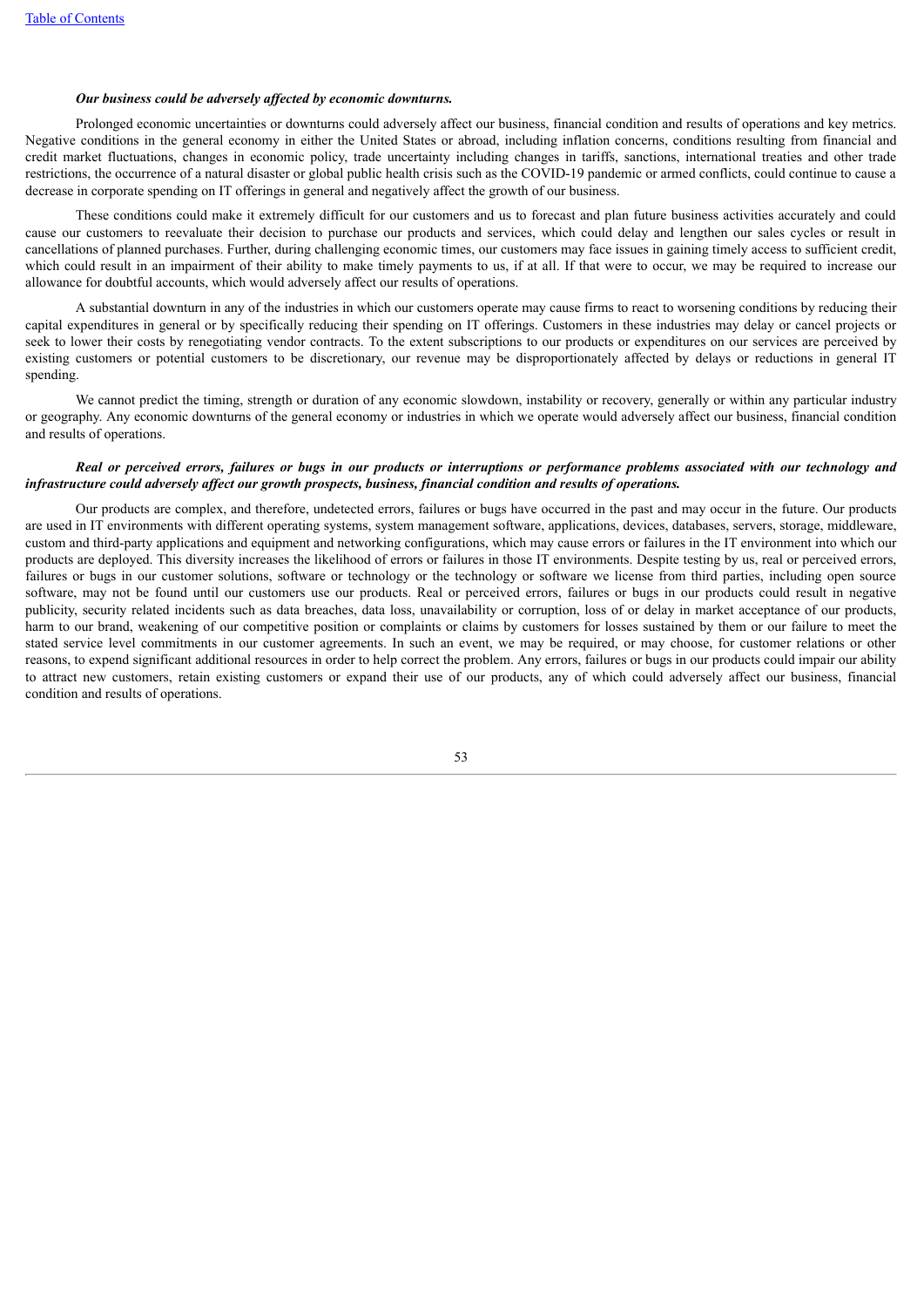***Our business could be adversely affected by economic downturns.***

Prolonged economic uncertainties or downturns could adversely affect our business, financial condition and results of operations and key metrics. Negative conditions in the general economy in either the United States or abroad, including inflation concerns, conditions resulting from financial and credit market fluctuations, changes in economic policy, trade uncertainty including changes in tariffs, sanctions, international treaties and other trade restrictions, the occurrence of a natural disaster or global public health crisis such as the COVID-19 pandemic or armed conflicts, could continue to cause a decrease in corporate spending on IT offerings in general and negatively affect the growth of our business.

These conditions could make it extremely difficult for our customers and us to forecast and plan future business activities accurately and could cause our customers to reevaluate their decision to purchase our products and services, which could delay and lengthen our sales cycles or result in cancellations of planned purchases. Further, during challenging economic times, our customers may face issues in gaining timely access to sufficient credit, which could result in an impairment of their ability to make timely payments to us, if at all. If that were to occur, we may be required to increase our allowance for doubtful accounts, which would adversely affect our results of operations.

A substantial downturn in any of the industries in which our customers operate may cause firms to react to worsening conditions by reducing their capital expenditures in general or by specifically reducing their spending on IT offerings. Customers in these industries may delay or cancel projects or seek to lower their costs by renegotiating vendor contracts. To the extent subscriptions to our products or expenditures on our services are perceived by existing customers or potential customers to be discretionary, our revenue may be disproportionately affected by delays or reductions in general IT spending.

We cannot predict the timing, strength or duration of any economic slowdown, instability or recovery, generally or within any particular industry or geography. Any economic downturns of the general economy or industries in which we operate would adversely affect our business, financial condition and results of operations.

***Real or perceived errors, failures or bugs in our products or interruptions or performance problems associated with our technology and infrastructure could adversely affect our growth prospects, business, financial condition and results of operations.***

Our products are complex, and therefore, undetected errors, failures or bugs have occurred in the past and may occur in the future. Our products are used in IT environments with different operating systems, system management software, applications, devices, databases, servers, storage, middleware, custom and third-party applications and equipment and networking configurations, which may cause errors or failures in the IT environment into which our products are deployed. This diversity increases the likelihood of errors or failures in those IT environments. Despite testing by us, real or perceived errors, failures or bugs in our customer solutions, software or technology or the technology or software we license from third parties, including open source software, may not be found until our customers use our products. Real or perceived errors, failures or bugs in our products could result in negative publicity, security related incidents such as data breaches, data loss, unavailability or corruption, loss of or delay in market acceptance of our products, harm to our brand, weakening of our competitive position or complaints or claims by customers for losses sustained by them or our failure to meet the stated service level commitments in our customer agreements. In such an event, we may be required, or may choose, for customer relations or other reasons, to expend significant additional resources in order to help correct the problem. Any errors, failures or bugs in our products could impair our ability to attract new customers, retain existing customers or expand their use of our products, any of which could adversely affect our business, financial condition and results of operations.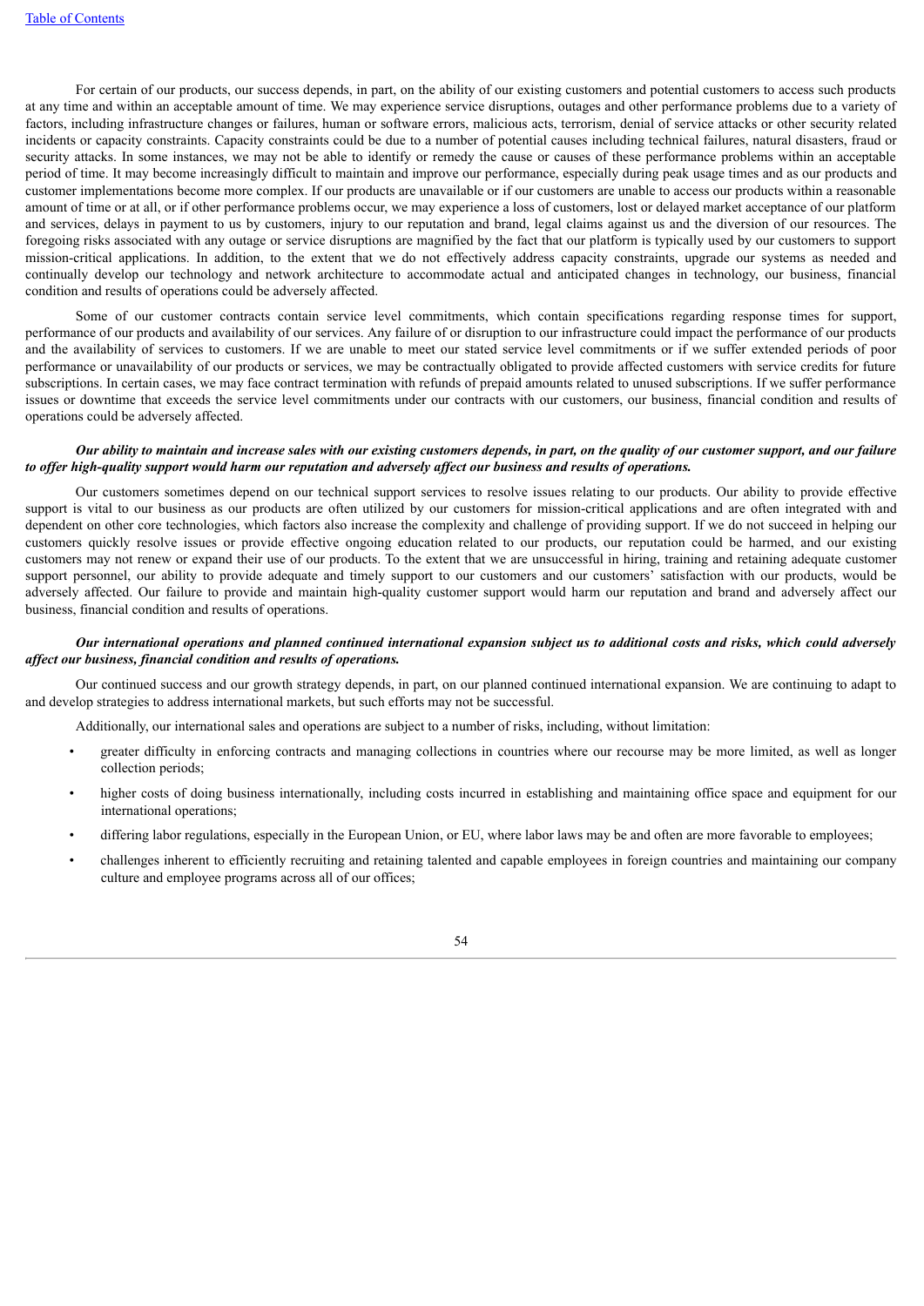For certain of our products, our success depends, in part, on the ability of our existing customers and potential customers to access such products at any time and within an acceptable amount of time. We may experience service disruptions, outages and other performance problems due to a variety of factors, including infrastructure changes or failures, human or software errors, malicious acts, terrorism, denial of service attacks or other security related incidents or capacity constraints. Capacity constraints could be due to a number of potential causes including technical failures, natural disasters, fraud or security attacks. In some instances, we may not be able to identify or remedy the cause or causes of these performance problems within an acceptable period of time. It may become increasingly difficult to maintain and improve our performance, especially during peak usage times and as our products and customer implementations become more complex. If our products are unavailable or if our customers are unable to access our products within a reasonable amount of time or at all, or if other performance problems occur, we may experience a loss of customers, lost or delayed market acceptance of our platform and services, delays in payment to us by customers, injury to our reputation and brand, legal claims against us and the diversion of our resources. The foregoing risks associated with any outage or service disruptions are magnified by the fact that our platform is typically used by our customers to support mission-critical applications. In addition, to the extent that we do not effectively address capacity constraints, upgrade our systems as needed and continually develop our technology and network architecture to accommodate actual and anticipated changes in technology, our business, financial condition and results of operations could be adversely affected.

Some of our customer contracts contain service level commitments, which contain specifications regarding response times for support, performance of our products and availability of our services. Any failure of or disruption to our infrastructure could impact the performance of our products and the availability of services to customers. If we are unable to meet our stated service level commitments or if we suffer extended periods of poor performance or unavailability of our products or services, we may be contractually obligated to provide affected customers with service credits for future subscriptions. In certain cases, we may face contract termination with refunds of prepaid amounts related to unused subscriptions. If we suffer performance issues or downtime that exceeds the service level commitments under our contracts with our customers, our business, financial condition and results of operations could be adversely affected.

***Our ability to maintain and increase sales with our existing customers depends, in part, on the quality of our customer support, and our failure to offer high-quality support would harm our reputation and adversely affect our business and results of operations.***

Our customers sometimes depend on our technical support services to resolve issues relating to our products. Our ability to provide effective support is vital to our business as our products are often utilized by our customers for mission-critical applications and are often integrated with and dependent on other core technologies, which factors also increase the complexity and challenge of providing support. If we do not succeed in helping our customers quickly resolve issues or provide effective ongoing education related to our products, our reputation could be harmed, and our existing customers may not renew or expand their use of our products. To the extent that we are unsuccessful in hiring, training and retaining adequate customer support personnel, our ability to provide adequate and timely support to our customers and our customers' satisfaction with our products, would be adversely affected. Our failure to provide and maintain high-quality customer support would harm our reputation and brand and adversely affect our business, financial condition and results of operations.

***Our international operations and planned continued international expansion subject us to additional costs and risks, which could adversely affect our business, financial condition and results of operations.***

Our continued success and our growth strategy depends, in part, on our planned continued international expansion. We are continuing to adapt to and develop strategies to address international markets, but such efforts may not be successful.

Additionally, our international sales and operations are subject to a number of risks, including, without limitation:

- greater difficulty in enforcing contracts and managing collections in countries where our recourse may be more limited, as well as longer collection periods;
- higher costs of doing business internationally, including costs incurred in establishing and maintaining office space and equipment for our international operations;
- differing labor regulations, especially in the European Union, or EU, where labor laws may be and often are more favorable to employees;
- challenges inherent to efficiently recruiting and retaining talented and capable employees in foreign countries and maintaining our company culture and employee programs across all of our offices;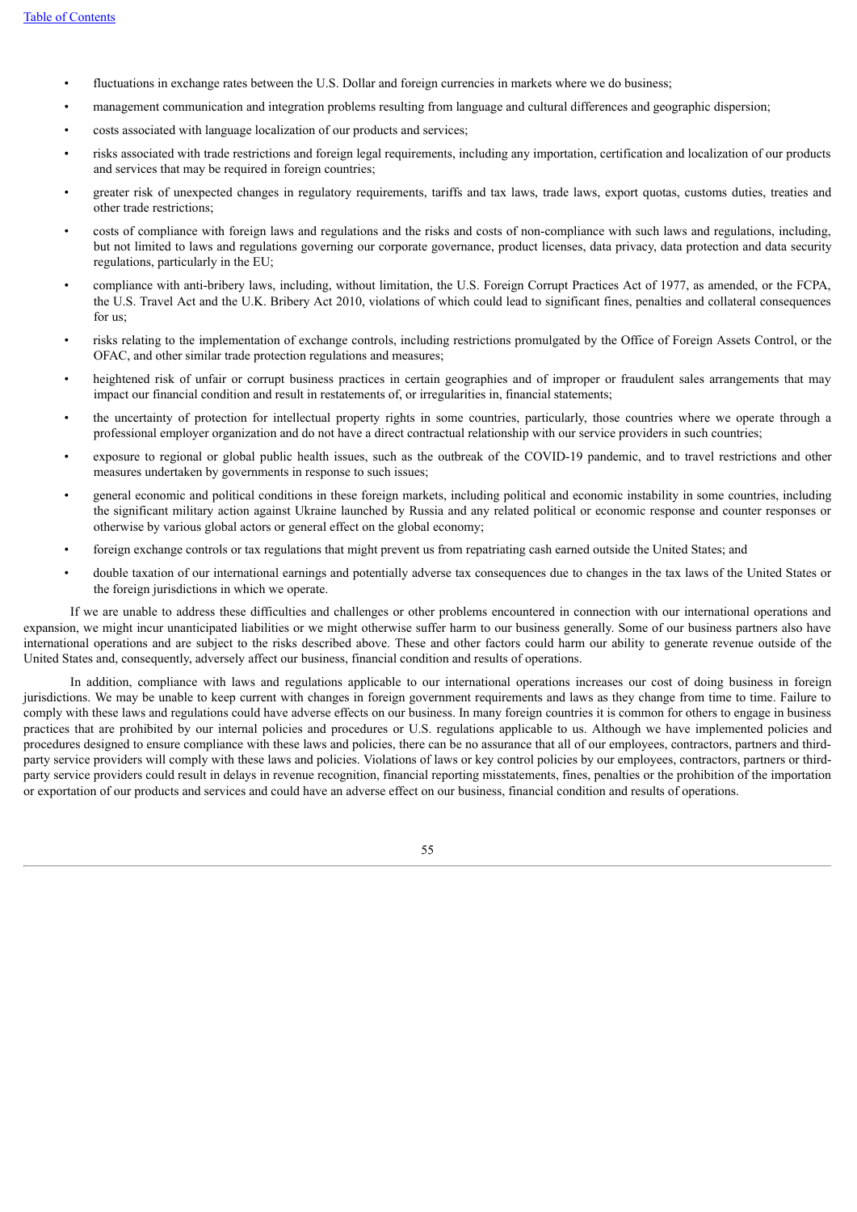- fluctuations in exchange rates between the U.S. Dollar and foreign currencies in markets where we do business;
- management communication and integration problems resulting from language and cultural differences and geographic dispersion;
- costs associated with language localization of our products and services;
- risks associated with trade restrictions and foreign legal requirements, including any importation, certification and localization of our products and services that may be required in foreign countries;
- greater risk of unexpected changes in regulatory requirements, tariffs and tax laws, trade laws, export quotas, customs duties, treaties and other trade restrictions;
- costs of compliance with foreign laws and regulations and the risks and costs of non-compliance with such laws and regulations, including, but not limited to laws and regulations governing our corporate governance, product licenses, data privacy, data protection and data security regulations, particularly in the EU;
- compliance with anti-bribery laws, including, without limitation, the U.S. Foreign Corrupt Practices Act of 1977, as amended, or the FCPA, the U.S. Travel Act and the U.K. Bribery Act 2010, violations of which could lead to significant fines, penalties and collateral consequences for us;
- risks relating to the implementation of exchange controls, including restrictions promulgated by the Office of Foreign Assets Control, or the OFAC, and other similar trade protection regulations and measures;
- heightened risk of unfair or corrupt business practices in certain geographies and of improper or fraudulent sales arrangements that may impact our financial condition and result in restatements of, or irregularities in, financial statements;
- the uncertainty of protection for intellectual property rights in some countries, particularly, those countries where we operate through a professional employer organization and do not have a direct contractual relationship with our service providers in such countries;
- exposure to regional or global public health issues, such as the outbreak of the COVID-19 pandemic, and to travel restrictions and other measures undertaken by governments in response to such issues;
- general economic and political conditions in these foreign markets, including political and economic instability in some countries, including the significant military action against Ukraine launched by Russia and any related political or economic response and counter responses or otherwise by various global actors or general effect on the global economy;
- foreign exchange controls or tax regulations that might prevent us from repatriating cash earned outside the United States; and
- double taxation of our international earnings and potentially adverse tax consequences due to changes in the tax laws of the United States or the foreign jurisdictions in which we operate.

If we are unable to address these difficulties and challenges or other problems encountered in connection with our international operations and expansion, we might incur unanticipated liabilities or we might otherwise suffer harm to our business generally. Some of our business partners also have international operations and are subject to the risks described above. These and other factors could harm our ability to generate revenue outside of the United States and, consequently, adversely affect our business, financial condition and results of operations.

In addition, compliance with laws and regulations applicable to our international operations increases our cost of doing business in foreign jurisdictions. We may be unable to keep current with changes in foreign government requirements and laws as they change from time to time. Failure to comply with these laws and regulations could have adverse effects on our business. In many foreign countries it is common for others to engage in business practices that are prohibited by our internal policies and procedures or U.S. regulations applicable to us. Although we have implemented policies and procedures designed to ensure compliance with these laws and policies, there can be no assurance that all of our employees, contractors, partners and third-party service providers will comply with these laws and policies. Violations of laws or key control policies by our employees, contractors, partners or third-party service providers could result in delays in revenue recognition, financial reporting misstatements, fines, penalties or the prohibition of the importation or exportation of our products and services and could have an adverse effect on our business, financial condition and results of operations.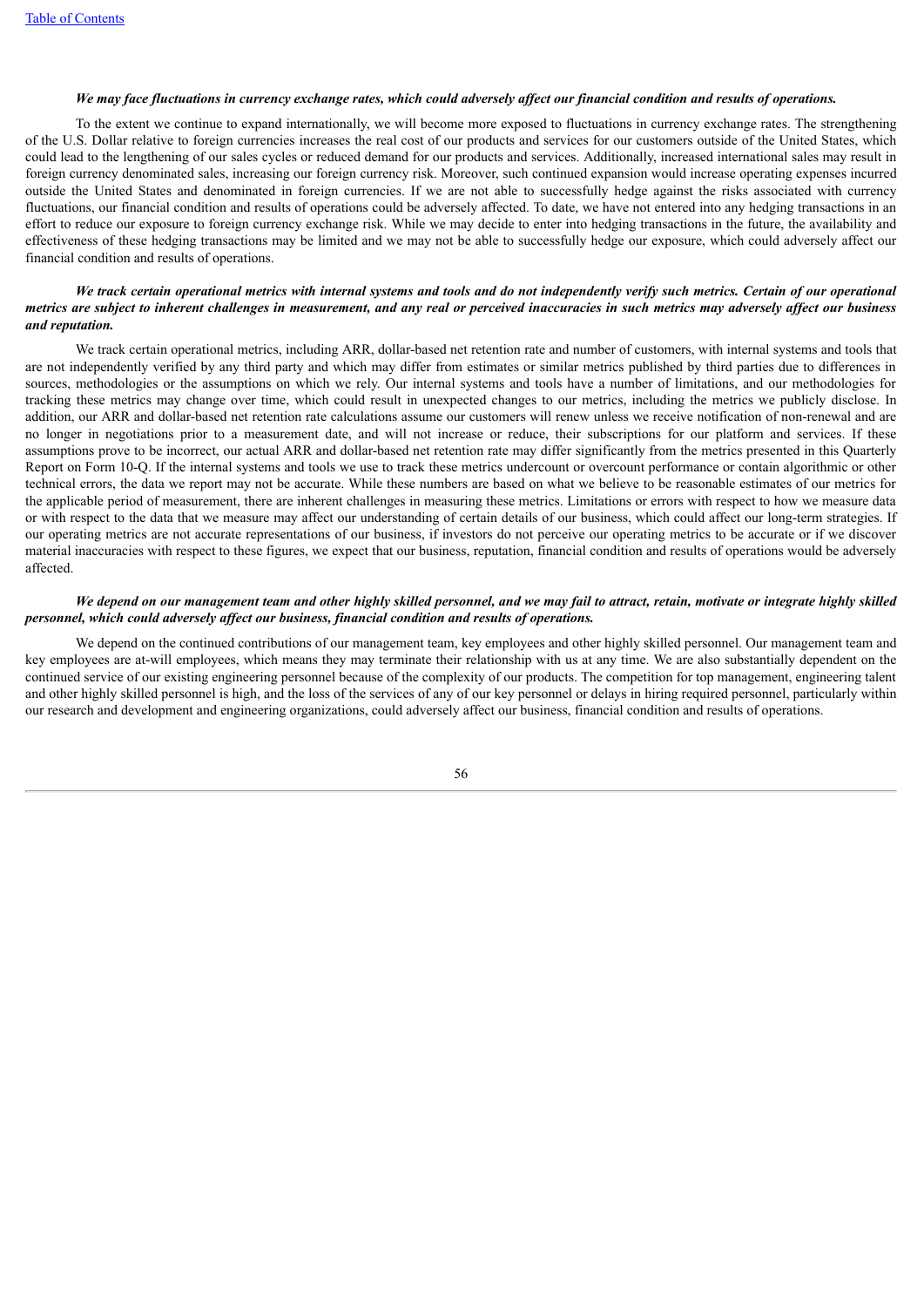***We may face fluctuations in currency exchange rates, which could adversely affect our financial condition and results of operations.***

To the extent we continue to expand internationally, we will become more exposed to fluctuations in currency exchange rates. The strengthening of the U.S. Dollar relative to foreign currencies increases the real cost of our products and services for our customers outside of the United States, which could lead to the lengthening of our sales cycles or reduced demand for our products and services. Additionally, increased international sales may result in foreign currency denominated sales, increasing our foreign currency risk. Moreover, such continued expansion would increase operating expenses incurred outside the United States and denominated in foreign currencies. If we are not able to successfully hedge against the risks associated with currency fluctuations, our financial condition and results of operations could be adversely affected. To date, we have not entered into any hedging transactions in an effort to reduce our exposure to foreign currency exchange risk. While we may decide to enter into hedging transactions in the future, the availability and effectiveness of these hedging transactions may be limited and we may not be able to successfully hedge our exposure, which could adversely affect our financial condition and results of operations.

***We track certain operational metrics with internal systems and tools and do not independently verify such metrics. Certain of our operational metrics are subject to inherent challenges in measurement, and any real or perceived inaccuracies in such metrics may adversely affect our business and reputation.***

We track certain operational metrics, including ARR, dollar-based net retention rate and number of customers, with internal systems and tools that are not independently verified by any third party and which may differ from estimates or similar metrics published by third parties due to differences in sources, methodologies or the assumptions on which we rely. Our internal systems and tools have a number of limitations, and our methodologies for tracking these metrics may change over time, which could result in unexpected changes to our metrics, including the metrics we publicly disclose. In addition, our ARR and dollar-based net retention rate calculations assume our customers will renew unless we receive notification of non-renewal and are no longer in negotiations prior to a measurement date, and will not increase or reduce, their subscriptions for our platform and services. If these assumptions prove to be incorrect, our actual ARR and dollar-based net retention rate may differ significantly from the metrics presented in this Quarterly Report on Form 10-Q. If the internal systems and tools we use to track these metrics undercount or overcount performance or contain algorithmic or other technical errors, the data we report may not be accurate. While these numbers are based on what we believe to be reasonable estimates of our metrics for the applicable period of measurement, there are inherent challenges in measuring these metrics. Limitations or errors with respect to how we measure data or with respect to the data that we measure may affect our understanding of certain details of our business, which could affect our long-term strategies. If our operating metrics are not accurate representations of our business, if investors do not perceive our operating metrics to be accurate or if we discover material inaccuracies with respect to these figures, we expect that our business, reputation, financial condition and results of operations would be adversely affected.

***We depend on our management team and other highly skilled personnel, and we may fail to attract, retain, motivate or integrate highly skilled personnel, which could adversely affect our business, financial condition and results of operations.***

We depend on the continued contributions of our management team, key employees and other highly skilled personnel. Our management team and key employees are at-will employees, which means they may terminate their relationship with us at any time. We are also substantially dependent on the continued service of our existing engineering personnel because of the complexity of our products. The competition for top management, engineering talent and other highly skilled personnel is high, and the loss of the services of any of our key personnel or delays in hiring required personnel, particularly within our research and development and engineering organizations, could adversely affect our business, financial condition and results of operations.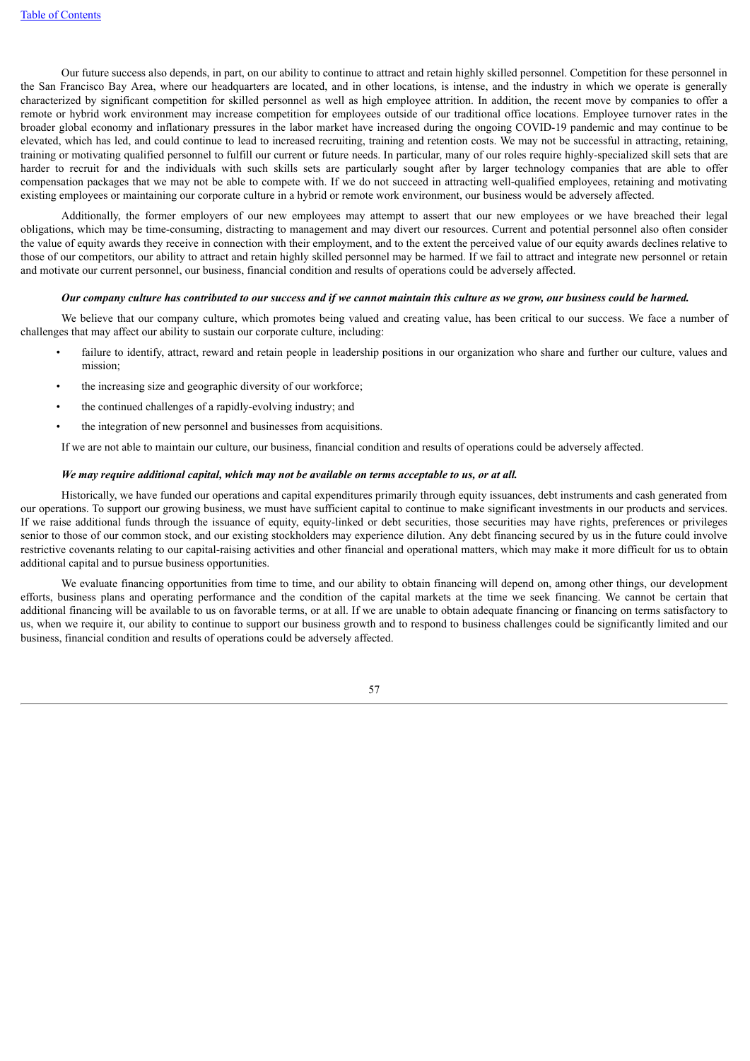Our future success also depends, in part, on our ability to continue to attract and retain highly skilled personnel. Competition for these personnel in the San Francisco Bay Area, where our headquarters are located, and in other locations, is intense, and the industry in which we operate is generally characterized by significant competition for skilled personnel as well as high employee attrition. In addition, the recent move by companies to offer a remote or hybrid work environment may increase competition for employees outside of our traditional office locations. Employee turnover rates in the broader global economy and inflationary pressures in the labor market have increased during the ongoing COVID-19 pandemic and may continue to be elevated, which has led, and could continue to lead to increased recruiting, training and retention costs. We may not be successful in attracting, retaining, training or motivating qualified personnel to fulfill our current or future needs. In particular, many of our roles require highly-specialized skill sets that are harder to recruit for and the individuals with such skills sets are particularly sought after by larger technology companies that are able to offer compensation packages that we may not be able to compete with. If we do not succeed in attracting well-qualified employees, retaining and motivating existing employees or maintaining our corporate culture in a hybrid or remote work environment, our business would be adversely affected.

Additionally, the former employers of our new employees may attempt to assert that our new employees or we have breached their legal obligations, which may be time-consuming, distracting to management and may divert our resources. Current and potential personnel also often consider the value of equity awards they receive in connection with their employment, and to the extent the perceived value of our equity awards declines relative to those of our competitors, our ability to attract and retain highly skilled personnel may be harmed. If we fail to attract and integrate new personnel or retain and motivate our current personnel, our business, financial condition and results of operations could be adversely affected.

***Our company culture has contributed to our success and if we cannot maintain this culture as we grow, our business could be harmed.***

We believe that our company culture, which promotes being valued and creating value, has been critical to our success. We face a number of challenges that may affect our ability to sustain our corporate culture, including:

- failure to identify, attract, reward and retain people in leadership positions in our organization who share and further our culture, values and mission;
- the increasing size and geographic diversity of our workforce;
- the continued challenges of a rapidly-evolving industry; and
- the integration of new personnel and businesses from acquisitions.

If we are not able to maintain our culture, our business, financial condition and results of operations could be adversely affected.

***We may require additional capital, which may not be available on terms acceptable to us, or at all.***

Historically, we have funded our operations and capital expenditures primarily through equity issuances, debt instruments and cash generated from our operations. To support our growing business, we must have sufficient capital to continue to make significant investments in our products and services. If we raise additional funds through the issuance of equity, equity-linked or debt securities, those securities may have rights, preferences or privileges senior to those of our common stock, and our existing stockholders may experience dilution. Any debt financing secured by us in the future could involve restrictive covenants relating to our capital-raising activities and other financial and operational matters, which may make it more difficult for us to obtain additional capital and to pursue business opportunities.

We evaluate financing opportunities from time to time, and our ability to obtain financing will depend on, among other things, our development efforts, business plans and operating performance and the condition of the capital markets at the time we seek financing. We cannot be certain that additional financing will be available to us on favorable terms, or at all. If we are unable to obtain adequate financing or financing on terms satisfactory to us, when we require it, our ability to continue to support our business growth and to respond to business challenges could be significantly limited and our business, financial condition and results of operations could be adversely affected.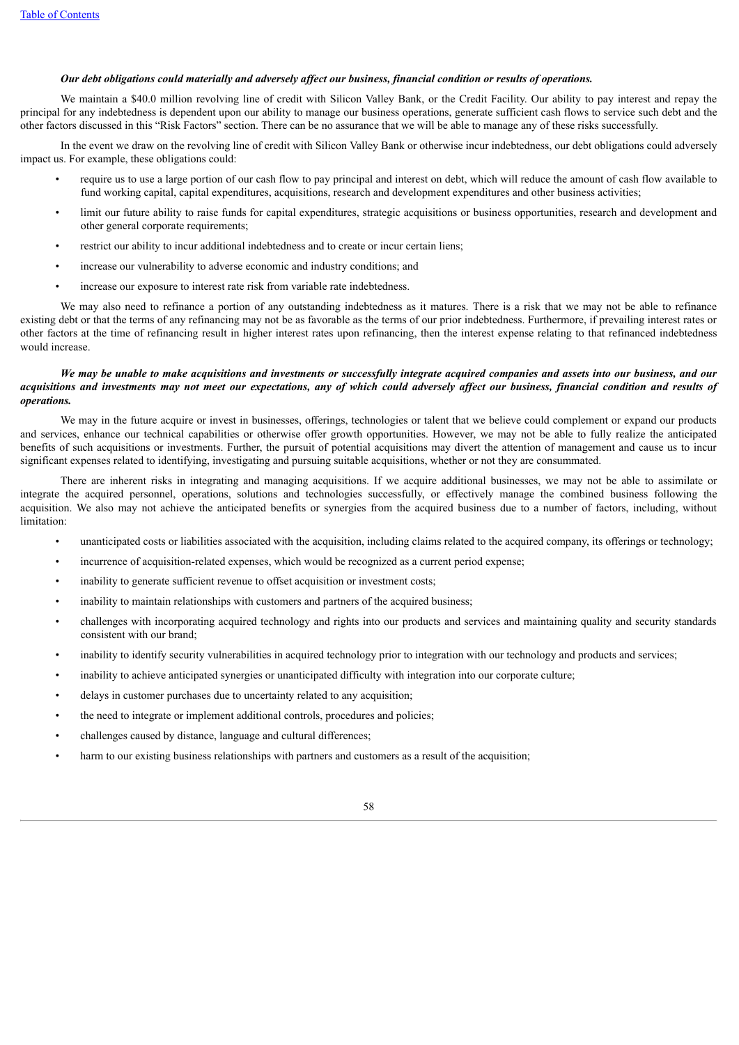***Our debt obligations could materially and adversely affect our business, financial condition or results of operations.***

We maintain a $40.0 million revolving line of credit with Silicon Valley Bank, or the Credit Facility. Our ability to pay interest and repay the principal for any indebtedness is dependent upon our ability to manage our business operations, generate sufficient cash flows to service such debt and the other factors discussed in this "Risk Factors" section. There can be no assurance that we will be able to manage any of these risks successfully.

In the event we draw on the revolving line of credit with Silicon Valley Bank or otherwise incur indebtedness, our debt obligations could adversely impact us. For example, these obligations could:

- require us to use a large portion of our cash flow to pay principal and interest on debt, which will reduce the amount of cash flow available to fund working capital, capital expenditures, acquisitions, research and development expenditures and other business activities;
- limit our future ability to raise funds for capital expenditures, strategic acquisitions or business opportunities, research and development and other general corporate requirements;
- restrict our ability to incur additional indebtedness and to create or incur certain liens;
- increase our vulnerability to adverse economic and industry conditions; and
- increase our exposure to interest rate risk from variable rate indebtedness.

We may also need to refinance a portion of any outstanding indebtedness as it matures. There is a risk that we may not be able to refinance existing debt or that the terms of any refinancing may not be as favorable as the terms of our prior indebtedness. Furthermore, if prevailing interest rates or other factors at the time of refinancing result in higher interest rates upon refinancing, then the interest expense relating to that refinanced indebtedness would increase.

***We may be unable to make acquisitions and investments or successfully integrate acquired companies and assets into our business, and our acquisitions and investments may not meet our expectations, any of which could adversely affect our business, financial condition and results of operations.***

We may in the future acquire or invest in businesses, offerings, technologies or talent that we believe could complement or expand our products and services, enhance our technical capabilities or otherwise offer growth opportunities. However, we may not be able to fully realize the anticipated benefits of such acquisitions or investments. Further, the pursuit of potential acquisitions may divert the attention of management and cause us to incur significant expenses related to identifying, investigating and pursuing suitable acquisitions, whether or not they are consummated.

There are inherent risks in integrating and managing acquisitions. If we acquire additional businesses, we may not be able to assimilate or integrate the acquired personnel, operations, solutions and technologies successfully, or effectively manage the combined business following the acquisition. We also may not achieve the anticipated benefits or synergies from the acquired business due to a number of factors, including, without limitation:

- unanticipated costs or liabilities associated with the acquisition, including claims related to the acquired company, its offerings or technology;
- incurrence of acquisition-related expenses, which would be recognized as a current period expense;
- inability to generate sufficient revenue to offset acquisition or investment costs;
- inability to maintain relationships with customers and partners of the acquired business;
- challenges with incorporating acquired technology and rights into our products and services and maintaining quality and security standards consistent with our brand;
- inability to identify security vulnerabilities in acquired technology prior to integration with our technology and products and services;
- inability to achieve anticipated synergies or unanticipated difficulty with integration into our corporate culture;
- delays in customer purchases due to uncertainty related to any acquisition;
- the need to integrate or implement additional controls, procedures and policies;
- challenges caused by distance, language and cultural differences;
- harm to our existing business relationships with partners and customers as a result of the acquisition;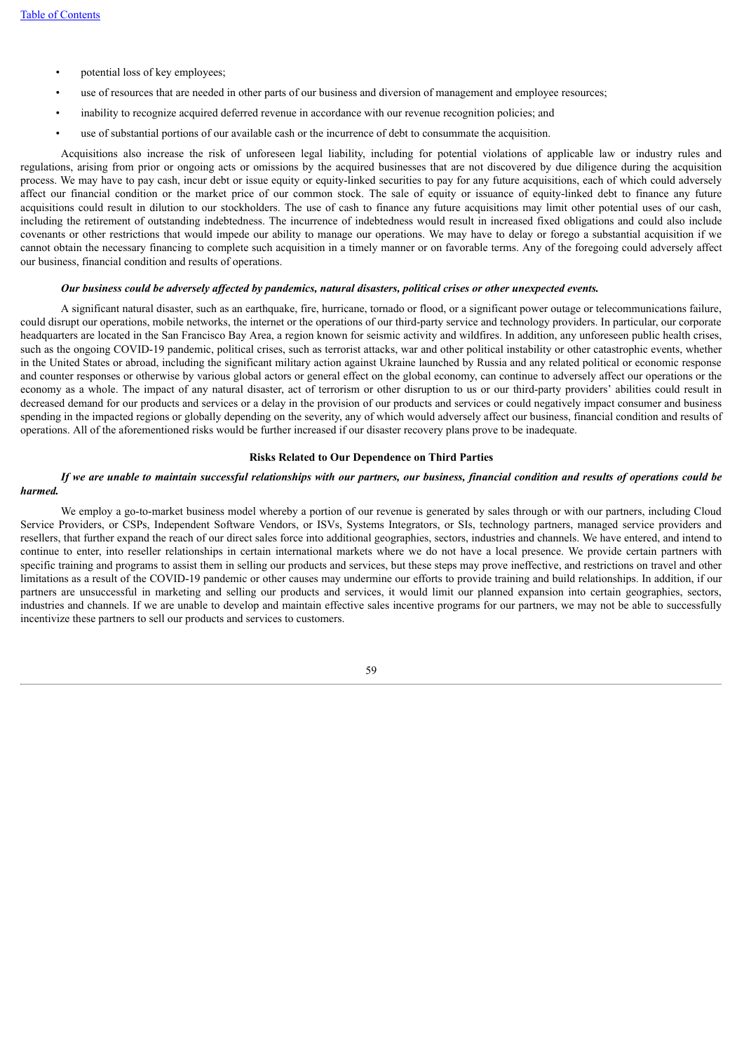- potential loss of key employees;
- use of resources that are needed in other parts of our business and diversion of management and employee resources;
- inability to recognize acquired deferred revenue in accordance with our revenue recognition policies; and
- use of substantial portions of our available cash or the incurrence of debt to consummate the acquisition.

Acquisitions also increase the risk of unforeseen legal liability, including for potential violations of applicable law or industry rules and regulations, arising from prior or ongoing acts or omissions by the acquired businesses that are not discovered by due diligence during the acquisition process. We may have to pay cash, incur debt or issue equity or equity-linked securities to pay for any future acquisitions, each of which could adversely affect our financial condition or the market price of our common stock. The sale of equity or issuance of equity-linked debt to finance any future acquisitions could result in dilution to our stockholders. The use of cash to finance any future acquisitions may limit other potential uses of our cash, including the retirement of outstanding indebtedness. The incurrence of indebtedness would result in increased fixed obligations and could also include covenants or other restrictions that would impede our ability to manage our operations. We may have to delay or forego a substantial acquisition if we cannot obtain the necessary financing to complete such acquisition in a timely manner or on favorable terms. Any of the foregoing could adversely affect our business, financial condition and results of operations.

***Our business could be adversely affected by pandemics, natural disasters, political crises or other unexpected events.***

A significant natural disaster, such as an earthquake, fire, hurricane, tornado or flood, or a significant power outage or telecommunications failure, could disrupt our operations, mobile networks, the internet or the operations of our third-party service and technology providers. In particular, our corporate headquarters are located in the San Francisco Bay Area, a region known for seismic activity and wildfires. In addition, any unforeseen public health crises, such as the ongoing COVID-19 pandemic, political crises, such as terrorist attacks, war and other political instability or other catastrophic events, whether in the United States or abroad, including the significant military action against Ukraine launched by Russia and any related political or economic response and counter responses or otherwise by various global actors or general effect on the global economy, can continue to adversely affect our operations or the economy as a whole. The impact of any natural disaster, act of terrorism or other disruption to us or our third-party providers' abilities could result in decreased demand for our products and services or a delay in the provision of our products and services or could negatively impact consumer and business spending in the impacted regions or globally depending on the severity, any of which would adversely affect our business, financial condition and results of operations. All of the aforementioned risks would be further increased if our disaster recovery plans prove to be inadequate.

## Risks Related to Our Dependence on Third Parties

***If we are unable to maintain successful relationships with our partners, our business, financial condition and results of operations could be harmed.***

We employ a go-to-market business model whereby a portion of our revenue is generated by sales through or with our partners, including Cloud Service Providers, or CSPs, Independent Software Vendors, or ISVs, Systems Integrators, or SIs, technology partners, managed service providers and resellers, that further expand the reach of our direct sales force into additional geographies, sectors, industries and channels. We have entered, and intend to continue to enter, into reseller relationships in certain international markets where we do not have a local presence. We provide certain partners with specific training and programs to assist them in selling our products and services, but these steps may prove ineffective, and restrictions on travel and other limitations as a result of the COVID-19 pandemic or other causes may undermine our efforts to provide training and build relationships. In addition, if our partners are unsuccessful in marketing and selling our products and services, it would limit our planned expansion into certain geographies, sectors, industries and channels. If we are unable to develop and maintain effective sales incentive programs for our partners, we may not be able to successfully incentivize these partners to sell our products and services to customers.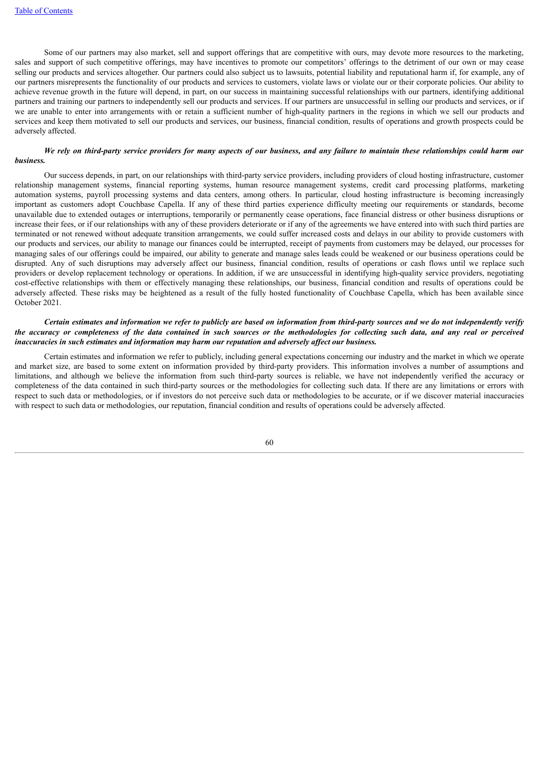Some of our partners may also market, sell and support offerings that are competitive with ours, may devote more resources to the marketing, sales and support of such competitive offerings, may have incentives to promote our competitors' offerings to the detriment of our own or may cease selling our products and services altogether. Our partners could also subject us to lawsuits, potential liability and reputational harm if, for example, any of our partners misrepresents the functionality of our products and services to customers, violate laws or violate our or their corporate policies. Our ability to achieve revenue growth in the future will depend, in part, on our success in maintaining successful relationships with our partners, identifying additional partners and training our partners to independently sell our products and services. If our partners are unsuccessful in selling our products and services, or if we are unable to enter into arrangements with or retain a sufficient number of high-quality partners in the regions in which we sell our products and services and keep them motivated to sell our products and services, our business, financial condition, results of operations and growth prospects could be adversely affected.

***We rely on third-party service providers for many aspects of our business, and any failure to maintain these relationships could harm our business.***

Our success depends, in part, on our relationships with third-party service providers, including providers of cloud hosting infrastructure, customer relationship management systems, financial reporting systems, human resource management systems, credit card processing platforms, marketing automation systems, payroll processing systems and data centers, among others. In particular, cloud hosting infrastructure is becoming increasingly important as customers adopt Couchbase Capella. If any of these third parties experience difficulty meeting our requirements or standards, become unavailable due to extended outages or interruptions, temporarily or permanently cease operations, face financial distress or other business disruptions or increase their fees, or if our relationships with any of these providers deteriorate or if any of the agreements we have entered into with such third parties are terminated or not renewed without adequate transition arrangements, we could suffer increased costs and delays in our ability to provide customers with our products and services, our ability to manage our finances could be interrupted, receipt of payments from customers may be delayed, our processes for managing sales of our offerings could be impaired, our ability to generate and manage sales leads could be weakened or our business operations could be disrupted. Any of such disruptions may adversely affect our business, financial condition, results of operations or cash flows until we replace such providers or develop replacement technology or operations. In addition, if we are unsuccessful in identifying high-quality service providers, negotiating cost-effective relationships with them or effectively managing these relationships, our business, financial condition and results of operations could be adversely affected. These risks may be heightened as a result of the fully hosted functionality of Couchbase Capella, which has been available since October 2021.

***Certain estimates and information we refer to publicly are based on information from third-party sources and we do not independently verify the accuracy or completeness of the data contained in such sources or the methodologies for collecting such data, and any real or perceived inaccuracies in such estimates and information may harm our reputation and adversely affect our business.***

Certain estimates and information we refer to publicly, including general expectations concerning our industry and the market in which we operate and market size, are based to some extent on information provided by third-party providers. This information involves a number of assumptions and limitations, and although we believe the information from such third-party sources is reliable, we have not independently verified the accuracy or completeness of the data contained in such third-party sources or the methodologies for collecting such data. If there are any limitations or errors with respect to such data or methodologies, or if investors do not perceive such data or methodologies to be accurate, or if we discover material inaccuracies with respect to such data or methodologies, our reputation, financial condition and results of operations could be adversely affected.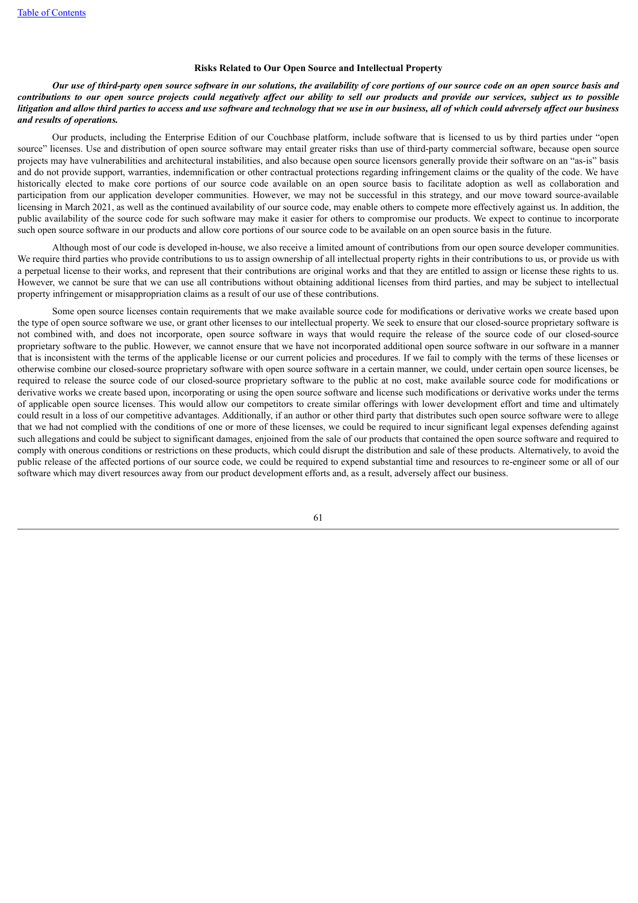### Risks Related to Our Open Source and Intellectual Property

***Our use of third-party open source software in our solutions, the availability of core portions of our source code on an open source basis and contributions to our open source projects could negatively affect our ability to sell our products and provide our services, subject us to possible litigation and allow third parties to access and use software and technology that we use in our business, all of which could adversely affect our business and results of operations.***

Our products, including the Enterprise Edition of our Couchbase platform, include software that is licensed to us by third parties under "open source" licenses. Use and distribution of open source software may entail greater risks than use of third-party commercial software, because open source projects may have vulnerabilities and architectural instabilities, and also because open source licensors generally provide their software on an "as-is" basis and do not provide support, warranties, indemnification or other contractual protections regarding infringement claims or the quality of the code. We have historically elected to make core portions of our source code available on an open source basis to facilitate adoption as well as collaboration and participation from our application developer communities. However, we may not be successful in this strategy, and our move toward source-available licensing in March 2021, as well as the continued availability of our source code, may enable others to compete more effectively against us. In addition, the public availability of the source code for such software may make it easier for others to compromise our products. We expect to continue to incorporate such open source software in our products and allow core portions of our source code to be available on an open source basis in the future.

Although most of our code is developed in-house, we also receive a limited amount of contributions from our open source developer communities. We require third parties who provide contributions to us to assign ownership of all intellectual property rights in their contributions to us, or provide us with a perpetual license to their works, and represent that their contributions are original works and that they are entitled to assign or license these rights to us. However, we cannot be sure that we can use all contributions without obtaining additional licenses from third parties, and may be subject to intellectual property infringement or misappropriation claims as a result of our use of these contributions.

Some open source licenses contain requirements that we make available source code for modifications or derivative works we create based upon the type of open source software we use, or grant other licenses to our intellectual property. We seek to ensure that our closed-source proprietary software is not combined with, and does not incorporate, open source software in ways that would require the release of the source code of our closed-source proprietary software to the public. However, we cannot ensure that we have not incorporated additional open source software in our software in a manner that is inconsistent with the terms of the applicable license or our current policies and procedures. If we fail to comply with the terms of these licenses or otherwise combine our closed-source proprietary software with open source software in a certain manner, we could, under certain open source licenses, be required to release the source code of our closed-source proprietary software to the public at no cost, make available source code for modifications or derivative works we create based upon, incorporating or using the open source software and license such modifications or derivative works under the terms of applicable open source licenses. This would allow our competitors to create similar offerings with lower development effort and time and ultimately could result in a loss of our competitive advantages. Additionally, if an author or other third party that distributes such open source software were to allege that we had not complied with the conditions of one or more of these licenses, we could be required to incur significant legal expenses defending against such allegations and could be subject to significant damages, enjoined from the sale of our products that contained the open source software and required to comply with onerous conditions or restrictions on these products, which could disrupt the distribution and sale of these products. Alternatively, to avoid the public release of the affected portions of our source code, we could be required to expend substantial time and resources to re-engineer some or all of our software which may divert resources away from our product development efforts and, as a result, adversely affect our business.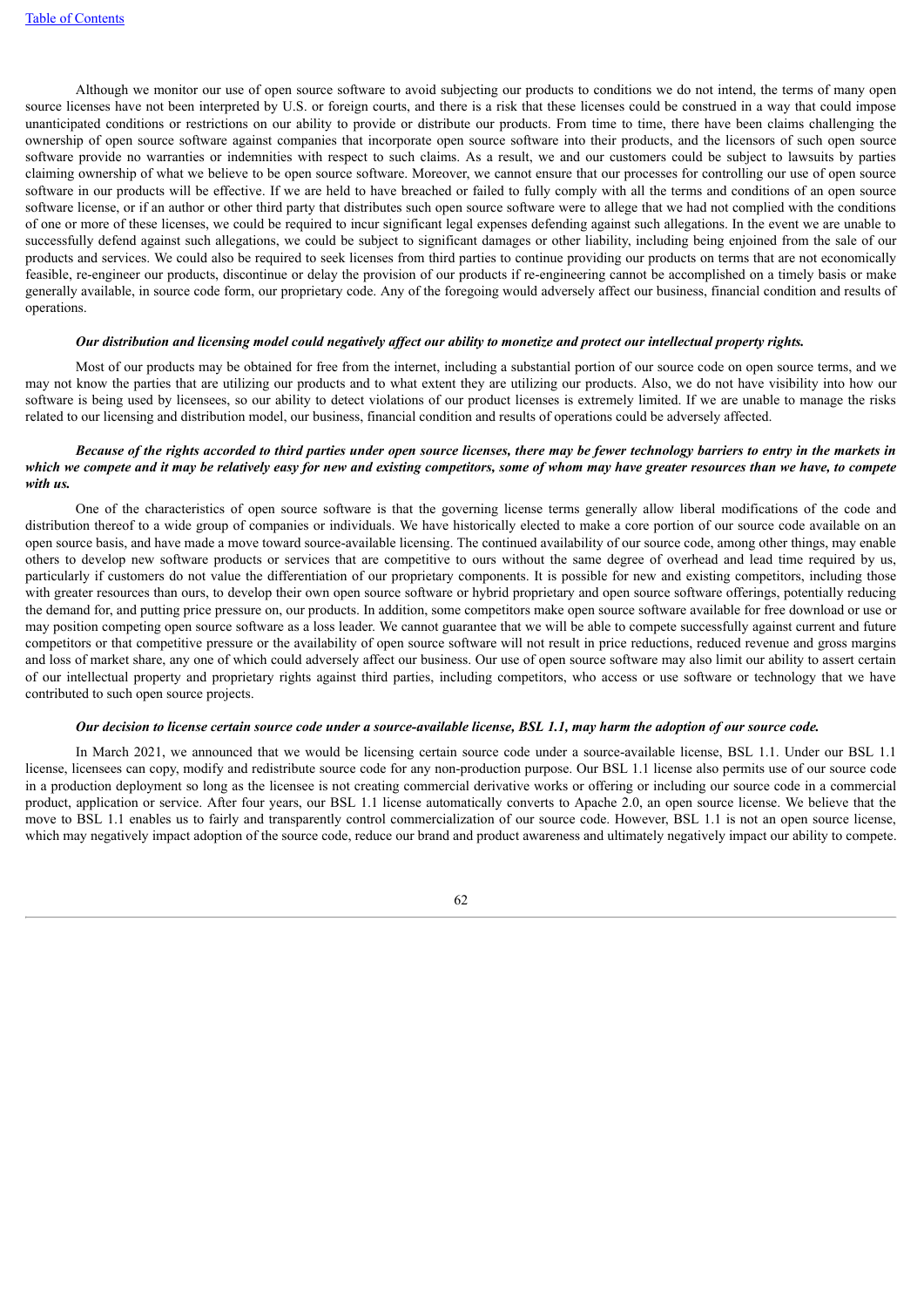Although we monitor our use of open source software to avoid subjecting our products to conditions we do not intend, the terms of many open source licenses have not been interpreted by U.S. or foreign courts, and there is a risk that these licenses could be construed in a way that could impose unanticipated conditions or restrictions on our ability to provide or distribute our products. From time to time, there have been claims challenging the ownership of open source software against companies that incorporate open source software into their products, and the licensors of such open source software provide no warranties or indemnities with respect to such claims. As a result, we and our customers could be subject to lawsuits by parties claiming ownership of what we believe to be open source software. Moreover, we cannot ensure that our processes for controlling our use of open source software in our products will be effective. If we are held to have breached or failed to fully comply with all the terms and conditions of an open source software license, or if an author or other third party that distributes such open source software were to allege that we had not complied with the conditions of one or more of these licenses, we could be required to incur significant legal expenses defending against such allegations. In the event we are unable to successfully defend against such allegations, we could be subject to significant damages or other liability, including being enjoined from the sale of our products and services. We could also be required to seek licenses from third parties to continue providing our products on terms that are not economically feasible, re-engineer our products, discontinue or delay the provision of our products if re-engineering cannot be accomplished on a timely basis or make generally available, in source code form, our proprietary code. Any of the foregoing would adversely affect our business, financial condition and results of operations.

***Our distribution and licensing model could negatively affect our ability to monetize and protect our intellectual property rights.***

Most of our products may be obtained for free from the internet, including a substantial portion of our source code on open source terms, and we may not know the parties that are utilizing our products and to what extent they are utilizing our products. Also, we do not have visibility into how our software is being used by licensees, so our ability to detect violations of our product licenses is extremely limited. If we are unable to manage the risks related to our licensing and distribution model, our business, financial condition and results of operations could be adversely affected.

***Because of the rights accorded to third parties under open source licenses, there may be fewer technology barriers to entry in the markets in which we compete and it may be relatively easy for new and existing competitors, some of whom may have greater resources than we have, to compete with us.***

One of the characteristics of open source software is that the governing license terms generally allow liberal modifications of the code and distribution thereof to a wide group of companies or individuals. We have historically elected to make a core portion of our source code available on an open source basis, and have made a move toward source-available licensing. The continued availability of our source code, among other things, may enable others to develop new software products or services that are competitive to ours without the same degree of overhead and lead time required by us, particularly if customers do not value the differentiation of our proprietary components. It is possible for new and existing competitors, including those with greater resources than ours, to develop their own open source software or hybrid proprietary and open source software offerings, potentially reducing the demand for, and putting price pressure on, our products. In addition, some competitors make open source software available for free download or use or may position competing open source software as a loss leader. We cannot guarantee that we will be able to compete successfully against current and future competitors or that competitive pressure or the availability of open source software will not result in price reductions, reduced revenue and gross margins and loss of market share, any one of which could adversely affect our business. Our use of open source software may also limit our ability to assert certain of our intellectual property and proprietary rights against third parties, including competitors, who access or use software or technology that we have contributed to such open source projects.

***Our decision to license certain source code under a source-available license, BSL 1.1, may harm the adoption of our source code.***

In March 2021, we announced that we would be licensing certain source code under a source-available license, BSL 1.1. Under our BSL 1.1 license, licensees can copy, modify and redistribute source code for any non-production purpose. Our BSL 1.1 license also permits use of our source code in a production deployment so long as the licensee is not creating commercial derivative works or offering or including our source code in a commercial product, application or service. After four years, our BSL 1.1 license automatically converts to Apache 2.0, an open source license. We believe that the move to BSL 1.1 enables us to fairly and transparently control commercialization of our source code. However, BSL 1.1 is not an open source license, which may negatively impact adoption of the source code, reduce our brand and product awareness and ultimately negatively impact our ability to compete.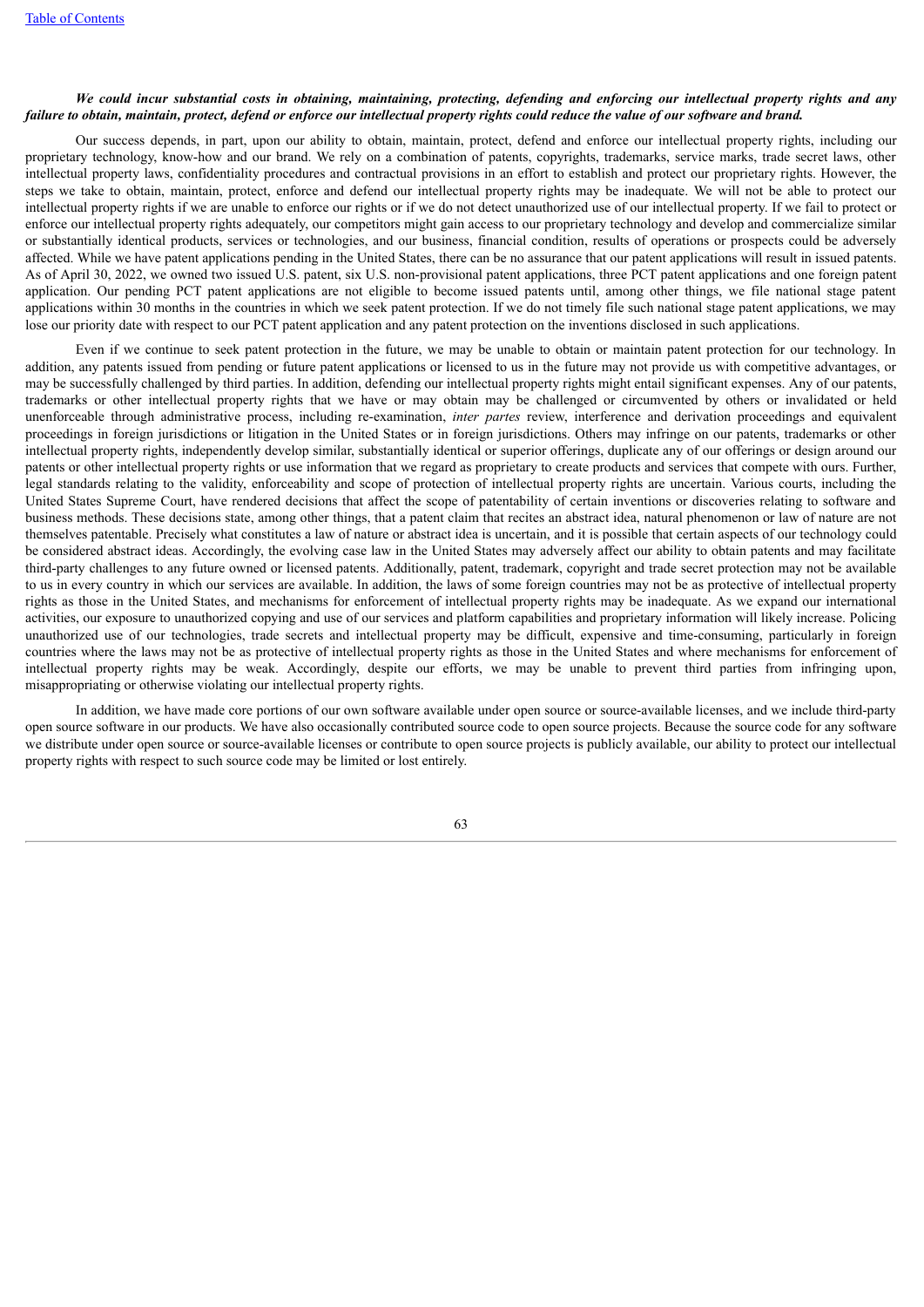***We could incur substantial costs in obtaining, maintaining, protecting, defending and enforcing our intellectual property rights and any failure to obtain, maintain, protect, defend or enforce our intellectual property rights could reduce the value of our software and brand.***

Our success depends, in part, upon our ability to obtain, maintain, protect, defend and enforce our intellectual property rights, including our proprietary technology, know-how and our brand. We rely on a combination of patents, copyrights, trademarks, service marks, trade secret laws, other intellectual property laws, confidentiality procedures and contractual provisions in an effort to establish and protect our proprietary rights. However, the steps we take to obtain, maintain, protect, enforce and defend our intellectual property rights may be inadequate. We will not be able to protect our intellectual property rights if we are unable to enforce our rights or if we do not detect unauthorized use of our intellectual property. If we fail to protect or enforce our intellectual property rights adequately, our competitors might gain access to our proprietary technology and develop and commercialize similar or substantially identical products, services or technologies, and our business, financial condition, results of operations or prospects could be adversely affected. While we have patent applications pending in the United States, there can be no assurance that our patent applications will result in issued patents. As of April 30, 2022, we owned two issued U.S. patent, six U.S. non-provisional patent applications, three PCT patent applications and one foreign patent application. Our pending PCT patent applications are not eligible to become issued patents until, among other things, we file national stage patent applications within 30 months in the countries in which we seek patent protection. If we do not timely file such national stage patent applications, we may lose our priority date with respect to our PCT patent application and any patent protection on the inventions disclosed in such applications.

Even if we continue to seek patent protection in the future, we may be unable to obtain or maintain patent protection for our technology. In addition, any patents issued from pending or future patent applications or licensed to us in the future may not provide us with competitive advantages, or may be successfully challenged by third parties. In addition, defending our intellectual property rights might entail significant expenses. Any of our patents, trademarks or other intellectual property rights that we have or may obtain may be challenged or circumvented by others or invalidated or held unenforceable through administrative process, including re-examination, *inter partes* review, interference and derivation proceedings and equivalent proceedings in foreign jurisdictions or litigation in the United States or in foreign jurisdictions. Others may infringe on our patents, trademarks or other intellectual property rights, independently develop similar, substantially identical or superior offerings, duplicate any of our offerings or design around our patents or other intellectual property rights or use information that we regard as proprietary to create products and services that compete with ours. Further, legal standards relating to the validity, enforceability and scope of protection of intellectual property rights are uncertain. Various courts, including the United States Supreme Court, have rendered decisions that affect the scope of patentability of certain inventions or discoveries relating to software and business methods. These decisions state, among other things, that a patent claim that recites an abstract idea, natural phenomenon or law of nature are not themselves patentable. Precisely what constitutes a law of nature or abstract idea is uncertain, and it is possible that certain aspects of our technology could be considered abstract ideas. Accordingly, the evolving case law in the United States may adversely affect our ability to obtain patents and may facilitate third-party challenges to any future owned or licensed patents. Additionally, patent, trademark, copyright and trade secret protection may not be available to us in every country in which our services are available. In addition, the laws of some foreign countries may not be as protective of intellectual property rights as those in the United States, and mechanisms for enforcement of intellectual property rights may be inadequate. As we expand our international activities, our exposure to unauthorized copying and use of our services and platform capabilities and proprietary information will likely increase. Policing unauthorized use of our technologies, trade secrets and intellectual property may be difficult, expensive and time-consuming, particularly in foreign countries where the laws may not be as protective of intellectual property rights as those in the United States and where mechanisms for enforcement of intellectual property rights may be weak. Accordingly, despite our efforts, we may be unable to prevent third parties from infringing upon, misappropriating or otherwise violating our intellectual property rights.

In addition, we have made core portions of our own software available under open source or source-available licenses, and we include third-party open source software in our products. We have also occasionally contributed source code to open source projects. Because the source code for any software we distribute under open source or source-available licenses or contribute to open source projects is publicly available, our ability to protect our intellectual property rights with respect to such source code may be limited or lost entirely.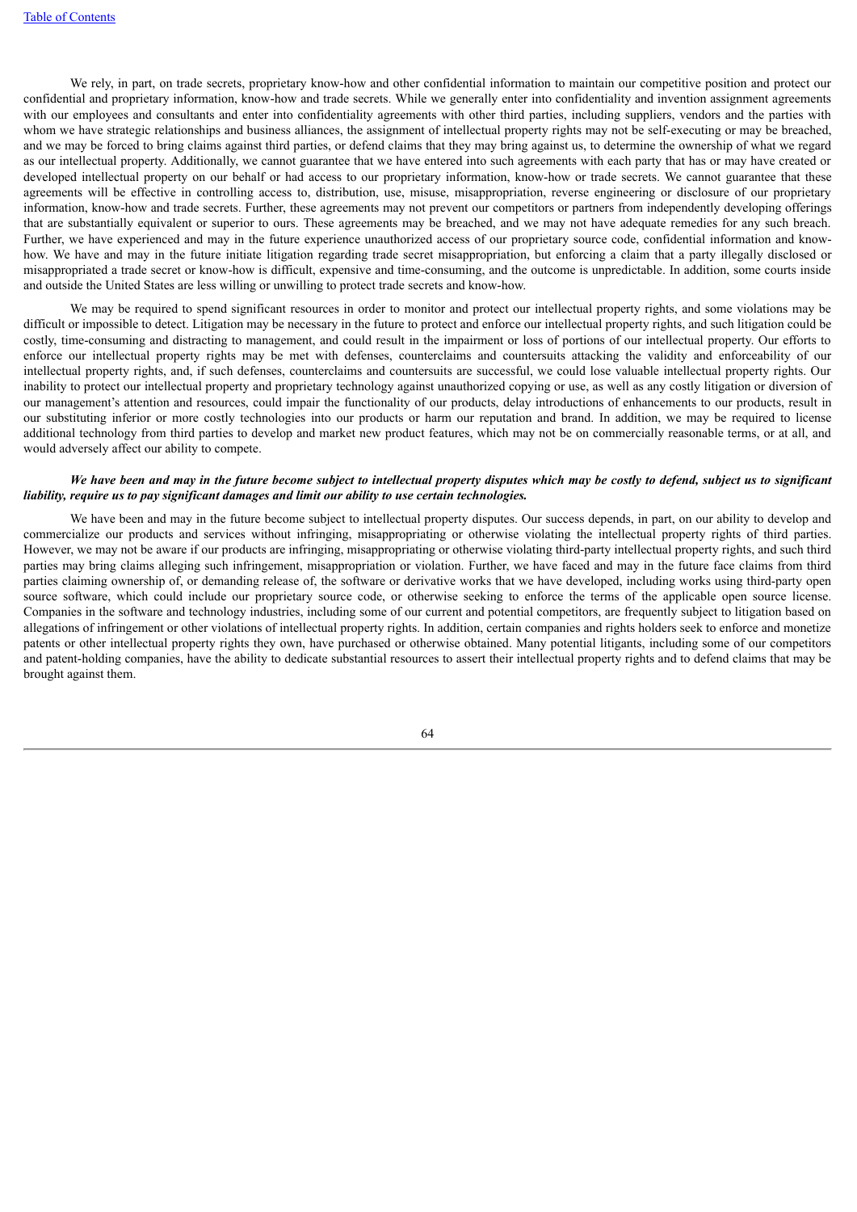We rely, in part, on trade secrets, proprietary know-how and other confidential information to maintain our competitive position and protect our confidential and proprietary information, know-how and trade secrets. While we generally enter into confidentiality and invention assignment agreements with our employees and consultants and enter into confidentiality agreements with other third parties, including suppliers, vendors and the parties with whom we have strategic relationships and business alliances, the assignment of intellectual property rights may not be self-executing or may be breached, and we may be forced to bring claims against third parties, or defend claims that they may bring against us, to determine the ownership of what we regard as our intellectual property. Additionally, we cannot guarantee that we have entered into such agreements with each party that has or may have created or developed intellectual property on our behalf or had access to our proprietary information, know-how or trade secrets. We cannot guarantee that these agreements will be effective in controlling access to, distribution, use, misuse, misappropriation, reverse engineering or disclosure of our proprietary information, know-how and trade secrets. Further, these agreements may not prevent our competitors or partners from independently developing offerings that are substantially equivalent or superior to ours. These agreements may be breached, and we may not have adequate remedies for any such breach. Further, we have experienced and may in the future experience unauthorized access of our proprietary source code, confidential information and know-how. We have and may in the future initiate litigation regarding trade secret misappropriation, but enforcing a claim that a party illegally disclosed or misappropriated a trade secret or know-how is difficult, expensive and time-consuming, and the outcome is unpredictable. In addition, some courts inside and outside the United States are less willing or unwilling to protect trade secrets and know-how.

We may be required to spend significant resources in order to monitor and protect our intellectual property rights, and some violations may be difficult or impossible to detect. Litigation may be necessary in the future to protect and enforce our intellectual property rights, and such litigation could be costly, time-consuming and distracting to management, and could result in the impairment or loss of portions of our intellectual property. Our efforts to enforce our intellectual property rights may be met with defenses, counterclaims and countersuits attacking the validity and enforceability of our intellectual property rights, and, if such defenses, counterclaims and countersuits are successful, we could lose valuable intellectual property rights. Our inability to protect our intellectual property and proprietary technology against unauthorized copying or use, as well as any costly litigation or diversion of our management's attention and resources, could impair the functionality of our products, delay introductions of enhancements to our products, result in our substituting inferior or more costly technologies into our products or harm our reputation and brand. In addition, we may be required to license additional technology from third parties to develop and market new product features, which may not be on commercially reasonable terms, or at all, and would adversely affect our ability to compete.

***We have been and may in the future become subject to intellectual property disputes which may be costly to defend, subject us to significant liability, require us to pay significant damages and limit our ability to use certain technologies.***

We have been and may in the future become subject to intellectual property disputes. Our success depends, in part, on our ability to develop and commercialize our products and services without infringing, misappropriating or otherwise violating the intellectual property rights of third parties. However, we may not be aware if our products are infringing, misappropriating or otherwise violating third-party intellectual property rights, and such third parties may bring claims alleging such infringement, misappropriation or violation. Further, we have faced and may in the future face claims from third parties claiming ownership of, or demanding release of, the software or derivative works that we have developed, including works using third-party open source software, which could include our proprietary source code, or otherwise seeking to enforce the terms of the applicable open source license. Companies in the software and technology industries, including some of our current and potential competitors, are frequently subject to litigation based on allegations of infringement or other violations of intellectual property rights. In addition, certain companies and rights holders seek to enforce and monetize patents or other intellectual property rights they own, have purchased or otherwise obtained. Many potential litigants, including some of our competitors and patent-holding companies, have the ability to dedicate substantial resources to assert their intellectual property rights and to defend claims that may be brought against them.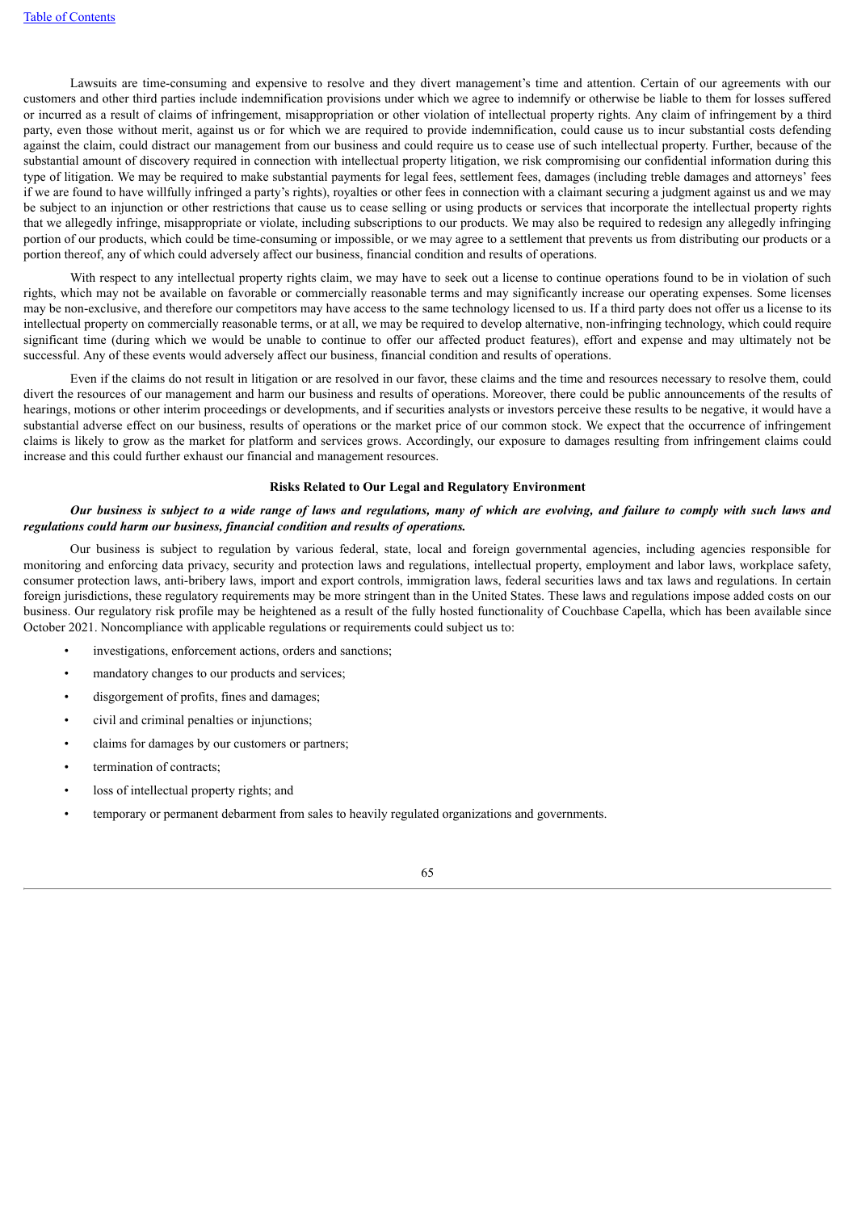Lawsuits are time-consuming and expensive to resolve and they divert management's time and attention. Certain of our agreements with our customers and other third parties include indemnification provisions under which we agree to indemnify or otherwise be liable to them for losses suffered or incurred as a result of claims of infringement, misappropriation or other violation of intellectual property rights. Any claim of infringement by a third party, even those without merit, against us or for which we are required to provide indemnification, could cause us to incur substantial costs defending against the claim, could distract our management from our business and could require us to cease use of such intellectual property. Further, because of the substantial amount of discovery required in connection with intellectual property litigation, we risk compromising our confidential information during this type of litigation. We may be required to make substantial payments for legal fees, settlement fees, damages (including treble damages and attorneys' fees if we are found to have willfully infringed a party's rights), royalties or other fees in connection with a claimant securing a judgment against us and we may be subject to an injunction or other restrictions that cause us to cease selling or using products or services that incorporate the intellectual property rights that we allegedly infringe, misappropriate or violate, including subscriptions to our products. We may also be required to redesign any allegedly infringing portion of our products, which could be time-consuming or impossible, or we may agree to a settlement that prevents us from distributing our products or a portion thereof, any of which could adversely affect our business, financial condition and results of operations.

With respect to any intellectual property rights claim, we may have to seek out a license to continue operations found to be in violation of such rights, which may not be available on favorable or commercially reasonable terms and may significantly increase our operating expenses. Some licenses may be non-exclusive, and therefore our competitors may have access to the same technology licensed to us. If a third party does not offer us a license to its intellectual property on commercially reasonable terms, or at all, we may be required to develop alternative, non-infringing technology, which could require significant time (during which we would be unable to continue to offer our affected product features), effort and expense and may ultimately not be successful. Any of these events would adversely affect our business, financial condition and results of operations.

Even if the claims do not result in litigation or are resolved in our favor, these claims and the time and resources necessary to resolve them, could divert the resources of our management and harm our business and results of operations. Moreover, there could be public announcements of the results of hearings, motions or other interim proceedings or developments, and if securities analysts or investors perceive these results to be negative, it would have a substantial adverse effect on our business, results of operations or the market price of our common stock. We expect that the occurrence of infringement claims is likely to grow as the market for platform and services grows. Accordingly, our exposure to damages resulting from infringement claims could increase and this could further exhaust our financial and management resources.

## Risks Related to Our Legal and Regulatory Environment

***Our business is subject to a wide range of laws and regulations, many of which are evolving, and failure to comply with such laws and regulations could harm our business, financial condition and results of operations.***

Our business is subject to regulation by various federal, state, local and foreign governmental agencies, including agencies responsible for monitoring and enforcing data privacy, security and protection laws and regulations, intellectual property, employment and labor laws, workplace safety, consumer protection laws, anti-bribery laws, import and export controls, immigration laws, federal securities laws and tax laws and regulations. In certain foreign jurisdictions, these regulatory requirements may be more stringent than in the United States. These laws and regulations impose added costs on our business. Our regulatory risk profile may be heightened as a result of the fully hosted functionality of Couchbase Capella, which has been available since October 2021. Noncompliance with applicable regulations or requirements could subject us to:

- investigations, enforcement actions, orders and sanctions;
- mandatory changes to our products and services;
- disgorgement of profits, fines and damages;
- civil and criminal penalties or injunctions;
- claims for damages by our customers or partners;
- termination of contracts;
- loss of intellectual property rights; and
- temporary or permanent debarment from sales to heavily regulated organizations and governments.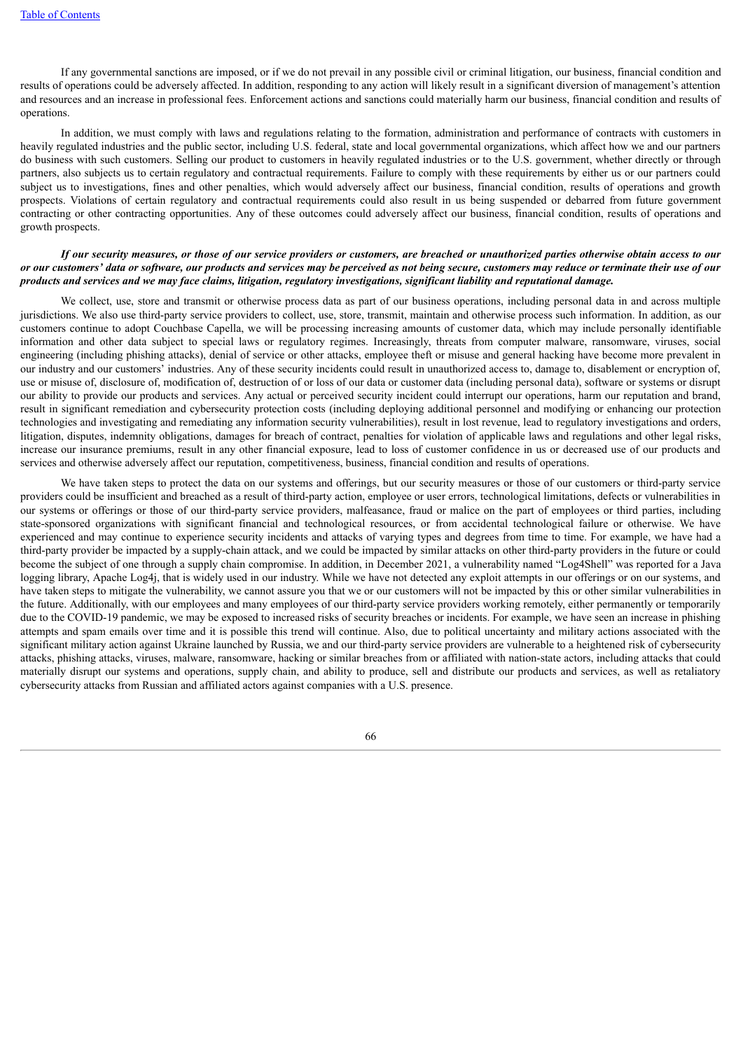If any governmental sanctions are imposed, or if we do not prevail in any possible civil or criminal litigation, our business, financial condition and results of operations could be adversely affected. In addition, responding to any action will likely result in a significant diversion of management's attention and resources and an increase in professional fees. Enforcement actions and sanctions could materially harm our business, financial condition and results of operations.

In addition, we must comply with laws and regulations relating to the formation, administration and performance of contracts with customers in heavily regulated industries and the public sector, including U.S. federal, state and local governmental organizations, which affect how we and our partners do business with such customers. Selling our product to customers in heavily regulated industries or to the U.S. government, whether directly or through partners, also subjects us to certain regulatory and contractual requirements. Failure to comply with these requirements by either us or our partners could subject us to investigations, fines and other penalties, which would adversely affect our business, financial condition, results of operations and growth prospects. Violations of certain regulatory and contractual requirements could also result in us being suspended or debarred from future government contracting or other contracting opportunities. Any of these outcomes could adversely affect our business, financial condition, results of operations and growth prospects.

***If our security measures, or those of our service providers or customers, are breached or unauthorized parties otherwise obtain access to our or our customers' data or software, our products and services may be perceived as not being secure, customers may reduce or terminate their use of our products and services and we may face claims, litigation, regulatory investigations, significant liability and reputational damage.***

We collect, use, store and transmit or otherwise process data as part of our business operations, including personal data in and across multiple jurisdictions. We also use third-party service providers to collect, use, store, transmit, maintain and otherwise process such information. In addition, as our customers continue to adopt Couchbase Capella, we will be processing increasing amounts of customer data, which may include personally identifiable information and other data subject to special laws or regulatory regimes. Increasingly, threats from computer malware, ransomware, viruses, social engineering (including phishing attacks), denial of service or other attacks, employee theft or misuse and general hacking have become more prevalent in our industry and our customers' industries. Any of these security incidents could result in unauthorized access to, damage to, disablement or encryption of, use or misuse of, disclosure of, modification of, destruction of or loss of our data or customer data (including personal data), software or systems or disrupt our ability to provide our products and services. Any actual or perceived security incident could interrupt our operations, harm our reputation and brand, result in significant remediation and cybersecurity protection costs (including deploying additional personnel and modifying or enhancing our protection technologies and investigating and remediating any information security vulnerabilities), result in lost revenue, lead to regulatory investigations and orders, litigation, disputes, indemnity obligations, damages for breach of contract, penalties for violation of applicable laws and regulations and other legal risks, increase our insurance premiums, result in any other financial exposure, lead to loss of customer confidence in us or decreased use of our products and services and otherwise adversely affect our reputation, competitiveness, business, financial condition and results of operations.

We have taken steps to protect the data on our systems and offerings, but our security measures or those of our customers or third-party service providers could be insufficient and breached as a result of third-party action, employee or user errors, technological limitations, defects or vulnerabilities in our systems or offerings or those of our third-party service providers, malfeasance, fraud or malice on the part of employees or third parties, including state-sponsored organizations with significant financial and technological resources, or from accidental technological failure or otherwise. We have experienced and may continue to experience security incidents and attacks of varying types and degrees from time to time. For example, we have had a third-party provider be impacted by a supply-chain attack, and we could be impacted by similar attacks on other third-party providers in the future or could become the subject of one through a supply chain compromise. In addition, in December 2021, a vulnerability named "Log4Shell" was reported for a Java logging library, Apache Log4j, that is widely used in our industry. While we have not detected any exploit attempts in our offerings or on our systems, and have taken steps to mitigate the vulnerability, we cannot assure you that we or our customers will not be impacted by this or other similar vulnerabilities in the future. Additionally, with our employees and many employees of our third-party service providers working remotely, either permanently or temporarily due to the COVID-19 pandemic, we may be exposed to increased risks of security breaches or incidents. For example, we have seen an increase in phishing attempts and spam emails over time and it is possible this trend will continue. Also, due to political uncertainty and military actions associated with the significant military action against Ukraine launched by Russia, we and our third-party service providers are vulnerable to a heightened risk of cybersecurity attacks, phishing attacks, viruses, malware, ransomware, hacking or similar breaches from or affiliated with nation-state actors, including attacks that could materially disrupt our systems and operations, supply chain, and ability to produce, sell and distribute our products and services, as well as retaliatory cybersecurity attacks from Russian and affiliated actors against companies with a U.S. presence.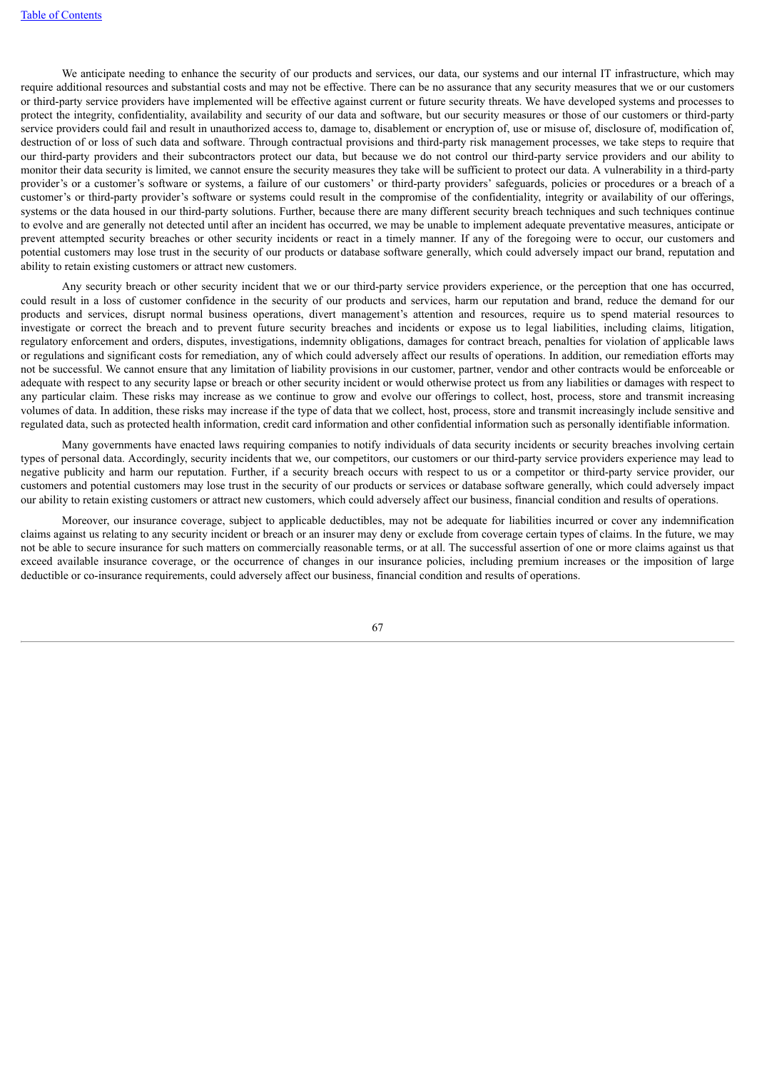We anticipate needing to enhance the security of our products and services, our data, our systems and our internal IT infrastructure, which may require additional resources and substantial costs and may not be effective. There can be no assurance that any security measures that we or our customers or third-party service providers have implemented will be effective against current or future security threats. We have developed systems and processes to protect the integrity, confidentiality, availability and security of our data and software, but our security measures or those of our customers or third-party service providers could fail and result in unauthorized access to, damage to, disablement or encryption of, use or misuse of, disclosure of, modification of, destruction of or loss of such data and software. Through contractual provisions and third-party risk management processes, we take steps to require that our third-party providers and their subcontractors protect our data, but because we do not control our third-party service providers and our ability to monitor their data security is limited, we cannot ensure the security measures they take will be sufficient to protect our data. A vulnerability in a third-party provider's or a customer's software or systems, a failure of our customers' or third-party providers' safeguards, policies or procedures or a breach of a customer's or third-party provider's software or systems could result in the compromise of the confidentiality, integrity or availability of our offerings, systems or the data housed in our third-party solutions. Further, because there are many different security breach techniques and such techniques continue to evolve and are generally not detected until after an incident has occurred, we may be unable to implement adequate preventative measures, anticipate or prevent attempted security breaches or other security incidents or react in a timely manner. If any of the foregoing were to occur, our customers and potential customers may lose trust in the security of our products or database software generally, which could adversely impact our brand, reputation and ability to retain existing customers or attract new customers.

Any security breach or other security incident that we or our third-party service providers experience, or the perception that one has occurred, could result in a loss of customer confidence in the security of our products and services, harm our reputation and brand, reduce the demand for our products and services, disrupt normal business operations, divert management's attention and resources, require us to spend material resources to investigate or correct the breach and to prevent future security breaches and incidents or expose us to legal liabilities, including claims, litigation, regulatory enforcement and orders, disputes, investigations, indemnity obligations, damages for contract breach, penalties for violation of applicable laws or regulations and significant costs for remediation, any of which could adversely affect our results of operations. In addition, our remediation efforts may not be successful. We cannot ensure that any limitation of liability provisions in our customer, partner, vendor and other contracts would be enforceable or adequate with respect to any security lapse or breach or other security incident or would otherwise protect us from any liabilities or damages with respect to any particular claim. These risks may increase as we continue to grow and evolve our offerings to collect, host, process, store and transmit increasing volumes of data. In addition, these risks may increase if the type of data that we collect, host, process, store and transmit increasingly include sensitive and regulated data, such as protected health information, credit card information and other confidential information such as personally identifiable information.

Many governments have enacted laws requiring companies to notify individuals of data security incidents or security breaches involving certain types of personal data. Accordingly, security incidents that we, our competitors, our customers or our third-party service providers experience may lead to negative publicity and harm our reputation. Further, if a security breach occurs with respect to us or a competitor or third-party service provider, our customers and potential customers may lose trust in the security of our products or services or database software generally, which could adversely impact our ability to retain existing customers or attract new customers, which could adversely affect our business, financial condition and results of operations.

Moreover, our insurance coverage, subject to applicable deductibles, may not be adequate for liabilities incurred or cover any indemnification claims against us relating to any security incident or breach or an insurer may deny or exclude from coverage certain types of claims. In the future, we may not be able to secure insurance for such matters on commercially reasonable terms, or at all. The successful assertion of one or more claims against us that exceed available insurance coverage, or the occurrence of changes in our insurance policies, including premium increases or the imposition of large deductible or co-insurance requirements, could adversely affect our business, financial condition and results of operations.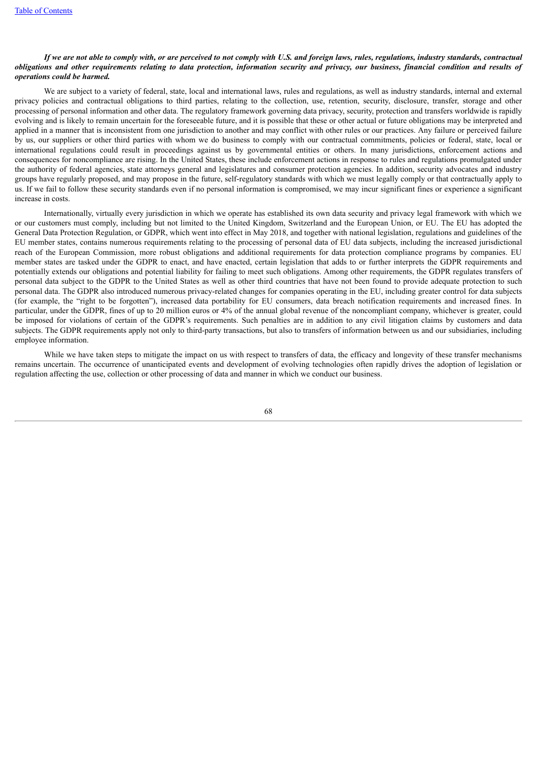***If we are not able to comply with, or are perceived to not comply with U.S. and foreign laws, rules, regulations, industry standards, contractual obligations and other requirements relating to data protection, information security and privacy, our business, financial condition and results of operations could be harmed.***

We are subject to a variety of federal, state, local and international laws, rules and regulations, as well as industry standards, internal and external privacy policies and contractual obligations to third parties, relating to the collection, use, retention, security, disclosure, transfer, storage and other processing of personal information and other data. The regulatory framework governing data privacy, security, protection and transfers worldwide is rapidly evolving and is likely to remain uncertain for the foreseeable future, and it is possible that these or other actual or future obligations may be interpreted and applied in a manner that is inconsistent from one jurisdiction to another and may conflict with other rules or our practices. Any failure or perceived failure by us, our suppliers or other third parties with whom we do business to comply with our contractual commitments, policies or federal, state, local or international regulations could result in proceedings against us by governmental entities or others. In many jurisdictions, enforcement actions and consequences for noncompliance are rising. In the United States, these include enforcement actions in response to rules and regulations promulgated under the authority of federal agencies, state attorneys general and legislatures and consumer protection agencies. In addition, security advocates and industry groups have regularly proposed, and may propose in the future, self-regulatory standards with which we must legally comply or that contractually apply to us. If we fail to follow these security standards even if no personal information is compromised, we may incur significant fines or experience a significant increase in costs.

Internationally, virtually every jurisdiction in which we operate has established its own data security and privacy legal framework with which we or our customers must comply, including but not limited to the United Kingdom, Switzerland and the European Union, or EU. The EU has adopted the General Data Protection Regulation, or GDPR, which went into effect in May 2018, and together with national legislation, regulations and guidelines of the EU member states, contains numerous requirements relating to the processing of personal data of EU data subjects, including the increased jurisdictional reach of the European Commission, more robust obligations and additional requirements for data protection compliance programs by companies. EU member states are tasked under the GDPR to enact, and have enacted, certain legislation that adds to or further interprets the GDPR requirements and potentially extends our obligations and potential liability for failing to meet such obligations. Among other requirements, the GDPR regulates transfers of personal data subject to the GDPR to the United States as well as other third countries that have not been found to provide adequate protection to such personal data. The GDPR also introduced numerous privacy-related changes for companies operating in the EU, including greater control for data subjects (for example, the "right to be forgotten"), increased data portability for EU consumers, data breach notification requirements and increased fines. In particular, under the GDPR, fines of up to 20 million euros or 4% of the annual global revenue of the noncompliant company, whichever is greater, could be imposed for violations of certain of the GDPR's requirements. Such penalties are in addition to any civil litigation claims by customers and data subjects. The GDPR requirements apply not only to third-party transactions, but also to transfers of information between us and our subsidiaries, including employee information.

While we have taken steps to mitigate the impact on us with respect to transfers of data, the efficacy and longevity of these transfer mechanisms remains uncertain. The occurrence of unanticipated events and development of evolving technologies often rapidly drives the adoption of legislation or regulation affecting the use, collection or other processing of data and manner in which we conduct our business.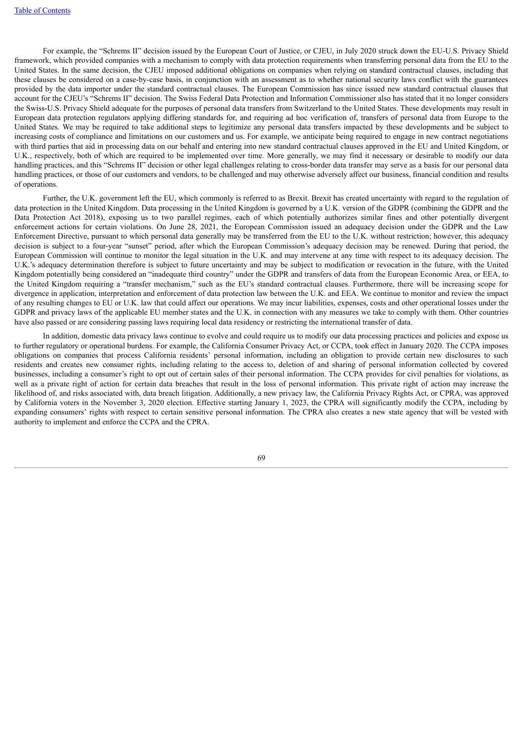For example, the "Schrems II" decision issued by the European Court of Justice, or CJEU, in July 2020 struck down the EU-U.S. Privacy Shield framework, which provided companies with a mechanism to comply with data protection requirements when transferring personal data from the EU to the United States. In the same decision, the CJEU imposed additional obligations on companies when relying on standard contractual clauses, including that these clauses be considered on a case-by-case basis, in conjunction with an assessment as to whether national security laws conflict with the guarantees provided by the data importer under the standard contractual clauses. The European Commission has since issued new standard contractual clauses that account for the CJEU's "Schrems II" decision. The Swiss Federal Data Protection and Information Commissioner also has stated that it no longer considers the Swiss-U.S. Privacy Shield adequate for the purposes of personal data transfers from Switzerland to the United States. These developments may result in European data protection regulators applying differing standards for, and requiring ad hoc verification of, transfers of personal data from Europe to the United States. We may be required to take additional steps to legitimize any personal data transfers impacted by these developments and be subject to increasing costs of compliance and limitations on our customers and us. For example, we anticipate being required to engage in new contract negotiations with third parties that aid in processing data on our behalf and entering into new standard contractual clauses approved in the EU and United Kingdom, or U.K., respectively, both of which are required to be implemented over time. More generally, we may find it necessary or desirable to modify our data handling practices, and this "Schrems II" decision or other legal challenges relating to cross-border data transfer may serve as a basis for our personal data handling practices, or those of our customers and vendors, to be challenged and may otherwise adversely affect our business, financial condition and results of operations.

Further, the U.K. government left the EU, which commonly is referred to as Brexit. Brexit has created uncertainty with regard to the regulation of data protection in the United Kingdom. Data processing in the United Kingdom is governed by a U.K. version of the GDPR (combining the GDPR and the Data Protection Act 2018), exposing us to two parallel regimes, each of which potentially authorizes similar fines and other potentially divergent enforcement actions for certain violations. On June 28, 2021, the European Commission issued an adequacy decision under the GDPR and the Law Enforcement Directive, pursuant to which personal data generally may be transferred from the EU to the U.K. without restriction; however, this adequacy decision is subject to a four-year "sunset" period, after which the European Commission's adequacy decision may be renewed. During that period, the European Commission will continue to monitor the legal situation in the U.K. and may intervene at any time with respect to its adequacy decision. The U.K.'s adequacy determination therefore is subject to future uncertainty and may be subject to modification or revocation in the future, with the United Kingdom potentially being considered an "inadequate third country" under the GDPR and transfers of data from the European Economic Area, or EEA, to the United Kingdom requiring a "transfer mechanism," such as the EU's standard contractual clauses. Furthermore, there will be increasing scope for divergence in application, interpretation and enforcement of data protection law between the U.K. and EEA. We continue to monitor and review the impact of any resulting changes to EU or U.K. law that could affect our operations. We may incur liabilities, expenses, costs and other operational losses under the GDPR and privacy laws of the applicable EU member states and the U.K. in connection with any measures we take to comply with them. Other countries have also passed or are considering passing laws requiring local data residency or restricting the international transfer of data.

In addition, domestic data privacy laws continue to evolve and could require us to modify our data processing practices and policies and expose us to further regulatory or operational burdens. For example, the California Consumer Privacy Act, or CCPA, took effect in January 2020. The CCPA imposes obligations on companies that process California residents' personal information, including an obligation to provide certain new disclosures to such residents and creates new consumer rights, including relating to the access to, deletion of and sharing of personal information collected by covered businesses, including a consumer's right to opt out of certain sales of their personal information. The CCPA provides for civil penalties for violations, as well as a private right of action for certain data breaches that result in the loss of personal information. This private right of action may increase the likelihood of, and risks associated with, data breach litigation. Additionally, a new privacy law, the California Privacy Rights Act, or CPRA, was approved by California voters in the November 3, 2020 election. Effective starting January 1, 2023, the CPRA will significantly modify the CCPA, including by expanding consumers' rights with respect to certain sensitive personal information. The CPRA also creates a new state agency that will be vested with authority to implement and enforce the CCPA and the CPRA.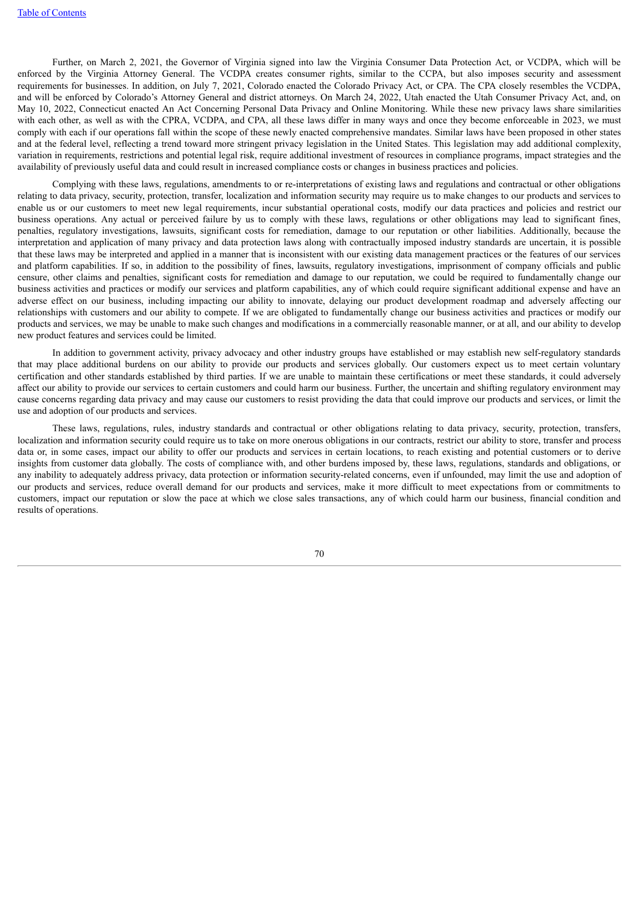Further, on March 2, 2021, the Governor of Virginia signed into law the Virginia Consumer Data Protection Act, or VCDPA, which will be enforced by the Virginia Attorney General. The VCDPA creates consumer rights, similar to the CCPA, but also imposes security and assessment requirements for businesses. In addition, on July 7, 2021, Colorado enacted the Colorado Privacy Act, or CPA. The CPA closely resembles the VCDPA, and will be enforced by Colorado's Attorney General and district attorneys. On March 24, 2022, Utah enacted the Utah Consumer Privacy Act, and, on May 10, 2022, Connecticut enacted An Act Concerning Personal Data Privacy and Online Monitoring. While these new privacy laws share similarities with each other, as well as with the CPRA, VCDPA, and CPA, all these laws differ in many ways and once they become enforceable in 2023, we must comply with each if our operations fall within the scope of these newly enacted comprehensive mandates. Similar laws have been proposed in other states and at the federal level, reflecting a trend toward more stringent privacy legislation in the United States. This legislation may add additional complexity, variation in requirements, restrictions and potential legal risk, require additional investment of resources in compliance programs, impact strategies and the availability of previously useful data and could result in increased compliance costs or changes in business practices and policies.

Complying with these laws, regulations, amendments to or re-interpretations of existing laws and regulations and contractual or other obligations relating to data privacy, security, protection, transfer, localization and information security may require us to make changes to our products and services to enable us or our customers to meet new legal requirements, incur substantial operational costs, modify our data practices and policies and restrict our business operations. Any actual or perceived failure by us to comply with these laws, regulations or other obligations may lead to significant fines, penalties, regulatory investigations, lawsuits, significant costs for remediation, damage to our reputation or other liabilities. Additionally, because the interpretation and application of many privacy and data protection laws along with contractually imposed industry standards are uncertain, it is possible that these laws may be interpreted and applied in a manner that is inconsistent with our existing data management practices or the features of our services and platform capabilities. If so, in addition to the possibility of fines, lawsuits, regulatory investigations, imprisonment of company officials and public censure, other claims and penalties, significant costs for remediation and damage to our reputation, we could be required to fundamentally change our business activities and practices or modify our services and platform capabilities, any of which could require significant additional expense and have an adverse effect on our business, including impacting our ability to innovate, delaying our product development roadmap and adversely affecting our relationships with customers and our ability to compete. If we are obligated to fundamentally change our business activities and practices or modify our products and services, we may be unable to make such changes and modifications in a commercially reasonable manner, or at all, and our ability to develop new product features and services could be limited.

In addition to government activity, privacy advocacy and other industry groups have established or may establish new self-regulatory standards that may place additional burdens on our ability to provide our products and services globally. Our customers expect us to meet certain voluntary certification and other standards established by third parties. If we are unable to maintain these certifications or meet these standards, it could adversely affect our ability to provide our services to certain customers and could harm our business. Further, the uncertain and shifting regulatory environment may cause concerns regarding data privacy and may cause our customers to resist providing the data that could improve our products and services, or limit the use and adoption of our products and services.

These laws, regulations, rules, industry standards and contractual or other obligations relating to data privacy, security, protection, transfers, localization and information security could require us to take on more onerous obligations in our contracts, restrict our ability to store, transfer and process data or, in some cases, impact our ability to offer our products and services in certain locations, to reach existing and potential customers or to derive insights from customer data globally. The costs of compliance with, and other burdens imposed by, these laws, regulations, standards and obligations, or any inability to adequately address privacy, data protection or information security-related concerns, even if unfounded, may limit the use and adoption of our products and services, reduce overall demand for our products and services, make it more difficult to meet expectations from or commitments to customers, impact our reputation or slow the pace at which we close sales transactions, any of which could harm our business, financial condition and results of operations.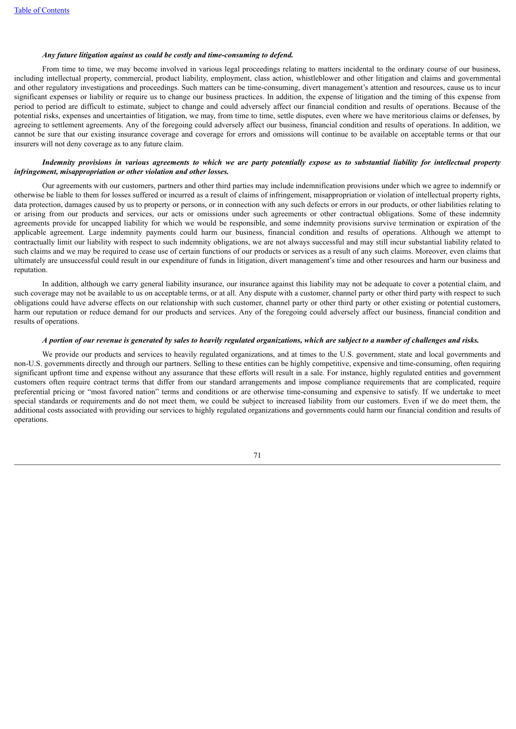***Any future litigation against us could be costly and time-consuming to defend.***

From time to time, we may become involved in various legal proceedings relating to matters incidental to the ordinary course of our business, including intellectual property, commercial, product liability, employment, class action, whistleblower and other litigation and claims and governmental and other regulatory investigations and proceedings. Such matters can be time-consuming, divert management's attention and resources, cause us to incur significant expenses or liability or require us to change our business practices. In addition, the expense of litigation and the timing of this expense from period to period are difficult to estimate, subject to change and could adversely affect our financial condition and results of operations. Because of the potential risks, expenses and uncertainties of litigation, we may, from time to time, settle disputes, even where we have meritorious claims or defenses, by agreeing to settlement agreements. Any of the foregoing could adversely affect our business, financial condition and results of operations. In addition, we cannot be sure that our existing insurance coverage and coverage for errors and omissions will continue to be available on acceptable terms or that our insurers will not deny coverage as to any future claim.

***Indemnity provisions in various agreements to which we are party potentially expose us to substantial liability for intellectual property infringement, misappropriation or other violation and other losses.***

Our agreements with our customers, partners and other third parties may include indemnification provisions under which we agree to indemnify or otherwise be liable to them for losses suffered or incurred as a result of claims of infringement, misappropriation or violation of intellectual property rights, data protection, damages caused by us to property or persons, or in connection with any such defects or errors in our products, or other liabilities relating to or arising from our products and services, our acts or omissions under such agreements or other contractual obligations. Some of these indemnity agreements provide for uncapped liability for which we would be responsible, and some indemnity provisions survive termination or expiration of the applicable agreement. Large indemnity payments could harm our business, financial condition and results of operations. Although we attempt to contractually limit our liability with respect to such indemnity obligations, we are not always successful and may still incur substantial liability related to such claims and we may be required to cease use of certain functions of our products or services as a result of any such claims. Moreover, even claims that ultimately are unsuccessful could result in our expenditure of funds in litigation, divert management's time and other resources and harm our business and reputation.

In addition, although we carry general liability insurance, our insurance against this liability may not be adequate to cover a potential claim, and such coverage may not be available to us on acceptable terms, or at all. Any dispute with a customer, channel party or other third party with respect to such obligations could have adverse effects on our relationship with such customer, channel party or other third party or other existing or potential customers, harm our reputation or reduce demand for our products and services. Any of the foregoing could adversely affect our business, financial condition and results of operations.

***A portion of our revenue is generated by sales to heavily regulated organizations, which are subject to a number of challenges and risks.***

We provide our products and services to heavily regulated organizations, and at times to the U.S. government, state and local governments and non-U.S. governments directly and through our partners. Selling to these entities can be highly competitive, expensive and time-consuming, often requiring significant upfront time and expense without any assurance that these efforts will result in a sale. For instance, highly regulated entities and government customers often require contract terms that differ from our standard arrangements and impose compliance requirements that are complicated, require preferential pricing or "most favored nation" terms and conditions or are otherwise time-consuming and expensive to satisfy. If we undertake to meet special standards or requirements and do not meet them, we could be subject to increased liability from our customers. Even if we do meet them, the additional costs associated with providing our services to highly regulated organizations and governments could harm our financial condition and results of operations.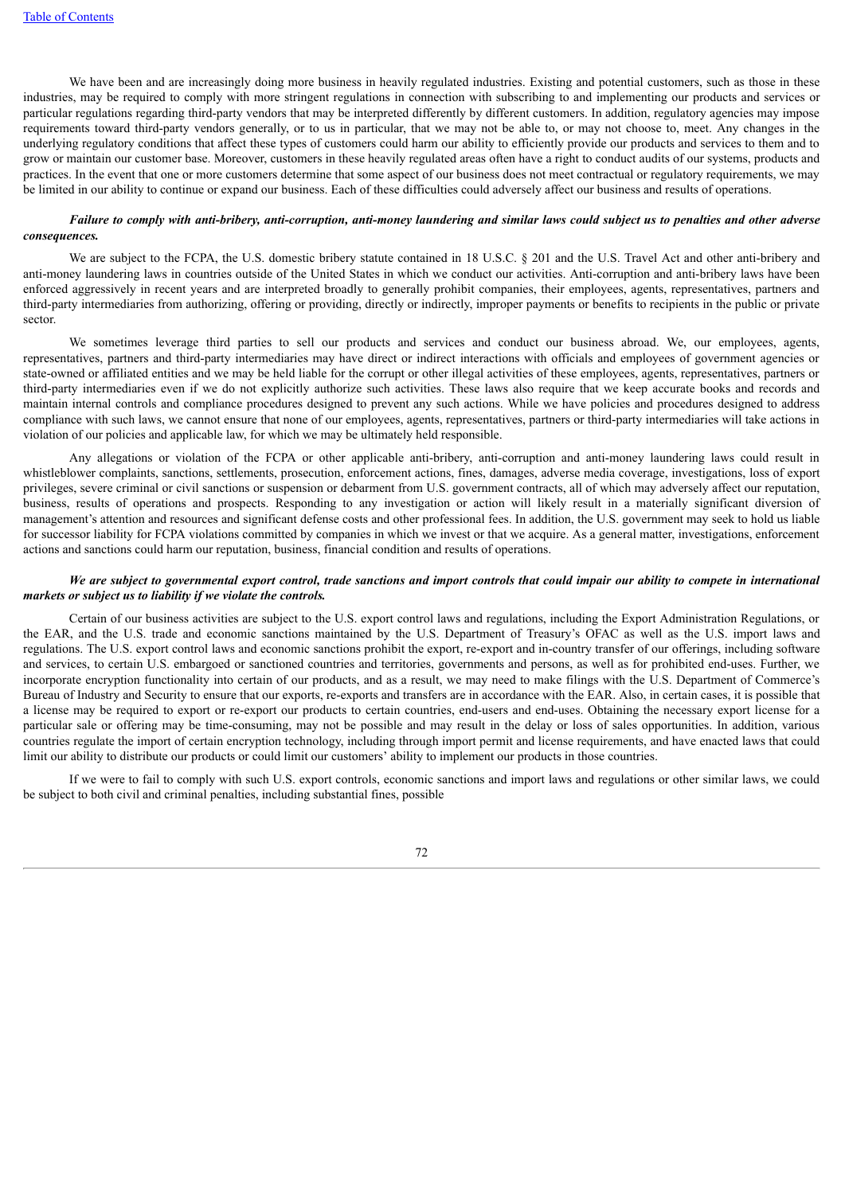We have been and are increasingly doing more business in heavily regulated industries. Existing and potential customers, such as those in these industries, may be required to comply with more stringent regulations in connection with subscribing to and implementing our products and services or particular regulations regarding third-party vendors that may be interpreted differently by different customers. In addition, regulatory agencies may impose requirements toward third-party vendors generally, or to us in particular, that we may not be able to, or may not choose to, meet. Any changes in the underlying regulatory conditions that affect these types of customers could harm our ability to efficiently provide our products and services to them and to grow or maintain our customer base. Moreover, customers in these heavily regulated areas often have a right to conduct audits of our systems, products and practices. In the event that one or more customers determine that some aspect of our business does not meet contractual or regulatory requirements, we may be limited in our ability to continue or expand our business. Each of these difficulties could adversely affect our business and results of operations.

***Failure to comply with anti-bribery, anti-corruption, anti-money laundering and similar laws could subject us to penalties and other adverse consequences.***

We are subject to the FCPA, the U.S. domestic bribery statute contained in 18 U.S.C. § 201 and the U.S. Travel Act and other anti-bribery and anti-money laundering laws in countries outside of the United States in which we conduct our activities. Anti-corruption and anti-bribery laws have been enforced aggressively in recent years and are interpreted broadly to generally prohibit companies, their employees, agents, representatives, partners and third-party intermediaries from authorizing, offering or providing, directly or indirectly, improper payments or benefits to recipients in the public or private sector.

We sometimes leverage third parties to sell our products and services and conduct our business abroad. We, our employees, agents, representatives, partners and third-party intermediaries may have direct or indirect interactions with officials and employees of government agencies or state-owned or affiliated entities and we may be held liable for the corrupt or other illegal activities of these employees, agents, representatives, partners or third-party intermediaries even if we do not explicitly authorize such activities. These laws also require that we keep accurate books and records and maintain internal controls and compliance procedures designed to prevent any such actions. While we have policies and procedures designed to address compliance with such laws, we cannot ensure that none of our employees, agents, representatives, partners or third-party intermediaries will take actions in violation of our policies and applicable law, for which we may be ultimately held responsible.

Any allegations or violation of the FCPA or other applicable anti-bribery, anti-corruption and anti-money laundering laws could result in whistleblower complaints, sanctions, settlements, prosecution, enforcement actions, fines, damages, adverse media coverage, investigations, loss of export privileges, severe criminal or civil sanctions or suspension or debarment from U.S. government contracts, all of which may adversely affect our reputation, business, results of operations and prospects. Responding to any investigation or action will likely result in a materially significant diversion of management's attention and resources and significant defense costs and other professional fees. In addition, the U.S. government may seek to hold us liable for successor liability for FCPA violations committed by companies in which we invest or that we acquire. As a general matter, investigations, enforcement actions and sanctions could harm our reputation, business, financial condition and results of operations.

***We are subject to governmental export control, trade sanctions and import controls that could impair our ability to compete in international markets or subject us to liability if we violate the controls.***

Certain of our business activities are subject to the U.S. export control laws and regulations, including the Export Administration Regulations, or the EAR, and the U.S. trade and economic sanctions maintained by the U.S. Department of Treasury's OFAC as well as the U.S. import laws and regulations. The U.S. export control laws and economic sanctions prohibit the export, re-export and in-country transfer of our offerings, including software and services, to certain U.S. embargoed or sanctioned countries and territories, governments and persons, as well as for prohibited end-uses. Further, we incorporate encryption functionality into certain of our products, and as a result, we may need to make filings with the U.S. Department of Commerce's Bureau of Industry and Security to ensure that our exports, re-exports and transfers are in accordance with the EAR. Also, in certain cases, it is possible that a license may be required to export or re-export our products to certain countries, end-users and end-uses. Obtaining the necessary export license for a particular sale or offering may be time-consuming, may not be possible and may result in the delay or loss of sales opportunities. In addition, various countries regulate the import of certain encryption technology, including through import permit and license requirements, and have enacted laws that could limit our ability to distribute our products or could limit our customers' ability to implement our products in those countries.

If we were to fail to comply with such U.S. export controls, economic sanctions and import laws and regulations or other similar laws, we could be subject to both civil and criminal penalties, including substantial fines, possible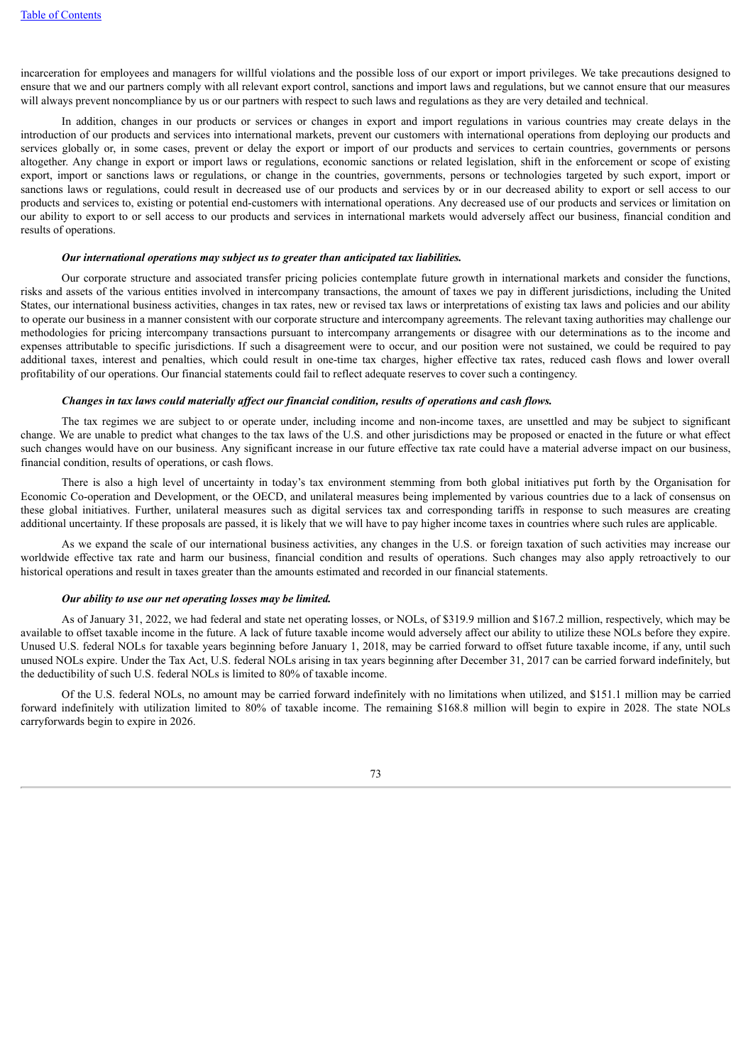incarceration for employees and managers for willful violations and the possible loss of our export or import privileges. We take precautions designed to ensure that we and our partners comply with all relevant export control, sanctions and import laws and regulations, but we cannot ensure that our measures will always prevent noncompliance by us or our partners with respect to such laws and regulations as they are very detailed and technical.

In addition, changes in our products or services or changes in export and import regulations in various countries may create delays in the introduction of our products and services into international markets, prevent our customers with international operations from deploying our products and services globally or, in some cases, prevent or delay the export or import of our products and services to certain countries, governments or persons altogether. Any change in export or import laws or regulations, economic sanctions or related legislation, shift in the enforcement or scope of existing export, import or sanctions laws or regulations, or change in the countries, governments, persons or technologies targeted by such export, import or sanctions laws or regulations, could result in decreased use of our products and services by or in our decreased ability to export or sell access to our products and services to, existing or potential end-customers with international operations. Any decreased use of our products and services or limitation on our ability to export to or sell access to our products and services in international markets would adversely affect our business, financial condition and results of operations.

***Our international operations may subject us to greater than anticipated tax liabilities.***

Our corporate structure and associated transfer pricing policies contemplate future growth in international markets and consider the functions, risks and assets of the various entities involved in intercompany transactions, the amount of taxes we pay in different jurisdictions, including the United States, our international business activities, changes in tax rates, new or revised tax laws or interpretations of existing tax laws and policies and our ability to operate our business in a manner consistent with our corporate structure and intercompany agreements. The relevant taxing authorities may challenge our methodologies for pricing intercompany transactions pursuant to intercompany arrangements or disagree with our determinations as to the income and expenses attributable to specific jurisdictions. If such a disagreement were to occur, and our position were not sustained, we could be required to pay additional taxes, interest and penalties, which could result in one-time tax charges, higher effective tax rates, reduced cash flows and lower overall profitability of our operations. Our financial statements could fail to reflect adequate reserves to cover such a contingency.

***Changes in tax laws could materially affect our financial condition, results of operations and cash flows.***

The tax regimes we are subject to or operate under, including income and non-income taxes, are unsettled and may be subject to significant change. We are unable to predict what changes to the tax laws of the U.S. and other jurisdictions may be proposed or enacted in the future or what effect such changes would have on our business. Any significant increase in our future effective tax rate could have a material adverse impact on our business, financial condition, results of operations, or cash flows.

There is also a high level of uncertainty in today's tax environment stemming from both global initiatives put forth by the Organisation for Economic Co-operation and Development, or the OECD, and unilateral measures being implemented by various countries due to a lack of consensus on these global initiatives. Further, unilateral measures such as digital services tax and corresponding tariffs in response to such measures are creating additional uncertainty. If these proposals are passed, it is likely that we will have to pay higher income taxes in countries where such rules are applicable.

As we expand the scale of our international business activities, any changes in the U.S. or foreign taxation of such activities may increase our worldwide effective tax rate and harm our business, financial condition and results of operations. Such changes may also apply retroactively to our historical operations and result in taxes greater than the amounts estimated and recorded in our financial statements.

***Our ability to use our net operating losses may be limited.***

As of January 31, 2022, we had federal and state net operating losses, or NOLs, of $319.9 million and $167.2 million, respectively, which may be available to offset taxable income in the future. A lack of future taxable income would adversely affect our ability to utilize these NOLs before they expire. Unused U.S. federal NOLs for taxable years beginning before January 1, 2018, may be carried forward to offset future taxable income, if any, until such unused NOLs expire. Under the Tax Act, U.S. federal NOLs arising in tax years beginning after December 31, 2017 can be carried forward indefinitely, but the deductibility of such U.S. federal NOLs is limited to 80% of taxable income.

Of the U.S. federal NOLs, no amount may be carried forward indefinitely with no limitations when utilized, and $151.1 million may be carried forward indefinitely with utilization limited to 80% of taxable income. The remaining $168.8 million will begin to expire in 2028. The state NOLs carryforwards begin to expire in 2026.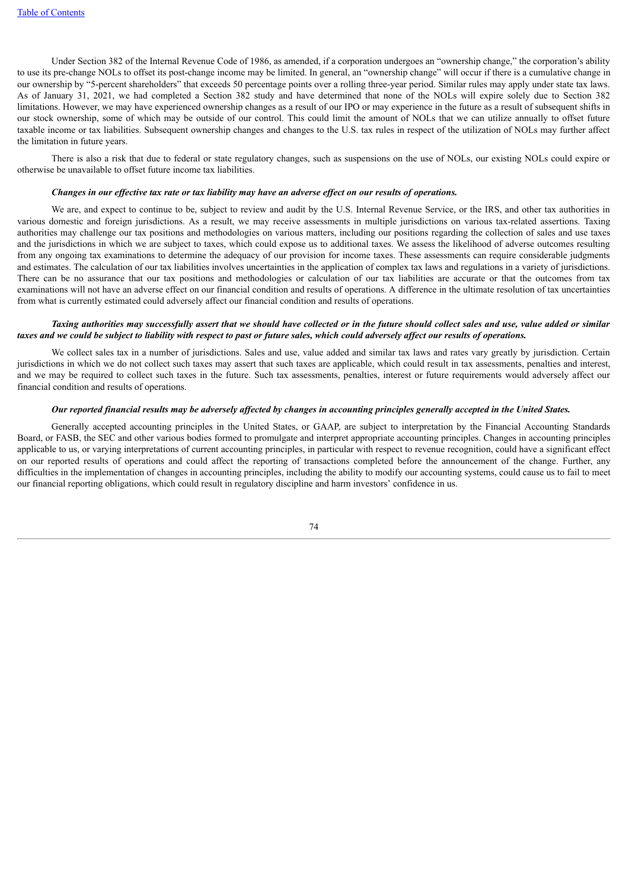Under Section 382 of the Internal Revenue Code of 1986, as amended, if a corporation undergoes an "ownership change," the corporation's ability to use its pre-change NOLs to offset its post-change income may be limited. In general, an "ownership change" will occur if there is a cumulative change in our ownership by "5-percent shareholders" that exceeds 50 percentage points over a rolling three-year period. Similar rules may apply under state tax laws. As of January 31, 2021, we had completed a Section 382 study and have determined that none of the NOLs will expire solely due to Section 382 limitations. However, we may have experienced ownership changes as a result of our IPO or may experience in the future as a result of subsequent shifts in our stock ownership, some of which may be outside of our control. This could limit the amount of NOLs that we can utilize annually to offset future taxable income or tax liabilities. Subsequent ownership changes and changes to the U.S. tax rules in respect of the utilization of NOLs may further affect the limitation in future years.

There is also a risk that due to federal or state regulatory changes, such as suspensions on the use of NOLs, our existing NOLs could expire or otherwise be unavailable to offset future income tax liabilities.

***Changes in our effective tax rate or tax liability may have an adverse effect on our results of operations.***

We are, and expect to continue to be, subject to review and audit by the U.S. Internal Revenue Service, or the IRS, and other tax authorities in various domestic and foreign jurisdictions. As a result, we may receive assessments in multiple jurisdictions on various tax-related assertions. Taxing authorities may challenge our tax positions and methodologies on various matters, including our positions regarding the collection of sales and use taxes and the jurisdictions in which we are subject to taxes, which could expose us to additional taxes. We assess the likelihood of adverse outcomes resulting from any ongoing tax examinations to determine the adequacy of our provision for income taxes. These assessments can require considerable judgments and estimates. The calculation of our tax liabilities involves uncertainties in the application of complex tax laws and regulations in a variety of jurisdictions. There can be no assurance that our tax positions and methodologies or calculation of our tax liabilities are accurate or that the outcomes from tax examinations will not have an adverse effect on our financial condition and results of operations. A difference in the ultimate resolution of tax uncertainties from what is currently estimated could adversely affect our financial condition and results of operations.

***Taxing authorities may successfully assert that we should have collected or in the future should collect sales and use, value added or similar taxes and we could be subject to liability with respect to past or future sales, which could adversely affect our results of operations.***

We collect sales tax in a number of jurisdictions. Sales and use, value added and similar tax laws and rates vary greatly by jurisdiction. Certain jurisdictions in which we do not collect such taxes may assert that such taxes are applicable, which could result in tax assessments, penalties and interest, and we may be required to collect such taxes in the future. Such tax assessments, penalties, interest or future requirements would adversely affect our financial condition and results of operations.

***Our reported financial results may be adversely affected by changes in accounting principles generally accepted in the United States.***

Generally accepted accounting principles in the United States, or GAAP, are subject to interpretation by the Financial Accounting Standards Board, or FASB, the SEC and other various bodies formed to promulgate and interpret appropriate accounting principles. Changes in accounting principles applicable to us, or varying interpretations of current accounting principles, in particular with respect to revenue recognition, could have a significant effect on our reported results of operations and could affect the reporting of transactions completed before the announcement of the change. Further, any difficulties in the implementation of changes in accounting principles, including the ability to modify our accounting systems, could cause us to fail to meet our financial reporting obligations, which could result in regulatory discipline and harm investors' confidence in us.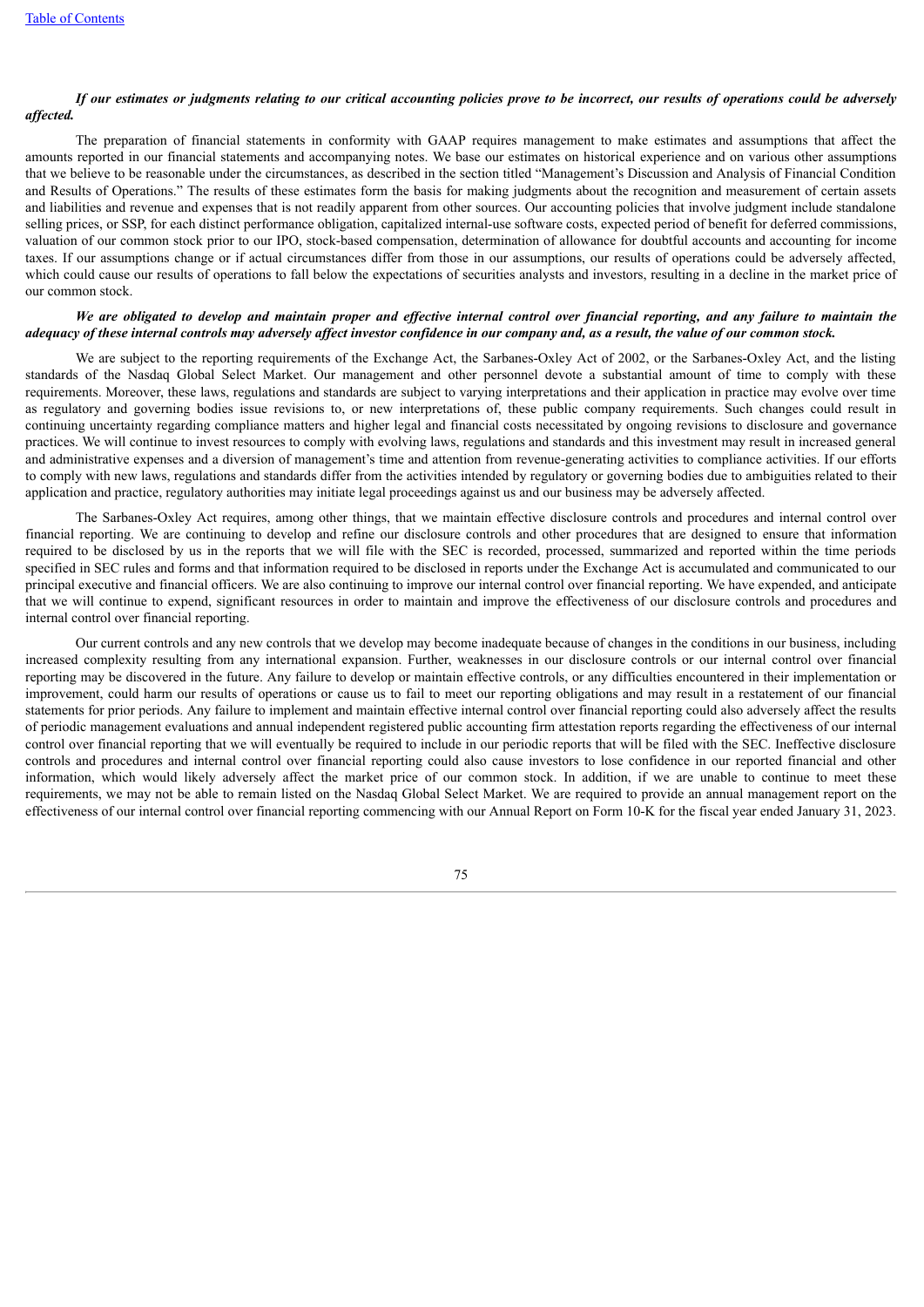***If our estimates or judgments relating to our critical accounting policies prove to be incorrect, our results of operations could be adversely affected.***

The preparation of financial statements in conformity with GAAP requires management to make estimates and assumptions that affect the amounts reported in our financial statements and accompanying notes. We base our estimates on historical experience and on various other assumptions that we believe to be reasonable under the circumstances, as described in the section titled "Management's Discussion and Analysis of Financial Condition and Results of Operations." The results of these estimates form the basis for making judgments about the recognition and measurement of certain assets and liabilities and revenue and expenses that is not readily apparent from other sources. Our accounting policies that involve judgment include standalone selling prices, or SSP, for each distinct performance obligation, capitalized internal-use software costs, expected period of benefit for deferred commissions, valuation of our common stock prior to our IPO, stock-based compensation, determination of allowance for doubtful accounts and accounting for income taxes. If our assumptions change or if actual circumstances differ from those in our assumptions, our results of operations could be adversely affected, which could cause our results of operations to fall below the expectations of securities analysts and investors, resulting in a decline in the market price of our common stock.

***We are obligated to develop and maintain proper and effective internal control over financial reporting, and any failure to maintain the adequacy of these internal controls may adversely affect investor confidence in our company and, as a result, the value of our common stock.***

We are subject to the reporting requirements of the Exchange Act, the Sarbanes-Oxley Act of 2002, or the Sarbanes-Oxley Act, and the listing standards of the Nasdaq Global Select Market. Our management and other personnel devote a substantial amount of time to comply with these requirements. Moreover, these laws, regulations and standards are subject to varying interpretations and their application in practice may evolve over time as regulatory and governing bodies issue revisions to, or new interpretations of, these public company requirements. Such changes could result in continuing uncertainty regarding compliance matters and higher legal and financial costs necessitated by ongoing revisions to disclosure and governance practices. We will continue to invest resources to comply with evolving laws, regulations and standards and this investment may result in increased general and administrative expenses and a diversion of management's time and attention from revenue-generating activities to compliance activities. If our efforts to comply with new laws, regulations and standards differ from the activities intended by regulatory or governing bodies due to ambiguities related to their application and practice, regulatory authorities may initiate legal proceedings against us and our business may be adversely affected.

The Sarbanes-Oxley Act requires, among other things, that we maintain effective disclosure controls and procedures and internal control over financial reporting. We are continuing to develop and refine our disclosure controls and other procedures that are designed to ensure that information required to be disclosed by us in the reports that we will file with the SEC is recorded, processed, summarized and reported within the time periods specified in SEC rules and forms and that information required to be disclosed in reports under the Exchange Act is accumulated and communicated to our principal executive and financial officers. We are also continuing to improve our internal control over financial reporting. We have expended, and anticipate that we will continue to expend, significant resources in order to maintain and improve the effectiveness of our disclosure controls and procedures and internal control over financial reporting.

Our current controls and any new controls that we develop may become inadequate because of changes in the conditions in our business, including increased complexity resulting from any international expansion. Further, weaknesses in our disclosure controls or our internal control over financial reporting may be discovered in the future. Any failure to develop or maintain effective controls, or any difficulties encountered in their implementation or improvement, could harm our results of operations or cause us to fail to meet our reporting obligations and may result in a restatement of our financial statements for prior periods. Any failure to implement and maintain effective internal control over financial reporting could also adversely affect the results of periodic management evaluations and annual independent registered public accounting firm attestation reports regarding the effectiveness of our internal control over financial reporting that we will eventually be required to include in our periodic reports that will be filed with the SEC. Ineffective disclosure controls and procedures and internal control over financial reporting could also cause investors to lose confidence in our reported financial and other information, which would likely adversely affect the market price of our common stock. In addition, if we are unable to continue to meet these requirements, we may not be able to remain listed on the Nasdaq Global Select Market. We are required to provide an annual management report on the effectiveness of our internal control over financial reporting commencing with our Annual Report on Form 10-K for the fiscal year ended January 31, 2023.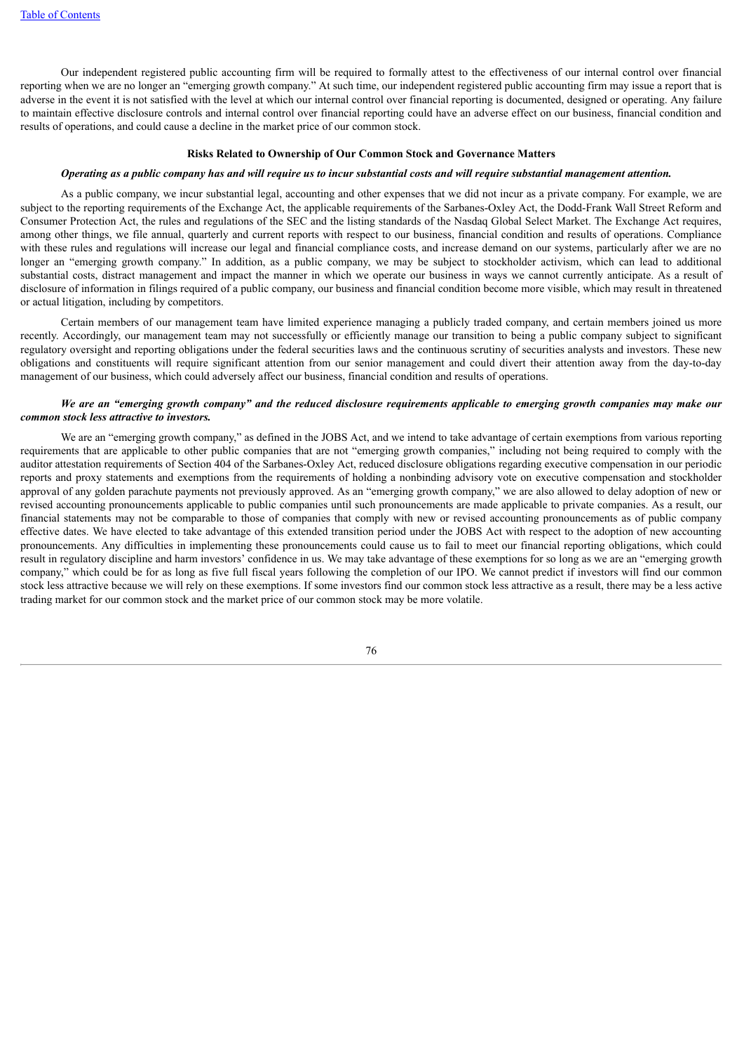Our independent registered public accounting firm will be required to formally attest to the effectiveness of our internal control over financial reporting when we are no longer an "emerging growth company." At such time, our independent registered public accounting firm may issue a report that is adverse in the event it is not satisfied with the level at which our internal control over financial reporting is documented, designed or operating. Any failure to maintain effective disclosure controls and internal control over financial reporting could have an adverse effect on our business, financial condition and results of operations, and could cause a decline in the market price of our common stock.

## Risks Related to Ownership of Our Common Stock and Governance Matters

***Operating as a public company has and will require us to incur substantial costs and will require substantial management attention.***

As a public company, we incur substantial legal, accounting and other expenses that we did not incur as a private company. For example, we are subject to the reporting requirements of the Exchange Act, the applicable requirements of the Sarbanes-Oxley Act, the Dodd-Frank Wall Street Reform and Consumer Protection Act, the rules and regulations of the SEC and the listing standards of the Nasdaq Global Select Market. The Exchange Act requires, among other things, we file annual, quarterly and current reports with respect to our business, financial condition and results of operations. Compliance with these rules and regulations will increase our legal and financial compliance costs, and increase demand on our systems, particularly after we are no longer an "emerging growth company." In addition, as a public company, we may be subject to stockholder activism, which can lead to additional substantial costs, distract management and impact the manner in which we operate our business in ways we cannot currently anticipate. As a result of disclosure of information in filings required of a public company, our business and financial condition become more visible, which may result in threatened or actual litigation, including by competitors.

Certain members of our management team have limited experience managing a publicly traded company, and certain members joined us more recently. Accordingly, our management team may not successfully or efficiently manage our transition to being a public company subject to significant regulatory oversight and reporting obligations under the federal securities laws and the continuous scrutiny of securities analysts and investors. These new obligations and constituents will require significant attention from our senior management and could divert their attention away from the day-to-day management of our business, which could adversely affect our business, financial condition and results of operations.

***We are an "emerging growth company" and the reduced disclosure requirements applicable to emerging growth companies may make our common stock less attractive to investors.***

We are an "emerging growth company," as defined in the JOBS Act, and we intend to take advantage of certain exemptions from various reporting requirements that are applicable to other public companies that are not "emerging growth companies," including not being required to comply with the auditor attestation requirements of Section 404 of the Sarbanes-Oxley Act, reduced disclosure obligations regarding executive compensation in our periodic reports and proxy statements and exemptions from the requirements of holding a nonbinding advisory vote on executive compensation and stockholder approval of any golden parachute payments not previously approved. As an "emerging growth company," we are also allowed to delay adoption of new or revised accounting pronouncements applicable to public companies until such pronouncements are made applicable to private companies. As a result, our financial statements may not be comparable to those of companies that comply with new or revised accounting pronouncements as of public company effective dates. We have elected to take advantage of this extended transition period under the JOBS Act with respect to the adoption of new accounting pronouncements. Any difficulties in implementing these pronouncements could cause us to fail to meet our financial reporting obligations, which could result in regulatory discipline and harm investors' confidence in us. We may take advantage of these exemptions for so long as we are an "emerging growth company," which could be for as long as five full fiscal years following the completion of our IPO. We cannot predict if investors will find our common stock less attractive because we will rely on these exemptions. If some investors find our common stock less attractive as a result, there may be a less active trading market for our common stock and the market price of our common stock may be more volatile.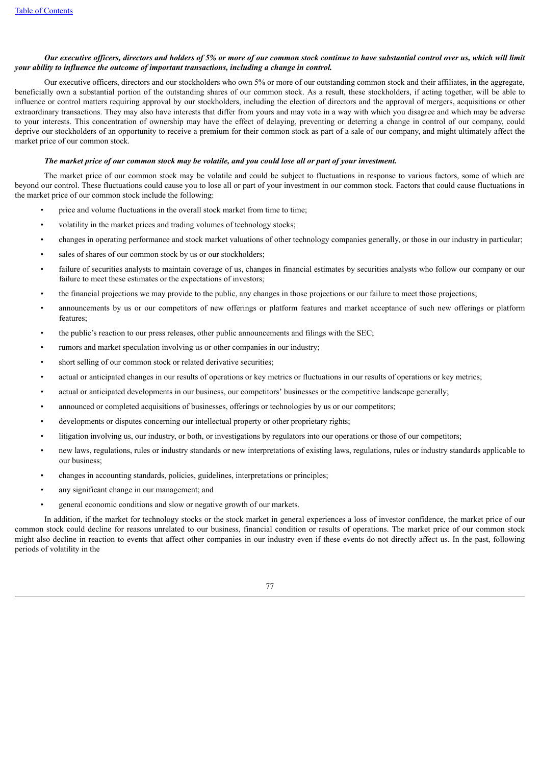***Our executive officers, directors and holders of 5% or more of our common stock continue to have substantial control over us, which will limit your ability to influence the outcome of important transactions, including a change in control.***

Our executive officers, directors and our stockholders who own 5% or more of our outstanding common stock and their affiliates, in the aggregate, beneficially own a substantial portion of the outstanding shares of our common stock. As a result, these stockholders, if acting together, will be able to influence or control matters requiring approval by our stockholders, including the election of directors and the approval of mergers, acquisitions or other extraordinary transactions. They may also have interests that differ from yours and may vote in a way with which you disagree and which may be adverse to your interests. This concentration of ownership may have the effect of delaying, preventing or deterring a change in control of our company, could deprive our stockholders of an opportunity to receive a premium for their common stock as part of a sale of our company, and might ultimately affect the market price of our common stock.

***The market price of our common stock may be volatile, and you could lose all or part of your investment.***

The market price of our common stock may be volatile and could be subject to fluctuations in response to various factors, some of which are beyond our control. These fluctuations could cause you to lose all or part of your investment in our common stock. Factors that could cause fluctuations in the market price of our common stock include the following:

- price and volume fluctuations in the overall stock market from time to time;
- volatility in the market prices and trading volumes of technology stocks;
- changes in operating performance and stock market valuations of other technology companies generally, or those in our industry in particular;
- sales of shares of our common stock by us or our stockholders;
- failure of securities analysts to maintain coverage of us, changes in financial estimates by securities analysts who follow our company or our failure to meet these estimates or the expectations of investors;
- the financial projections we may provide to the public, any changes in those projections or our failure to meet those projections;
- announcements by us or our competitors of new offerings or platform features and market acceptance of such new offerings or platform features;
- the public's reaction to our press releases, other public announcements and filings with the SEC;
- rumors and market speculation involving us or other companies in our industry;
- short selling of our common stock or related derivative securities;
- actual or anticipated changes in our results of operations or key metrics or fluctuations in our results of operations or key metrics;
- actual or anticipated developments in our business, our competitors' businesses or the competitive landscape generally;
- announced or completed acquisitions of businesses, offerings or technologies by us or our competitors;
- developments or disputes concerning our intellectual property or other proprietary rights;
- litigation involving us, our industry, or both, or investigations by regulators into our operations or those of our competitors;
- new laws, regulations, rules or industry standards or new interpretations of existing laws, regulations, rules or industry standards applicable to our business;
- changes in accounting standards, policies, guidelines, interpretations or principles;
- any significant change in our management; and
- general economic conditions and slow or negative growth of our markets.

In addition, if the market for technology stocks or the stock market in general experiences a loss of investor confidence, the market price of our common stock could decline for reasons unrelated to our business, financial condition or results of operations. The market price of our common stock might also decline in reaction to events that affect other companies in our industry even if these events do not directly affect us. In the past, following periods of volatility in the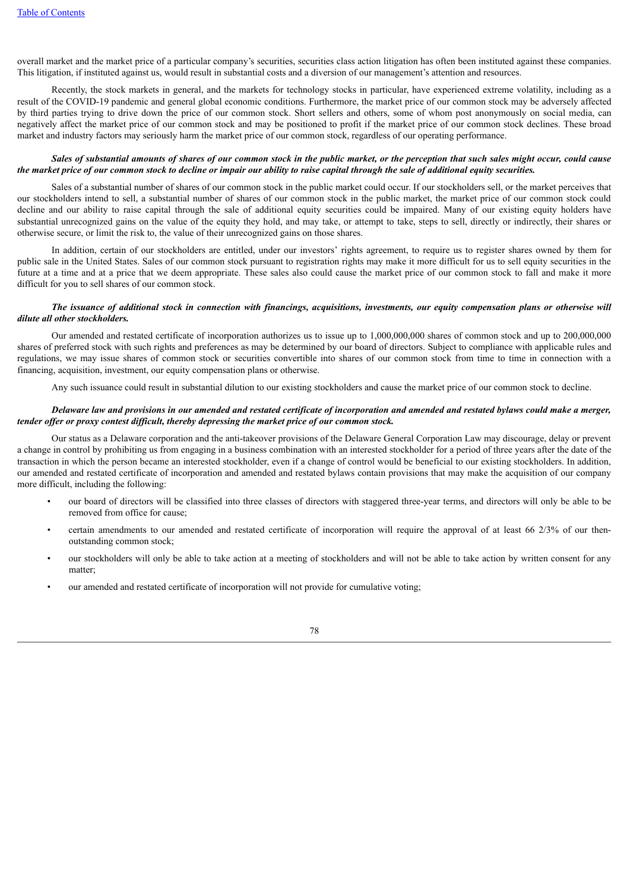overall market and the market price of a particular company's securities, securities class action litigation has often been instituted against these companies. This litigation, if instituted against us, would result in substantial costs and a diversion of our management's attention and resources.

Recently, the stock markets in general, and the markets for technology stocks in particular, have experienced extreme volatility, including as a result of the COVID-19 pandemic and general global economic conditions. Furthermore, the market price of our common stock may be adversely affected by third parties trying to drive down the price of our common stock. Short sellers and others, some of whom post anonymously on social media, can negatively affect the market price of our common stock and may be positioned to profit if the market price of our common stock declines. These broad market and industry factors may seriously harm the market price of our common stock, regardless of our operating performance.

***Sales of substantial amounts of shares of our common stock in the public market, or the perception that such sales might occur, could cause the market price of our common stock to decline or impair our ability to raise capital through the sale of additional equity securities.***

Sales of a substantial number of shares of our common stock in the public market could occur. If our stockholders sell, or the market perceives that our stockholders intend to sell, a substantial number of shares of our common stock in the public market, the market price of our common stock could decline and our ability to raise capital through the sale of additional equity securities could be impaired. Many of our existing equity holders have substantial unrecognized gains on the value of the equity they hold, and may take, or attempt to take, steps to sell, directly or indirectly, their shares or otherwise secure, or limit the risk to, the value of their unrecognized gains on those shares.

In addition, certain of our stockholders are entitled, under our investors' rights agreement, to require us to register shares owned by them for public sale in the United States. Sales of our common stock pursuant to registration rights may make it more difficult for us to sell equity securities in the future at a time and at a price that we deem appropriate. These sales also could cause the market price of our common stock to fall and make it more difficult for you to sell shares of our common stock.

***The issuance of additional stock in connection with financings, acquisitions, investments, our equity compensation plans or otherwise will dilute all other stockholders.***

Our amended and restated certificate of incorporation authorizes us to issue up to 1,000,000,000 shares of common stock and up to 200,000,000 shares of preferred stock with such rights and preferences as may be determined by our board of directors. Subject to compliance with applicable rules and regulations, we may issue shares of common stock or securities convertible into shares of our common stock from time to time in connection with a financing, acquisition, investment, our equity compensation plans or otherwise.

Any such issuance could result in substantial dilution to our existing stockholders and cause the market price of our common stock to decline.

***Delaware law and provisions in our amended and restated certificate of incorporation and amended and restated bylaws could make a merger, tender offer or proxy contest difficult, thereby depressing the market price of our common stock.***

Our status as a Delaware corporation and the anti-takeover provisions of the Delaware General Corporation Law may discourage, delay or prevent a change in control by prohibiting us from engaging in a business combination with an interested stockholder for a period of three years after the date of the transaction in which the person became an interested stockholder, even if a change of control would be beneficial to our existing stockholders. In addition, our amended and restated certificate of incorporation and amended and restated bylaws contain provisions that may make the acquisition of our company more difficult, including the following:

- our board of directors will be classified into three classes of directors with staggered three-year terms, and directors will only be able to be removed from office for cause;
- certain amendments to our amended and restated certificate of incorporation will require the approval of at least 66 2/3% of our then-outstanding common stock;
- our stockholders will only be able to take action at a meeting of stockholders and will not be able to take action by written consent for any matter;
- our amended and restated certificate of incorporation will not provide for cumulative voting;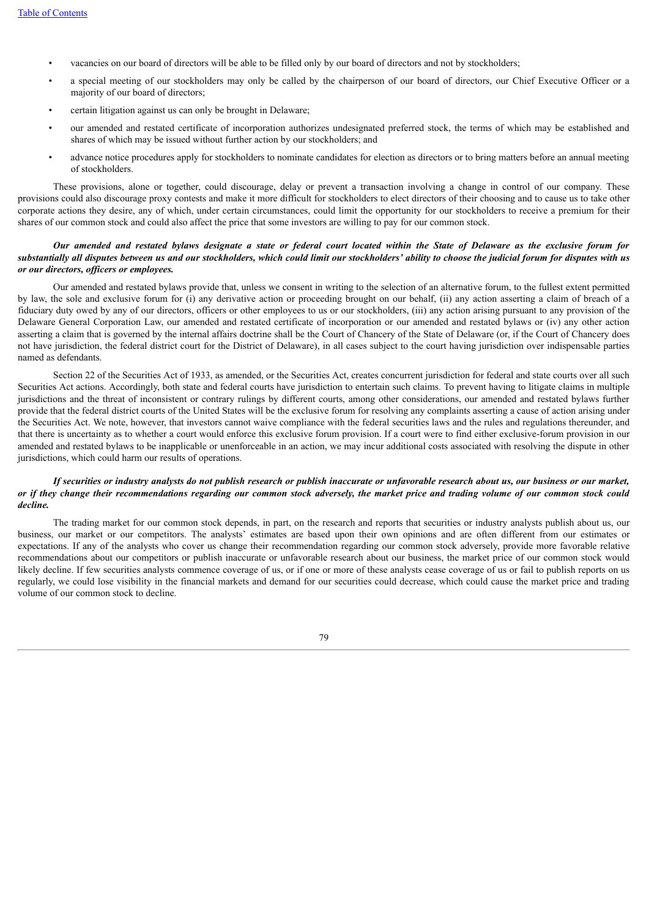- vacancies on our board of directors will be able to be filled only by our board of directors and not by stockholders;
- a special meeting of our stockholders may only be called by the chairperson of our board of directors, our Chief Executive Officer or a majority of our board of directors;
- certain litigation against us can only be brought in Delaware;
- our amended and restated certificate of incorporation authorizes undesignated preferred stock, the terms of which may be established and shares of which may be issued without further action by our stockholders; and
- advance notice procedures apply for stockholders to nominate candidates for election as directors or to bring matters before an annual meeting of stockholders.

These provisions, alone or together, could discourage, delay or prevent a transaction involving a change in control of our company. These provisions could also discourage proxy contests and make it more difficult for stockholders to elect directors of their choosing and to cause us to take other corporate actions they desire, any of which, under certain circumstances, could limit the opportunity for our stockholders to receive a premium for their shares of our common stock and could also affect the price that some investors are willing to pay for our common stock.

***Our amended and restated bylaws designate a state or federal court located within the State of Delaware as the exclusive forum for substantially all disputes between us and our stockholders, which could limit our stockholders' ability to choose the judicial forum for disputes with us or our directors, officers or employees.***

Our amended and restated bylaws provide that, unless we consent in writing to the selection of an alternative forum, to the fullest extent permitted by law, the sole and exclusive forum for (i) any derivative action or proceeding brought on our behalf, (ii) any action asserting a claim of breach of a fiduciary duty owed by any of our directors, officers or other employees to us or our stockholders, (iii) any action arising pursuant to any provision of the Delaware General Corporation Law, our amended and restated certificate of incorporation or our amended and restated bylaws or (iv) any other action asserting a claim that is governed by the internal affairs doctrine shall be the Court of Chancery of the State of Delaware (or, if the Court of Chancery does not have jurisdiction, the federal district court for the District of Delaware), in all cases subject to the court having jurisdiction over indispensable parties named as defendants.

Section 22 of the Securities Act of 1933, as amended, or the Securities Act, creates concurrent jurisdiction for federal and state courts over all such Securities Act actions. Accordingly, both state and federal courts have jurisdiction to entertain such claims. To prevent having to litigate claims in multiple jurisdictions and the threat of inconsistent or contrary rulings by different courts, among other considerations, our amended and restated bylaws further provide that the federal district courts of the United States will be the exclusive forum for resolving any complaints asserting a cause of action arising under the Securities Act. We note, however, that investors cannot waive compliance with the federal securities laws and the rules and regulations thereunder, and that there is uncertainty as to whether a court would enforce this exclusive forum provision. If a court were to find either exclusive-forum provision in our amended and restated bylaws to be inapplicable or unenforceable in an action, we may incur additional costs associated with resolving the dispute in other jurisdictions, which could harm our results of operations.

***If securities or industry analysts do not publish research or publish inaccurate or unfavorable research about us, our business or our market, or if they change their recommendations regarding our common stock adversely, the market price and trading volume of our common stock could decline.***

The trading market for our common stock depends, in part, on the research and reports that securities or industry analysts publish about us, our business, our market or our competitors. The analysts' estimates are based upon their own opinions and are often different from our estimates or expectations. If any of the analysts who cover us change their recommendation regarding our common stock adversely, provide more favorable relative recommendations about our competitors or publish inaccurate or unfavorable research about our business, the market price of our common stock would likely decline. If few securities analysts commence coverage of us, or if one or more of these analysts cease coverage of us or fail to publish reports on us regularly, we could lose visibility in the financial markets and demand for our securities could decrease, which could cause the market price and trading volume of our common stock to decline.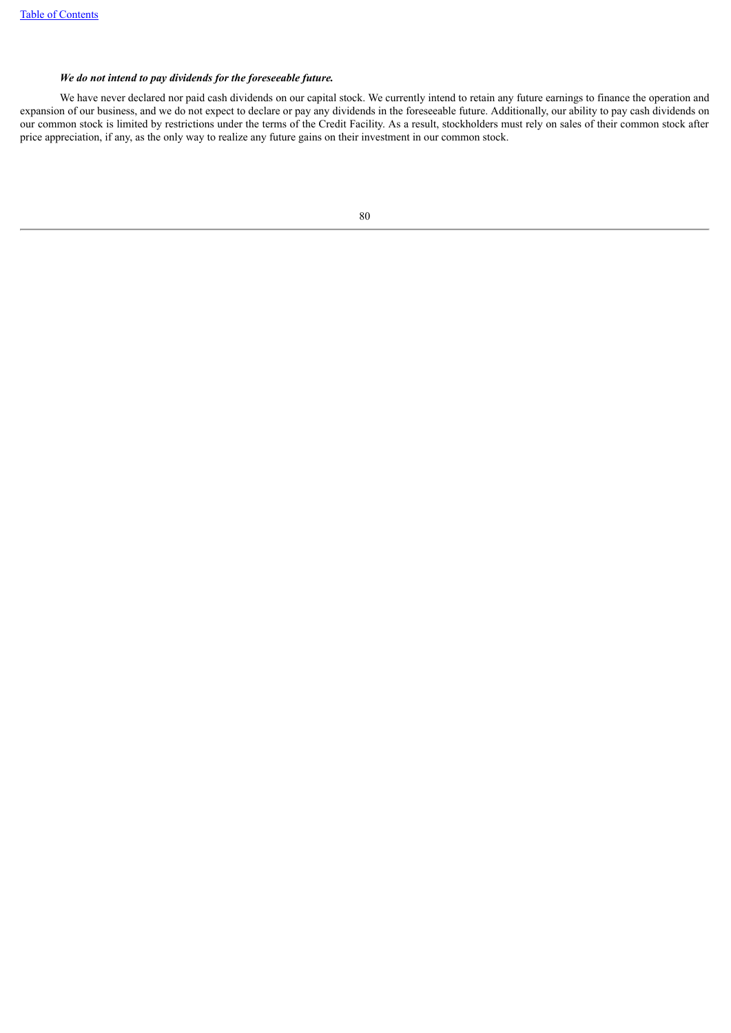***We do not intend to pay dividends for the foreseeable future.***

We have never declared nor paid cash dividends on our capital stock. We currently intend to retain any future earnings to finance the operation and expansion of our business, and we do not expect to declare or pay any dividends in the foreseeable future. Additionally, our ability to pay cash dividends on our common stock is limited by restrictions under the terms of the Credit Facility. As a result, stockholders must rely on sales of their common stock after price appreciation, if any, as the only way to realize any future gains on their investment in our common stock.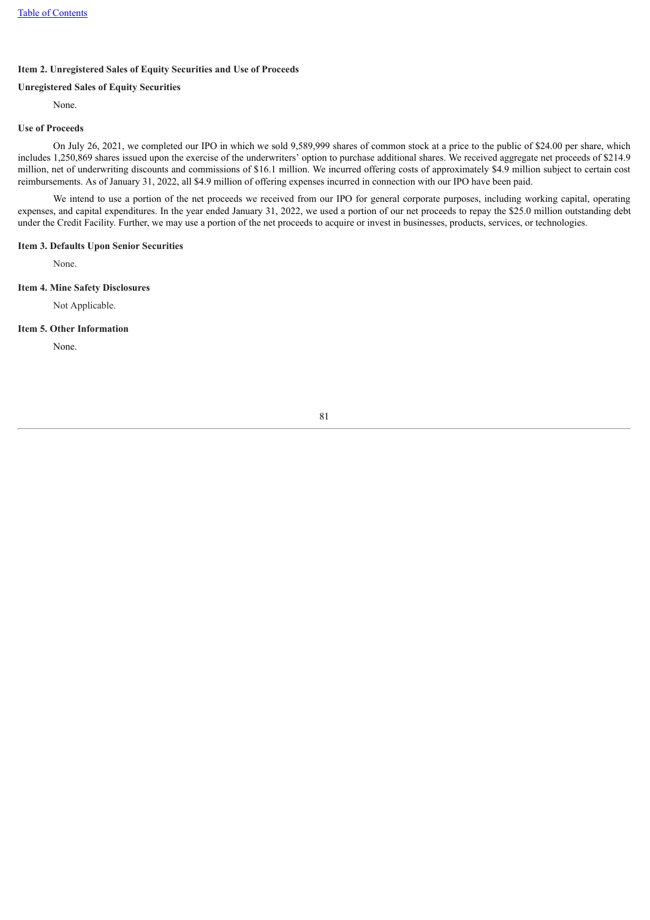### Item 2. Unregistered Sales of Equity Securities and Use of Proceeds

**Unregistered Sales of Equity Securities**

None.

**Use of Proceeds**

On July 26, 2021, we completed our IPO in which we sold 9,589,999 shares of common stock at a price to the public of $24.00 per share, which includes 1,250,869 shares issued upon the exercise of the underwriters' option to purchase additional shares. We received aggregate net proceeds of $214.9 million, net of underwriting discounts and commissions of $16.1 million. We incurred offering costs of approximately $4.9 million subject to certain cost reimbursements. As of January 31, 2022, all $4.9 million of offering expenses incurred in connection with our IPO have been paid.

We intend to use a portion of the net proceeds we received from our IPO for general corporate purposes, including working capital, operating expenses, and capital expenditures. In the year ended January 31, 2022, we used a portion of our net proceeds to repay the $25.0 million outstanding debt under the Credit Facility. Further, we may use a portion of the net proceeds to acquire or invest in businesses, products, services, or technologies.

### Item 3. Defaults Upon Senior Securities

None.

### Item 4. Mine Safety Disclosures

Not Applicable.

### Item 5. Other Information

None.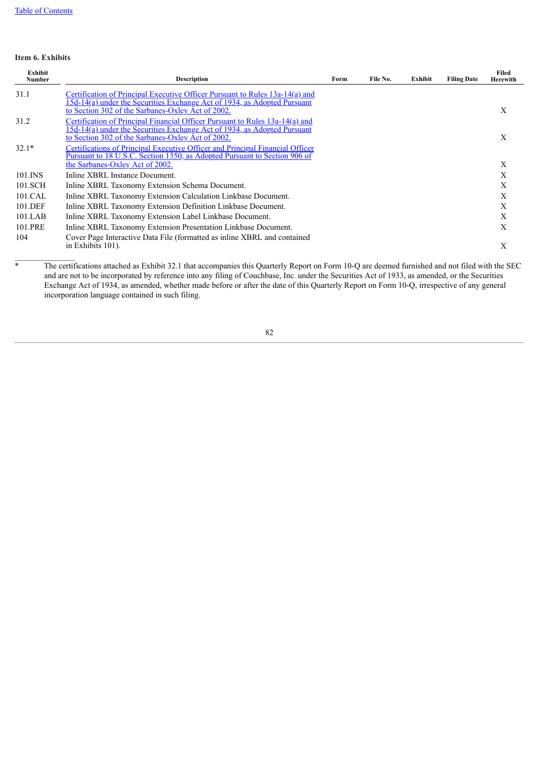**Item 6. Exhibits**

| Exhibit Number | Description | Form | File No. | Exhibit | Filing Date | Filed Herewith |
|---|---|---|---|---|---|---|
| 31.1 | Certification of Principal Executive Officer Pursuant to Rules 13a-14(a) and 15d-14(a) under the Securities Exchange Act of 1934, as Adopted Pursuant to Section 302 of the Sarbanes-Oxley Act of 2002. | | | | | X |
| 31.2 | Certification of Principal Financial Officer Pursuant to Rules 13a-14(a) and 15d-14(a) under the Securities Exchange Act of 1934, as Adopted Pursuant to Section 302 of the Sarbanes-Oxley Act of 2002. | | | | | X |
| 32.1* | Certifications of Principal Executive Officer and Principal Financial Officer Pursuant to 18 U.S.C. Section 1350, as Adopted Pursuant to Section 906 of the Sarbanes-Oxley Act of 2002. | | | | | X |
| 101.INS | Inline XBRL Instance Document. | | | | | X |
| 101.SCH | Inline XBRL Taxonomy Extension Schema Document. | | | | | X |
| 101.CAL | Inline XBRL Taxonomy Extension Calculation Linkbase Document. | | | | | X |
| 101.DEF | Inline XBRL Taxonomy Extension Definition Linkbase Document. | | | | | X |
| 101.LAB | Inline XBRL Taxonomy Extension Label Linkbase Document. | | | | | X |
| 101.PRE | Inline XBRL Taxonomy Extension Presentation Linkbase Document. | | | | | X |
| 104 | Cover Page Interactive Data File (formatted as inline XBRL and contained in Exhibits 101). | | | | | X |

\* The certifications attached as Exhibit 32.1 that accompanies this Quarterly Report on Form 10-Q are deemed furnished and not filed with the SEC and are not to be incorporated by reference into any filing of Couchbase, Inc. under the Securities Act of 1933, as amended, or the Securities Exchange Act of 1934, as amended, whether made before or after the date of this Quarterly Report on Form 10-Q, irrespective of any general incorporation language contained in such filing.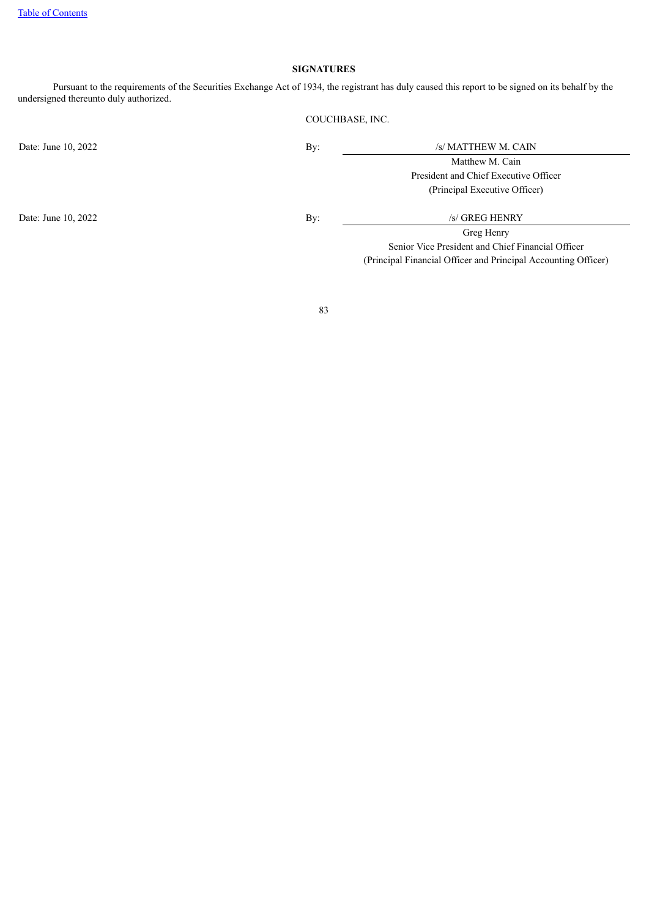## SIGNATURES

Pursuant to the requirements of the Securities Exchange Act of 1934, the registrant has duly caused this report to be signed on its behalf by the undersigned thereunto duly authorized.

COUCHBASE, INC.

| | | |
|---|---|---|
| Date: June 10, 2022 | By: | /s/ MATTHEW M. CAIN |
| | | Matthew M. Cain |
| | | President and Chief Executive Officer |
| | | (Principal Executive Officer) |
| Date: June 10, 2022 | By: | /s/ GREG HENRY |
| | | Greg Henry |
| | | Senior Vice President and Chief Financial Officer |
| | | (Principal Financial Officer and Principal Accounting Officer) |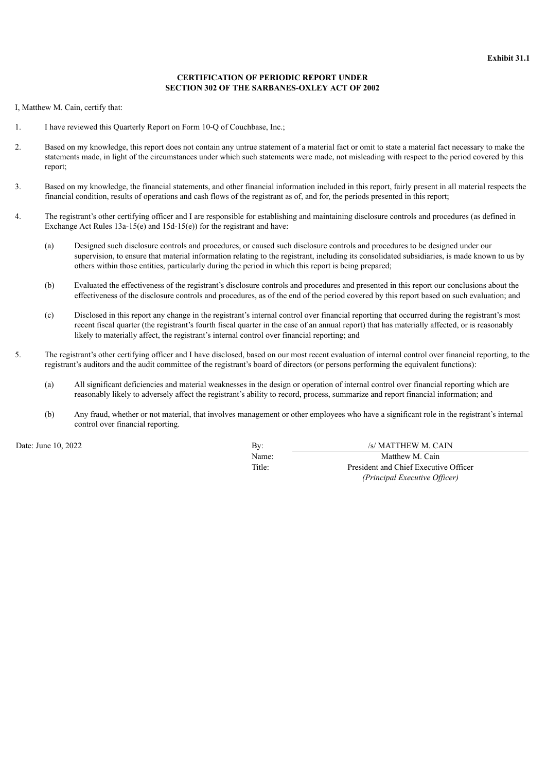**Exhibit 31.1**

**CERTIFICATION OF PERIODIC REPORT UNDER SECTION 302 OF THE SARBANES-OXLEY ACT OF 2002**

I, Matthew M. Cain, certify that:

1. I have reviewed this Quarterly Report on Form 10-Q of Couchbase, Inc.;

2. Based on my knowledge, this report does not contain any untrue statement of a material fact or omit to state a material fact necessary to make the statements made, in light of the circumstances under which such statements were made, not misleading with respect to the period covered by this report;

3. Based on my knowledge, the financial statements, and other financial information included in this report, fairly present in all material respects the financial condition, results of operations and cash flows of the registrant as of, and for, the periods presented in this report;

4. The registrant's other certifying officer and I are responsible for establishing and maintaining disclosure controls and procedures (as defined in Exchange Act Rules 13a-15(e) and 15d-15(e)) for the registrant and have:

   (a) Designed such disclosure controls and procedures, or caused such disclosure controls and procedures to be designed under our supervision, to ensure that material information relating to the registrant, including its consolidated subsidiaries, is made known to us by others within those entities, particularly during the period in which this report is being prepared;

   (b) Evaluated the effectiveness of the registrant's disclosure controls and procedures and presented in this report our conclusions about the effectiveness of the disclosure controls and procedures, as of the end of the period covered by this report based on such evaluation; and

   (c) Disclosed in this report any change in the registrant's internal control over financial reporting that occurred during the registrant's most recent fiscal quarter (the registrant's fourth fiscal quarter in the case of an annual report) that has materially affected, or is reasonably likely to materially affect, the registrant's internal control over financial reporting; and

5. The registrant's other certifying officer and I have disclosed, based on our most recent evaluation of internal control over financial reporting, to the registrant's auditors and the audit committee of the registrant's board of directors (or persons performing the equivalent functions):

   (a) All significant deficiencies and material weaknesses in the design or operation of internal control over financial reporting which are reasonably likely to adversely affect the registrant's ability to record, process, summarize and report financial information; and

   (b) Any fraud, whether or not material, that involves management or other employees who have a significant role in the registrant's internal control over financial reporting.

Date: June 10, 2022

By: /s/ MATTHEW M. CAIN
Name: Matthew M. Cain
Title: President and Chief Executive Officer
*(Principal Executive Officer)*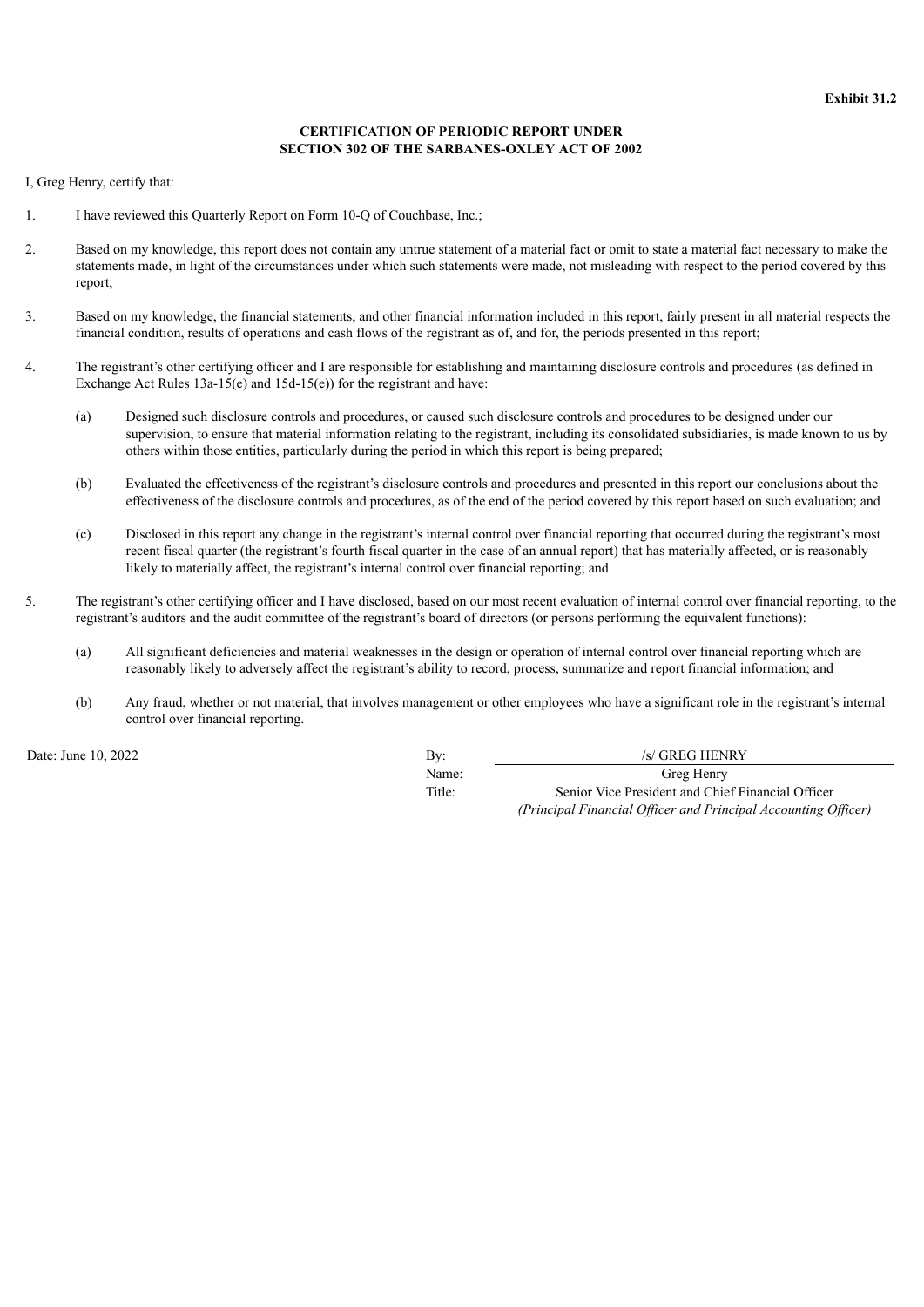**Exhibit 31.2**

**CERTIFICATION OF PERIODIC REPORT UNDER SECTION 302 OF THE SARBANES-OXLEY ACT OF 2002**

I, Greg Henry, certify that:

1. I have reviewed this Quarterly Report on Form 10-Q of Couchbase, Inc.;

2. Based on my knowledge, this report does not contain any untrue statement of a material fact or omit to state a material fact necessary to make the statements made, in light of the circumstances under which such statements were made, not misleading with respect to the period covered by this report;

3. Based on my knowledge, the financial statements, and other financial information included in this report, fairly present in all material respects the financial condition, results of operations and cash flows of the registrant as of, and for, the periods presented in this report;

4. The registrant's other certifying officer and I are responsible for establishing and maintaining disclosure controls and procedures (as defined in Exchange Act Rules 13a-15(e) and 15d-15(e)) for the registrant and have:

   (a) Designed such disclosure controls and procedures, or caused such disclosure controls and procedures to be designed under our supervision, to ensure that material information relating to the registrant, including its consolidated subsidiaries, is made known to us by others within those entities, particularly during the period in which this report is being prepared;

   (b) Evaluated the effectiveness of the registrant's disclosure controls and procedures and presented in this report our conclusions about the effectiveness of the disclosure controls and procedures, as of the end of the period covered by this report based on such evaluation; and

   (c) Disclosed in this report any change in the registrant's internal control over financial reporting that occurred during the registrant's most recent fiscal quarter (the registrant's fourth fiscal quarter in the case of an annual report) that has materially affected, or is reasonably likely to materially affect, the registrant's internal control over financial reporting; and

5. The registrant's other certifying officer and I have disclosed, based on our most recent evaluation of internal control over financial reporting, to the registrant's auditors and the audit committee of the registrant's board of directors (or persons performing the equivalent functions):

   (a) All significant deficiencies and material weaknesses in the design or operation of internal control over financial reporting which are reasonably likely to adversely affect the registrant's ability to record, process, summarize and report financial information; and

   (b) Any fraud, whether or not material, that involves management or other employees who have a significant role in the registrant's internal control over financial reporting.

Date: June 10, 2022

By: /s/ GREG HENRY
Name: Greg Henry
Title: Senior Vice President and Chief Financial Officer
*(Principal Financial Officer and Principal Accounting Officer)*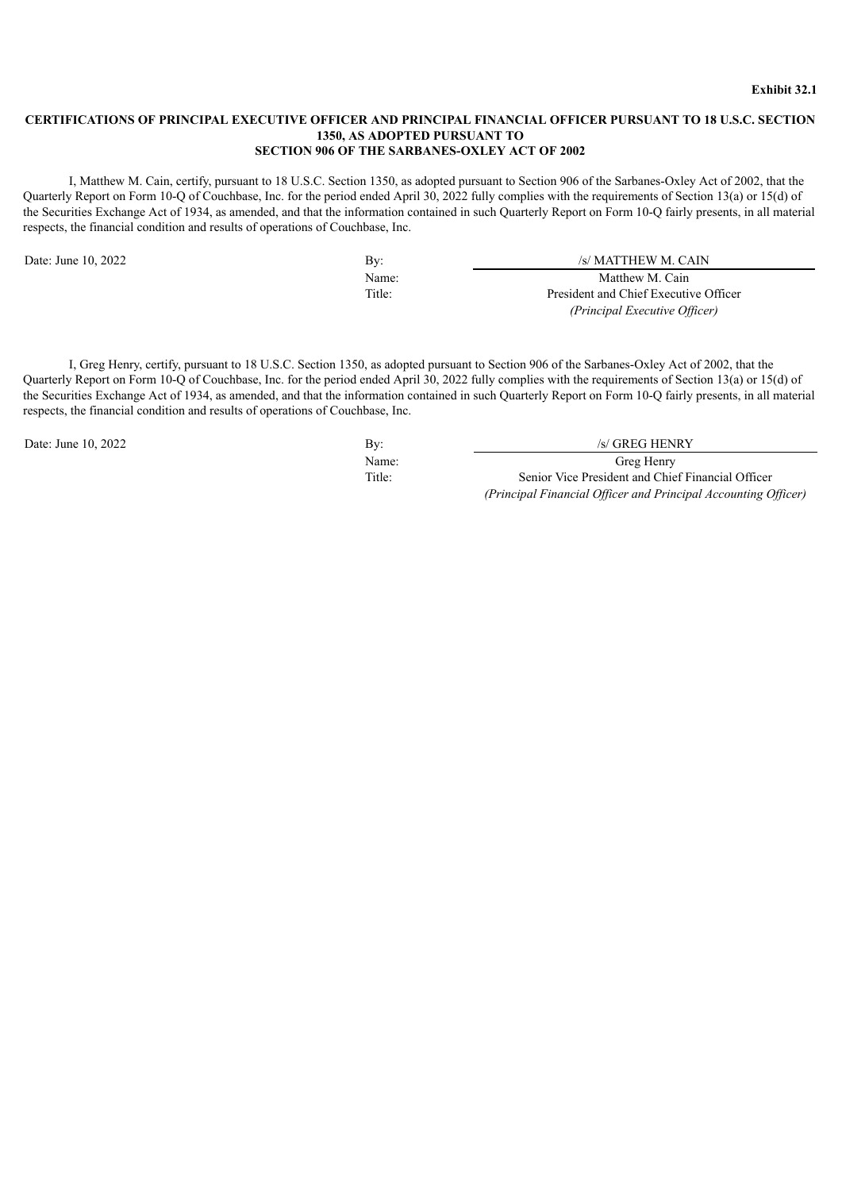**Exhibit 32.1**

**CERTIFICATIONS OF PRINCIPAL EXECUTIVE OFFICER AND PRINCIPAL FINANCIAL OFFICER PURSUANT TO 18 U.S.C. SECTION 1350, AS ADOPTED PURSUANT TO SECTION 906 OF THE SARBANES-OXLEY ACT OF 2002**

I, Matthew M. Cain, certify, pursuant to 18 U.S.C. Section 1350, as adopted pursuant to Section 906 of the Sarbanes-Oxley Act of 2002, that the Quarterly Report on Form 10-Q of Couchbase, Inc. for the period ended April 30, 2022 fully complies with the requirements of Section 13(a) or 15(d) of the Securities Exchange Act of 1934, as amended, and that the information contained in such Quarterly Report on Form 10-Q fairly presents, in all material respects, the financial condition and results of operations of Couchbase, Inc.

| | | |
|---|---|---|
| Date: June 10, 2022 | By: | /s/ MATTHEW M. CAIN |
| | Name: | Matthew M. Cain |
| | Title: | President and Chief Executive Officer |
| | | *(Principal Executive Officer)* |

I, Greg Henry, certify, pursuant to 18 U.S.C. Section 1350, as adopted pursuant to Section 906 of the Sarbanes-Oxley Act of 2002, that the Quarterly Report on Form 10-Q of Couchbase, Inc. for the period ended April 30, 2022 fully complies with the requirements of Section 13(a) or 15(d) of the Securities Exchange Act of 1934, as amended, and that the information contained in such Quarterly Report on Form 10-Q fairly presents, in all material respects, the financial condition and results of operations of Couchbase, Inc.

| | | |
|---|---|---|
| Date: June 10, 2022 | By: | /s/ GREG HENRY |
| | Name: | Greg Henry |
| | Title: | Senior Vice President and Chief Financial Officer |
| | | *(Principal Financial Officer and Principal Accounting Officer)* |